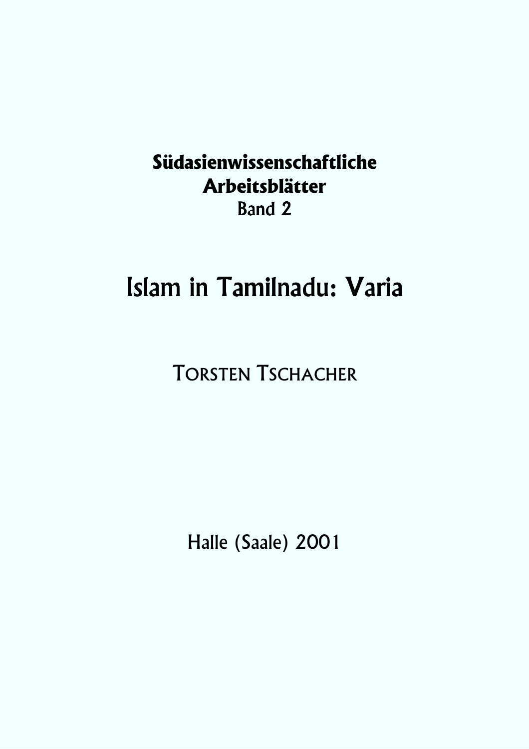**Südasienwissenschaftliche Arbeitsblätter**
Band 2

# Islam in Tamilnadu: Varia

TORSTEN TSCHACHER

Halle (Saale) 2001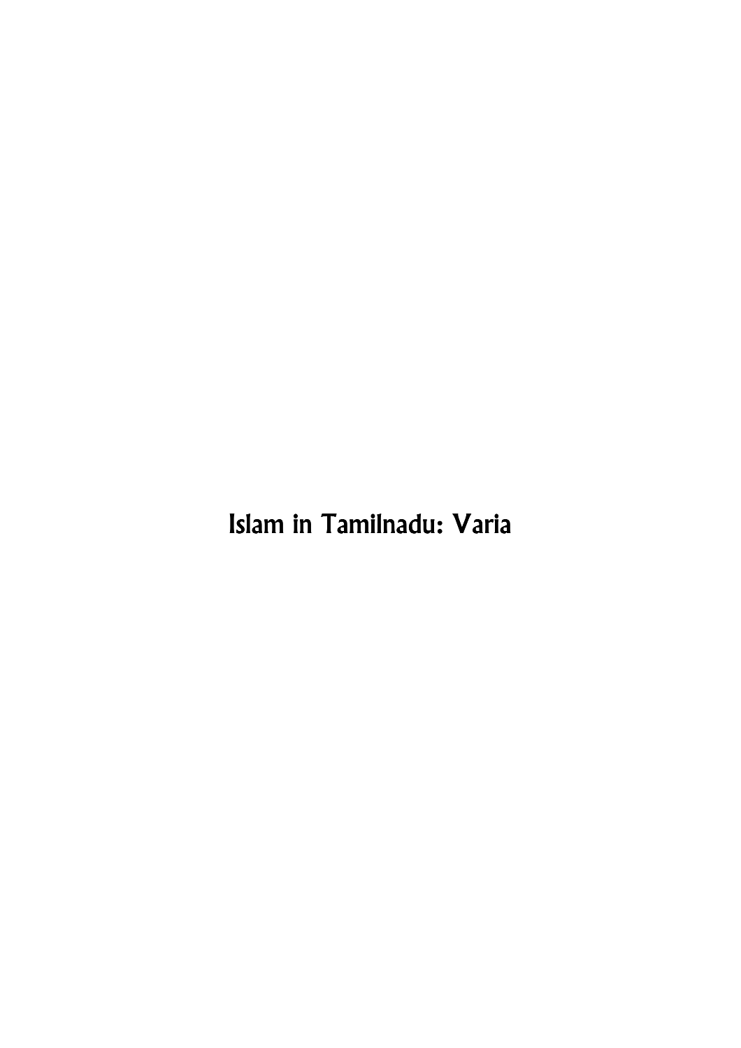# Islam in Tamilnadu: Varia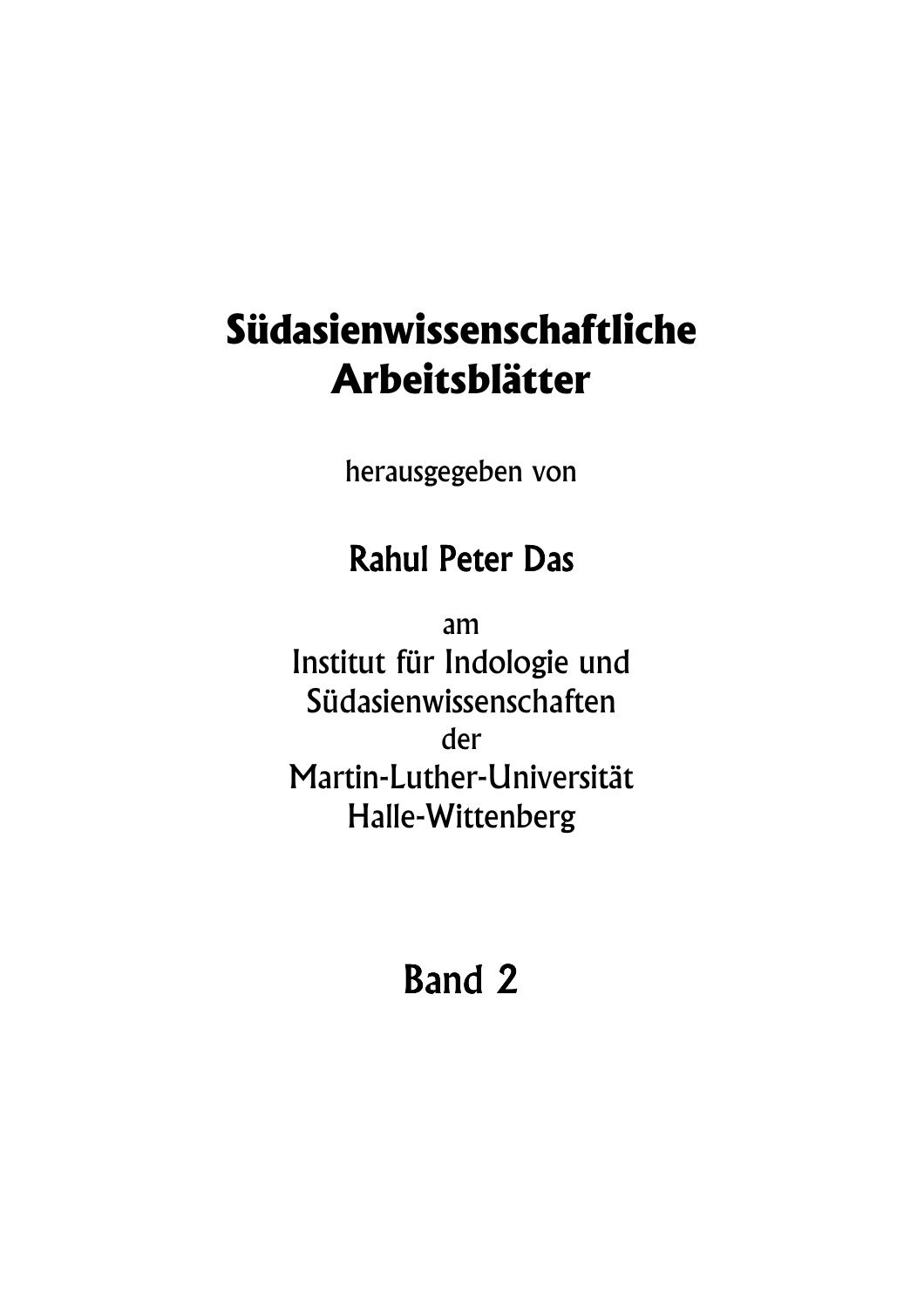# Südasienwissenschaftliche Arbeitsblätter

herausgegeben von

## Rahul Peter Das

am
Institut für Indologie und
Südasienwissenschaften
der
Martin-Luther-Universität
Halle-Wittenberg

## Band 2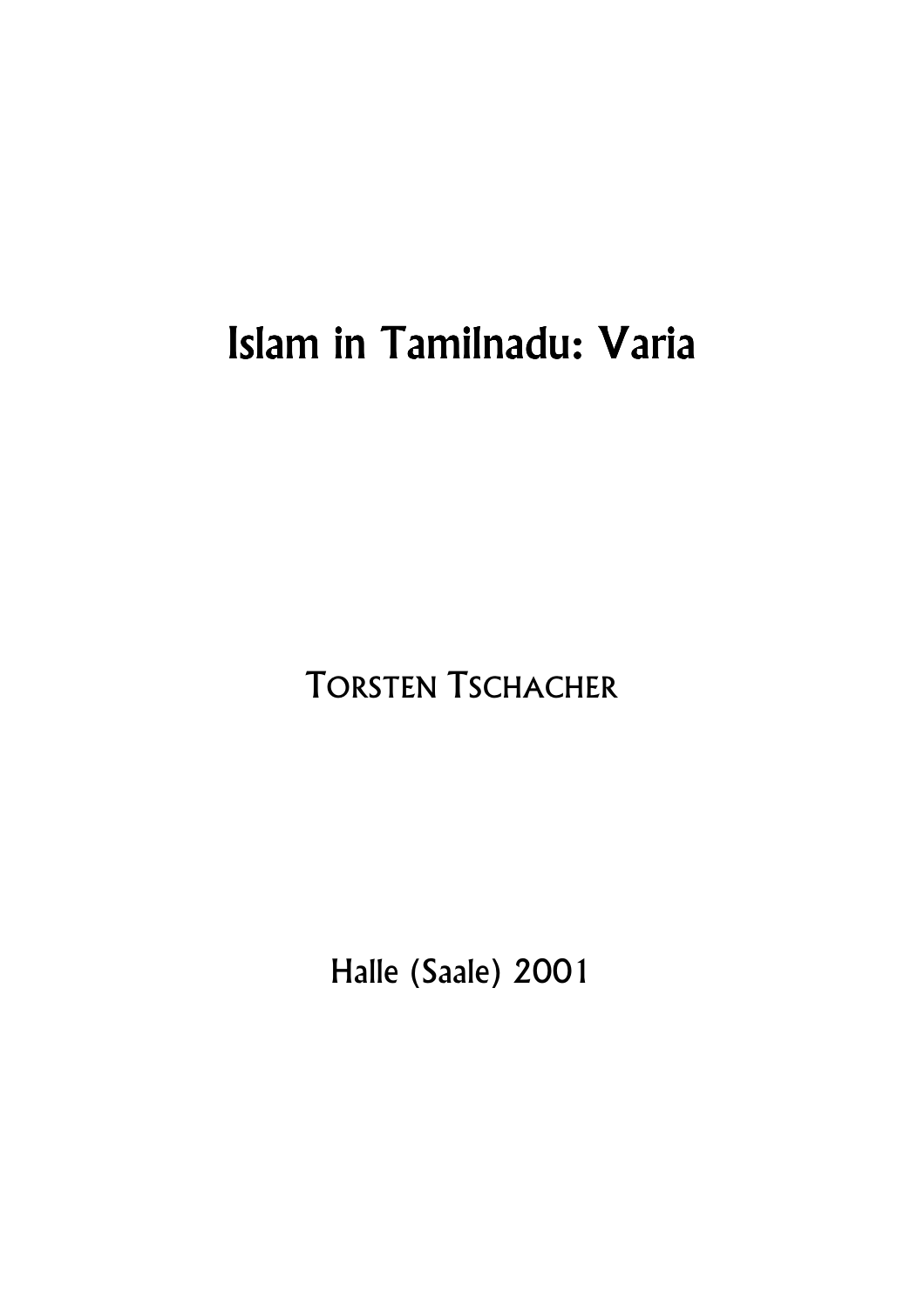# Islam in Tamilnadu: Varia

TORSTEN TSCHACHER

Halle (Saale) 2001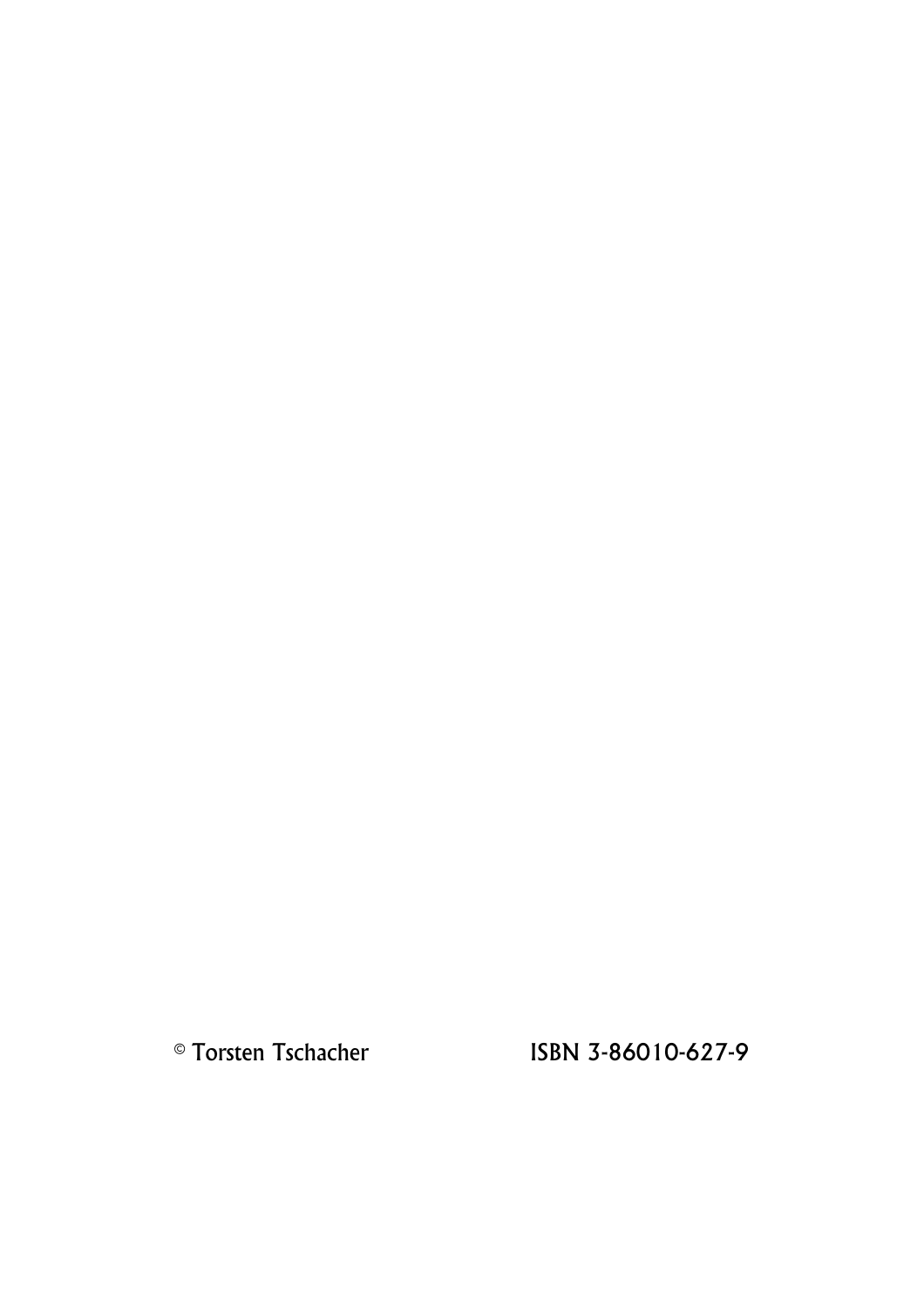© Torsten Tschacher ISBN 3-86010-627-9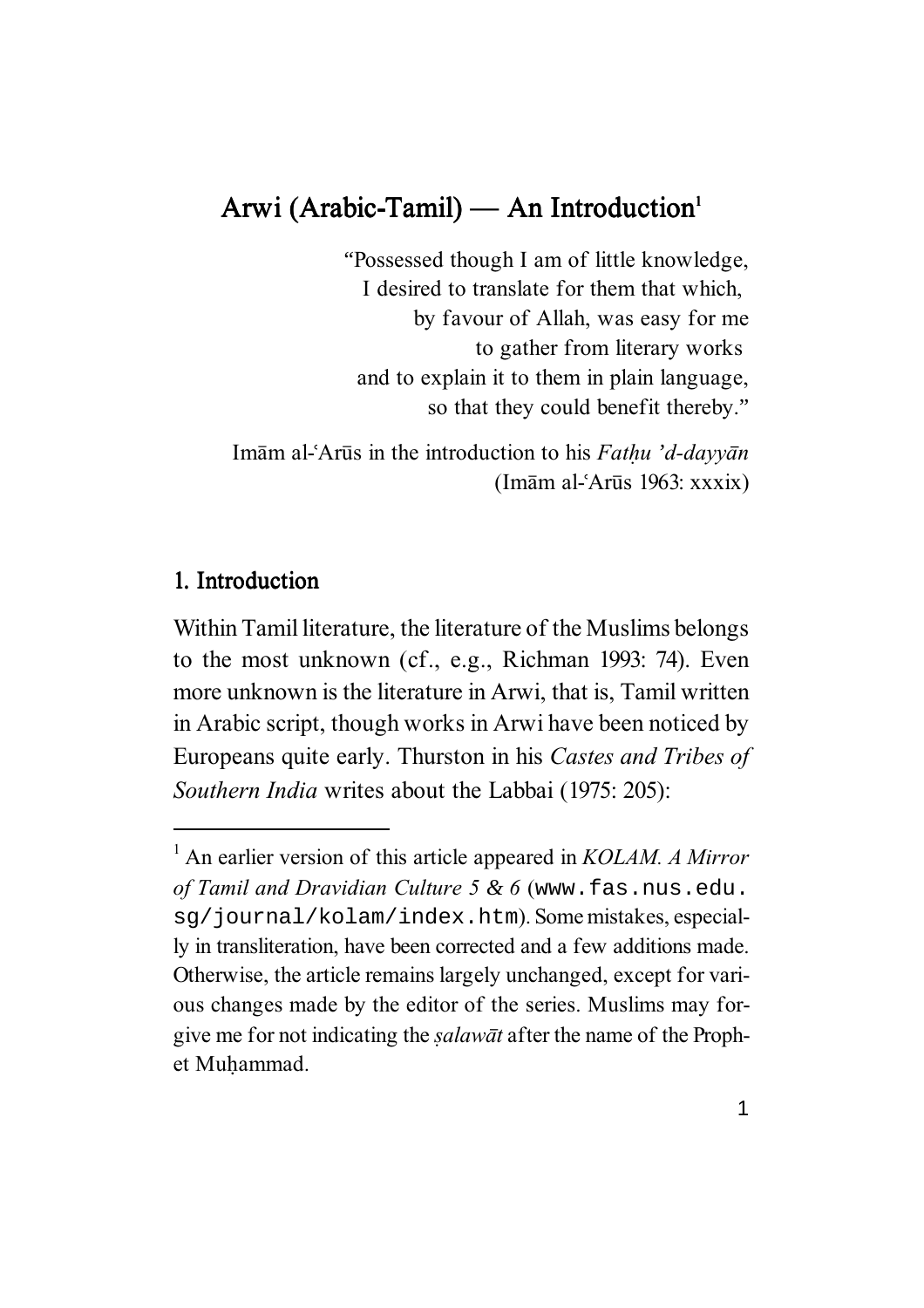# Arwi (Arabic-Tamil) — An Introduction[1]

"Possessed though I am of little knowledge,
I desired to translate for them that which,
by favour of Allah, was easy for me
to gather from literary works
and to explain it to them in plain language,
so that they could benefit thereby."

Imām al-ʿArūs in the introduction to his *Fatḥu 'd-dayyān*
(Imām al-ʿArūs 1963: xxxix)

## 1. Introduction

Within Tamil literature, the literature of the Muslims belongs to the most unknown (cf., e.g., Richman 1993: 74). Even more unknown is the literature in Arwi, that is, Tamil written in Arabic script, though works in Arwi have been noticed by Europeans quite early. Thurston in his *Castes and Tribes of Southern India* writes about the Labbai (1975: 205):

---

[1] An earlier version of this article appeared in *KOLAM. A Mirror of Tamil and Dravidian Culture 5 & 6* (`www.fas.nus.edu.sg/journal/kolam/index.htm`). Some mistakes, especially in transliteration, have been corrected and a few additions made. Otherwise, the article remains largely unchanged, except for various changes made by the editor of the series. Muslims may forgive me for not indicating the *ṣalawāt* after the name of the Prophet Muḥammad.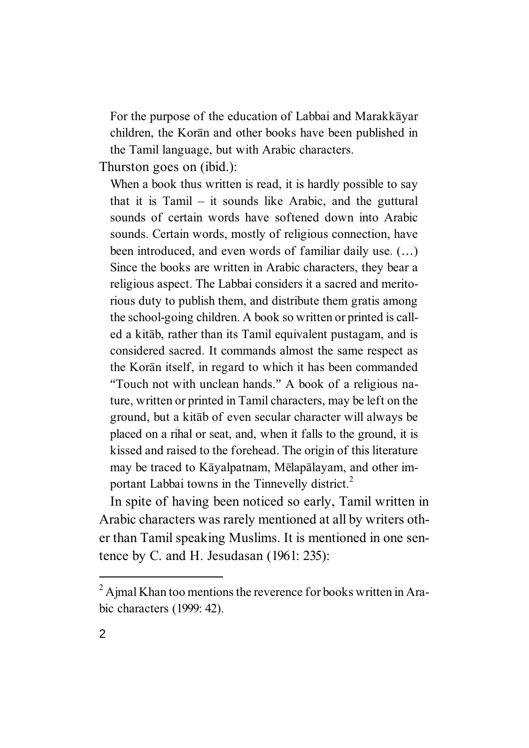> For the purpose of the education of Labbai and Marakkāyar children, the Korān and other books have been published in the Tamil language, but with Arabic characters.

Thurston goes on (ibid.):

> When a book thus written is read, it is hardly possible to say that it is Tamil – it sounds like Arabic, and the guttural sounds of certain words have softened down into Arabic sounds. Certain words, mostly of religious connection, have been introduced, and even words of familiar daily use. (…) Since the books are written in Arabic characters, they bear a religious aspect. The Labbai considers it a sacred and meritorious duty to publish them, and distribute them gratis among the school-going children. A book so written or printed is called a kitāb, rather than its Tamil equivalent pustagam, and is considered sacred. It commands almost the same respect as the Korān itself, in regard to which it has been commanded "Touch not with unclean hands." A book of a religious nature, written or printed in Tamil characters, may be left on the ground, but a kitāb of even secular character will always be placed on a rihal or seat, and, when it falls to the ground, it is kissed and raised to the forehead. The origin of this literature may be traced to Kāyalpatnam, Mēlapālayam, and other important Labbai towns in the Tinnevelly district.[2]

In spite of having been noticed so early, Tamil written in Arabic characters was rarely mentioned at all by writers other than Tamil speaking Muslims. It is mentioned in one sentence by C. and H. Jesudasan (1961: 235):

[2] Ajmal Khan too mentions the reverence for books written in Arabic characters (1999: 42).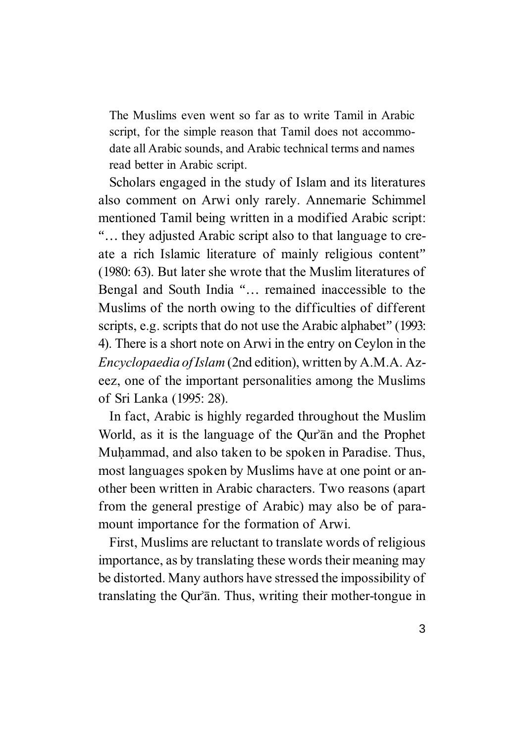> The Muslims even went so far as to write Tamil in Arabic script, for the simple reason that Tamil does not accommodate all Arabic sounds, and Arabic technical terms and names read better in Arabic script.

Scholars engaged in the study of Islam and its literatures also comment on Arwi only rarely. Annemarie Schimmel mentioned Tamil being written in a modified Arabic script: "… they adjusted Arabic script also to that language to create a rich Islamic literature of mainly religious content" (1980: 63). But later she wrote that the Muslim literatures of Bengal and South India "… remained inaccessible to the Muslims of the north owing to the difficulties of different scripts, e.g. scripts that do not use the Arabic alphabet" (1993: 4). There is a short note on Arwi in the entry on Ceylon in the *Encyclopaedia of Islam* (2nd edition), written by A.M.A. Azeez, one of the important personalities among the Muslims of Sri Lanka (1995: 28).

In fact, Arabic is highly regarded throughout the Muslim World, as it is the language of the Qurʾān and the Prophet Muḥammad, and also taken to be spoken in Paradise. Thus, most languages spoken by Muslims have at one point or another been written in Arabic characters. Two reasons (apart from the general prestige of Arabic) may also be of paramount importance for the formation of Arwi.

First, Muslims are reluctant to translate words of religious importance, as by translating these words their meaning may be distorted. Many authors have stressed the impossibility of translating the Qurʾān. Thus, writing their mother-tongue in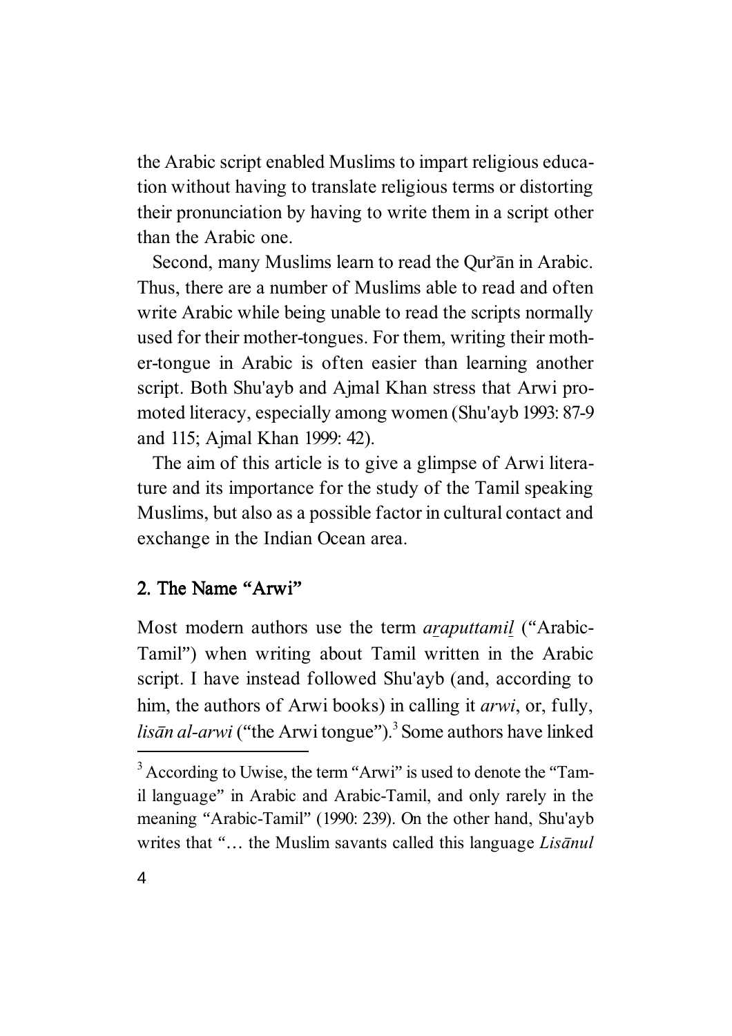the Arabic script enabled Muslims to impart religious education without having to translate religious terms or distorting their pronunciation by having to write them in a script other than the Arabic one.

Second, many Muslims learn to read the Qurʾān in Arabic. Thus, there are a number of Muslims able to read and often write Arabic while being unable to read the scripts normally used for their mother-tongues. For them, writing their mother-tongue in Arabic is often easier than learning another script. Both Shu'ayb and Ajmal Khan stress that Arwi promoted literacy, especially among women (Shu'ayb 1993: 87-9 and 115; Ajmal Khan 1999: 42).

The aim of this article is to give a glimpse of Arwi literature and its importance for the study of the Tamil speaking Muslims, but also as a possible factor in cultural contact and exchange in the Indian Ocean area.

## 2. The Name "Arwi"

Most modern authors use the term *aṟaputtamiḻ* ("Arabic-Tamil") when writing about Tamil written in the Arabic script. I have instead followed Shu'ayb (and, according to him, the authors of Arwi books) in calling it *arwi*, or, fully, *lisān al-arwi* ("the Arwi tongue").[3] Some authors have linked

[3] According to Uwise, the term "Arwi" is used to denote the "Tamil language" in Arabic and Arabic-Tamil, and only rarely in the meaning "Arabic-Tamil" (1990: 239). On the other hand, Shu'ayb writes that "… the Muslim savants called this language *Lisānul*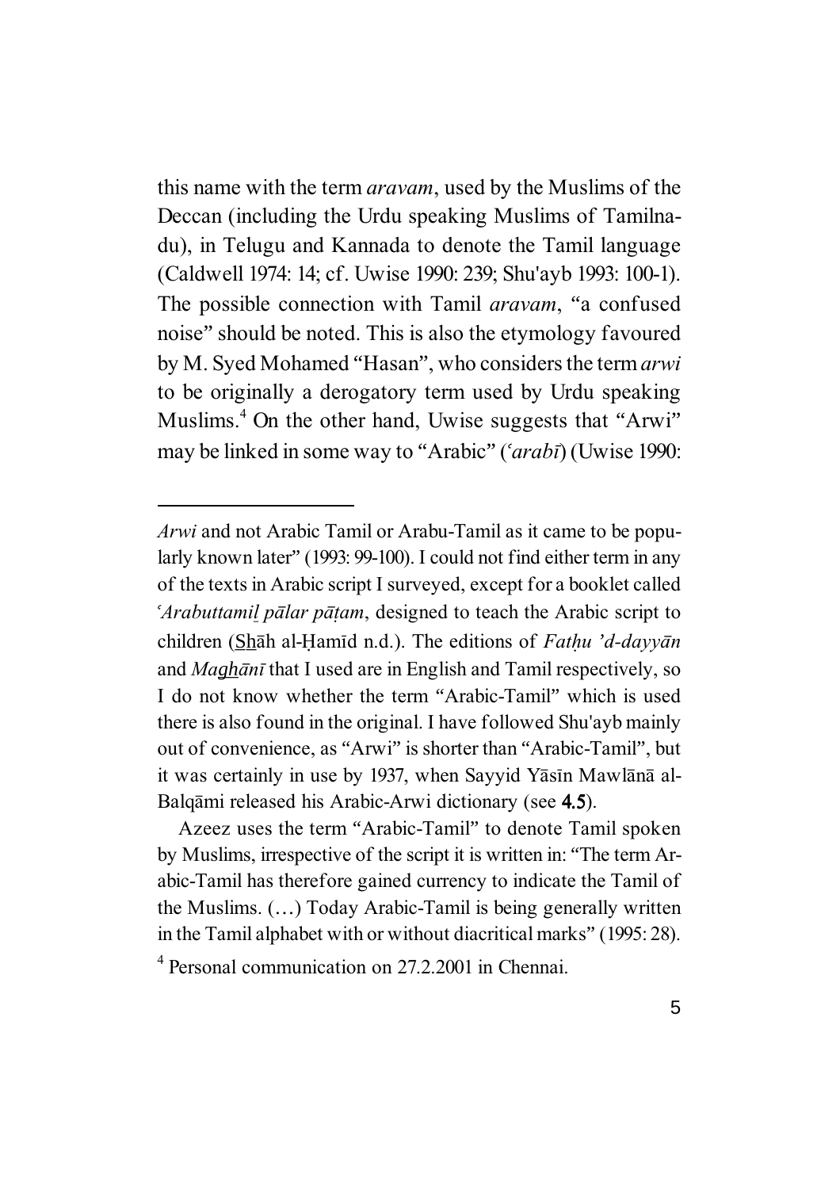this name with the term *aravam*, used by the Muslims of the Deccan (including the Urdu speaking Muslims of Tamilnadu), in Telugu and Kannada to denote the Tamil language (Caldwell 1974: 14; cf. Uwise 1990: 239; Shu'ayb 1993: 100-1). The possible connection with Tamil *aravam*, "a confused noise" should be noted. This is also the etymology favoured by M. Syed Mohamed "Hasan", who considers the term *arwi* to be originally a derogatory term used by Urdu speaking Muslims.[4] On the other hand, Uwise suggests that "Arwi" may be linked in some way to "Arabic" (*ʿarabī*) (Uwise 1990:

---

*Arwi* and not Arabic Tamil or Arabu-Tamil as it came to be popularly known later" (1993: 99-100). I could not find either term in any of the texts in Arabic script I surveyed, except for a booklet called *ʿArabuttamiḻ pālar pāṭam*, designed to teach the Arabic script to children (S̲h̲āh al-Ḥamīd n.d.). The editions of *Fatḥu 'd-dayyān* and *Mag̲h̲ānī* that I used are in English and Tamil respectively, so I do not know whether the term "Arabic-Tamil" which is used there is also found in the original. I have followed Shu'ayb mainly out of convenience, as "Arwi" is shorter than "Arabic-Tamil", but it was certainly in use by 1937, when Sayyid Yāsīn Mawlānā al-Balqāmi released his Arabic-Arwi dictionary (see **4.5**).

Azeez uses the term "Arabic-Tamil" to denote Tamil spoken by Muslims, irrespective of the script it is written in: "The term Arabic-Tamil has therefore gained currency to indicate the Tamil of the Muslims. (…) Today Arabic-Tamil is being generally written in the Tamil alphabet with or without diacritical marks" (1995: 28).

[4] Personal communication on 27.2.2001 in Chennai.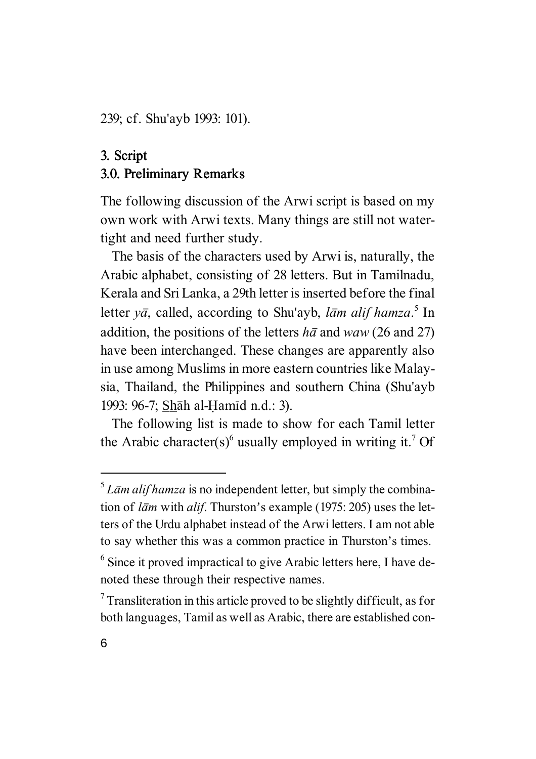239; cf. Shu'ayb 1993: 101).

## 3. Script

### 3.0. Preliminary Remarks

The following discussion of the Arwi script is based on my own work with Arwi texts. Many things are still not watertight and need further study.

The basis of the characters used by Arwi is, naturally, the Arabic alphabet, consisting of 28 letters. But in Tamilnadu, Kerala and Sri Lanka, a 29th letter is inserted before the final letter *yā*, called, according to Shu'ayb, *lām alif hamza*.[5] In addition, the positions of the letters *hā* and *waw* (26 and 27) have been interchanged. These changes are apparently also in use among Muslims in more eastern countries like Malaysia, Thailand, the Philippines and southern China (Shu'ayb 1993: 96-7; Shāh al-Ḥamīd n.d.: 3).

The following list is made to show for each Tamil letter the Arabic character(s)[6] usually employed in writing it.[7] Of

---

[5] *Lām alif hamza* is no independent letter, but simply the combination of *lām* with *alif*. Thurston's example (1975: 205) uses the letters of the Urdu alphabet instead of the Arwi letters. I am not able to say whether this was a common practice in Thurston's times.

[6] Since it proved impractical to give Arabic letters here, I have denoted these through their respective names.

[7] Transliteration in this article proved to be slightly difficult, as for both languages, Tamil as well as Arabic, there are established con-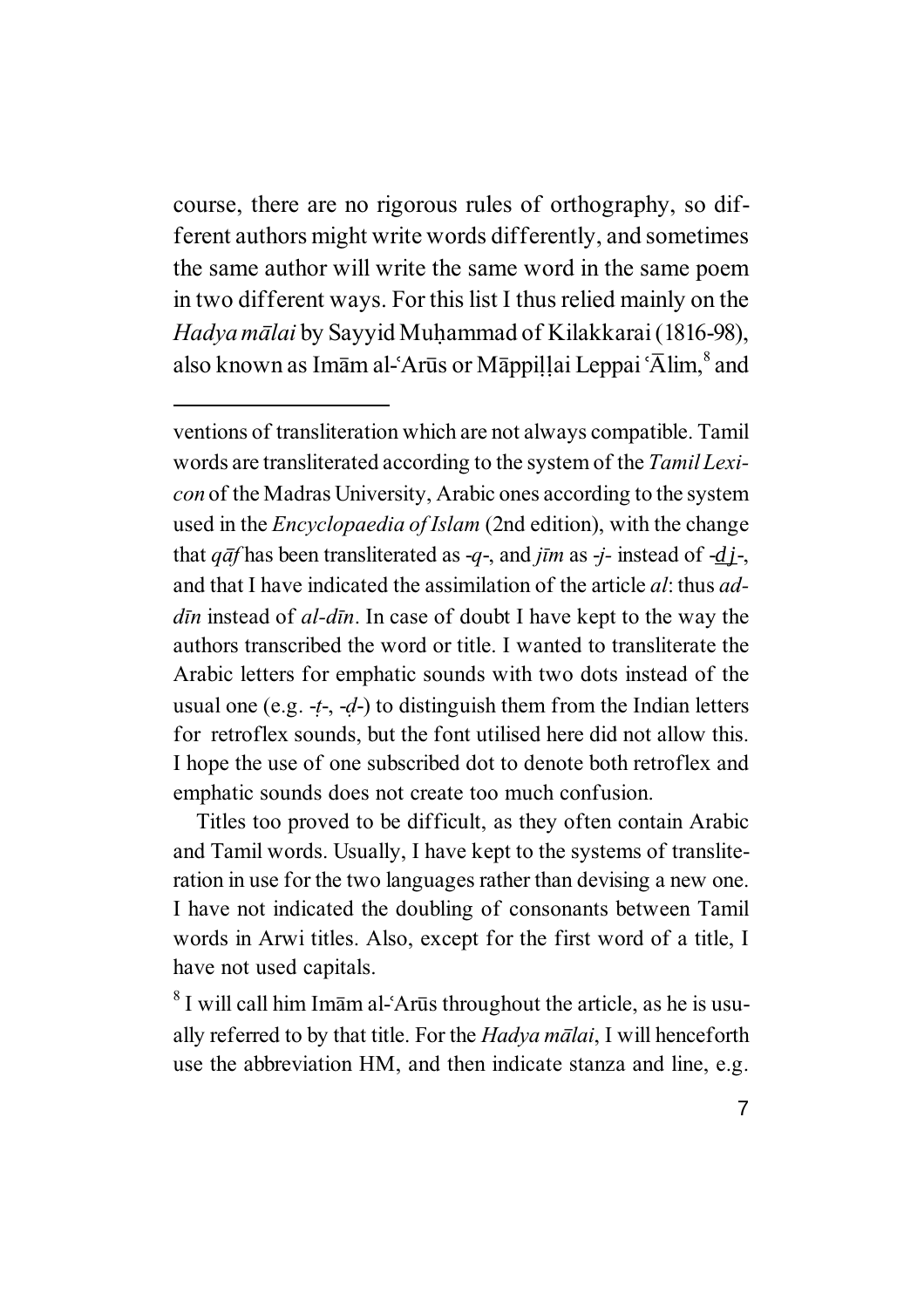course, there are no rigorous rules of orthography, so different authors might write words differently, and sometimes the same author will write the same word in the same poem in two different ways. For this list I thus relied mainly on the *Hadya mālai* by Sayyid Muḥammad of Kilakkarai (1816-98), also known as Imām al-ʿArūs or Māppiḷḷai Leppai ʿĀlim,[8] and

---

ventions of transliteration which are not always compatible. Tamil words are transliterated according to the system of the *Tamil Lexicon* of the Madras University, Arabic ones according to the system used in the *Encyclopaedia of Islam* (2nd edition), with the change that *qāf* has been transliterated as *-q-*, and *jīm* as *-j-* instead of *-d̲j̲-*, and that I have indicated the assimilation of the article *al*: thus *ad-dīn* instead of *al-dīn*. In case of doubt I have kept to the way the authors transcribed the word or title. I wanted to transliterate the Arabic letters for emphatic sounds with two dots instead of the usual one (e.g. *-ṭ-*, *-ḍ-*) to distinguish them from the Indian letters for retroflex sounds, but the font utilised here did not allow this. I hope the use of one subscribed dot to denote both retroflex and emphatic sounds does not create too much confusion.

Titles too proved to be difficult, as they often contain Arabic and Tamil words. Usually, I have kept to the systems of transliteration in use for the two languages rather than devising a new one. I have not indicated the doubling of consonants between Tamil words in Arwi titles. Also, except for the first word of a title, I have not used capitals.

[8] I will call him Imām al-ʿArūs throughout the article, as he is usually referred to by that title. For the *Hadya mālai*, I will henceforth use the abbreviation HM, and then indicate stanza and line, e.g.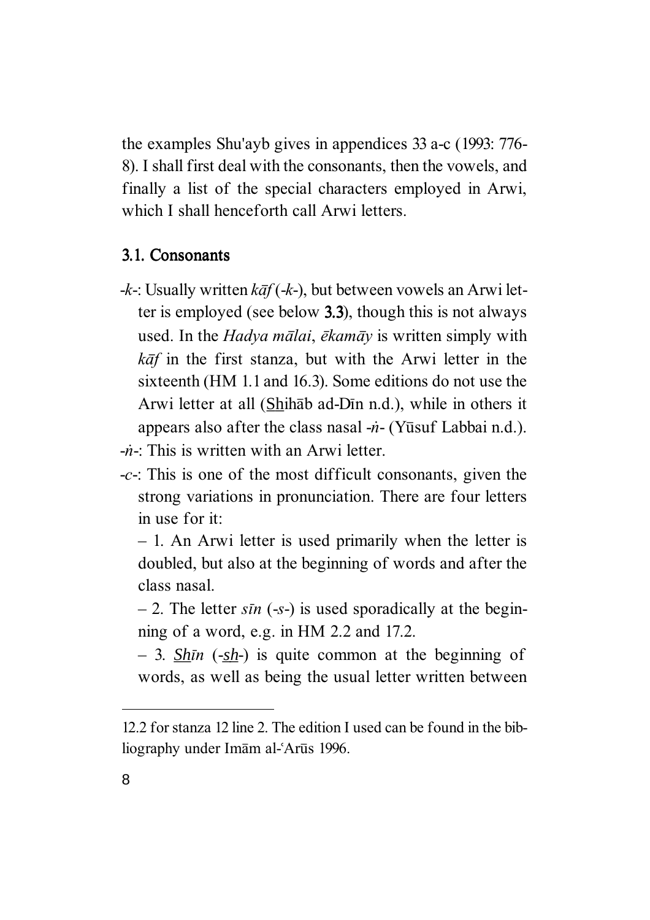the examples Shu'ayb gives in appendices 33 a-c (1993: 776-8). I shall first deal with the consonants, then the vowels, and finally a list of the special characters employed in Arwi, which I shall henceforth call Arwi letters.

## 3.1. Consonants

*-k-*: Usually written *kāf* (*-k-*), but between vowels an Arwi letter is employed (see below **3.3**), though this is not always used. In the *Hadya mālai*, *ēkamāy* is written simply with *kāf* in the first stanza, but with the Arwi letter in the sixteenth (HM 1.1 and 16.3). Some editions do not use the Arwi letter at all (<u>Sh</u>ihāb ad-Dīn n.d.), while in others it appears also after the class nasal *-ṅ-* (Yūsuf Labbai n.d.).

*-ṅ-*: This is written with an Arwi letter.

*-c-*: This is one of the most difficult consonants, given the strong variations in pronunciation. There are four letters in use for it:

– 1. An Arwi letter is used primarily when the letter is doubled, but also at the beginning of words and after the class nasal.

– 2. The letter *sīn* (*-s-*) is used sporadically at the beginning of a word, e.g. in HM 2.2 and 17.2.

– 3. *<u>Sh</u>īn* (*-<u>sh</u>-*) is quite common at the beginning of words, as well as being the usual letter written between

---

12.2 for stanza 12 line 2. The edition I used can be found in the bibliography under Imām al-ʿArūs 1996.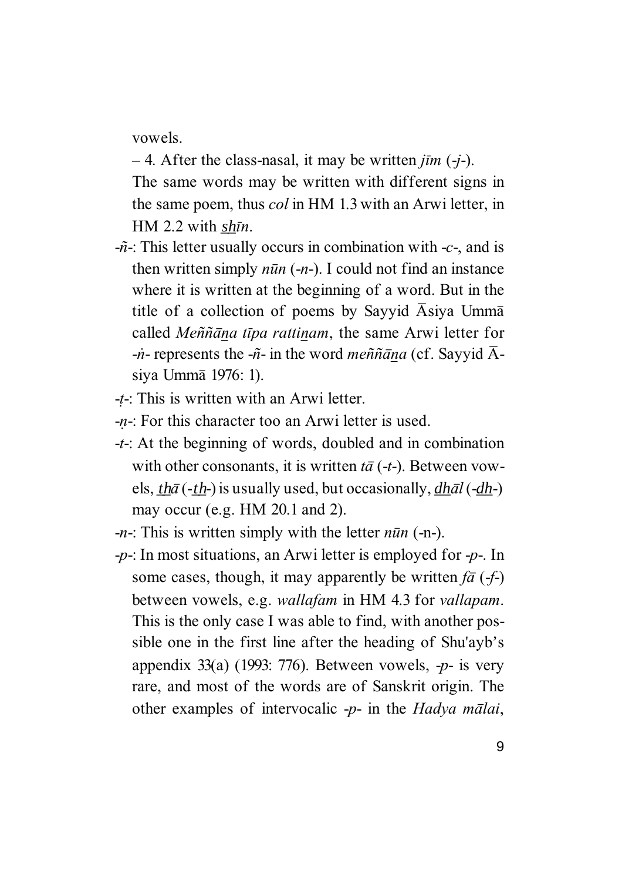vowels.

– 4. After the class-nasal, it may be written *jīm* (*-j-*).

The same words may be written with different signs in the same poem, thus *col* in HM 1.3 with an Arwi letter, in HM 2.2 with *s̲h̲īn*.

*-ñ-*: This letter usually occurs in combination with *-c-*, and is then written simply *nūn* (*-n-*). I could not find an instance where it is written at the beginning of a word. But in the title of a collection of poems by Sayyid Āsiya Ummā called *Meññāṉa tīpa rattiṉam*, the same Arwi letter for *-ṅ-* represents the *-ñ-* in the word *meññāṉa* (cf. Sayyid Āsiya Ummā 1976: 1).

*-ṭ-*: This is written with an Arwi letter.

*-ṇ-*: For this character too an Arwi letter is used.

*-t-*: At the beginning of words, doubled and in combination with other consonants, it is written *tā* (*-t-*). Between vowels, *t̲h̲ā* (*-t̲h̲-*) is usually used, but occasionally, *d̲h̲āl* (*-d̲h̲-*) may occur (e.g. HM 20.1 and 2).

*-n-*: This is written simply with the letter *nūn* (-n-).

*-p-*: In most situations, an Arwi letter is employed for *-p-*. In some cases, though, it may apparently be written *fā* (*-f-*) between vowels, e.g. *wallafam* in HM 4.3 for *vallapam*. This is the only case I was able to find, with another possible one in the first line after the heading of Shu'ayb's appendix 33(a) (1993: 776). Between vowels, *-p-* is very rare, and most of the words are of Sanskrit origin. The other examples of intervocalic *-p-* in the *Hadya mālai*,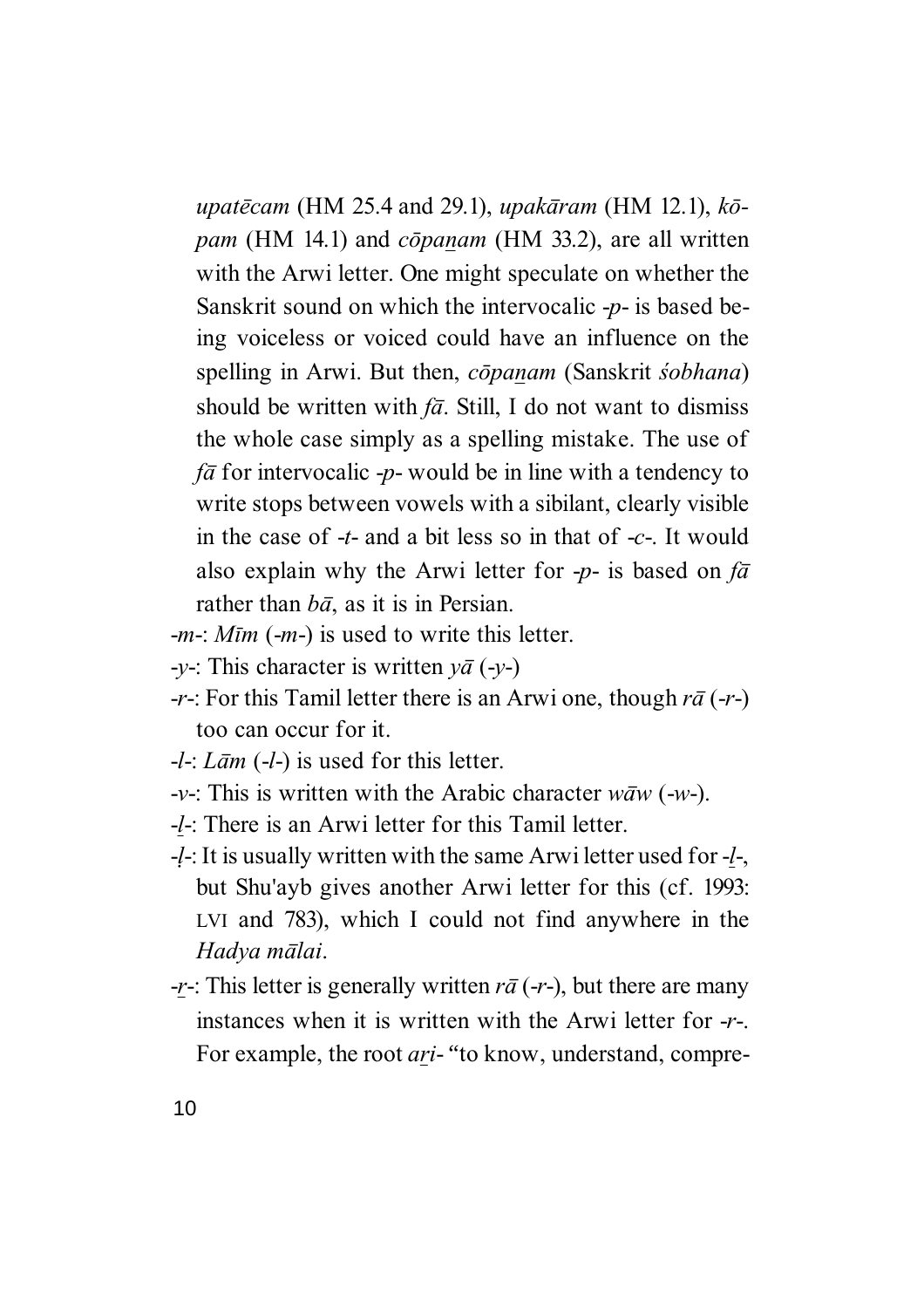*upatēcam* (HM 25.4 and 29.1), *upakāram* (HM 12.1), *kōpam* (HM 14.1) and *cōpaṉam* (HM 33.2), are all written with the Arwi letter. One might speculate on whether the Sanskrit sound on which the intervocalic *-p-* is based being voiceless or voiced could have an influence on the spelling in Arwi. But then, *cōpaṉam* (Sanskrit *śobhana*) should be written with *fā*. Still, I do not want to dismiss the whole case simply as a spelling mistake. The use of *fā* for intervocalic *-p-* would be in line with a tendency to write stops between vowels with a sibilant, clearly visible in the case of *-t-* and a bit less so in that of *-c-*. It would also explain why the Arwi letter for *-p-* is based on *fā* rather than *bā*, as it is in Persian.

*-m-*: *Mīm* (*-m-*) is used to write this letter.

*-y-*: This character is written *yā* (*-y-*)

*-r-*: For this Tamil letter there is an Arwi one, though *rā* (*-r-*) too can occur for it.

*-l-*: *Lām* (*-l-*) is used for this letter.

*-v-*: This is written with the Arabic character *wāw* (*-w-*).

*-ḻ-*: There is an Arwi letter for this Tamil letter.

*-ḷ-*: It is usually written with the same Arwi letter used for *-ḻ-*, but Shu'ayb gives another Arwi letter for this (cf. 1993: LVI and 783), which I could not find anywhere in the *Hadya mālai*.

*-ṟ-*: This letter is generally written *rā* (*-r-*), but there are many instances when it is written with the Arwi letter for *-r-*. For example, the root *aṟi-* "to know, understand, compre-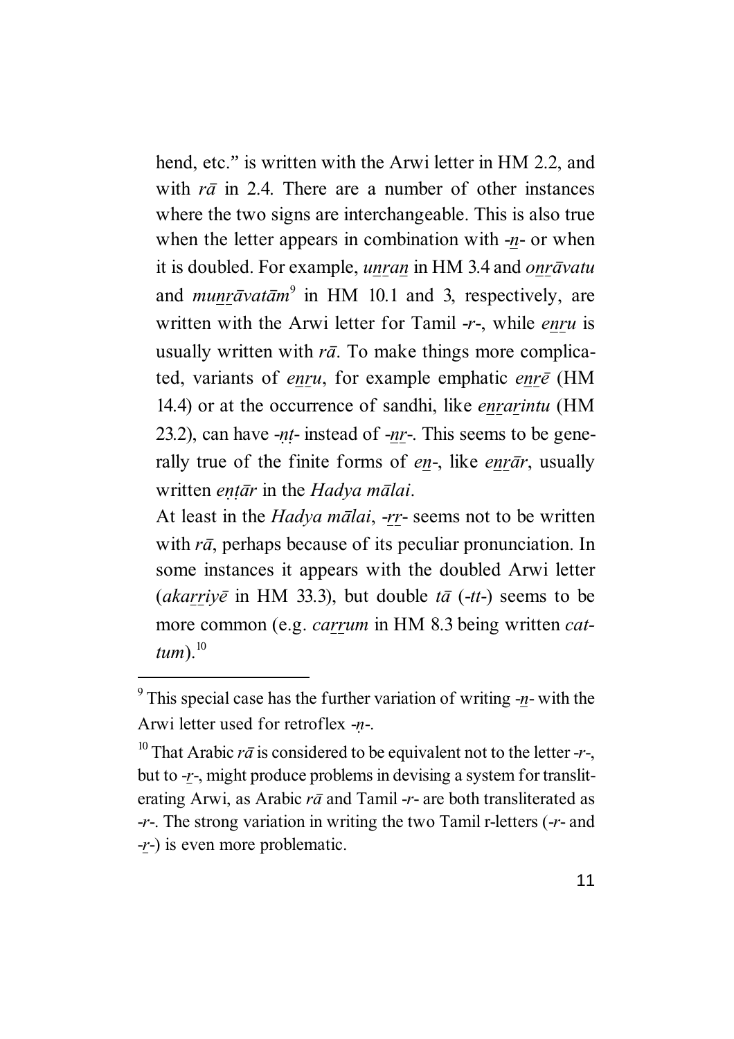hend, etc." is written with the Arwi letter in HM 2.2, and with *rā* in 2.4. There are a number of other instances where the two signs are interchangeable. This is also true when the letter appears in combination with -*ṉ*- or when it is doubled. For example, *uṉṟaṉ* in HM 3.4 and *oṉṟāvatu* and *muṉṟāvatām*[9] in HM 10.1 and 3, respectively, are written with the Arwi letter for Tamil -*ṟ*-, while *eṉṟu* is usually written with *rā*. To make things more complicated, variants of *eṉṟu*, for example emphatic *eṉṟē* (HM 14.4) or at the occurrence of sandhi, like *eṉṟaṟintu* (HM 23.2), can have -*ṇṭ*- instead of -*ṉṟ*-. This seems to be generally true of the finite forms of *eṉ*-, like *eṉṟār*, usually written *eṇṭār* in the *Hadya mālai*.

At least in the *Hadya mālai*, -*ṟṟ*- seems not to be written with *rā*, perhaps because of its peculiar pronunciation. In some instances it appears with the doubled Arwi letter (*akaṟṟiyē* in HM 33.3), but double *tā* (-*tt*-) seems to be more common (e.g. *caṟṟum* in HM 8.3 being written *cattum*).[10]

---

[9] This special case has the further variation of writing -*ṉ*- with the Arwi letter used for retroflex -*ṇ*-.

[10] That Arabic *rā* is considered to be equivalent not to the letter -*r*-, but to -*ṟ*-, might produce problems in devising a system for transliterating Arwi, as Arabic *rā* and Tamil -*r*- are both transliterated as -*r*-. The strong variation in writing the two Tamil r-letters (-*r*- and -*ṟ*-) is even more problematic.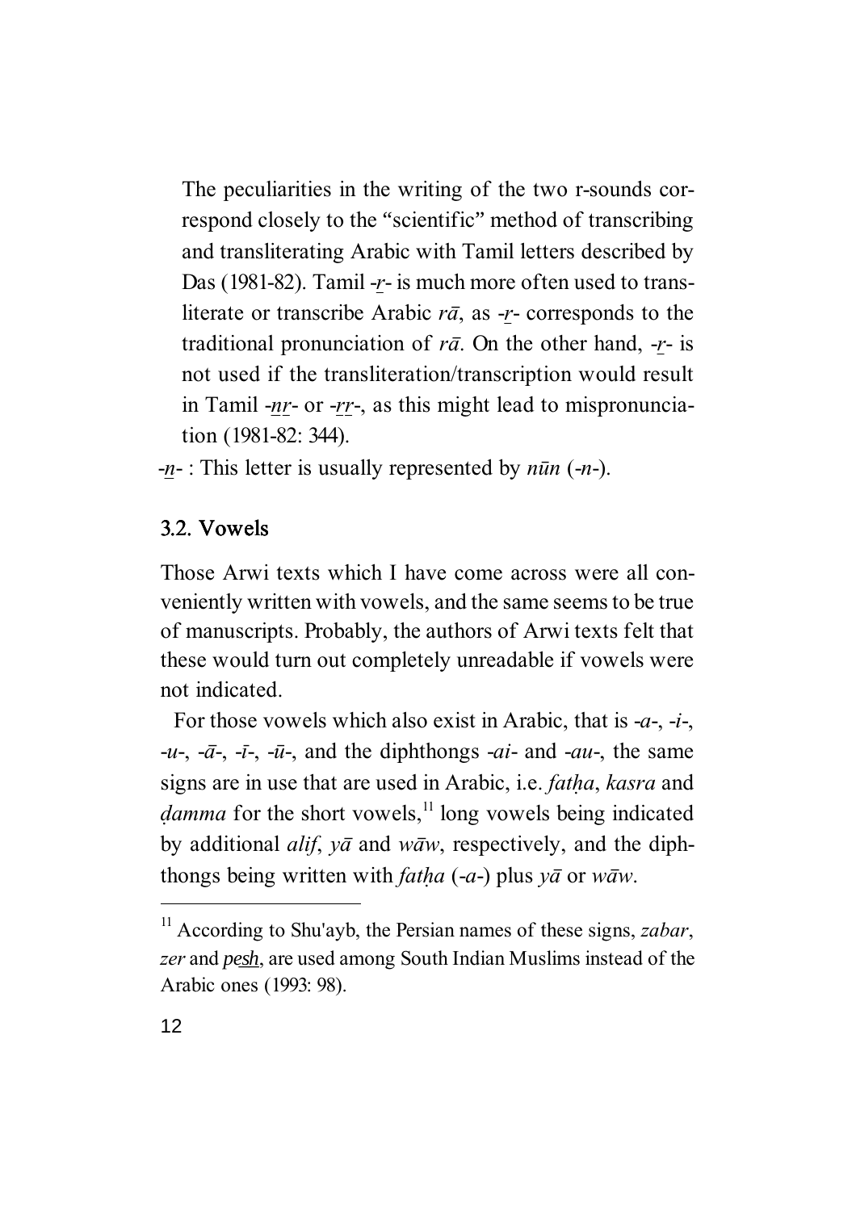The peculiarities in the writing of the two r-sounds correspond closely to the "scientific" method of transcribing and transliterating Arabic with Tamil letters described by Das (1981-82). Tamil -*ṟ*- is much more often used to transliterate or transcribe Arabic *rā*, as -*ṟ*- corresponds to the traditional pronunciation of *rā*. On the other hand, -*ṟ*- is not used if the transliteration/transcription would result in Tamil -*ṉṟ*- or -*ṟṟ*-, as this might lead to mispronunciation (1981-82: 344).

-*ṉ*- : This letter is usually represented by *nūn* (-*n*-).

### 3.2. Vowels

Those Arwi texts which I have come across were all conveniently written with vowels, and the same seems to be true of manuscripts. Probably, the authors of Arwi texts felt that these would turn out completely unreadable if vowels were not indicated.

For those vowels which also exist in Arabic, that is -*a*-, -*i*-, -*u*-, -*ā*-, -*ī*-, -*ū*-, and the diphthongs -*ai*- and -*au*-, the same signs are in use that are used in Arabic, i.e. *fatḥa*, *kasra* and *ḍamma* for the short vowels,[11] long vowels being indicated by additional *alif*, *yā* and *wāw*, respectively, and the diphthongs being written with *fatḥa* (-*a*-) plus *yā* or *wāw*.

---

[11] According to Shu'ayb, the Persian names of these signs, *zabar*, *zer* and *pe͟sh*, are used among South Indian Muslims instead of the Arabic ones (1993: 98).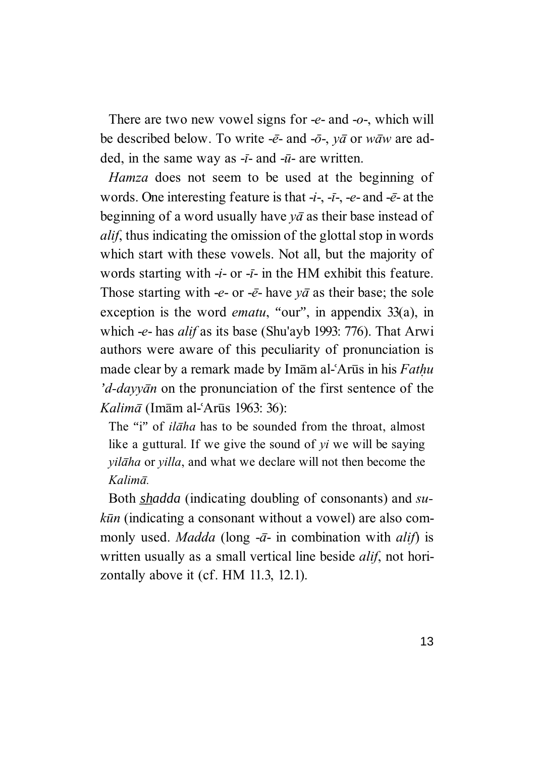There are two new vowel signs for *-e-* and *-o-*, which will be described below. To write *-ē-* and *-ō-*, *yā* or *wāw* are added, in the same way as *-ī-* and *-ū-* are written.

*Hamza* does not seem to be used at the beginning of words. One interesting feature is that *-i-*, *-ī-*, *-e-* and *-ē-* at the beginning of a word usually have *yā* as their base instead of *alif*, thus indicating the omission of the glottal stop in words which start with these vowels. Not all, but the majority of words starting with *-i-* or *-ī-* in the HM exhibit this feature. Those starting with *-e-* or *-ē-* have *yā* as their base; the sole exception is the word *ematu*, "our", in appendix 33(a), in which *-e-* has *alif* as its base (Shu'ayb 1993: 776). That Arwi authors were aware of this peculiarity of pronunciation is made clear by a remark made by Imām al-ʿArūs in his *Fatḥu 'd-dayyān* on the pronunciation of the first sentence of the *Kalimā* (Imām al-ʿArūs 1963: 36):

> The "i" of *ilāha* has to be sounded from the throat, almost like a guttural. If we give the sound of *yi* we will be saying *yilāha* or *yilla*, and what we declare will not then become the *Kalimā.*

Both *shadda* (indicating doubling of consonants) and *sukūn* (indicating a consonant without a vowel) are also commonly used. *Madda* (long *-ā-* in combination with *alif*) is written usually as a small vertical line beside *alif*, not horizontally above it (cf. HM 11.3, 12.1).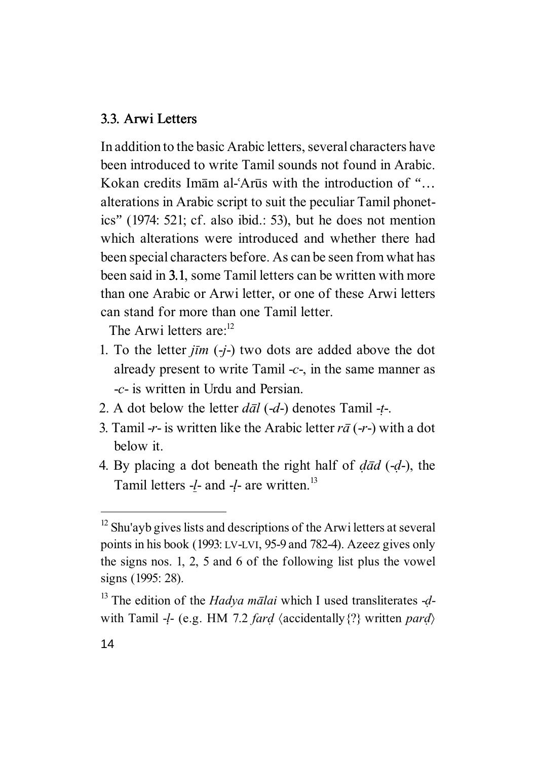## 3.3. Arwi Letters

In addition to the basic Arabic letters, several characters have been introduced to write Tamil sounds not found in Arabic. Kokan credits Imām al-ʿArūs with the introduction of "… alterations in Arabic script to suit the peculiar Tamil phonetics" (1974: 521; cf. also ibid.: 53), but he does not mention which alterations were introduced and whether there had been special characters before. As can be seen from what has been said in **3.1**, some Tamil letters can be written with more than one Arabic or Arwi letter, or one of these Arwi letters can stand for more than one Tamil letter.

The Arwi letters are:[12]

1. To the letter *jīm* (-*j*-) two dots are added above the dot already present to write Tamil -*c*-, in the same manner as -*c*- is written in Urdu and Persian.
2. A dot below the letter *dāl* (-*d*-) denotes Tamil -*ṭ*-.
3. Tamil -*r*- is written like the Arabic letter *rā* (-*r*-) with a dot below it.
4. By placing a dot beneath the right half of *ḍād* (-*ḍ*-), the Tamil letters -*ḻ*- and -*ḷ*- are written.[13]

---

[12] Shu'ayb gives lists and descriptions of the Arwi letters at several points in his book (1993: LV-LVI, 95-9 and 782-4). Azeez gives only the signs nos. 1, 2, 5 and 6 of the following list plus the vowel signs (1995: 28).

[13] The edition of the *Hadya mālai* which I used transliterates -*ḍ*- with Tamil -*ḷ*- (e.g. HM 7.2 *farḍ* ⟨accidentally{?} written *parḍ*⟩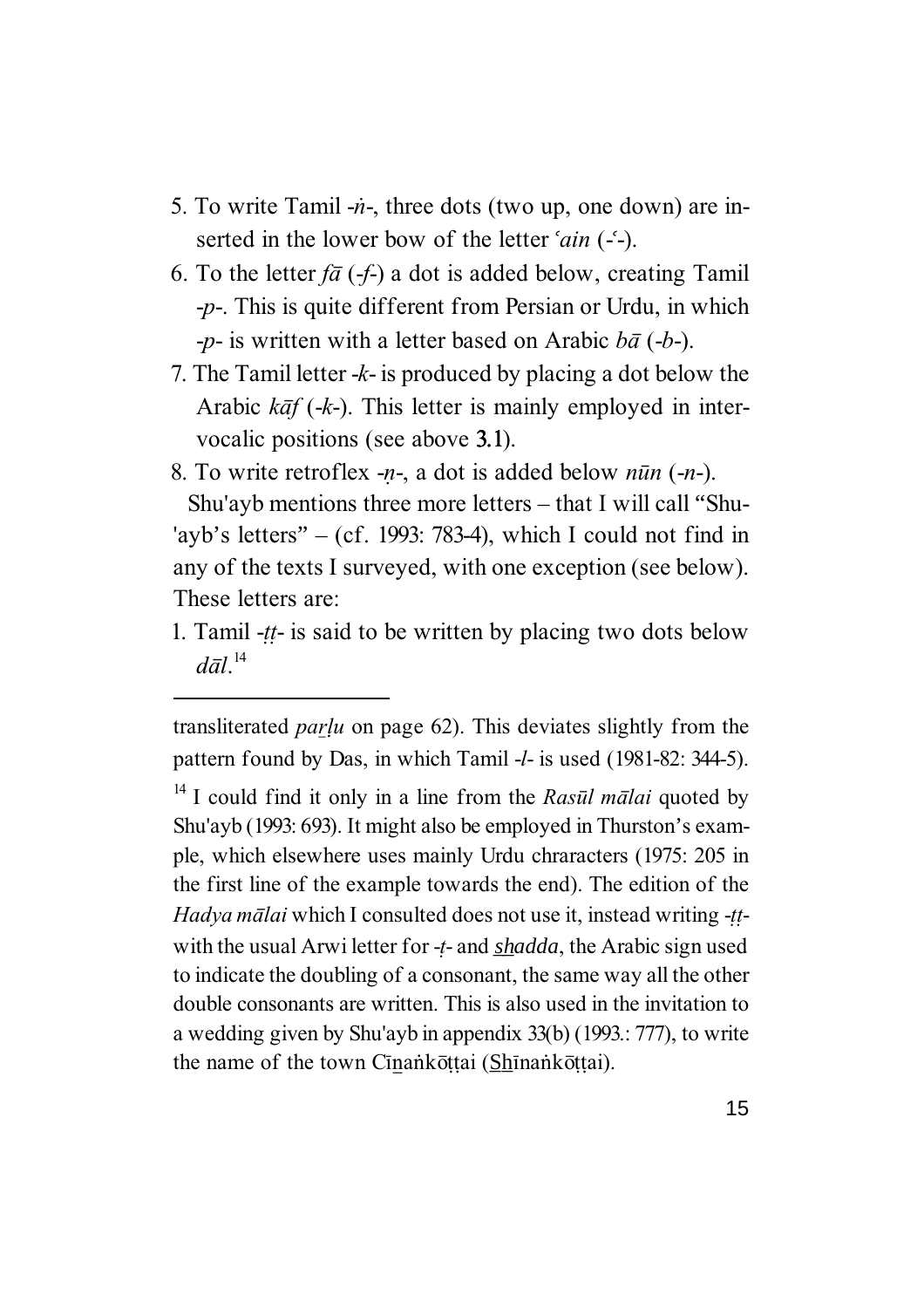5. To write Tamil *-ṅ-*, three dots (two up, one down) are inserted in the lower bow of the letter *ʿain* (*-ʿ-*).
6. To the letter *fā* (*-f-*) a dot is added below, creating Tamil *-p-*. This is quite different from Persian or Urdu, in which *-p-* is written with a letter based on Arabic *bā* (*-b-*).
7. The Tamil letter *-k-* is produced by placing a dot below the Arabic *kāf* (*-k-*). This letter is mainly employed in intervocalic positions (see above **3.1**).
8. To write retroflex *-ṇ-*, a dot is added below *nūn* (*-n-*).

Shu'ayb mentions three more letters – that I will call "Shu'ayb's letters" – (cf. 1993: 783-4), which I could not find in any of the texts I surveyed, with one exception (see below). These letters are:

1. Tamil *-ṭṭ-* is said to be written by placing two dots below *dāl*.[14]

---

transliterated *paṟḷu* on page 62). This deviates slightly from the pattern found by Das, in which Tamil *-l-* is used (1981-82: 344-5).

[14] I could find it only in a line from the *Rasūl mālai* quoted by Shu'ayb (1993: 693). It might also be employed in Thurston's example, which elsewhere uses mainly Urdu chraracters (1975: 205 in the first line of the example towards the end). The edition of the *Hadya mālai* which I consulted does not use it, instead writing *-ṭṭ-* with the usual Arwi letter for *-ṭ-* and *s͟hadda*, the Arabic sign used to indicate the doubling of a consonant, the same way all the other double consonants are written. This is also used in the invitation to a wedding given by Shu'ayb in appendix 33(b) (1993.: 777), to write the name of the town Cīṉaṅkōṭṭai (S͟hīnaṅkōṭṭai).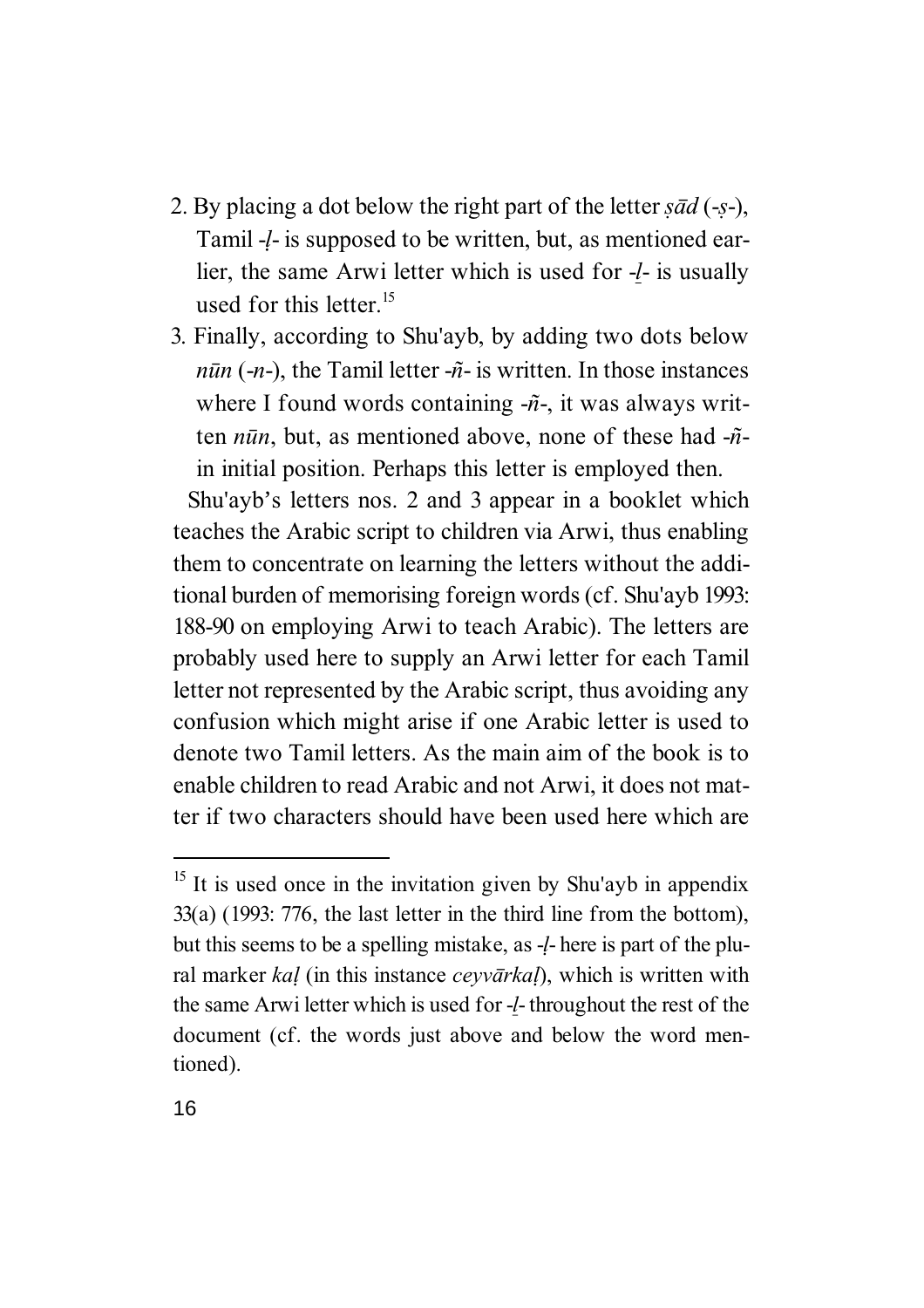2. By placing a dot below the right part of the letter *ṣād* (-*ṣ*-), Tamil -*ḷ*- is supposed to be written, but, as mentioned earlier, the same Arwi letter which is used for -*ḻ*- is usually used for this letter.[15]
3. Finally, according to Shu'ayb, by adding two dots below *nūn* (-*n*-), the Tamil letter -*ñ*- is written. In those instances where I found words containing -*ñ*-, it was always written *nūn*, but, as mentioned above, none of these had -*ñ*- in initial position. Perhaps this letter is employed then.

Shu'ayb's letters nos. 2 and 3 appear in a booklet which teaches the Arabic script to children via Arwi, thus enabling them to concentrate on learning the letters without the additional burden of memorising foreign words (cf. Shu'ayb 1993: 188-90 on employing Arwi to teach Arabic). The letters are probably used here to supply an Arwi letter for each Tamil letter not represented by the Arabic script, thus avoiding any confusion which might arise if one Arabic letter is used to denote two Tamil letters. As the main aim of the book is to enable children to read Arabic and not Arwi, it does not matter if two characters should have been used here which are

---

[15] It is used once in the invitation given by Shu'ayb in appendix 33(a) (1993: 776, the last letter in the third line from the bottom), but this seems to be a spelling mistake, as -*ḷ*- here is part of the plural marker *kaḷ* (in this instance *ceyvārkaḷ*), which is written with the same Arwi letter which is used for -*ḻ*- throughout the rest of the document (cf. the words just above and below the word mentioned).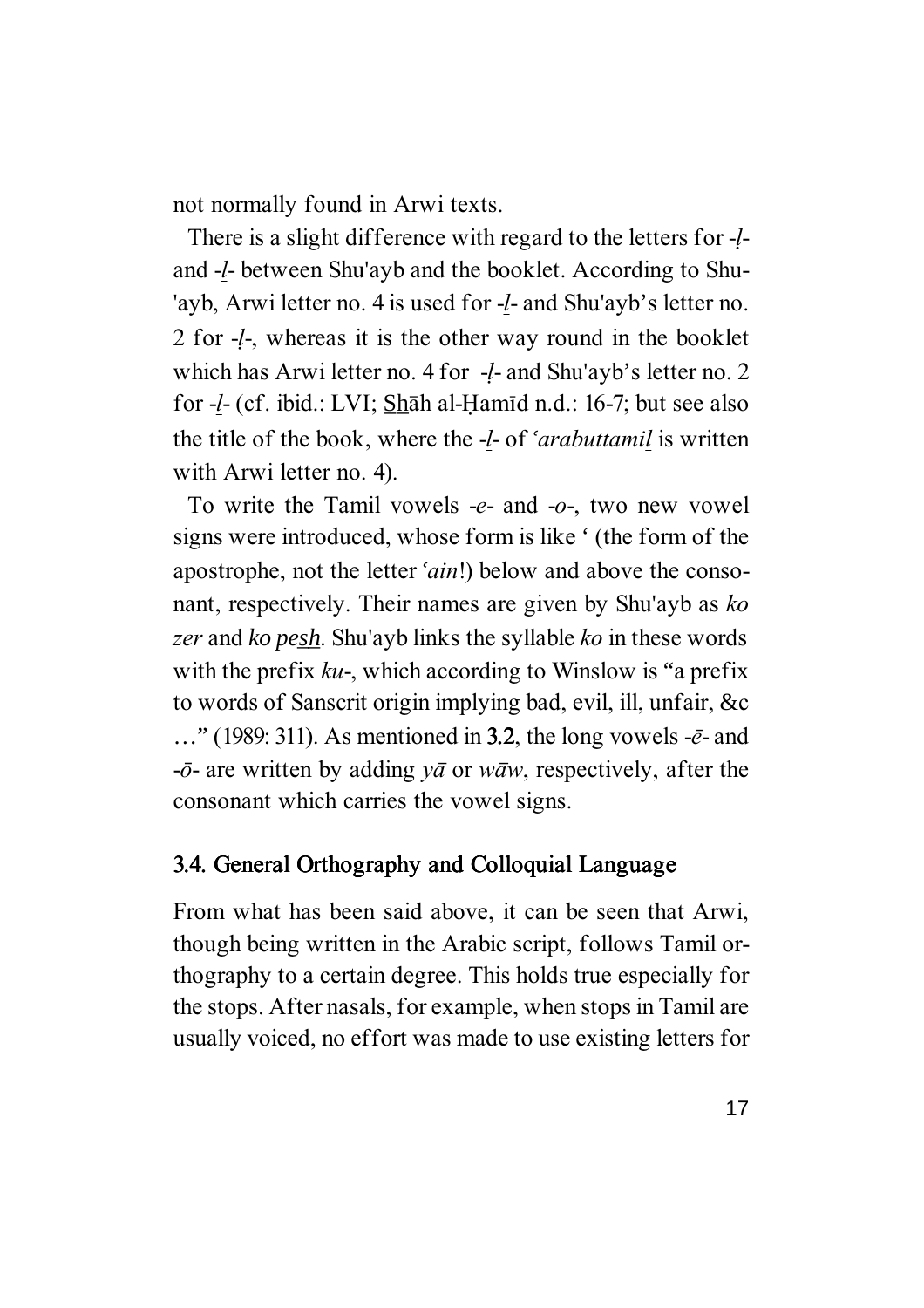not normally found in Arwi texts.

There is a slight difference with regard to the letters for -*ḷ*- and -*l̲*- between Shu'ayb and the booklet. According to Shu-'ayb, Arwi letter no. 4 is used for -*l̲*- and Shu'ayb's letter no. 2 for -*ḷ*-, whereas it is the other way round in the booklet which has Arwi letter no. 4 for -*ḷ*- and Shu'ayb's letter no. 2 for -*l̲*- (cf. ibid.: LVI; S͟hāh al-Ḥamīd n.d.: 16-7; but see also the title of the book, where the -*l̲*- of *ʿarabuttamil̲* is written with Arwi letter no. 4).

To write the Tamil vowels -*e*- and -*o*-, two new vowel signs were introduced, whose form is like ' (the form of the apostrophe, not the letter *ʿain*!) below and above the consonant, respectively. Their names are given by Shu'ayb as *ko zer* and *ko pes͟h*. Shu'ayb links the syllable *ko* in these words with the prefix *ku*-, which according to Winslow is "a prefix to words of Sanscrit origin implying bad, evil, ill, unfair, &c …" (1989: 311). As mentioned in **3.2**, the long vowels -*ē*- and -*ō*- are written by adding *yā* or *wāw*, respectively, after the consonant which carries the vowel signs.

### 3.4. General Orthography and Colloquial Language

From what has been said above, it can be seen that Arwi, though being written in the Arabic script, follows Tamil orthography to a certain degree. This holds true especially for the stops. After nasals, for example, when stops in Tamil are usually voiced, no effort was made to use existing letters for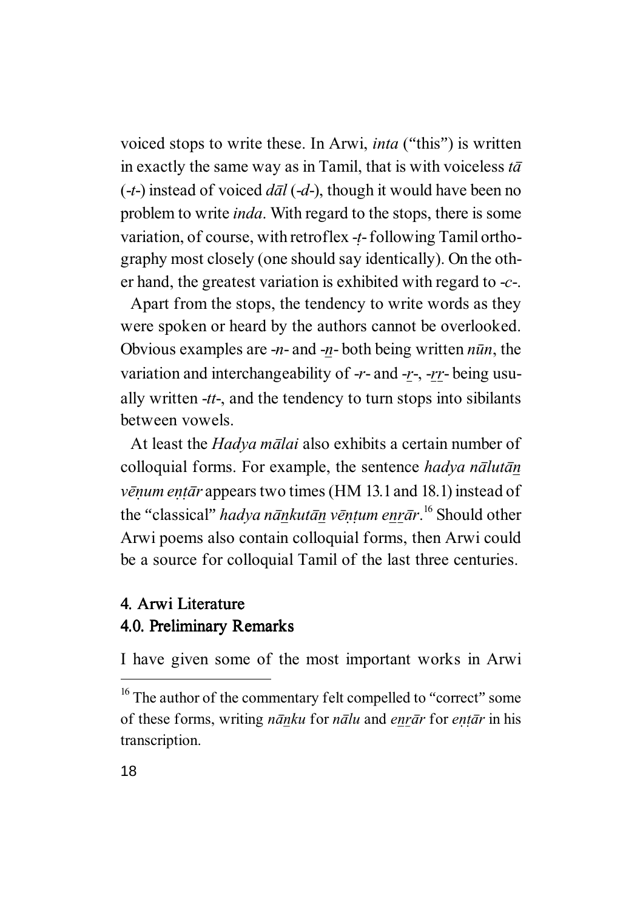voiced stops to write these. In Arwi, *inta* ("this") is written in exactly the same way as in Tamil, that is with voiceless *tā* (*-t-*) instead of voiced *dāl* (*-d-*), though it would have been no problem to write *inda*. With regard to the stops, there is some variation, of course, with retroflex *-ṭ-* following Tamil orthography most closely (one should say identically). On the other hand, the greatest variation is exhibited with regard to *-c-*.

Apart from the stops, the tendency to write words as they were spoken or heard by the authors cannot be overlooked. Obvious examples are *-n-* and *-ṉ-* both being written *nūn*, the variation and interchangeability of *-r-* and *-ṟ-*, *-ṟṟ-* being usually written *-tt-*, and the tendency to turn stops into sibilants between vowels.

At least the *Hadya mālai* also exhibits a certain number of colloquial forms. For example, the sentence *hadya nālutāṉ vēṇum eṇṭār* appears two times (HM 13.1 and 18.1) instead of the "classical" *hadya nāṉkutāṉ vēṇṭum eṉṟār*.[16] Should other Arwi poems also contain colloquial forms, then Arwi could be a source for colloquial Tamil of the last three centuries.

## 4. Arwi Literature

### 4.0. Preliminary Remarks

I have given some of the most important works in Arwi

[16] The author of the commentary felt compelled to "correct" some of these forms, writing *nāṉku* for *nālu* and *eṉṟār* for *eṇṭār* in his transcription.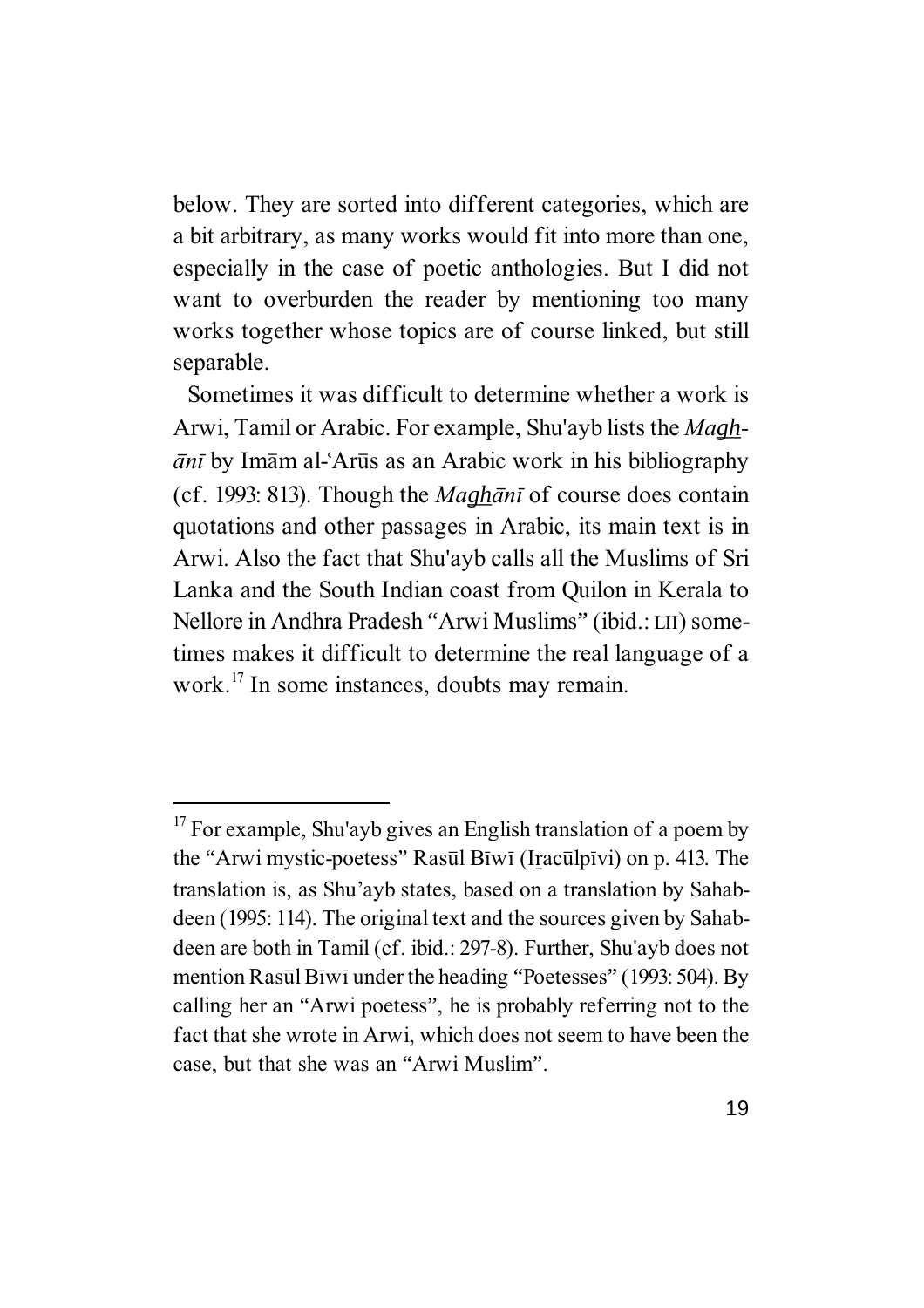below. They are sorted into different categories, which are a bit arbitrary, as many works would fit into more than one, especially in the case of poetic anthologies. But I did not want to overburden the reader by mentioning too many works together whose topics are of course linked, but still separable.

Sometimes it was difficult to determine whether a work is Arwi, Tamil or Arabic. For example, Shu'ayb lists the *Maghānī* by Imām al-ʿArūs as an Arabic work in his bibliography (cf. 1993: 813). Though the *Maghānī* of course does contain quotations and other passages in Arabic, its main text is in Arwi. Also the fact that Shu'ayb calls all the Muslims of Sri Lanka and the South Indian coast from Quilon in Kerala to Nellore in Andhra Pradesh "Arwi Muslims" (ibid.: LII) sometimes makes it difficult to determine the real language of a work.[17] In some instances, doubts may remain.

---

[17] For example, Shu'ayb gives an English translation of a poem by the "Arwi mystic-poetess" Rasūl Bīwī (Iṟacūlpīvi) on p. 413. The translation is, as Shu'ayb states, based on a translation by Sahabdeen (1995: 114). The original text and the sources given by Sahabdeen are both in Tamil (cf. ibid.: 297-8). Further, Shu'ayb does not mention Rasūl Bīwī under the heading "Poetesses" (1993: 504). By calling her an "Arwi poetess", he is probably referring not to the fact that she wrote in Arwi, which does not seem to have been the case, but that she was an "Arwi Muslim".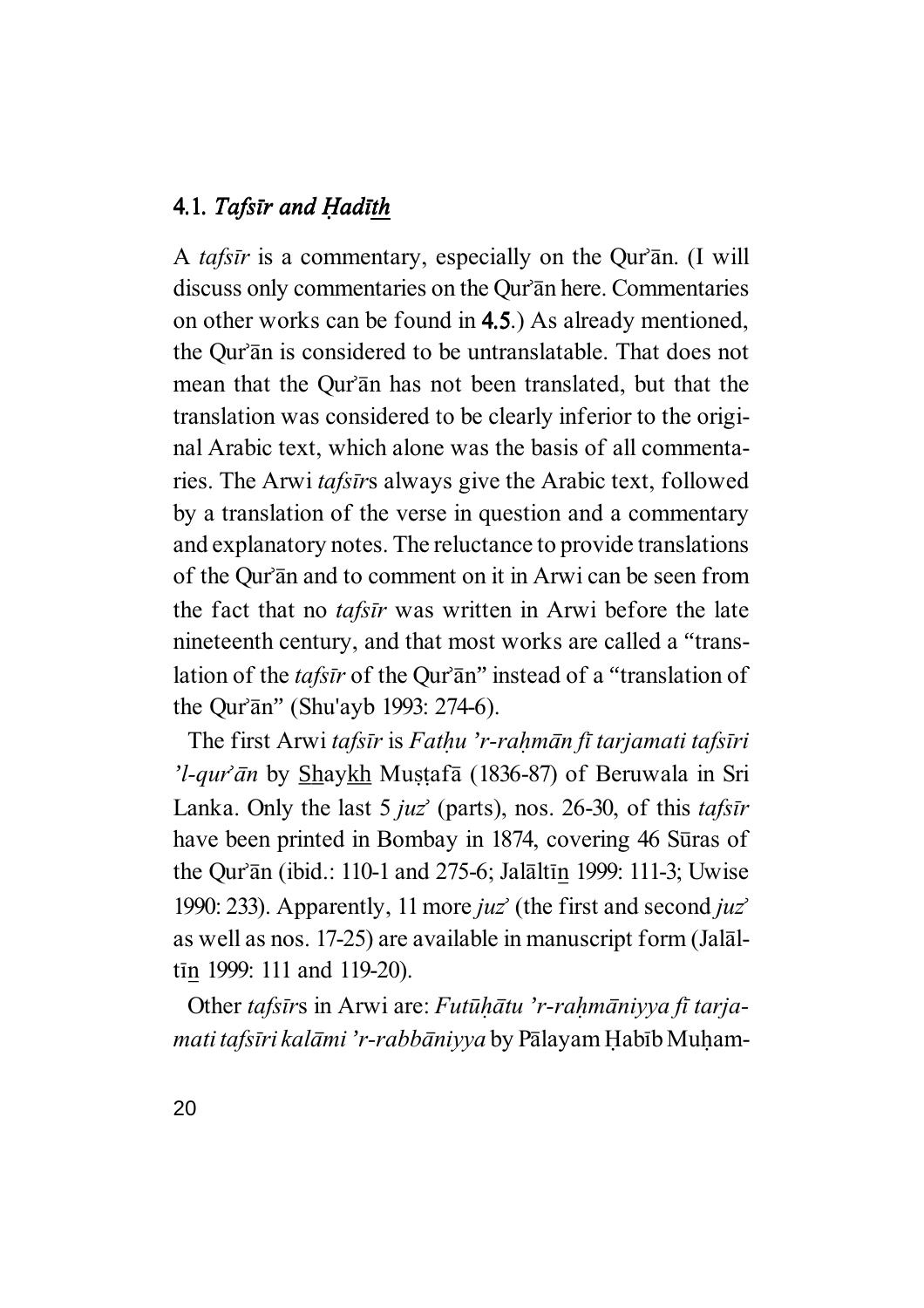## 4.1. *Tafsīr and Ḥadīth*

A *tafsīr* is a commentary, especially on the Qurʾān. (I will discuss only commentaries on the Qurʾān here. Commentaries on other works can be found in **4.5**.) As already mentioned, the Qurʾān is considered to be untranslatable. That does not mean that the Qurʾān has not been translated, but that the translation was considered to be clearly inferior to the original Arabic text, which alone was the basis of all commentaries. The Arwi *tafsīr*s always give the Arabic text, followed by a translation of the verse in question and a commentary and explanatory notes. The reluctance to provide translations of the Qurʾān and to comment on it in Arwi can be seen from the fact that no *tafsīr* was written in Arwi before the late nineteenth century, and that most works are called a "translation of the *tafsīr* of the Qurʾān" instead of a "translation of the Qurʾān" (Shu'ayb 1993: 274-6).

The first Arwi *tafsīr* is *Fatḥu 'r-raḥmān fī tarjamati tafsīri 'l-qurʾān* by Shaykh Muṣṭafā (1836-87) of Beruwala in Sri Lanka. Only the last 5 *juzʾ* (parts), nos. 26-30, of this *tafsīr* have been printed in Bombay in 1874, covering 46 Sūras of the Qurʾān (ibid.: 110-1 and 275-6; Jalāltīn 1999: 111-3; Uwise 1990: 233). Apparently, 11 more *juzʾ* (the first and second *juzʾ* as well as nos. 17-25) are available in manuscript form (Jalāltīn 1999: 111 and 119-20).

Other *tafsīr*s in Arwi are: *Futūḥātu 'r-raḥmāniyya fī tarjamati tafsīri kalāmi 'r-rabbāniyya* by Pālayam Ḥabīb Muḥam-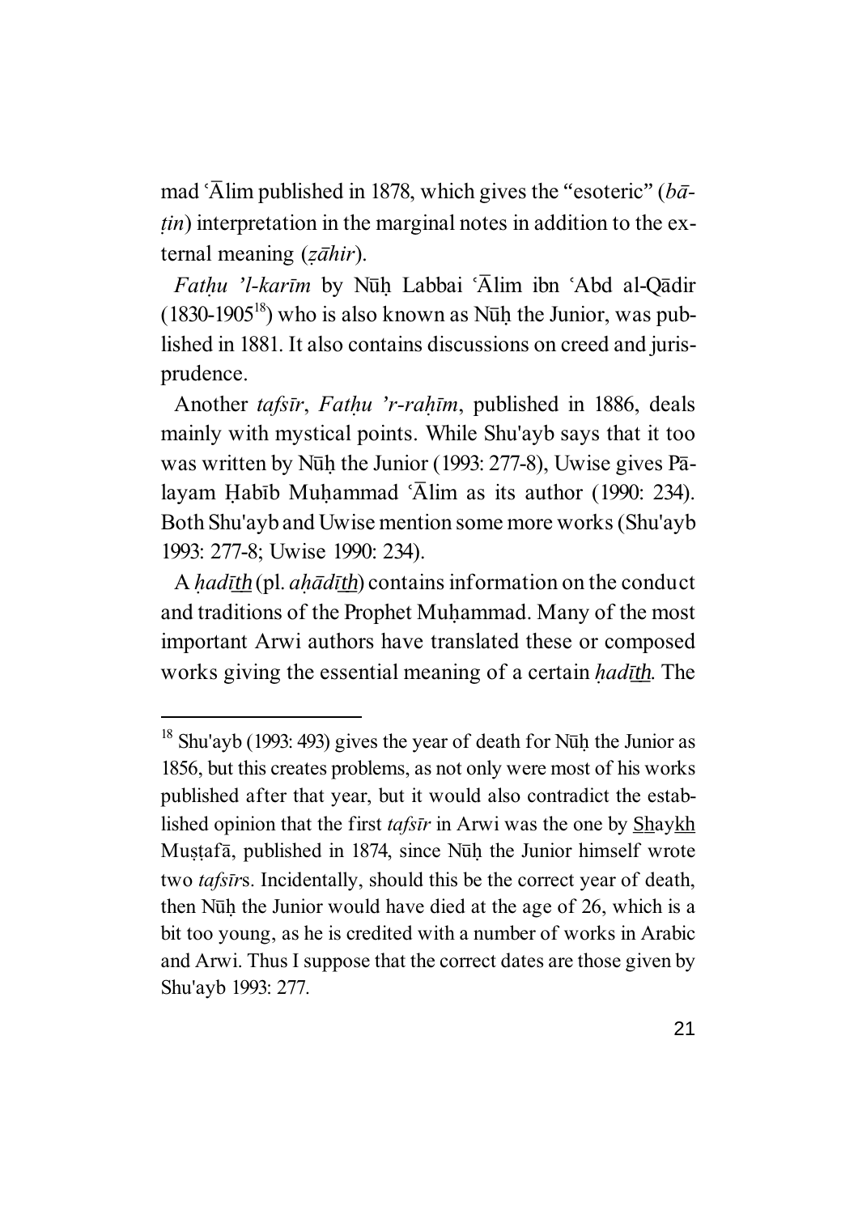mad ʿĀlim published in 1878, which gives the "esoteric" (*bāṭin*) interpretation in the marginal notes in addition to the external meaning (*ẓāhir*).

*Fatḥu 'l-karīm* by Nūḥ Labbai ʿĀlim ibn ʿAbd al-Qādir (1830-1905[18]) who is also known as Nūḥ the Junior, was published in 1881. It also contains discussions on creed and jurisprudence.

Another *tafsīr*, *Fatḥu 'r-raḥīm*, published in 1886, deals mainly with mystical points. While Shu'ayb says that it too was written by Nūḥ the Junior (1993: 277-8), Uwise gives Pālayam Ḥabīb Muḥammad ʿĀlim as its author (1990: 234). Both Shu'ayb and Uwise mention some more works (Shu'ayb 1993: 277-8; Uwise 1990: 234).

A *ḥadīth* (pl. *aḥādīth*) contains information on the conduct and traditions of the Prophet Muḥammad. Many of the most important Arwi authors have translated these or composed works giving the essential meaning of a certain *ḥadīth*. The

---

[18] Shu'ayb (1993: 493) gives the year of death for Nūḥ the Junior as 1856, but this creates problems, as not only were most of his works published after that year, but it would also contradict the established opinion that the first *tafsīr* in Arwi was the one by Shaykh Muṣṭafā, published in 1874, since Nūḥ the Junior himself wrote two *tafsīr*s. Incidentally, should this be the correct year of death, then Nūḥ the Junior would have died at the age of 26, which is a bit too young, as he is credited with a number of works in Arabic and Arwi. Thus I suppose that the correct dates are those given by Shu'ayb 1993: 277.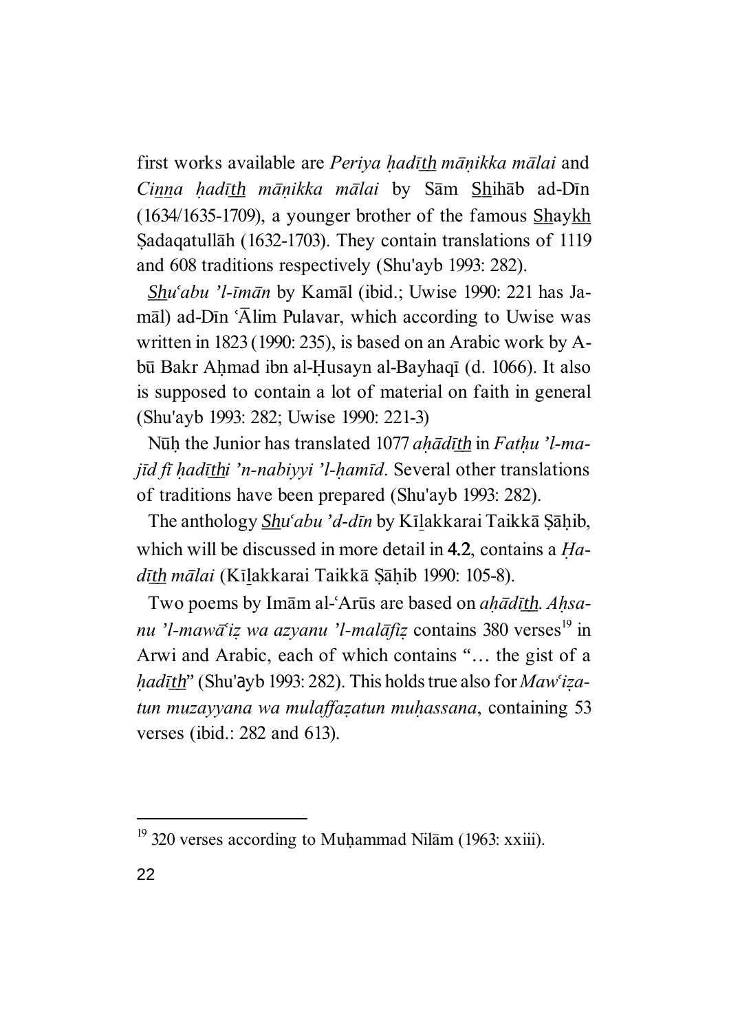first works available are *Periya ḥadīth māṇikka mālai* and *Cinna ḥadīth māṇikka mālai* by Sām Shihāb ad-Dīn (1634/1635-1709), a younger brother of the famous Shaykh Ṣadaqatullāh (1632-1703). They contain translations of 1119 and 608 traditions respectively (Shu'ayb 1993: 282).

*Shuʿabu 'l-īmān* by Kamāl (ibid.; Uwise 1990: 221 has Jamāl) ad-Dīn ʿĀlim Pulavar, which according to Uwise was written in 1823 (1990: 235), is based on an Arabic work by Abū Bakr Aḥmad ibn al-Ḥusayn al-Bayhaqī (d. 1066). It also is supposed to contain a lot of material on faith in general (Shu'ayb 1993: 282; Uwise 1990: 221-3)

Nūḥ the Junior has translated 1077 *aḥādīth* in *Fatḥu 'l-majīd fī ḥadīthi 'n-nabiyyi 'l-ḥamīd*. Several other translations of traditions have been prepared (Shu'ayb 1993: 282).

The anthology *Shuʿabu 'd-dīn* by Kīlakkarai Taikkā Ṣāḥib, which will be discussed in more detail in **4.2**, contains a *Ḥadīth mālai* (Kīlakkarai Taikkā Ṣāḥib 1990: 105-8).

Two poems by Imām al-ʿArūs are based on *aḥādīth*. *Aḥsanu 'l-mawāʿiẓ wa azyanu 'l-malāfiẓ* contains 380 verses[19] in Arwi and Arabic, each of which contains "… the gist of a *ḥadīth*" (Shu'ayb 1993: 282). This holds true also for *Mawʿiẓatun muzayyana wa mulaffaẓatun muḥassana*, containing 53 verses (ibid.: 282 and 613).

---

[19] 320 verses according to Muḥammad Nilām (1963: xxiii).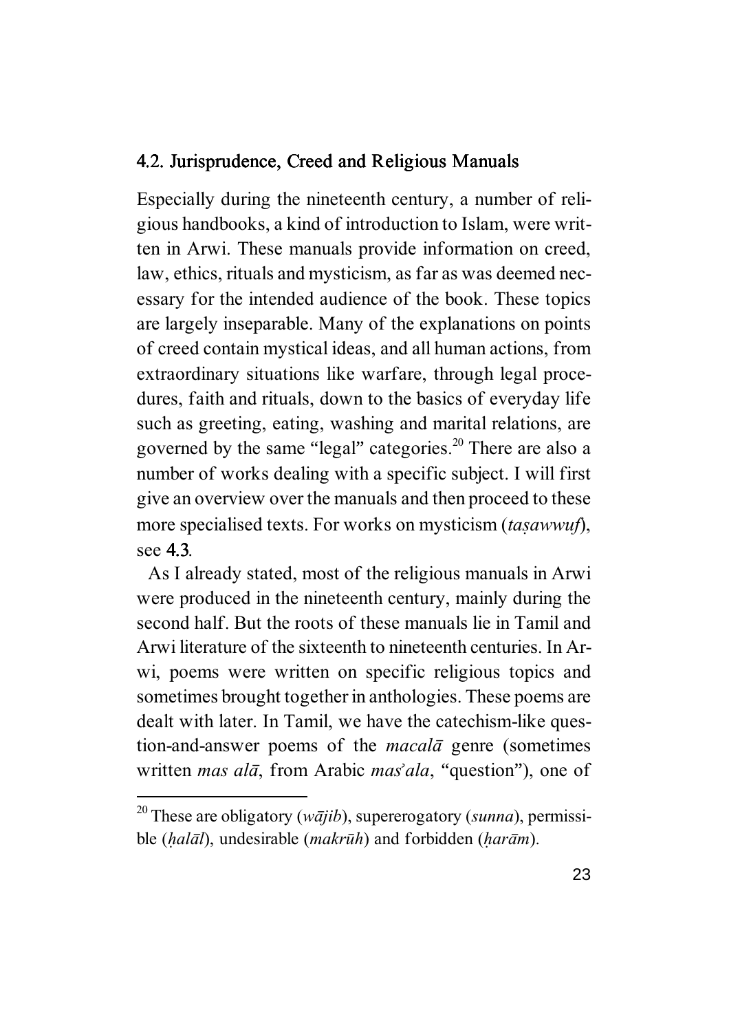## 4.2. Jurisprudence, Creed and Religious Manuals

Especially during the nineteenth century, a number of religious handbooks, a kind of introduction to Islam, were written in Arwi. These manuals provide information on creed, law, ethics, rituals and mysticism, as far as was deemed necessary for the intended audience of the book. These topics are largely inseparable. Many of the explanations on points of creed contain mystical ideas, and all human actions, from extraordinary situations like warfare, through legal procedures, faith and rituals, down to the basics of everyday life such as greeting, eating, washing and marital relations, are governed by the same "legal" categories.[20] There are also a number of works dealing with a specific subject. I will first give an overview over the manuals and then proceed to these more specialised texts. For works on mysticism (*taṣawwuf*), see **4.3**.

As I already stated, most of the religious manuals in Arwi were produced in the nineteenth century, mainly during the second half. But the roots of these manuals lie in Tamil and Arwi literature of the sixteenth to nineteenth centuries. In Arwi, poems were written on specific religious topics and sometimes brought together in anthologies. These poems are dealt with later. In Tamil, we have the catechism-like question-and-answer poems of the *macalā* genre (sometimes written *mas alā*, from Arabic *masʾala*, "question"), one of

[20] These are obligatory (*wājib*), supererogatory (*sunna*), permissible (*ḥalāl*), undesirable (*makrūh*) and forbidden (*ḥarām*).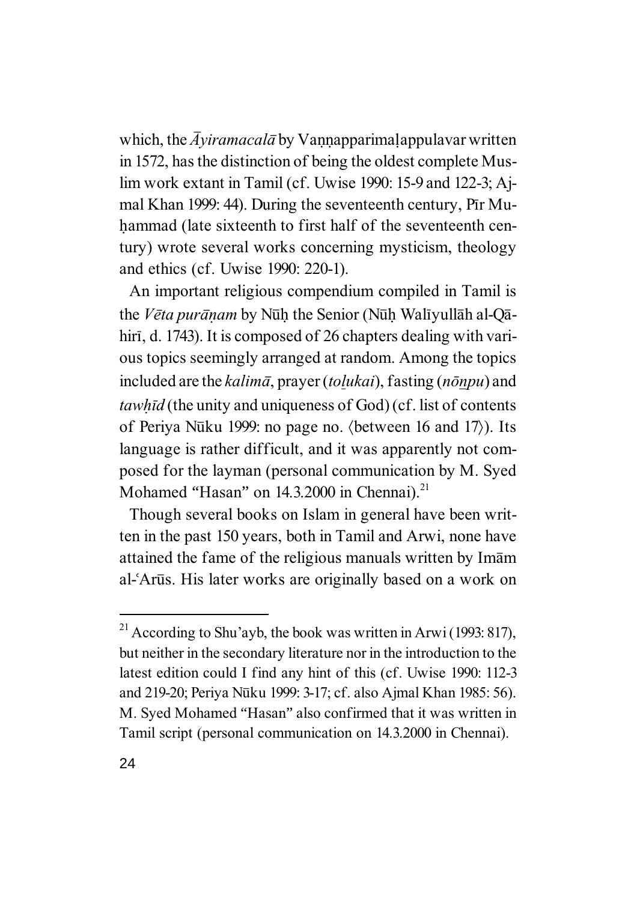which, the *Āyiramacalā* by Vaṇṇapparimaḷappulavar written in 1572, has the distinction of being the oldest complete Muslim work extant in Tamil (cf. Uwise 1990: 15-9 and 122-3; Ajmal Khan 1999: 44). During the seventeenth century, Pīr Muḥammad (late sixteenth to first half of the seventeenth century) wrote several works concerning mysticism, theology and ethics (cf. Uwise 1990: 220-1).

An important religious compendium compiled in Tamil is the *Vēta purāṇam* by Nūḥ the Senior (Nūḥ Walīyullāh al-Qāhirī, d. 1743). It is composed of 26 chapters dealing with various topics seemingly arranged at random. Among the topics included are the *kalimā*, prayer (*toḻukai*), fasting (*nōṉpu*) and *tawḥīd* (the unity and uniqueness of God) (cf. list of contents of Periya Nūku 1999: no page no. ⟨between 16 and 17⟩). Its language is rather difficult, and it was apparently not composed for the layman (personal communication by M. Syed Mohamed "Hasan" on 14.3.2000 in Chennai).[21]

Though several books on Islam in general have been written in the past 150 years, both in Tamil and Arwi, none have attained the fame of the religious manuals written by Imām al-ʿArūs. His later works are originally based on a work on

---

[21] According to Shu'ayb, the book was written in Arwi (1993: 817), but neither in the secondary literature nor in the introduction to the latest edition could I find any hint of this (cf. Uwise 1990: 112-3 and 219-20; Periya Nūku 1999: 3-17; cf. also Ajmal Khan 1985: 56). M. Syed Mohamed "Hasan" also confirmed that it was written in Tamil script (personal communication on 14.3.2000 in Chennai).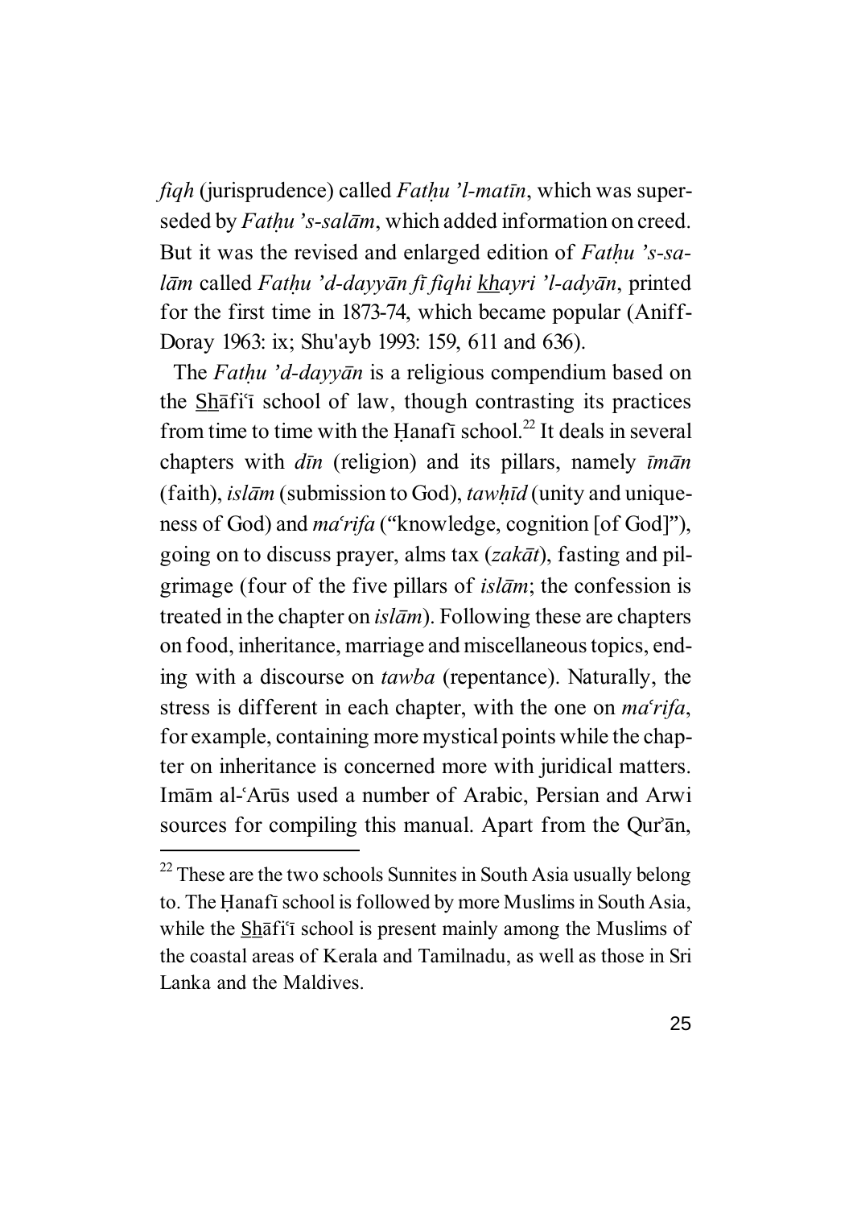*fiqh* (jurisprudence) called *Fatḥu 'l-matīn*, which was superseded by *Fatḥu 's-salām*, which added information on creed. But it was the revised and enlarged edition of *Fatḥu 's-salām* called *Fatḥu 'd-dayyān fī fiqhi khayri 'l-adyān*, printed for the first time in 1873-74, which became popular (Aniff-Doray 1963: ix; Shu'ayb 1993: 159, 611 and 636).

The *Fatḥu 'd-dayyān* is a religious compendium based on the Shāfiʿī school of law, though contrasting its practices from time to time with the Ḥanafī school.[22] It deals in several chapters with *dīn* (religion) and its pillars, namely *īmān* (faith), *islām* (submission to God), *tawḥīd* (unity and uniqueness of God) and *maʿrifa* ("knowledge, cognition [of God]"), going on to discuss prayer, alms tax (*zakāt*), fasting and pilgrimage (four of the five pillars of *islām*; the confession is treated in the chapter on *islām*). Following these are chapters on food, inheritance, marriage and miscellaneous topics, ending with a discourse on *tawba* (repentance). Naturally, the stress is different in each chapter, with the one on *maʿrifa*, for example, containing more mystical points while the chapter on inheritance is concerned more with juridical matters. Imām al-ʿArūs used a number of Arabic, Persian and Arwi sources for compiling this manual. Apart from the Qurʾān,

---

[22] These are the two schools Sunnites in South Asia usually belong to. The Ḥanafī school is followed by more Muslims in South Asia, while the Shāfiʿī school is present mainly among the Muslims of the coastal areas of Kerala and Tamilnadu, as well as those in Sri Lanka and the Maldives.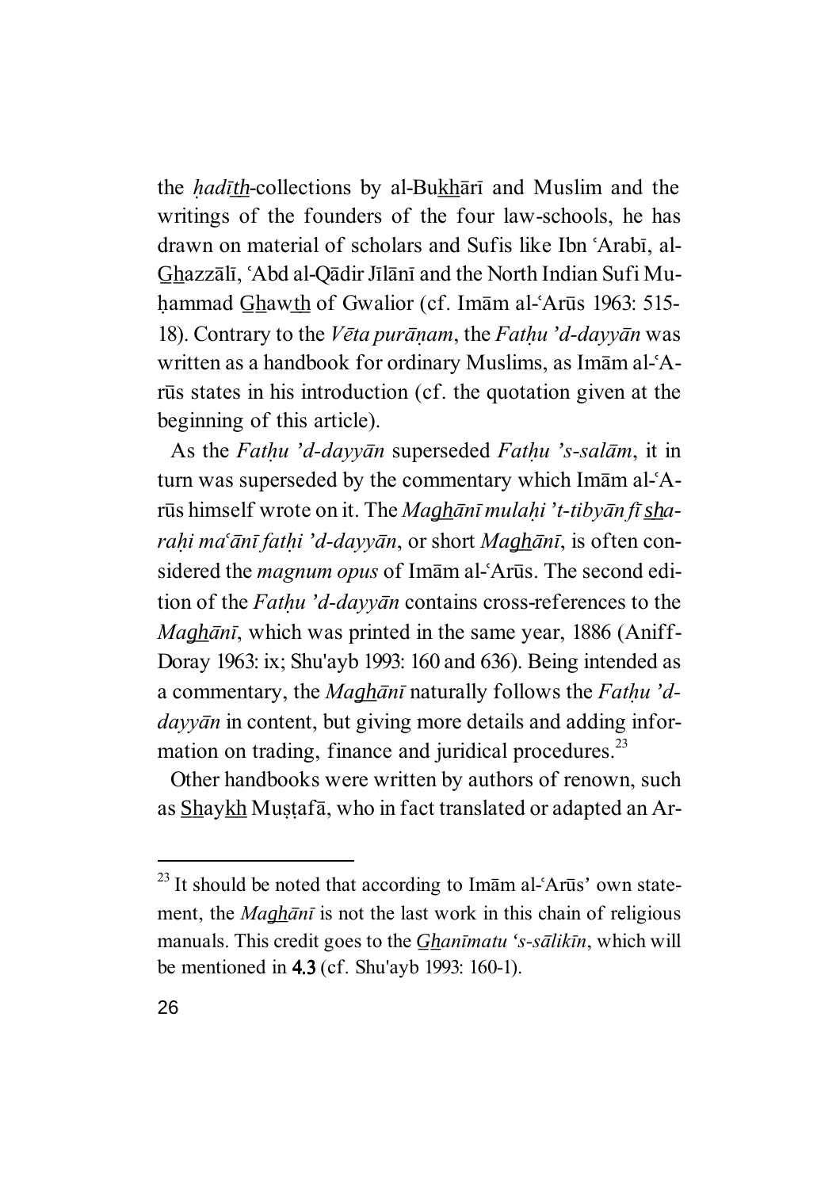the *ḥadīth*-collections by al-Bukhārī and Muslim and the writings of the founders of the four law-schools, he has drawn on material of scholars and Sufis like Ibn ʿArabī, al-Ghazzālī, ʿAbd al-Qādir Jīlānī and the North Indian Sufi Muḥammad Ghawth of Gwalior (cf. Imām al-ʿArūs 1963: 515-18). Contrary to the *Vēta purāṇam*, the *Fatḥu 'd-dayyān* was written as a handbook for ordinary Muslims, as Imām al-ʿArūs states in his introduction (cf. the quotation given at the beginning of this article).

As the *Fatḥu 'd-dayyān* superseded *Fatḥu 's-salām*, it in turn was superseded by the commentary which Imām al-ʿArūs himself wrote on it. The *Maghānī mulaḥi 't-tibyān fī sharaḥi maʿānī fatḥi 'd-dayyān*, or short *Maghānī*, is often considered the *magnum opus* of Imām al-ʿArūs. The second edition of the *Fatḥu 'd-dayyān* contains cross-references to the *Maghānī*, which was printed in the same year, 1886 (Aniff-Doray 1963: ix; Shu'ayb 1993: 160 and 636). Being intended as a commentary, the *Maghānī* naturally follows the *Fatḥu 'd-dayyān* in content, but giving more details and adding information on trading, finance and juridical procedures.[23]

Other handbooks were written by authors of renown, such as Shaykh Muṣṭafā, who in fact translated or adapted an Ar-

[23] It should be noted that according to Imām al-ʿArūs' own statement, the *Maghānī* is not the last work in this chain of religious manuals. This credit goes to the *Ghanīmatu 's-sālikīn*, which will be mentioned in **4.3** (cf. Shu'ayb 1993: 160-1).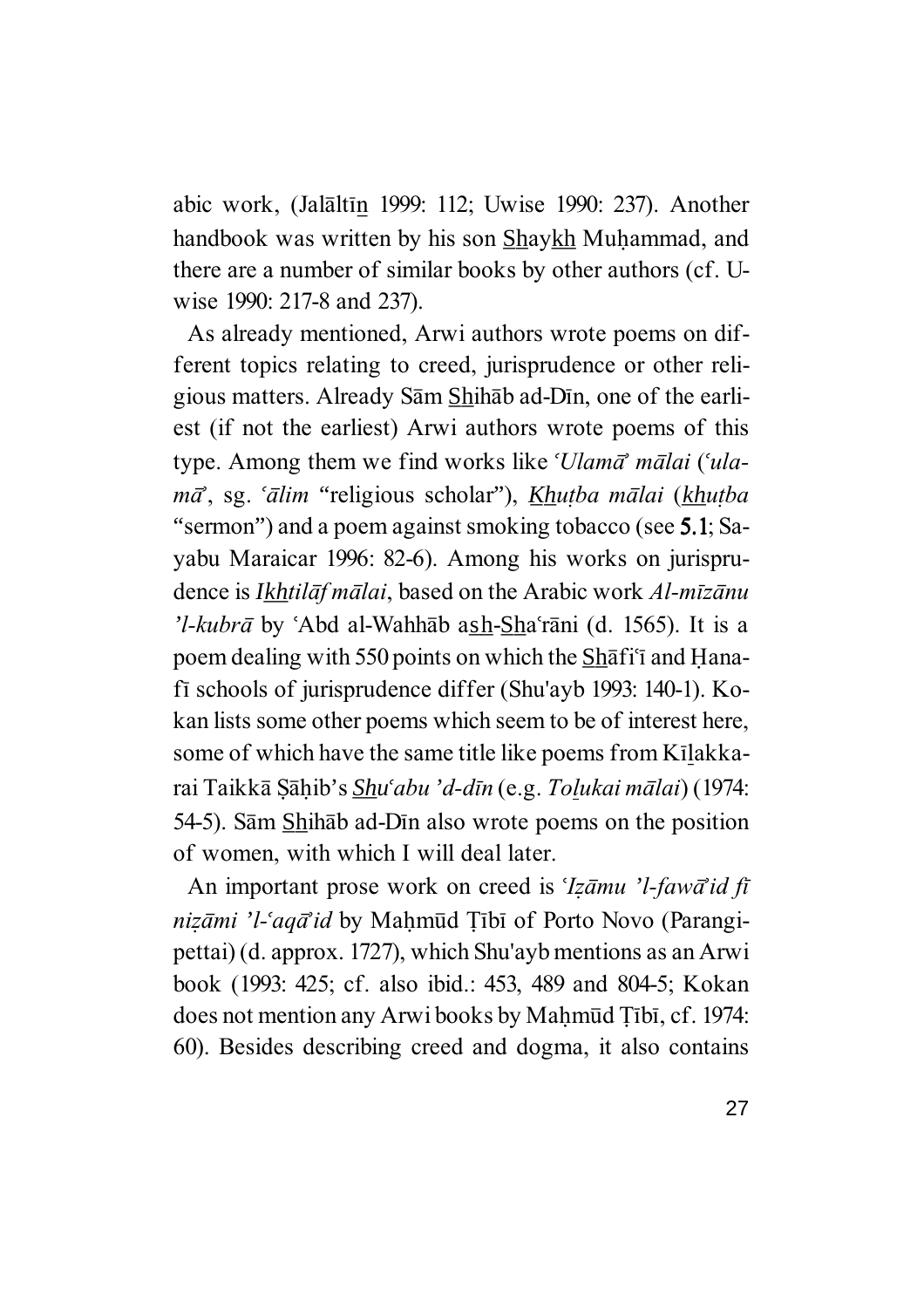abic work, (Jalāltīn 1999: 112; Uwise 1990: 237). Another handbook was written by his son Shaykh Muḥammad, and there are a number of similar books by other authors (cf. Uwise 1990: 217-8 and 237).

As already mentioned, Arwi authors wrote poems on different topics relating to creed, jurisprudence or other religious matters. Already Sām Shihāb ad-Dīn, one of the earliest (if not the earliest) Arwi authors wrote poems of this type. Among them we find works like *ʿUlamāʾ mālai* (*ʿulamāʾ*, sg. *ʿālim* "religious scholar"), *Khuṭba mālai* (*khuṭba* "sermon") and a poem against smoking tobacco (see **5.1**; Sayabu Maraicar 1996: 82-6). Among his works on jurisprudence is *Ikhtilāf mālai*, based on the Arabic work *Al-mīzānu 'l-kubrā* by ʿAbd al-Wahhāb ash-Shaʿrāni (d. 1565). It is a poem dealing with 550 points on which the Shāfiʿī and Ḥanafī schools of jurisprudence differ (Shu'ayb 1993: 140-1). Kokan lists some other poems which seem to be of interest here, some of which have the same title like poems from Kīlakkarai Taikkā Ṣāḥib's *Shuʿabu 'd-dīn* (e.g. *Tolukai mālai*) (1974: 54-5). Sām Shihāb ad-Dīn also wrote poems on the position of women, with which I will deal later.

An important prose work on creed is *ʿIẓāmu 'l-fawāʾid fī niẓāmi 'l-ʿaqāʾid* by Maḥmūd Ṭībī of Porto Novo (Parangipettai) (d. approx. 1727), which Shu'ayb mentions as an Arwi book (1993: 425; cf. also ibid.: 453, 489 and 804-5; Kokan does not mention any Arwi books by Maḥmūd Ṭībī, cf. 1974: 60). Besides describing creed and dogma, it also contains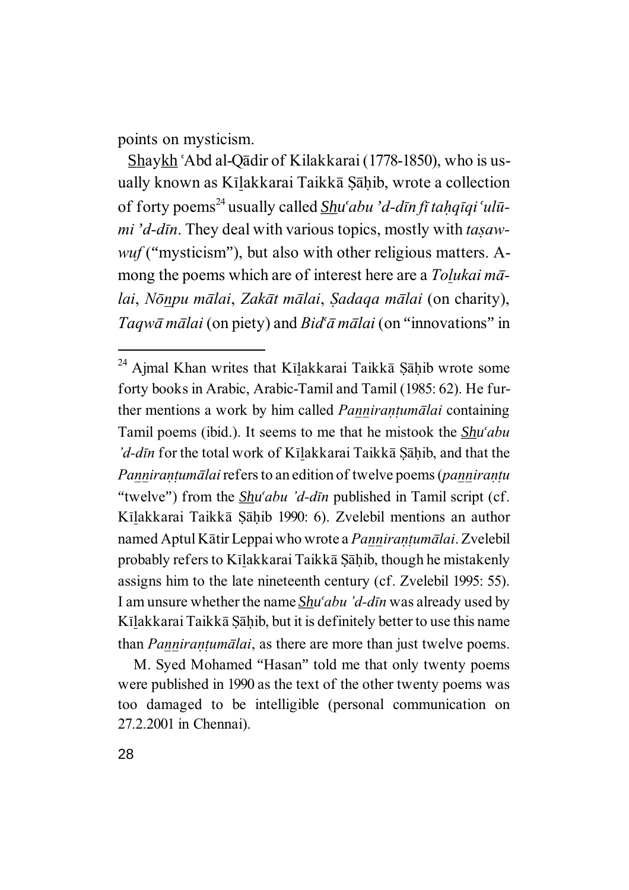points on mysticism.

S̲h̲ayk̲h̲ ʿAbd al-Qādir of Kilakkarai (1778-1850), who is usually known as Kīḻakkarai Taikkā Ṣāḥib, wrote a collection of forty poems[24] usually called *S̲h̲uʿabu ʾd-dīn fī taḥqīqi ʿulūmi ʾd-dīn*. They deal with various topics, mostly with *taṣawwuf* ("mysticism"), but also with other religious matters. Among the poems which are of interest here are a *Toḻukai mālai*, *Nōṉpu mālai*, *Zakāt mālai*, *Ṣadaqa mālai* (on charity), *Taqwā mālai* (on piety) and *Bidʿā mālai* (on "innovations" in

---

[24] Ajmal Khan writes that Kīḻakkarai Taikkā Ṣāḥib wrote some forty books in Arabic, Arabic-Tamil and Tamil (1985: 62). He further mentions a work by him called *Paṉṉiraṇṭumālai* containing Tamil poems (ibid.). It seems to me that he mistook the *S̲h̲uʿabu ʾd-dīn* for the total work of Kīḻakkarai Taikkā Ṣāḥib, and that the *Paṉṉiraṇṭumālai* refers to an edition of twelve poems (*paṉṉiraṇṭu* "twelve") from the *S̲h̲uʿabu ʾd-dīn* published in Tamil script (cf. Kīḻakkarai Taikkā Ṣāḥib 1990: 6). Zvelebil mentions an author named Aptul Kātir Leppai who wrote a *Paṉṉiraṇṭumālai*. Zvelebil probably refers to Kīḻakkarai Taikkā Ṣāḥib, though he mistakenly assigns him to the late nineteenth century (cf. Zvelebil 1995: 55). I am unsure whether the name *S̲h̲uʿabu ʾd-dīn* was already used by Kīḻakkarai Taikkā Ṣāḥib, but it is definitely better to use this name than *Paṉṉiraṇṭumālai*, as there are more than just twelve poems.

M. Syed Mohamed "Hasan" told me that only twenty poems were published in 1990 as the text of the other twenty poems was too damaged to be intelligible (personal communication on 27.2.2001 in Chennai).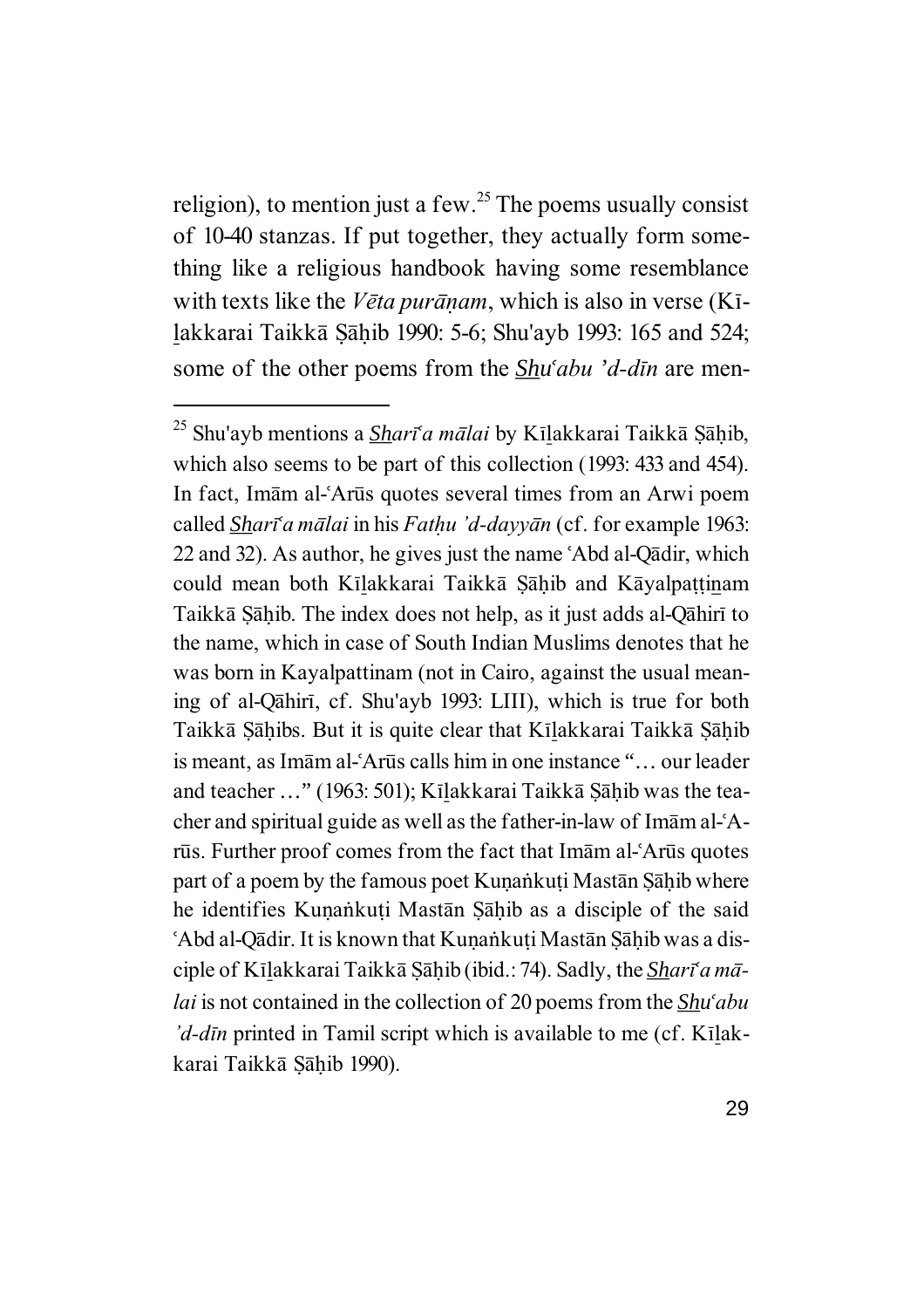religion), to mention just a few.[25] The poems usually consist of 10-40 stanzas. If put together, they actually form something like a religious handbook having some resemblance with texts like the *Vēta purāṇam*, which is also in verse (Kīḻakkarai Taikkā Ṣāḥib 1990: 5-6; Shu'ayb 1993: 165 and 524; some of the other poems from the *Shuʿabu 'd-dīn* are men-

---

[25] Shu'ayb mentions a *Sharīʿa mālai* by Kīḻakkarai Taikkā Ṣāḥib, which also seems to be part of this collection (1993: 433 and 454). In fact, Imām al-ʿArūs quotes several times from an Arwi poem called *Sharīʿa mālai* in his *Fatḥu 'd-dayyān* (cf. for example 1963: 22 and 32). As author, he gives just the name ʿAbd al-Qādir, which could mean both Kīḻakkarai Taikkā Ṣāḥib and Kāyalpaṭṭiṉam Taikkā Ṣāḥib. The index does not help, as it just adds al-Qāhirī to the name, which in case of South Indian Muslims denotes that he was born in Kayalpattinam (not in Cairo, against the usual meaning of al-Qāhirī, cf. Shu'ayb 1993: LIII), which is true for both Taikkā Ṣāḥibs. But it is quite clear that Kīḻakkarai Taikkā Ṣāḥib is meant, as Imām al-ʿArūs calls him in one instance "… our leader and teacher …" (1963: 501); Kīḻakkarai Taikkā Ṣāḥib was the teacher and spiritual guide as well as the father-in-law of Imām al-ʿArūs. Further proof comes from the fact that Imām al-ʿArūs quotes part of a poem by the famous poet Kuṇaṅkuṭi Mastān Ṣāḥib where he identifies Kuṇaṅkuṭi Mastān Ṣāḥib as a disciple of the said ʿAbd al-Qādir. It is known that Kuṇaṅkuṭi Mastān Ṣāḥib was a disciple of Kīḻakkarai Taikkā Ṣāḥib (ibid.: 74). Sadly, the *Sharīʿa mālai* is not contained in the collection of 20 poems from the *Shuʿabu 'd-dīn* printed in Tamil script which is available to me (cf. Kīḻakkarai Taikkā Ṣāḥib 1990).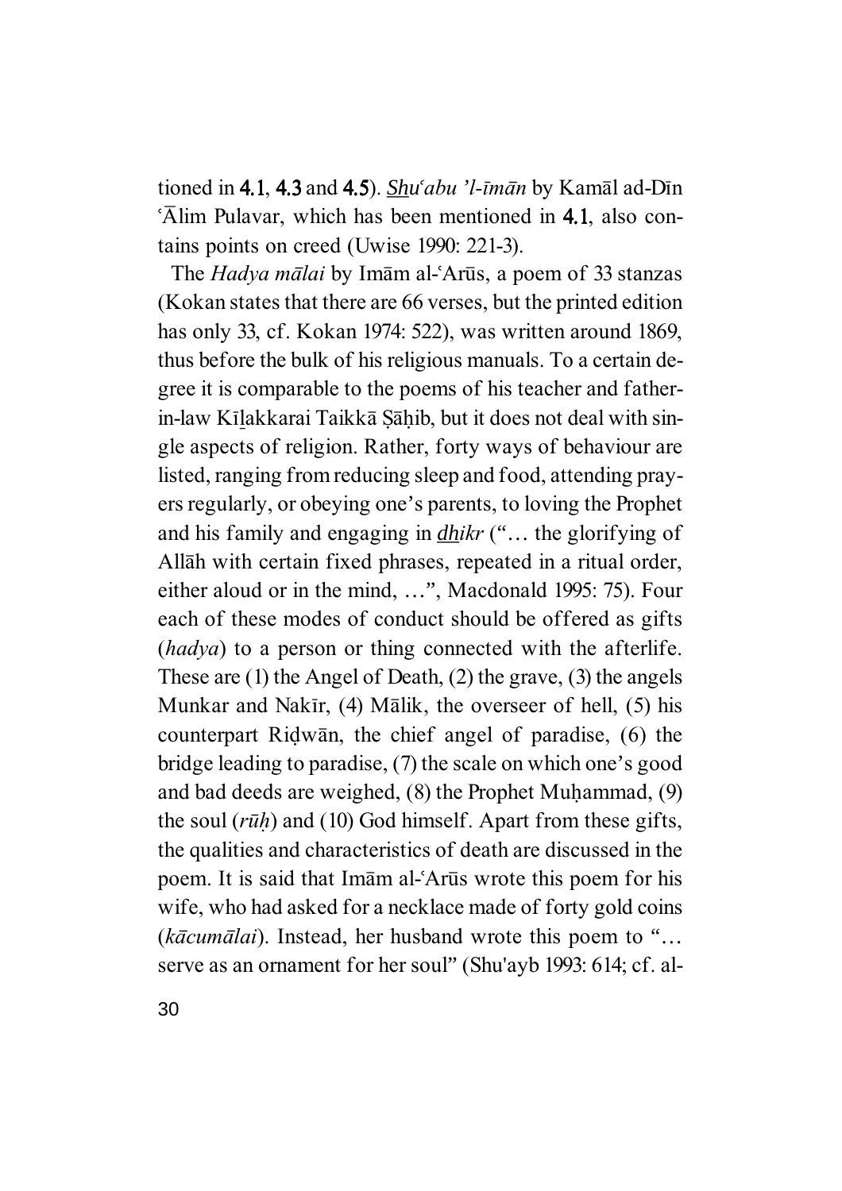tioned in **4.1**, **4.3** and **4.5**). *Shuʿabu 'l-īmān* by Kamāl ad-Dīn ʿĀlim Pulavar, which has been mentioned in **4.1**, also contains points on creed (Uwise 1990: 221-3).

The *Hadya mālai* by Imām al-ʿArūs, a poem of 33 stanzas (Kokan states that there are 66 verses, but the printed edition has only 33, cf. Kokan 1974: 522), was written around 1869, thus before the bulk of his religious manuals. To a certain degree it is comparable to the poems of his teacher and father-in-law Kīḻakkarai Taikkā Ṣāḥib, but it does not deal with single aspects of religion. Rather, forty ways of behaviour are listed, ranging from reducing sleep and food, attending prayers regularly, or obeying one's parents, to loving the Prophet and his family and engaging in *dhikr* ("… the glorifying of Allāh with certain fixed phrases, repeated in a ritual order, either aloud or in the mind, …", Macdonald 1995: 75). Four each of these modes of conduct should be offered as gifts (*hadya*) to a person or thing connected with the afterlife. These are (1) the Angel of Death, (2) the grave, (3) the angels Munkar and Nakīr, (4) Mālik, the overseer of hell, (5) his counterpart Riḍwān, the chief angel of paradise, (6) the bridge leading to paradise, (7) the scale on which one's good and bad deeds are weighed, (8) the Prophet Muḥammad, (9) the soul (*rūḥ*) and (10) God himself. Apart from these gifts, the qualities and characteristics of death are discussed in the poem. It is said that Imām al-ʿArūs wrote this poem for his wife, who had asked for a necklace made of forty gold coins (*kācumālai*). Instead, her husband wrote this poem to "… serve as an ornament for her soul" (Shu'ayb 1993: 614; cf. al-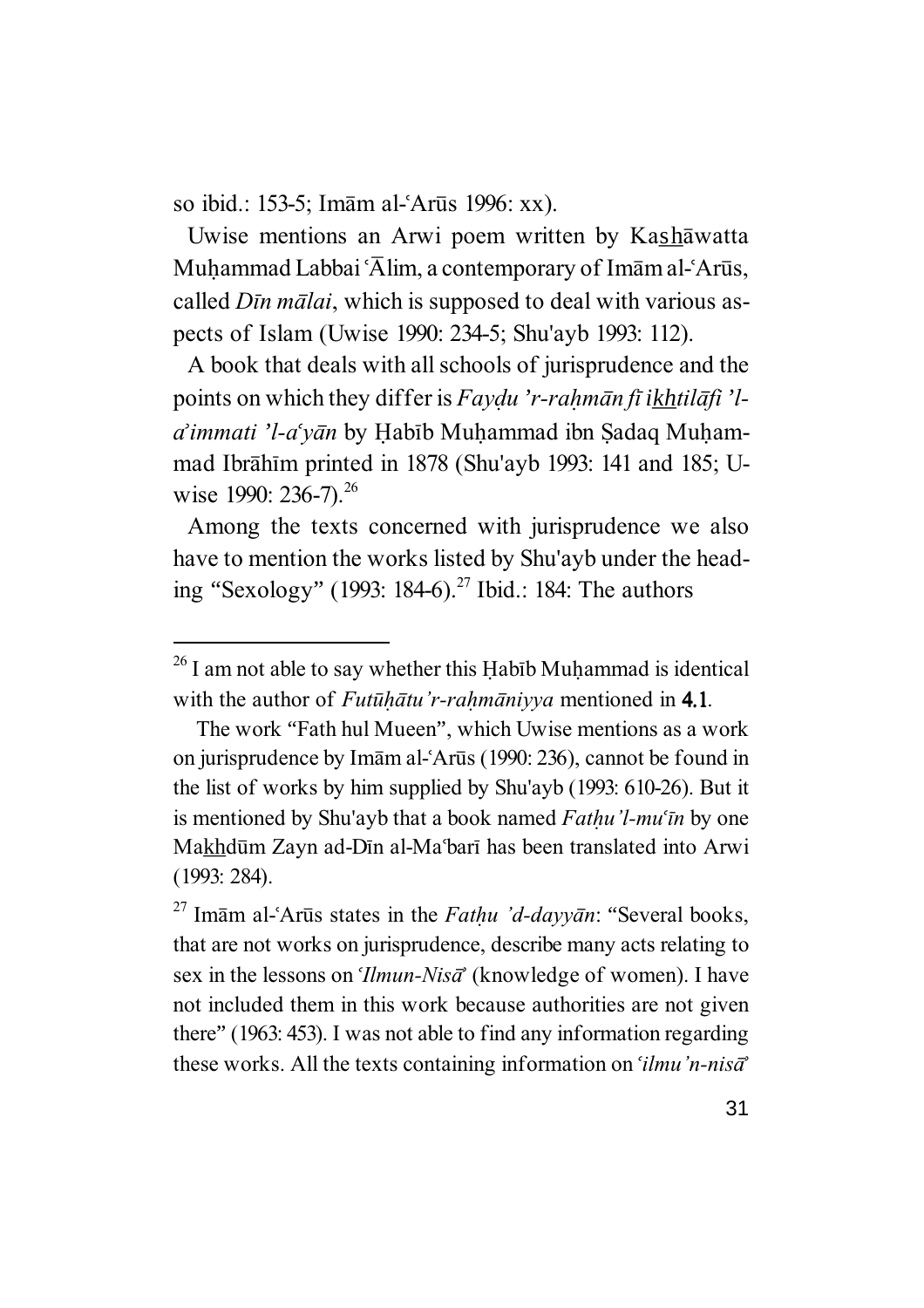so ibid.: 153-5; Imām al-ʿArūs 1996: xx).

Uwise mentions an Arwi poem written by Ka<u>sh</u>āwatta Muḥammad Labbai ʿĀlim, a contemporary of Imām al-ʿArūs, called *Dīn mālai*, which is supposed to deal with various aspects of Islam (Uwise 1990: 234-5; Shu'ayb 1993: 112).

A book that deals with all schools of jurisprudence and the points on which they differ is *Fayḍu 'r-raḥmān fī i<u>kh</u>tilāfi 'l-aʾimmati 'l-aʿyān* by Ḥabīb Muḥammad ibn Ṣadaq Muḥammad Ibrāhīm printed in 1878 (Shu'ayb 1993: 141 and 185; Uwise 1990: 236-7).[26]

Among the texts concerned with jurisprudence we also have to mention the works listed by Shu'ayb under the heading "Sexology" (1993: 184-6).[27] Ibid.: 184: The authors

---

[26] I am not able to say whether this Ḥabīb Muḥammad is identical with the author of *Futūḥātu'r-raḥmāniyya* mentioned in **4.1**.

The work "Fath hul Mueen", which Uwise mentions as a work on jurisprudence by Imām al-ʿArūs (1990: 236), cannot be found in the list of works by him supplied by Shu'ayb (1993: 610-26). But it is mentioned by Shu'ayb that a book named *Fatḥu'l-muʿīn* by one Ma<u>kh</u>dūm Zayn ad-Dīn al-Maʿbarī has been translated into Arwi (1993: 284).

[27] Imām al-ʿArūs states in the *Fatḥu 'd-dayyān*: "Several books, that are not works on jurisprudence, describe many acts relating to sex in the lessons on *ʿIlmun-Nisāʾ* (knowledge of women). I have not included them in this work because authorities are not given there" (1963: 453). I was not able to find any information regarding these works. All the texts containing information on *ʿilmu'n-nisāʾ*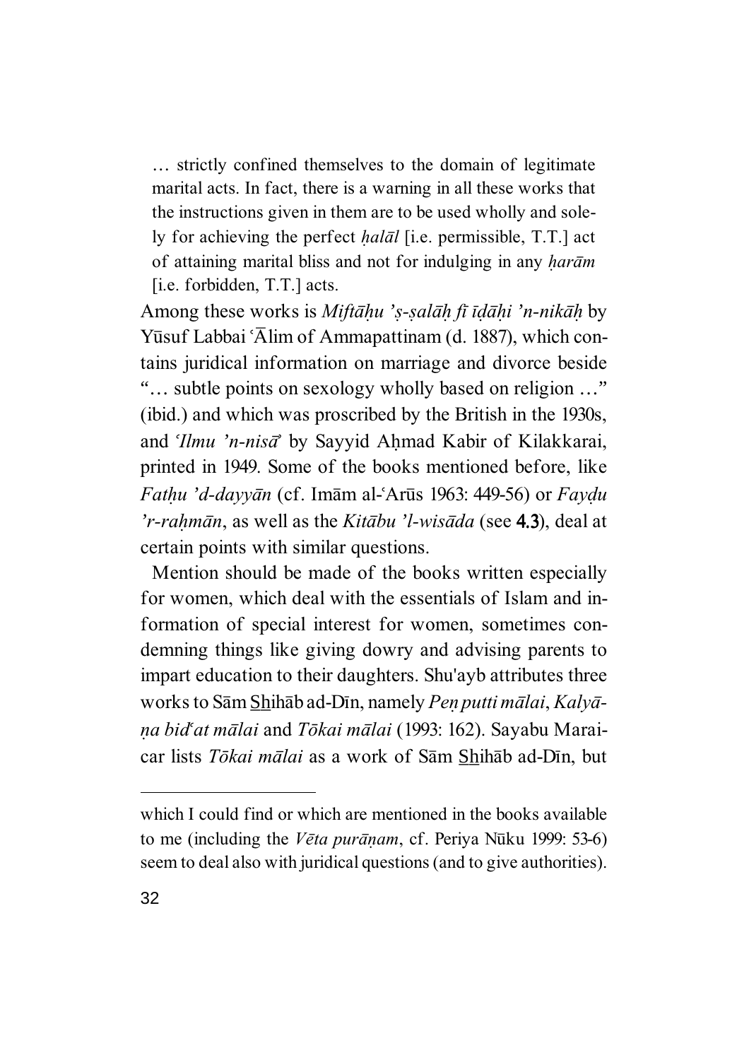… strictly confined themselves to the domain of legitimate marital acts. In fact, there is a warning in all these works that the instructions given in them are to be used wholly and solely for achieving the perfect *ḥalāl* [i.e. permissible, T.T.] act of attaining marital bliss and not for indulging in any *ḥarām* [i.e. forbidden, T.T.] acts.

Among these works is *Miftāḥu 'ṣ-ṣalāḥ fī īḍāḥi 'n-nikāḥ* by Yūsuf Labbai ʿĀlim of Ammapattinam (d. 1887), which contains juridical information on marriage and divorce beside "… subtle points on sexology wholly based on religion …" (ibid.) and which was proscribed by the British in the 1930s, and *ʿIlmu 'n-nisāʾ* by Sayyid Aḥmad Kabir of Kilakkarai, printed in 1949. Some of the books mentioned before, like *Fatḥu 'd-dayyān* (cf. Imām al-ʿArūs 1963: 449-56) or *Fayḍu 'r-raḥmān*, as well as the *Kitābu 'l-wisāda* (see **4.3**), deal at certain points with similar questions.

Mention should be made of the books written especially for women, which deal with the essentials of Islam and information of special interest for women, sometimes condemning things like giving dowry and advising parents to impart education to their daughters. Shu'ayb attributes three works to Sām Shihāb ad-Dīn, namely *Peṇ putti mālai*, *Kalyāṇa bidʿat mālai* and *Tōkai mālai* (1993: 162). Sayabu Maraicar lists *Tōkai mālai* as a work of Sām Shihāb ad-Dīn, but

---

which I could find or which are mentioned in the books available to me (including the *Vēta purāṇam*, cf. Periya Nūku 1999: 53-6) seem to deal also with juridical questions (and to give authorities).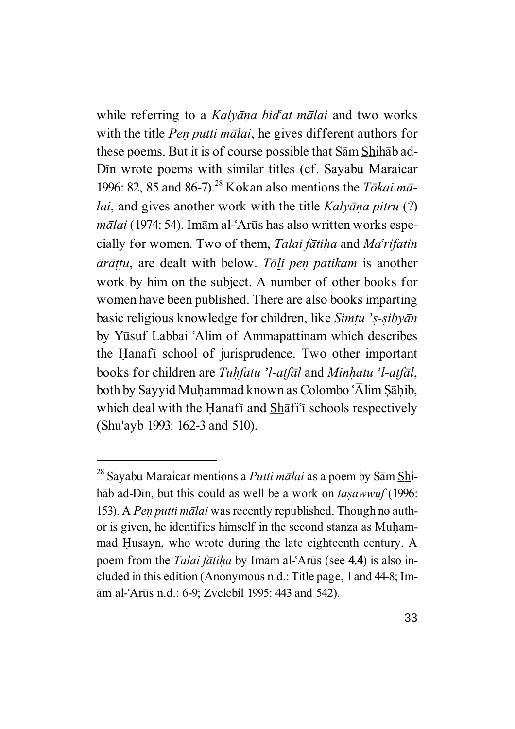while referring to a *Kalyāṇa bidʿat mālai* and two works with the title *Peṇ putti mālai*, he gives different authors for these poems. But it is of course possible that Sām Shihāb ad-Dīn wrote poems with similar titles (cf. Sayabu Maraicar 1996: 82, 85 and 86-7).[28] Kokan also mentions the *Tōkai mālai*, and gives another work with the title *Kalyāṇa pitru* (?) *mālai* (1974: 54). Imām al-ʿArūs has also written works especially for women. Two of them, *Talai fātiḥa* and *Maʿrifatiṉ ārāṭṭu*, are dealt with below. *Tōḻi peṇ patikam* is another work by him on the subject. A number of other books for women have been published. There are also books imparting basic religious knowledge for children, like *Simṭu 'ṣ-ṣibyān* by Yūsuf Labbai ʿĀlim of Ammapattinam which describes the Ḥanafī school of jurisprudence. Two other important books for children are *Tuḥfatu 'l-aṭfāl* and *Minḥatu 'l-aṭfāl*, both by Sayyid Muḥammad known as Colombo ʿĀlim Ṣāḥib, which deal with the Ḥanafī and Shāfiʿī schools respectively (Shu'ayb 1993: 162-3 and 510).

---

[28] Sayabu Maraicar mentions a *Putti mālai* as a poem by Sām Shihāb ad-Dīn, but this could as well be a work on *taṣawwuf* (1996: 153). A *Peṇ putti mālai* was recently republished. Though no author is given, he identifies himself in the second stanza as Muḥammad Ḥusayn, who wrote during the late eighteenth century. A poem from the *Talai fātiḥa* by Imām al-ʿArūs (see **4.4**) is also included in this edition (Anonymous n.d.: Title page, 1 and 44-8; Imām al-ʿArūs n.d.: 6-9; Zvelebil 1995: 443 and 542).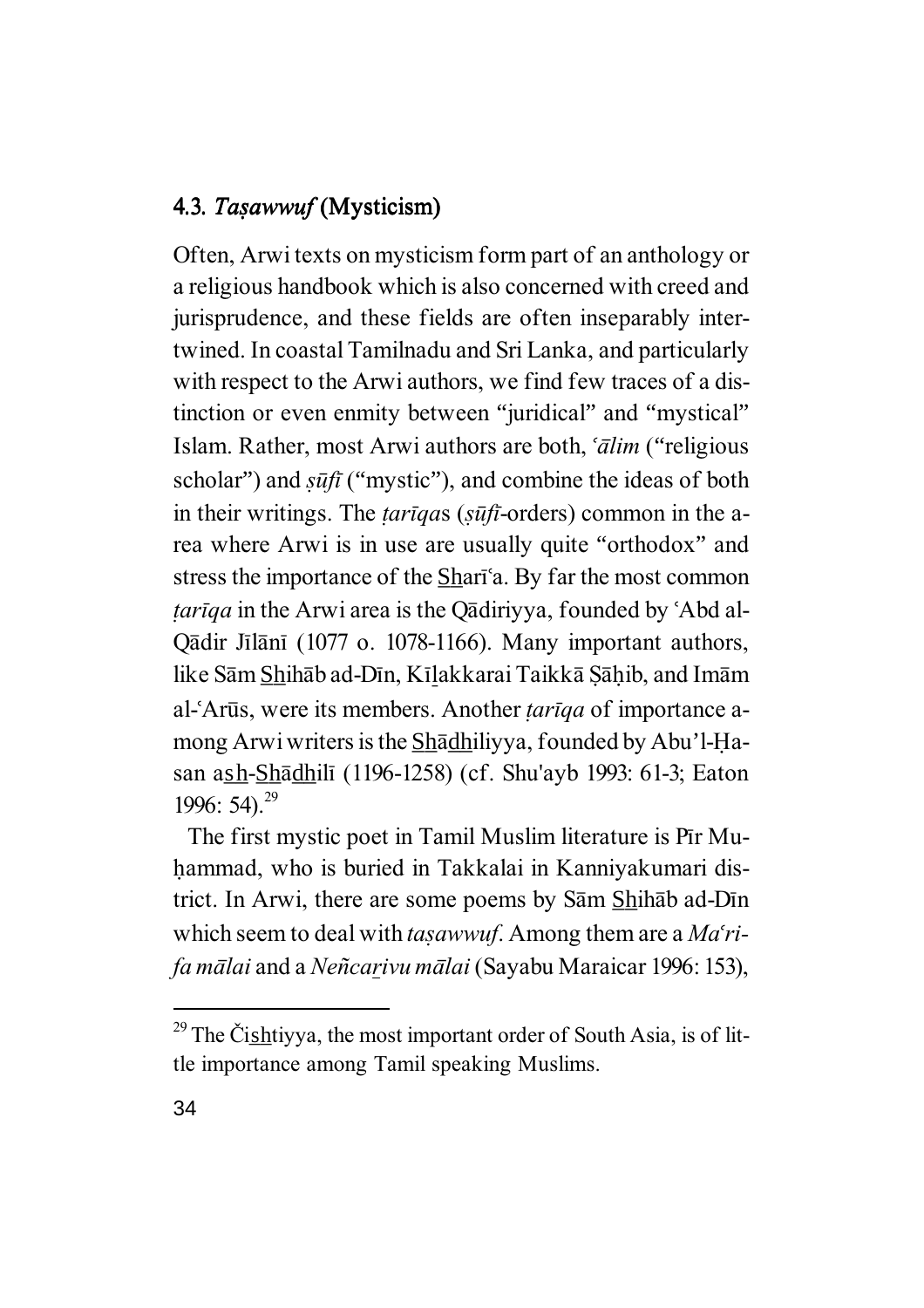## 4.3. *Taṣawwuf* (Mysticism)

Often, Arwi texts on mysticism form part of an anthology or a religious handbook which is also concerned with creed and jurisprudence, and these fields are often inseparably intertwined. In coastal Tamilnadu and Sri Lanka, and particularly with respect to the Arwi authors, we find few traces of a distinction or even enmity between "juridical" and "mystical" Islam. Rather, most Arwi authors are both, *ʿālim* ("religious scholar") and *ṣūfī* ("mystic"), and combine the ideas of both in their writings. The *ṭarīqa*s (*ṣūfī*-orders) common in the area where Arwi is in use are usually quite "orthodox" and stress the importance of the S͟harīʿa. By far the most common *ṭarīqa* in the Arwi area is the Qādiriyya, founded by ʿAbd al-Qādir Jīlānī (1077 o. 1078-1166). Many important authors, like Sām S͟hihāb ad-Dīn, Kīḻakkarai Taikkā Ṣāḥib, and Imām al-ʿArūs, were its members. Another *ṭarīqa* of importance among Arwi writers is the S͟hād͟hiliyya, founded by Abu'l-Ḥasan as͟h-S͟hād͟hilī (1196-1258) (cf. Shu'ayb 1993: 61-3; Eaton 1996: 54).[29]

The first mystic poet in Tamil Muslim literature is Pīr Muḥammad, who is buried in Takkalai in Kanniyakumari district. In Arwi, there are some poems by Sām S͟hihāb ad-Dīn which seem to deal with *taṣawwuf*. Among them are a *Maʿrifa mālai* and a *Neñcaṟivu mālai* (Sayabu Maraicar 1996: 153),

---

[29] The Čis͟htiyya, the most important order of South Asia, is of little importance among Tamil speaking Muslims.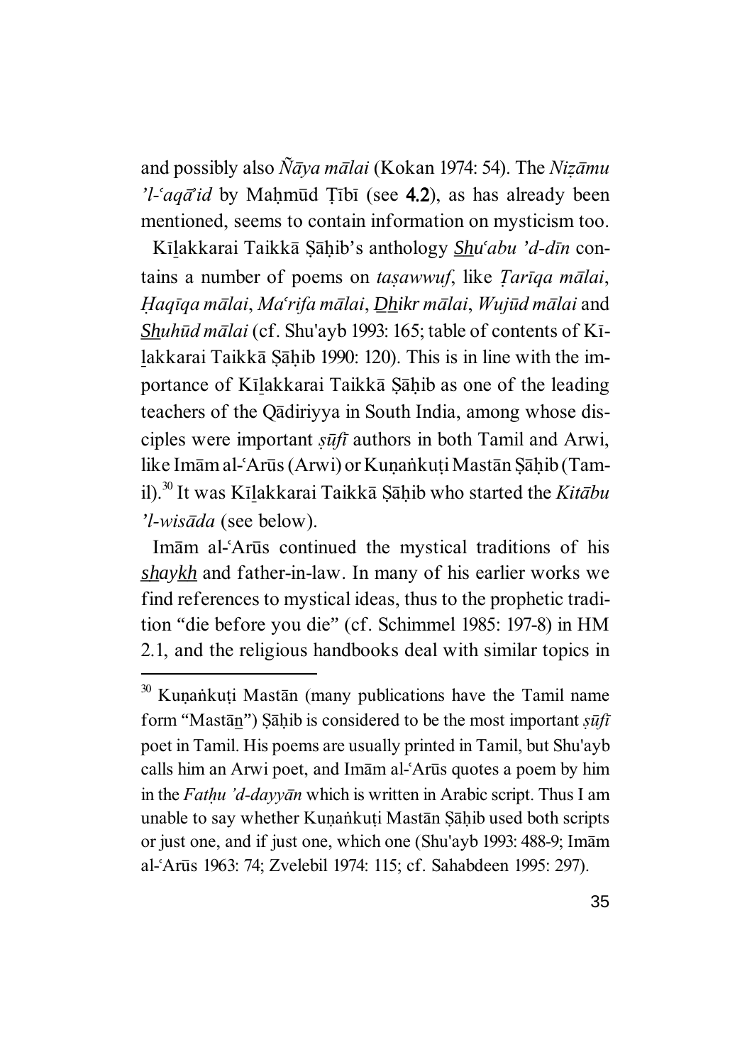and possibly also *Ñāya mālai* (Kokan 1974: 54). The *Niẓāmu 'l-ʿaqā'id* by Maḥmūd Ṭībī (see **4.2**), as has already been mentioned, seems to contain information on mysticism too.

Kīḻakkarai Taikkā Ṣāḥib's anthology *Shuʿabu 'd-dīn* contains a number of poems on *taṣawwuf*, like *Ṭarīqa mālai*, *Ḥaqīqa mālai*, *Maʿrifa mālai*, *Dhikr mālai*, *Wujūd mālai* and *Shuhūd mālai* (cf. Shu'ayb 1993: 165; table of contents of Kīḻakkarai Taikkā Ṣāḥib 1990: 120). This is in line with the importance of Kīḻakkarai Taikkā Ṣāḥib as one of the leading teachers of the Qādiriyya in South India, among whose disciples were important *ṣūfī* authors in both Tamil and Arwi, like Imām al-ʿArūs (Arwi) or Kuṇaṅkuṭi Mastān Ṣāḥib (Tamil).[30] It was Kīḻakkarai Taikkā Ṣāḥib who started the *Kitābu 'l-wisāda* (see below).

Imām al-ʿArūs continued the mystical traditions of his *shaykh* and father-in-law. In many of his earlier works we find references to mystical ideas, thus to the prophetic tradition "die before you die" (cf. Schimmel 1985: 197-8) in HM 2.1, and the religious handbooks deal with similar topics in

---

[30] Kuṇaṅkuṭi Mastān (many publications have the Tamil name form "Mastāṉ") Ṣāḥib is considered to be the most important *ṣūfī* poet in Tamil. His poems are usually printed in Tamil, but Shu'ayb calls him an Arwi poet, and Imām al-ʿArūs quotes a poem by him in the *Fatḥu 'd-dayyān* which is written in Arabic script. Thus I am unable to say whether Kuṇaṅkuṭi Mastān Ṣāḥib used both scripts or just one, and if just one, which one (Shu'ayb 1993: 488-9; Imām al-ʿArūs 1963: 74; Zvelebil 1974: 115; cf. Sahabdeen 1995: 297).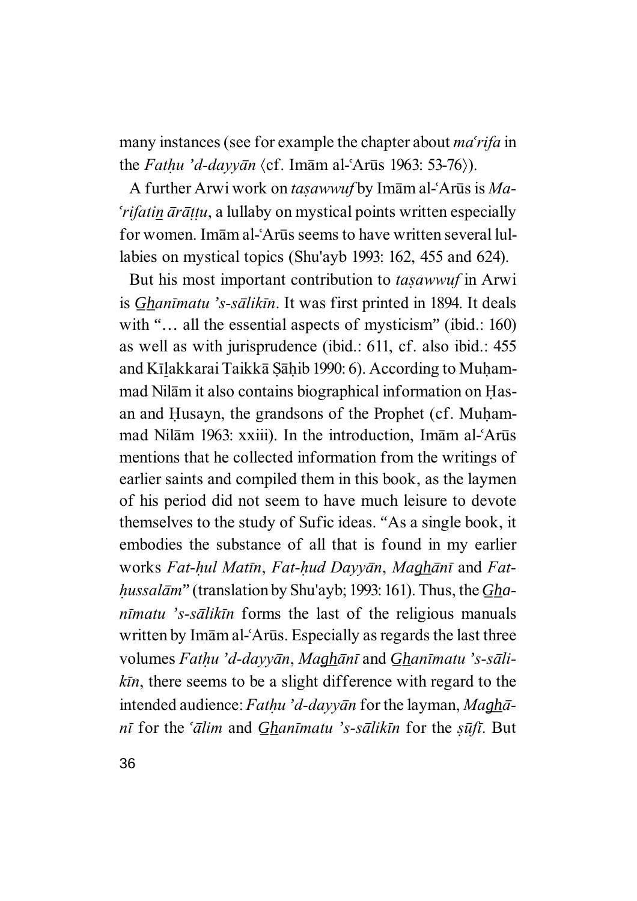many instances (see for example the chapter about *maʿrifa* in the *Fatḥu 'd-dayyān* ⟨cf. Imām al-ʿArūs 1963: 53-76⟩).

A further Arwi work on *taṣawwuf* by Imām al-ʿArūs is *Maʿrifatiṉ ārāṭṭu*, a lullaby on mystical points written especially for women. Imām al-ʿArūs seems to have written several lullabies on mystical topics (Shu'ayb 1993: 162, 455 and 624).

But his most important contribution to *taṣawwuf* in Arwi is *G̲h̲anīmatu 's-sālikīn*. It was first printed in 1894. It deals with "… all the essential aspects of mysticism" (ibid.: 160) as well as with jurisprudence (ibid.: 611, cf. also ibid.: 455 and Kīḻakkarai Taikkā Ṣāḥib 1990: 6). According to Muḥammad Nilām it also contains biographical information on Ḥasan and Ḥusayn, the grandsons of the Prophet (cf. Muḥammad Nilām 1963: xxiii). In the introduction, Imām al-ʿArūs mentions that he collected information from the writings of earlier saints and compiled them in this book, as the laymen of his period did not seem to have much leisure to devote themselves to the study of Sufic ideas. "As a single book, it embodies the substance of all that is found in my earlier works *Fat-ḥul Matīn*, *Fat-ḥud Dayyān*, *Mag̲h̲ānī* and *Fat-ḥussalām*" (translation by Shu'ayb; 1993: 161). Thus, the *G̲h̲anīmatu 's-sālikīn* forms the last of the religious manuals written by Imām al-ʿArūs. Especially as regards the last three volumes *Fatḥu 'd-dayyān*, *Mag̲h̲ānī* and *G̲h̲anīmatu 's-sālikīn*, there seems to be a slight difference with regard to the intended audience: *Fatḥu 'd-dayyān* for the layman, *Mag̲h̲ānī* for the *ʿālim* and *G̲h̲anīmatu 's-sālikīn* for the *ṣūfī*. But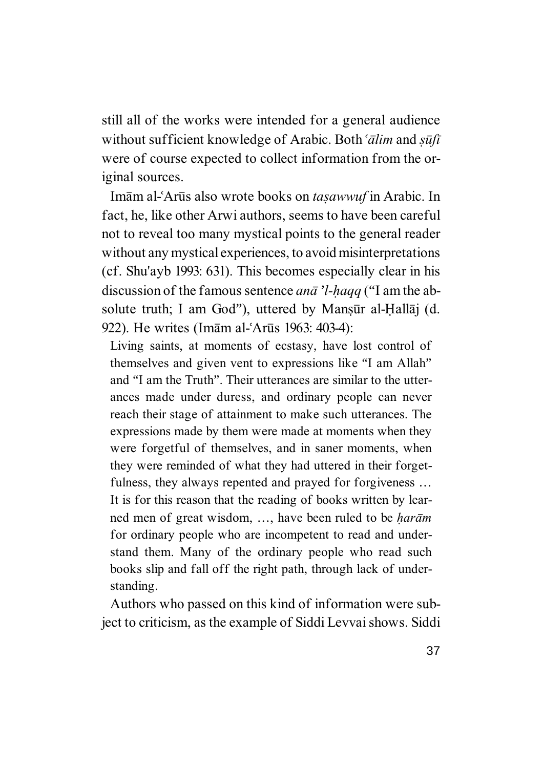still all of the works were intended for a general audience without sufficient knowledge of Arabic. Both *ʿālim* and *ṣūfī* were of course expected to collect information from the original sources.

Imām al-ʿArūs also wrote books on *taṣawwuf* in Arabic. In fact, he, like other Arwi authors, seems to have been careful not to reveal too many mystical points to the general reader without any mystical experiences, to avoid misinterpretations (cf. Shu'ayb 1993: 631). This becomes especially clear in his discussion of the famous sentence *anā 'l-ḥaqq* ("I am the absolute truth; I am God"), uttered by Manṣūr al-Ḥallāj (d. 922). He writes (Imām al-ʿArūs 1963: 403-4):

> Living saints, at moments of ecstasy, have lost control of themselves and given vent to expressions like "I am Allah" and "I am the Truth". Their utterances are similar to the utterances made under duress, and ordinary people can never reach their stage of attainment to make such utterances. The expressions made by them were made at moments when they were forgetful of themselves, and in saner moments, when they were reminded of what they had uttered in their forgetfulness, they always repented and prayed for forgiveness … It is for this reason that the reading of books written by learned men of great wisdom, …, have been ruled to be *ḥarām* for ordinary people who are incompetent to read and understand them. Many of the ordinary people who read such books slip and fall off the right path, through lack of understanding.

Authors who passed on this kind of information were subject to criticism, as the example of Siddi Levvai shows. Siddi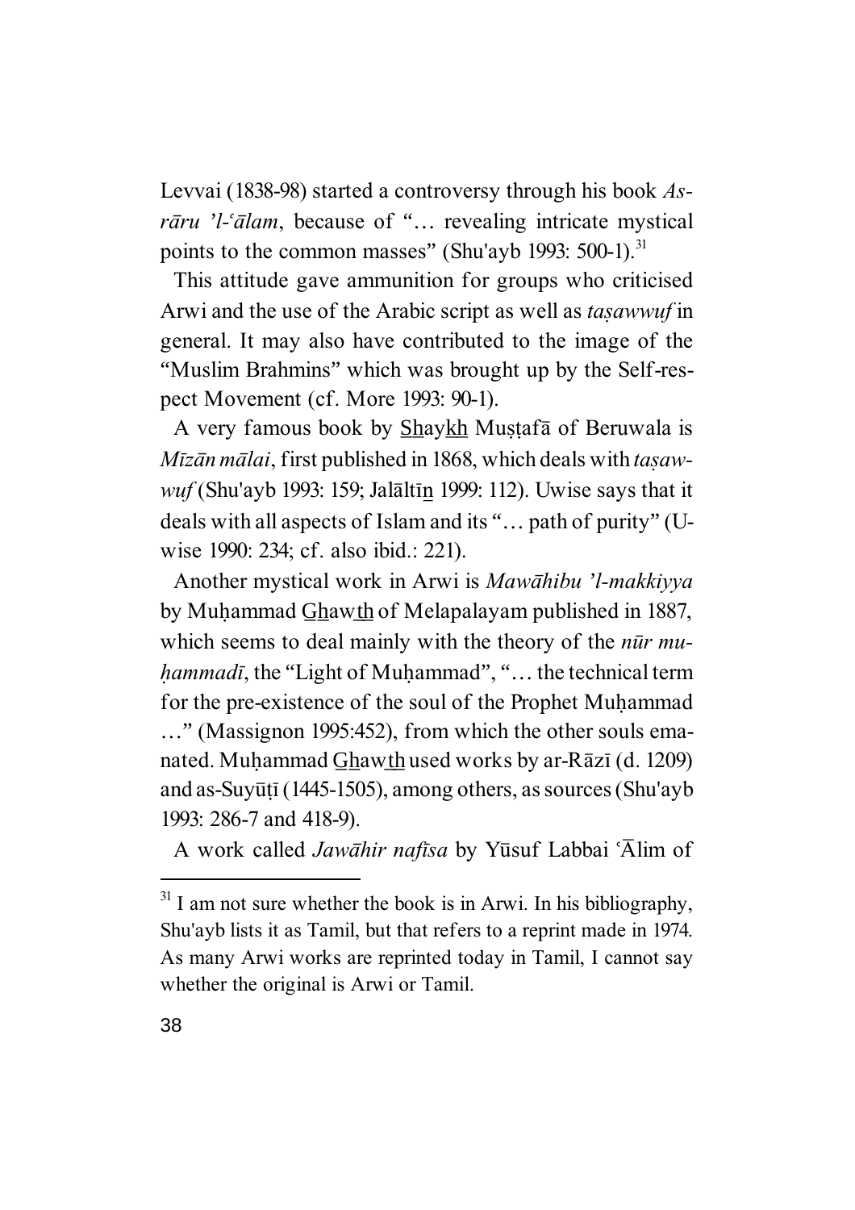Levvai (1838-98) started a controversy through his book *Asrāru ’l-ʿālam*, because of “… revealing intricate mystical points to the common masses” (Shu'ayb 1993: 500-1).[31]

This attitude gave ammunition for groups who criticised Arwi and the use of the Arabic script as well as *taṣawwuf* in general. It may also have contributed to the image of the “Muslim Brahmins” which was brought up by the Self-respect Movement (cf. More 1993: 90-1).

A very famous book by S͟hayk͟h Muṣṭafā of Beruwala is *Mīzān mālai*, first published in 1868, which deals with *taṣawwuf* (Shu'ayb 1993: 159; Jalāltīn̠ 1999: 112). Uwise says that it deals with all aspects of Islam and its “… path of purity” (Uwise 1990: 234; cf. also ibid.: 221).

Another mystical work in Arwi is *Mawāhibu ’l-makkiyya* by Muḥammad G͟hawt͟h of Melapalayam published in 1887, which seems to deal mainly with the theory of the *nūr muḥammadī*, the “Light of Muḥammad”, “… the technical term for the pre-existence of the soul of the Prophet Muḥammad …” (Massignon 1995:452), from which the other souls emanated. Muḥammad G͟hawt͟h used works by ar-Rāzī (d. 1209) and as-Suyūṭī (1445-1505), among others, as sources (Shu'ayb 1993: 286-7 and 418-9).

A work called *Jawāhir nafīsa* by Yūsuf Labbai ʿĀlim of

---

[31] I am not sure whether the book is in Arwi. In his bibliography, Shu'ayb lists it as Tamil, but that refers to a reprint made in 1974. As many Arwi works are reprinted today in Tamil, I cannot say whether the original is Arwi or Tamil.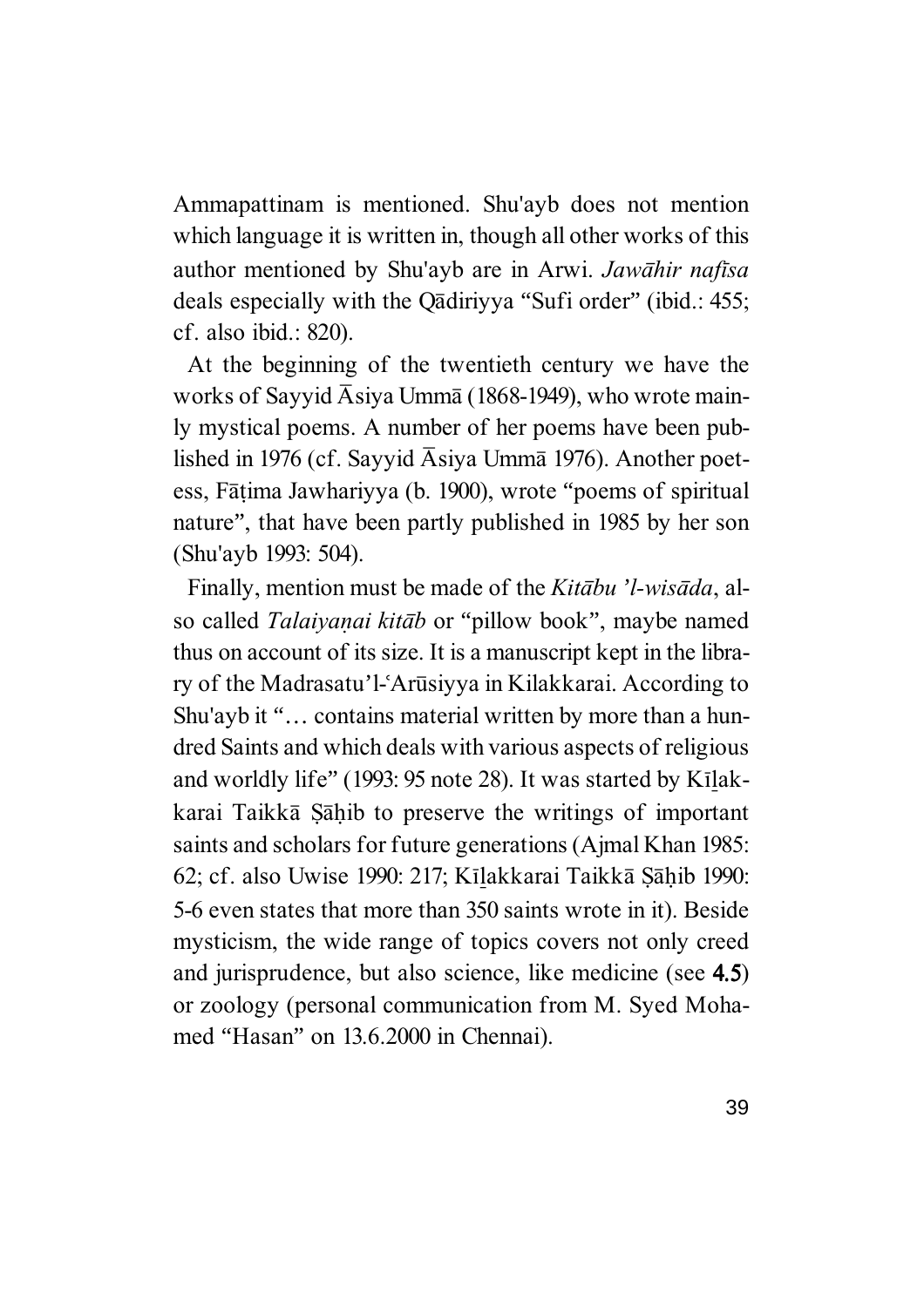Ammapattinam is mentioned. Shu'ayb does not mention which language it is written in, though all other works of this author mentioned by Shu'ayb are in Arwi. *Jawāhir nafīsa* deals especially with the Qādiriyya "Sufi order" (ibid.: 455; cf. also ibid.: 820).

At the beginning of the twentieth century we have the works of Sayyid Āsiya Ummā (1868-1949), who wrote mainly mystical poems. A number of her poems have been published in 1976 (cf. Sayyid Āsiya Ummā 1976). Another poetess, Fāṭima Jawhariyya (b. 1900), wrote "poems of spiritual nature", that have been partly published in 1985 by her son (Shu'ayb 1993: 504).

Finally, mention must be made of the *Kitābu 'l-wisāda*, also called *Talaiyaṇai kitāb* or "pillow book", maybe named thus on account of its size. It is a manuscript kept in the library of the Madrasatu'l-ʿArūsiyya in Kilakkarai. According to Shu'ayb it "… contains material written by more than a hundred Saints and which deals with various aspects of religious and worldly life" (1993: 95 note 28). It was started by Kīḻakkarai Taikkā Ṣāḥib to preserve the writings of important saints and scholars for future generations (Ajmal Khan 1985: 62; cf. also Uwise 1990: 217; Kīḻakkarai Taikkā Ṣāḥib 1990: 5-6 even states that more than 350 saints wrote in it). Beside mysticism, the wide range of topics covers not only creed and jurisprudence, but also science, like medicine (see **4.5**) or zoology (personal communication from M. Syed Mohamed "Hasan" on 13.6.2000 in Chennai).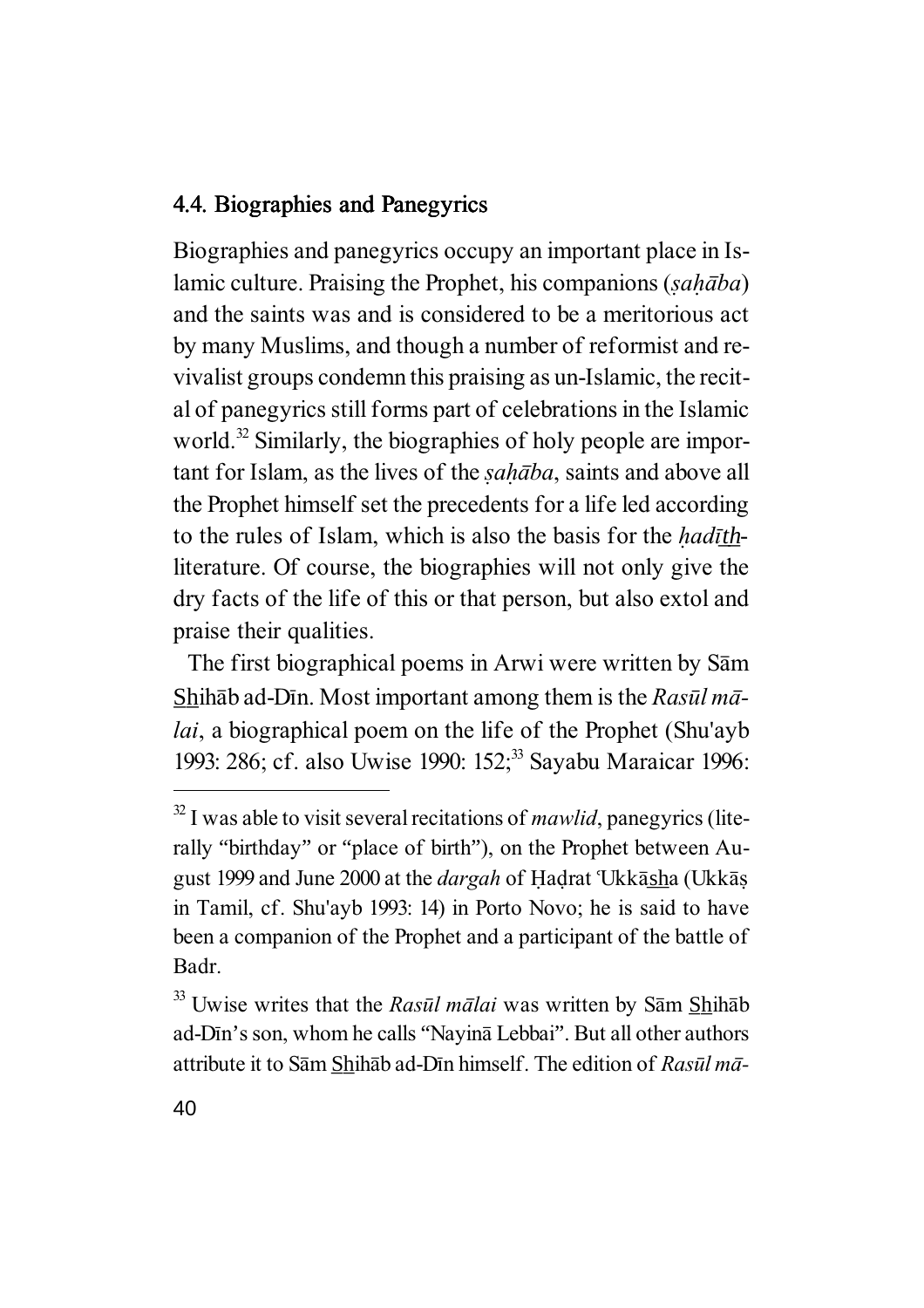## 4.4. Biographies and Panegyrics

Biographies and panegyrics occupy an important place in Islamic culture. Praising the Prophet, his companions (*ṣaḥāba*) and the saints was and is considered to be a meritorious act by many Muslims, and though a number of reformist and revivalist groups condemn this praising as un-Islamic, the recital of panegyrics still forms part of celebrations in the Islamic world.[32] Similarly, the biographies of holy people are important for Islam, as the lives of the *ṣaḥāba*, saints and above all the Prophet himself set the precedents for a life led according to the rules of Islam, which is also the basis for the *ḥadīth*-literature. Of course, the biographies will not only give the dry facts of the life of this or that person, but also extol and praise their qualities.

The first biographical poems in Arwi were written by Sām Shihāb ad-Dīn. Most important among them is the *Rasūl mālai*, a biographical poem on the life of the Prophet (Shu'ayb 1993: 286; cf. also Uwise 1990: 152;[33] Sayabu Maraicar 1996:

---

[32] I was able to visit several recitations of *mawlid*, panegyrics (literally "birthday" or "place of birth"), on the Prophet between August 1999 and June 2000 at the *dargah* of Ḥaḍrat ʿUkkāsha (Ukkāṣ in Tamil, cf. Shu'ayb 1993: 14) in Porto Novo; he is said to have been a companion of the Prophet and a participant of the battle of Badr.

[33] Uwise writes that the *Rasūl mālai* was written by Sām Shihāb ad-Dīn's son, whom he calls "Nayinā Lebbai". But all other authors attribute it to Sām Shihāb ad-Dīn himself. The edition of *Rasūl mā-*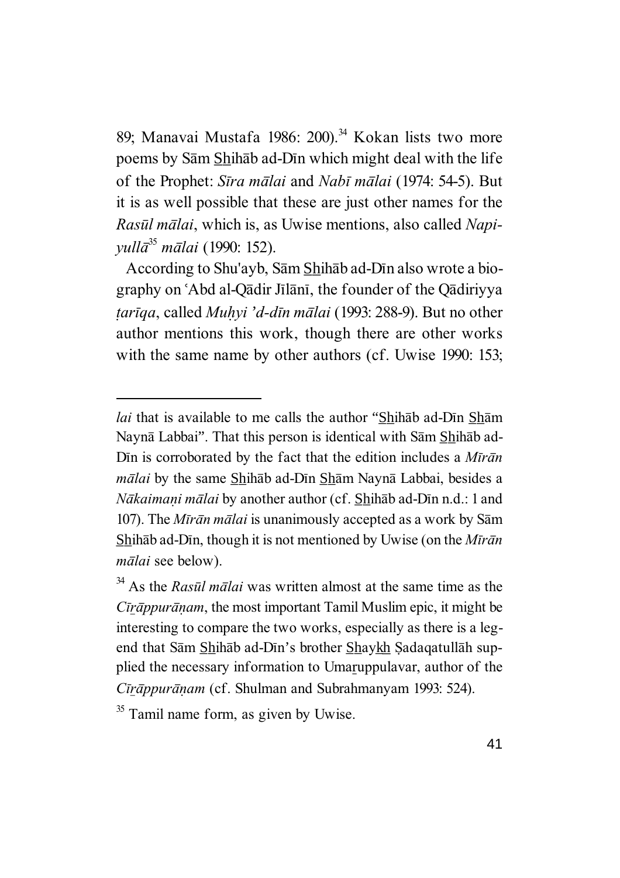89; Manavai Mustafa 1986: 200).[34] Kokan lists two more poems by Sām Shihāb ad-Dīn which might deal with the life of the Prophet: *Sīra mālai* and *Nabī mālai* (1974: 54-5). But it is as well possible that these are just other names for the *Rasūl mālai*, which is, as Uwise mentions, also called *Napiyullā*[35] *mālai* (1990: 152).

According to Shu'ayb, Sām Shihāb ad-Dīn also wrote a biography on ʿAbd al-Qādir Jīlānī, the founder of the Qādiriyya *ṭarīqa*, called *Muḥyi 'd-dīn mālai* (1993: 288-9). But no other author mentions this work, though there are other works with the same name by other authors (cf. Uwise 1990: 153;

---

*lai* that is available to me calls the author "Shihāb ad-Dīn Shām Naynā Labbai". That this person is identical with Sām Shihāb ad-Dīn is corroborated by the fact that the edition includes a *Mīrān mālai* by the same Shihāb ad-Dīn Shām Naynā Labbai, besides a *Nākaimaṇi mālai* by another author (cf. Shihāb ad-Dīn n.d.: 1 and 107). The *Mīrān mālai* is unanimously accepted as a work by Sām Shihāb ad-Dīn, though it is not mentioned by Uwise (on the *Mīrān mālai* see below).

[34] As the *Rasūl mālai* was written almost at the same time as the *Cīṟāppurāṇam*, the most important Tamil Muslim epic, it might be interesting to compare the two works, especially as there is a legend that Sām Shihāb ad-Dīn's brother Shaykh Ṣadaqatullāh supplied the necessary information to Umaṟuppulavar, author of the *Cīṟāppurāṇam* (cf. Shulman and Subrahmanyam 1993: 524).

[35] Tamil name form, as given by Uwise.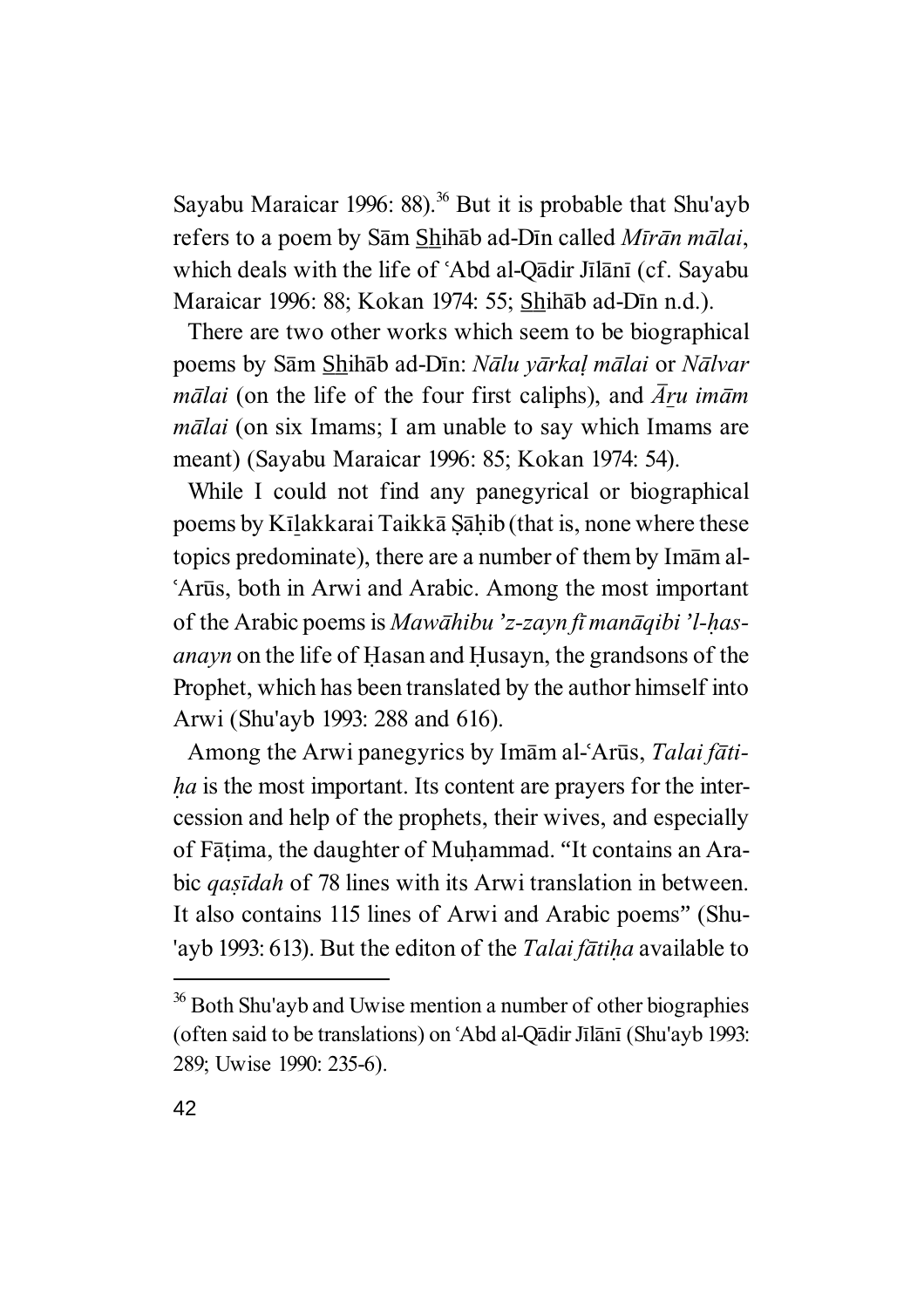Sayabu Maraicar 1996: 88).[36] But it is probable that Shu'ayb refers to a poem by Sām Shihāb ad-Dīn called *Mīrān mālai*, which deals with the life of ʿAbd al-Qādir Jīlānī (cf. Sayabu Maraicar 1996: 88; Kokan 1974: 55; Shihāb ad-Dīn n.d.).

There are two other works which seem to be biographical poems by Sām Shihāb ad-Dīn: *Nālu yārkaḷ mālai* or *Nālvar mālai* (on the life of the four first caliphs), and *Āṟu imām mālai* (on six Imams; I am unable to say which Imams are meant) (Sayabu Maraicar 1996: 85; Kokan 1974: 54).

While I could not find any panegyrical or biographical poems by Kīḻakkarai Taikkā Ṣāḥib (that is, none where these topics predominate), there are a number of them by Imām al-ʿArūs, both in Arwi and Arabic. Among the most important of the Arabic poems is *Mawāhibu 'z-zayn fī manāqibi 'l-ḥasanayn* on the life of Ḥasan and Ḥusayn, the grandsons of the Prophet, which has been translated by the author himself into Arwi (Shu'ayb 1993: 288 and 616).

Among the Arwi panegyrics by Imām al-ʿArūs, *Talai fātiḥa* is the most important. Its content are prayers for the intercession and help of the prophets, their wives, and especially of Fāṭima, the daughter of Muḥammad. "It contains an Arabic *qaṣīdah* of 78 lines with its Arwi translation in between. It also contains 115 lines of Arwi and Arabic poems" (Shu'ayb 1993: 613). But the editon of the *Talai fātiḥa* available to

[36] Both Shu'ayb and Uwise mention a number of other biographies (often said to be translations) on ʿAbd al-Qādir Jīlānī (Shu'ayb 1993: 289; Uwise 1990: 235-6).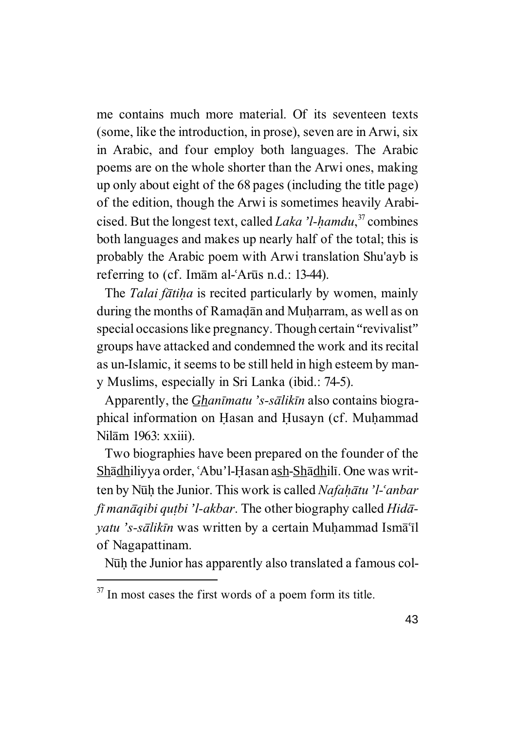me contains much more material. Of its seventeen texts (some, like the introduction, in prose), seven are in Arwi, six in Arabic, and four employ both languages. The Arabic poems are on the whole shorter than the Arwi ones, making up only about eight of the 68 pages (including the title page) of the edition, though the Arwi is sometimes heavily Arabicised. But the longest text, called *Laka 'l-ḥamdu*,[37] combines both languages and makes up nearly half of the total; this is probably the Arabic poem with Arwi translation Shu'ayb is referring to (cf. Imām al-ʿArūs n.d.: 13-44).

The *Talai fātiḥa* is recited particularly by women, mainly during the months of Ramaḍān and Muḥarram, as well as on special occasions like pregnancy. Though certain "revivalist" groups have attacked and condemned the work and its recital as un-Islamic, it seems to be still held in high esteem by many Muslims, especially in Sri Lanka (ibid.: 74-5).

Apparently, the *G͟hanīmatu 's-sālikīn* also contains biographical information on Ḥasan and Ḥusayn (cf. Muḥammad Nilām 1963: xxiii).

Two biographies have been prepared on the founder of the S͟hād͟hiliyya order, ʿAbu'l-Ḥasan as͟h-S͟hād͟hilī. One was written by Nūḥ the Junior. This work is called *Nafaḥātu 'l-ʿanbar fī manāqibi quṭbi 'l-akbar*. The other biography called *Hidāyatu 's-sālikīn* was written by a certain Muḥammad Ismāʿīl of Nagapattinam.

Nūḥ the Junior has apparently also translated a famous col-

---

[37] In most cases the first words of a poem form its title.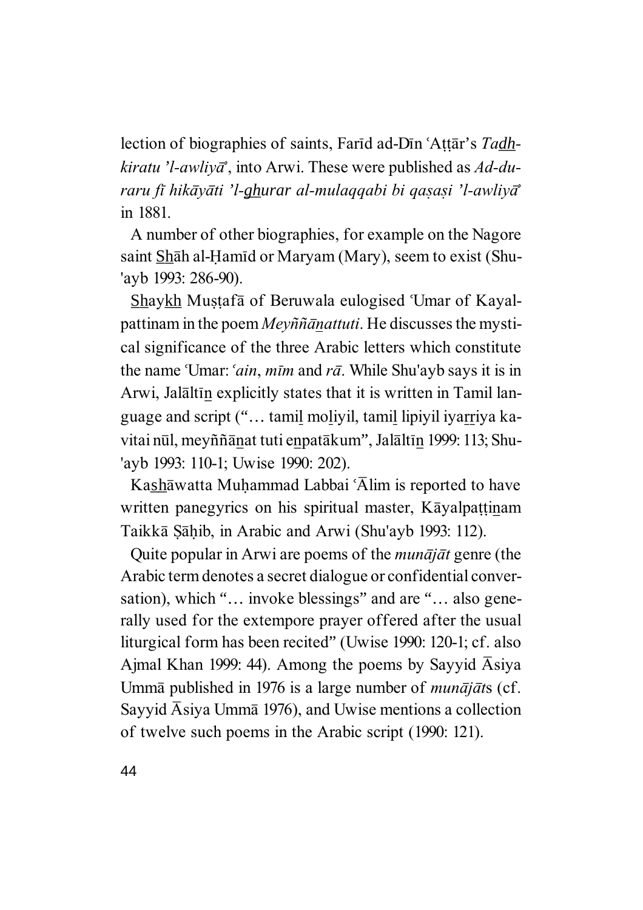lection of biographies of saints, Farīd ad-Dīn ʿAṭṭār's *Tadh-kiratu 'l-awliyāʾ*, into Arwi. These were published as *Ad-duraru fī hikāyāti 'l-ghurar al-mulaqqabi bi qaṣaṣi 'l-awliyāʾ* in 1881.

A number of other biographies, for example on the Nagore saint Shāh al-Ḥamīd or Maryam (Mary), seem to exist (Shu-'ayb 1993: 286-90).

Shaykh Muṣṭafā of Beruwala eulogised ʿUmar of Kayalpattinam in the poem *Meyññānattuti*. He discusses the mystical significance of the three Arabic letters which constitute the name ʿUmar: *ʿain*, *mīm* and *rā*. While Shu'ayb says it is in Arwi, Jalāltīn explicitly states that it is written in Tamil language and script ("… tamil moliyil, tamil lipiyil iyarriya kavitai nūl, meyññānat tuti enpatākum", Jalāltīn 1999: 113; Shu-'ayb 1993: 110-1; Uwise 1990: 202).

Kashāwatta Muḥammad Labbai ʿĀlim is reported to have written panegyrics on his spiritual master, Kāyalpaṭṭinam Taikkā Ṣāḥib, in Arabic and Arwi (Shu'ayb 1993: 112).

Quite popular in Arwi are poems of the *munājāt* genre (the Arabic term denotes a secret dialogue or confidential conversation), which "… invoke blessings" and are "… also generally used for the extempore prayer offered after the usual liturgical form has been recited" (Uwise 1990: 120-1; cf. also Ajmal Khan 1999: 44). Among the poems by Sayyid Āsiya Ummā published in 1976 is a large number of *munājāt*s (cf. Sayyid Āsiya Ummā 1976), and Uwise mentions a collection of twelve such poems in the Arabic script (1990: 121).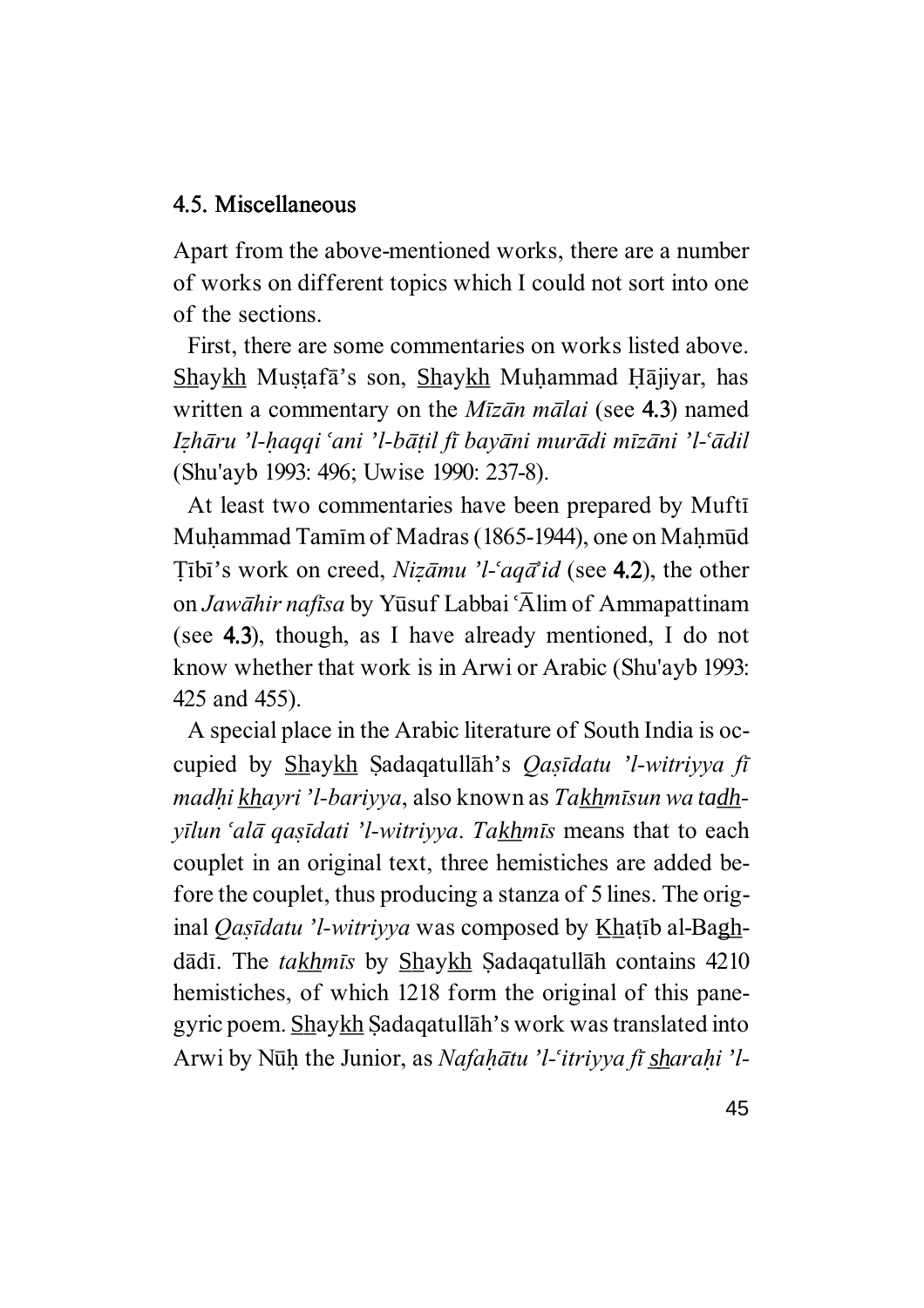### 4.5. Miscellaneous

Apart from the above-mentioned works, there are a number of works on different topics which I could not sort into one of the sections.

First, there are some commentaries on works listed above. S͟hayk͟h Muṣṭafā's son, S͟hayk͟h Muḥammad Ḥājiyar, has written a commentary on the *Mīzān mālai* (see **4.3**) named *Iẓhāru 'l-ḥaqqi ʿani 'l-bāṭil fī bayāni murādi mīzāni 'l-ʿādil* (Shu'ayb 1993: 496; Uwise 1990: 237-8).

At least two commentaries have been prepared by Muftī Muḥammad Tamīm of Madras (1865-1944), one on Maḥmūd Ṭībī's work on creed, *Niẓāmu 'l-ʿaqāʾid* (see **4.2**), the other on *Jawāhir nafīsa* by Yūsuf Labbai ʿĀlim of Ammapattinam (see **4.3**), though, as I have already mentioned, I do not know whether that work is in Arwi or Arabic (Shu'ayb 1993: 425 and 455).

A special place in the Arabic literature of South India is occupied by S͟hayk͟h Ṣadaqatullāh's *Qaṣīdatu 'l-witriyya fī madḥi k͟hayri 'l-bariyya*, also known as *Tak͟hmīsun wa tad͟hyīlun ʿalā qaṣīdati 'l-witriyya*. *Tak͟hmīs* means that to each couplet in an original text, three hemistiches are added before the couplet, thus producing a stanza of 5 lines. The original *Qaṣīdatu 'l-witriyya* was composed by K͟haṭīb al-Bag͟hdādī. The *tak͟hmīs* by S͟hayk͟h Ṣadaqatullāh contains 4210 hemistiches, of which 1218 form the original of this panegyric poem. S͟hayk͟h Ṣadaqatullāh's work was translated into Arwi by Nūḥ the Junior, as *Nafaḥātu 'l-ʿitriyya fī s͟haraḥi 'l-*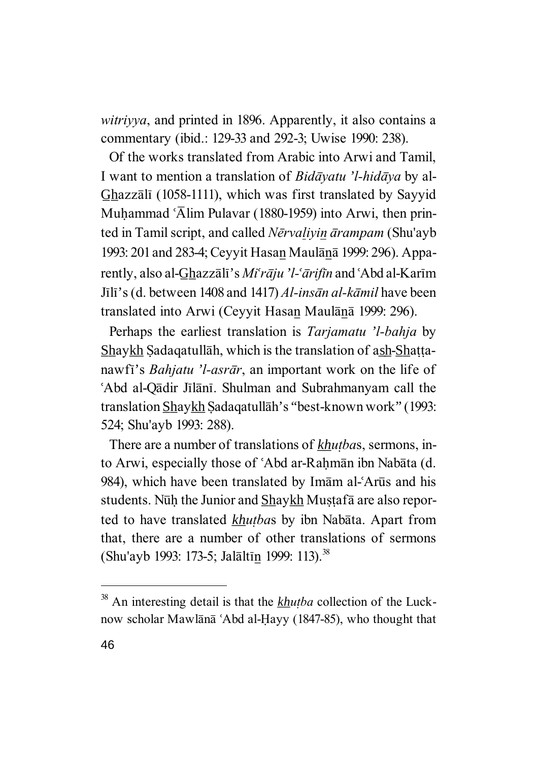*witriyya*, and printed in 1896. Apparently, it also contains a commentary (ibid.: 129-33 and 292-3; Uwise 1990: 238).

Of the works translated from Arabic into Arwi and Tamil, I want to mention a translation of *Bidāyatu 'l-hidāya* by al-G̲h̲azzālī (1058-1111), which was first translated by Sayyid Muḥammad ʿĀlim Pulavar (1880-1959) into Arwi, then printed in Tamil script, and called *Nērvaḻiyiṉ ārampam* (Shu'ayb 1993: 201 and 283-4; Ceyyit Hasaṉ Maulāṉā 1999: 296). Apparently, also al-G̲h̲azzālī's *Miʿrāju 'l-ʿārifīn* and ʿAbd al-Karīm Jīlī's (d. between 1408 and 1417) *Al-insān al-kāmil* have been translated into Arwi (Ceyyit Hasaṉ Maulāṉā 1999: 296).

Perhaps the earliest translation is *Tarjamatu 'l-bahja* by S̲h̲ayk̲h̲ Ṣadaqatullāh, which is the translation of as̲h̲-S̲h̲aṭṭanawfī's *Bahjatu 'l-asrār*, an important work on the life of ʿAbd al-Qādir Jīlānī. Shulman and Subrahmanyam call the translation S̲h̲ayk̲h̲ Ṣadaqatullāh's "best-known work" (1993: 524; Shu'ayb 1993: 288).

There are a number of translations of *k̲h̲uṭba*s, sermons, into Arwi, especially those of ʿAbd ar-Raḥmān ibn Nabāta (d. 984), which have been translated by Imām al-ʿArūs and his students. Nūḥ the Junior and S̲h̲ayk̲h̲ Muṣṭafā are also reported to have translated *k̲h̲uṭba*s by ibn Nabāta. Apart from that, there are a number of other translations of sermons (Shu'ayb 1993: 173-5; Jalāltīṉ 1999: 113).[38]

---

[38] An interesting detail is that the *k̲h̲uṭba* collection of the Lucknow scholar Mawlānā ʿAbd al-Ḥayy (1847-85), who thought that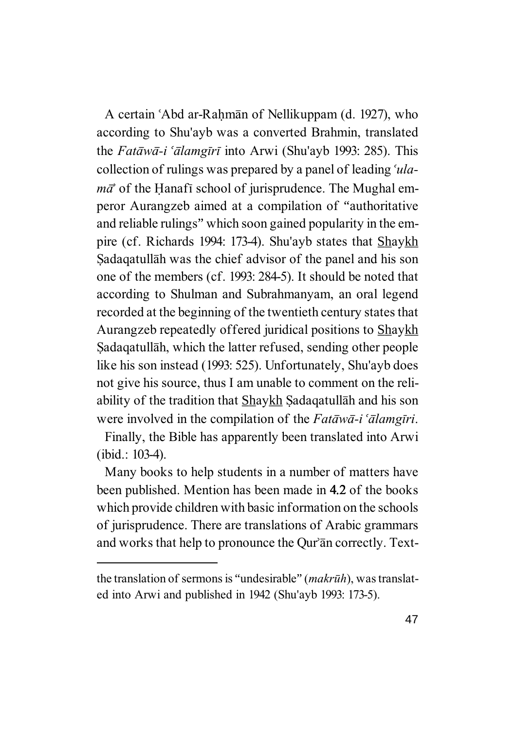A certain ʿAbd ar-Raḥmān of Nellikuppam (d. 1927), who according to Shu'ayb was a converted Brahmin, translated the *Fatāwā-i ʿālamgīrī* into Arwi (Shu'ayb 1993: 285). This collection of rulings was prepared by a panel of leading *ʿulamāʾ* of the Ḥanafī school of jurisprudence. The Mughal emperor Aurangzeb aimed at a compilation of "authoritative and reliable rulings" which soon gained popularity in the empire (cf. Richards 1994: 173-4). Shu'ayb states that Shaykh Ṣadaqatullāh was the chief advisor of the panel and his son one of the members (cf. 1993: 284-5). It should be noted that according to Shulman and Subrahmanyam, an oral legend recorded at the beginning of the twentieth century states that Aurangzeb repeatedly offered juridical positions to Shaykh Ṣadaqatullāh, which the latter refused, sending other people like his son instead (1993: 525). Unfortunately, Shu'ayb does not give his source, thus I am unable to comment on the reliability of the tradition that Shaykh Ṣadaqatullāh and his son were involved in the compilation of the *Fatāwā-i ʿālamgīri*.

Finally, the Bible has apparently been translated into Arwi (ibid.: 103-4).

Many books to help students in a number of matters have been published. Mention has been made in **4.2** of the books which provide children with basic information on the schools of jurisprudence. There are translations of Arabic grammars and works that help to pronounce the Qurʾān correctly. Text-

---

the translation of sermons is "undesirable" (*makrūh*), was translated into Arwi and published in 1942 (Shu'ayb 1993: 173-5).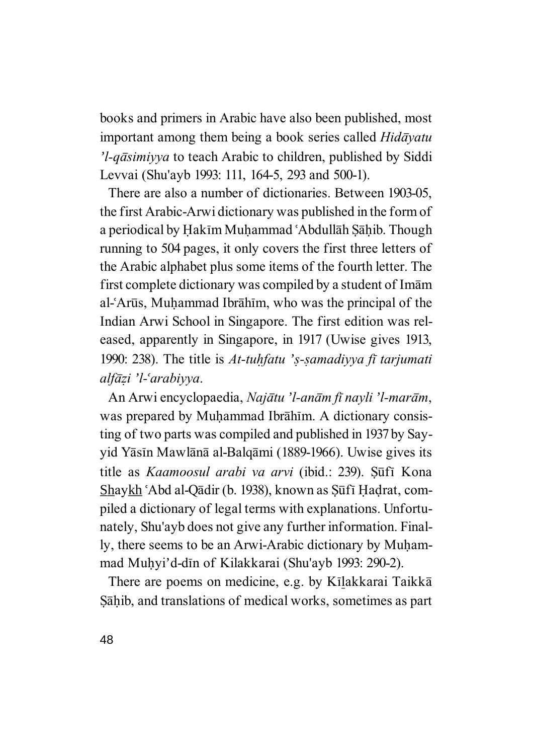books and primers in Arabic have also been published, most important among them being a book series called *Hidāyatu 'l-qāsimiyya* to teach Arabic to children, published by Siddi Levvai (Shu'ayb 1993: 111, 164-5, 293 and 500-1).

There are also a number of dictionaries. Between 1903-05, the first Arabic-Arwi dictionary was published in the form of a periodical by Ḥakīm Muḥammad ʿAbdullāh Ṣāḥib. Though running to 504 pages, it only covers the first three letters of the Arabic alphabet plus some items of the fourth letter. The first complete dictionary was compiled by a student of Imām al-ʿArūs, Muḥammad Ibrāhīm, who was the principal of the Indian Arwi School in Singapore. The first edition was released, apparently in Singapore, in 1917 (Uwise gives 1913, 1990: 238). The title is *At-tuḥfatu 'ṣ-ṣamadiyya fī tarjumati alfāẓi 'l-ʿarabiyya*.

An Arwi encyclopaedia, *Najātu 'l-anām fī nayli 'l-marām*, was prepared by Muḥammad Ibrāhīm. A dictionary consisting of two parts was compiled and published in 1937 by Sayyid Yāsīn Mawlānā al-Balqāmi (1889-1966). Uwise gives its title as *Kaamoosul arabi va arvi* (ibid.: 239). Ṣūfī Kona S͟hayk͟h ʿAbd al-Qādir (b. 1938), known as Ṣūfī Ḥaḍrat, compiled a dictionary of legal terms with explanations. Unfortunately, Shu'ayb does not give any further information. Finally, there seems to be an Arwi-Arabic dictionary by Muḥammad Muḥyi'd-dīn of Kilakkarai (Shu'ayb 1993: 290-2).

There are poems on medicine, e.g. by Kīḻakkarai Taikkā Ṣāḥib, and translations of medical works, sometimes as part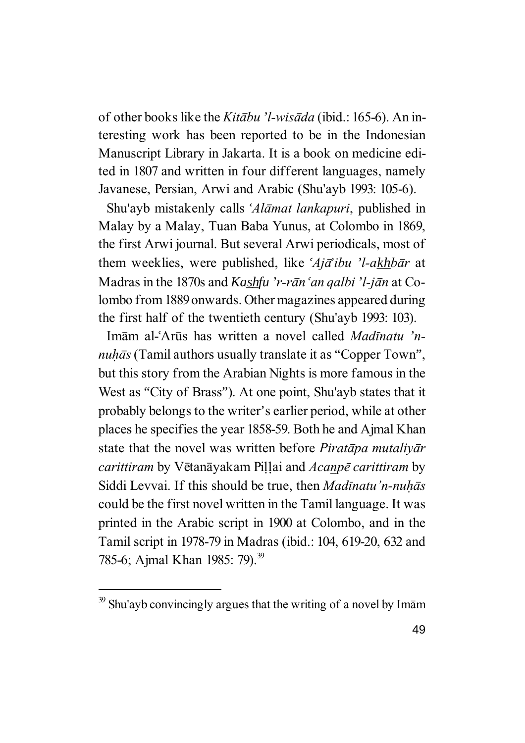of other books like the *Kitābu 'l-wisāda* (ibid.: 165-6). An interesting work has been reported to be in the Indonesian Manuscript Library in Jakarta. It is a book on medicine edited in 1807 and written in four different languages, namely Javanese, Persian, Arwi and Arabic (Shu'ayb 1993: 105-6).

Shu'ayb mistakenly calls *ʿAlāmat lankapuri*, published in Malay by a Malay, Tuan Baba Yunus, at Colombo in 1869, the first Arwi journal. But several Arwi periodicals, most of them weeklies, were published, like *ʿAjāʾibu 'l-akhbār* at Madras in the 1870s and *Kashfu 'r-rānʿan qalbi 'l-jān* at Colombo from 1889 onwards. Other magazines appeared during the first half of the twentieth century (Shu'ayb 1993: 103).

Imām al-ʿArūs has written a novel called *Madīnatu 'n-nuḥās* (Tamil authors usually translate it as "Copper Town", but this story from the Arabian Nights is more famous in the West as "City of Brass"). At one point, Shu'ayb states that it probably belongs to the writer's earlier period, while at other places he specifies the year 1858-59. Both he and Ajmal Khan state that the novel was written before *Piratāpa mutaliyār carittiram* by Vētanāyakam Piḷḷai and *Acanpē carittiram* by Siddi Levvai. If this should be true, then *Madīnatu'n-nuḥās* could be the first novel written in the Tamil language. It was printed in the Arabic script in 1900 at Colombo, and in the Tamil script in 1978-79 in Madras (ibid.: 104, 619-20, 632 and 785-6; Ajmal Khan 1985: 79).[39]

[39] Shu'ayb convincingly argues that the writing of a novel by Imām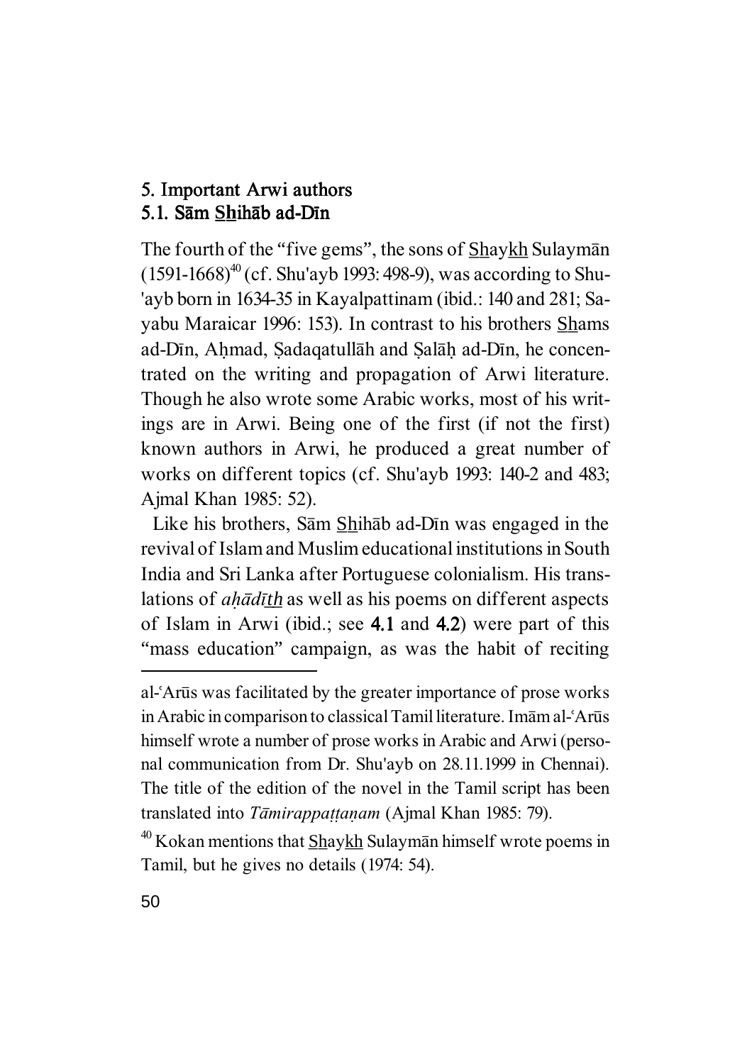## 5. Important Arwi authors

### 5.1. Sām Shihāb ad-Dīn

The fourth of the "five gems", the sons of Shaykh Sulaymān (1591-1668)[40] (cf. Shu'ayb 1993: 498-9), was according to Shu'ayb born in 1634-35 in Kayalpattinam (ibid.: 140 and 281; Sayabu Maraicar 1996: 153). In contrast to his brothers Shams ad-Dīn, Aḥmad, Ṣadaqatullāh and Ṣalāḥ ad-Dīn, he concentrated on the writing and propagation of Arwi literature. Though he also wrote some Arabic works, most of his writings are in Arwi. Being one of the first (if not the first) known authors in Arwi, he produced a great number of works on different topics (cf. Shu'ayb 1993: 140-2 and 483; Ajmal Khan 1985: 52).

Like his brothers, Sām Shihāb ad-Dīn was engaged in the revival of Islam and Muslim educational institutions in South India and Sri Lanka after Portuguese colonialism. His translations of *aḥādīth* as well as his poems on different aspects of Islam in Arwi (ibid.; see **4.1** and **4.2**) were part of this "mass education" campaign, as was the habit of reciting

---

al-ʿArūs was facilitated by the greater importance of prose works in Arabic in comparison to classical Tamil literature. Imām al-ʿArūs himself wrote a number of prose works in Arabic and Arwi (personal communication from Dr. Shu'ayb on 28.11.1999 in Chennai). The title of the edition of the novel in the Tamil script has been translated into *Tāmirappaṭṭaṇam* (Ajmal Khan 1985: 79).

[40] Kokan mentions that Shaykh Sulaymān himself wrote poems in Tamil, but he gives no details (1974: 54).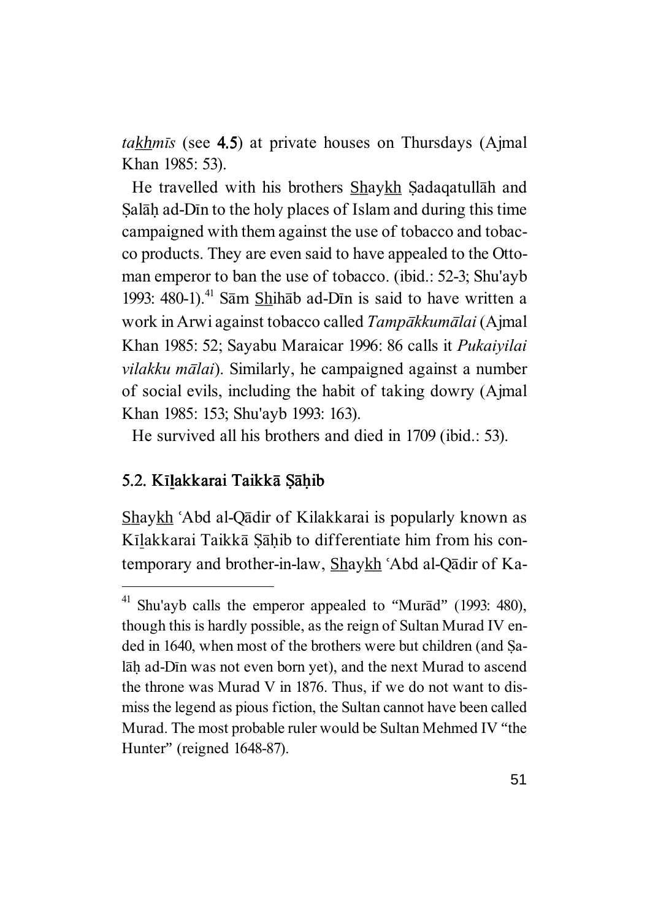*ta<u>kh</u>mīs* (see **4.5**) at private houses on Thursdays (Ajmal Khan 1985: 53).

He travelled with his brothers <u>Sh</u>ay<u>kh</u> Ṣadaqatullāh and Ṣalāḥ ad-Dīn to the holy places of Islam and during this time campaigned with them against the use of tobacco and tobacco products. They are even said to have appealed to the Ottoman emperor to ban the use of tobacco. (ibid.: 52-3; Shu'ayb 1993: 480-1).[41] Sām <u>Sh</u>ihāb ad-Dīn is said to have written a work in Arwi against tobacco called *Tampākkumālai* (Ajmal Khan 1985: 52; Sayabu Maraicar 1996: 86 calls it *Pukaiyilai vilakku mālai*). Similarly, he campaigned against a number of social evils, including the habit of taking dowry (Ajmal Khan 1985: 153; Shu'ayb 1993: 163).

He survived all his brothers and died in 1709 (ibid.: 53).

## 5.2. Kīḻakkarai Taikkā Ṣāḥib

<u>Sh</u>ay<u>kh</u> ʿAbd al-Qādir of Kilakkarai is popularly known as Kīḻakkarai Taikkā Ṣāḥib to differentiate him from his contemporary and brother-in-law, <u>Sh</u>ay<u>kh</u> ʿAbd al-Qādir of Ka-

---

[41] Shu'ayb calls the emperor appealed to "Murād" (1993: 480), though this is hardly possible, as the reign of Sultan Murad IV ended in 1640, when most of the brothers were but children (and Ṣalāḥ ad-Dīn was not even born yet), and the next Murad to ascend the throne was Murad V in 1876. Thus, if we do not want to dismiss the legend as pious fiction, the Sultan cannot have been called Murad. The most probable ruler would be Sultan Mehmed IV "the Hunter" (reigned 1648-87).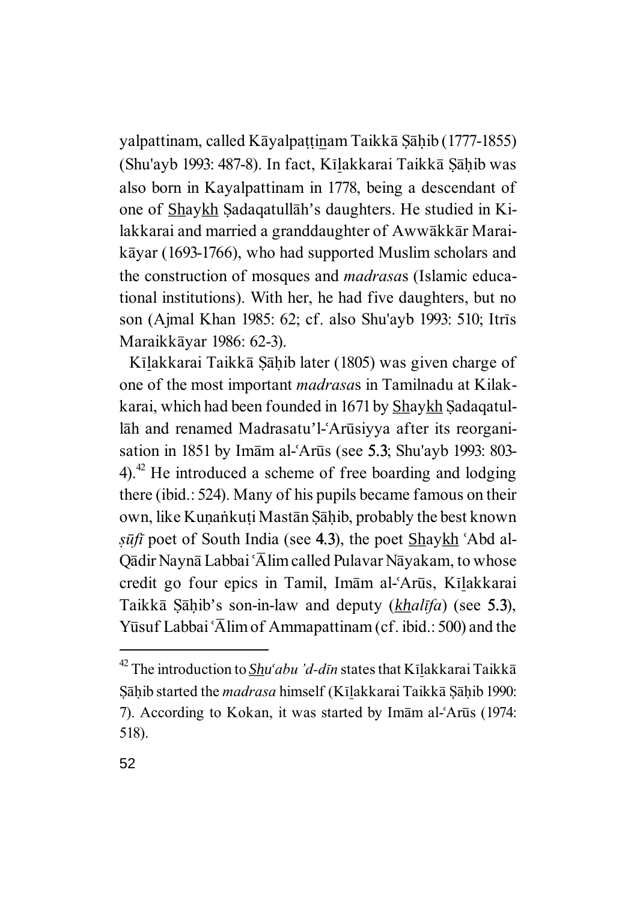yalpattinam, called Kāyalpaṭṭiṉam Taikkā Ṣāḥib (1777-1855) (Shu'ayb 1993: 487-8). In fact, Kīḻakkarai Taikkā Ṣāḥib was also born in Kayalpattinam in 1778, being a descendant of one of S̲h̲ayk̲h̲ Ṣadaqatullāh's daughters. He studied in Kilakkarai and married a granddaughter of Awwākkār Maraikāyar (1693-1766), who had supported Muslim scholars and the construction of mosques and *madrasa*s (Islamic educational institutions). With her, he had five daughters, but no son (Ajmal Khan 1985: 62; cf. also Shu'ayb 1993: 510; Itrīs Maraikkāyar 1986: 62-3).

Kīḻakkarai Taikkā Ṣāḥib later (1805) was given charge of one of the most important *madrasa*s in Tamilnadu at Kilakkarai, which had been founded in 1671 by S̲h̲ayk̲h̲ Ṣadaqatullāh and renamed Madrasatu'l-ʿArūsiyya after its reorganisation in 1851 by Imām al-ʿArūs (see **5.3**; Shu'ayb 1993: 803-4).[42] He introduced a scheme of free boarding and lodging there (ibid.: 524). Many of his pupils became famous on their own, like Kuṇaṅkuṭi Mastān Ṣāḥib, probably the best known *ṣūfī* poet of South India (see **4.3**), the poet S̲h̲ayk̲h̲ ʿAbd al-Qādir Naynā Labbai ʿĀlim called Pulavar Nāyakam, to whose credit go four epics in Tamil, Imām al-ʿArūs, Kīḻakkarai Taikkā Ṣāḥib's son-in-law and deputy (*k̲h̲alīfa*) (see **5.3**), Yūsuf Labbai ʿĀlim of Ammapattinam (cf. ibid.: 500) and the

[42] The introduction to *S̲h̲uʿabu 'd-dīn* states that Kīḻakkarai Taikkā Ṣāḥib started the *madrasa* himself (Kīḻakkarai Taikkā Ṣāḥib 1990: 7). According to Kokan, it was started by Imām al-ʿArūs (1974: 518).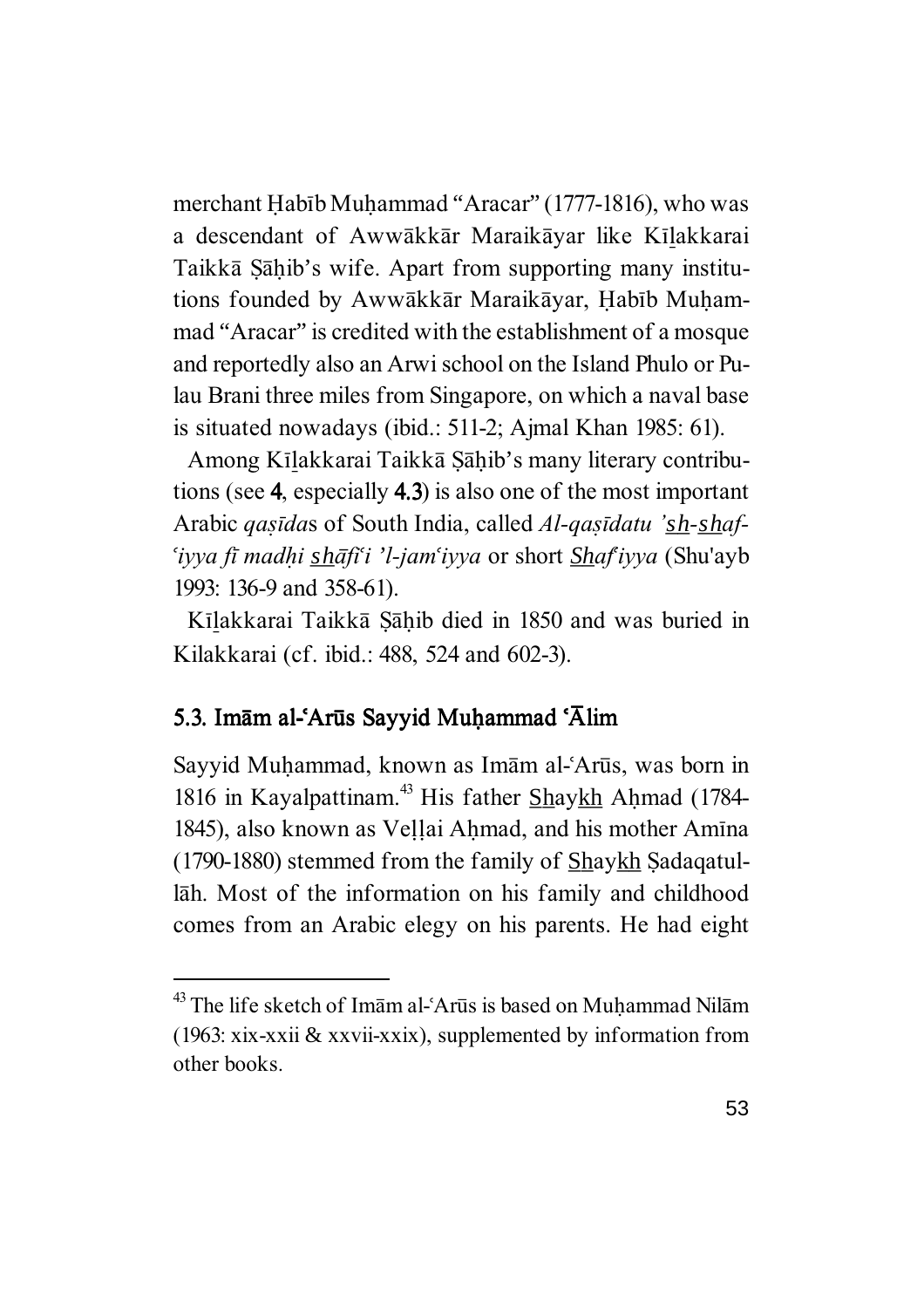merchant Ḥabīb Muḥammad "Aracar" (1777-1816), who was a descendant of Awwākkār Maraikāyar like Kīḻakkarai Taikkā Ṣāḥib's wife. Apart from supporting many institutions founded by Awwākkār Maraikāyar, Ḥabīb Muḥammad "Aracar" is credited with the establishment of a mosque and reportedly also an Arwi school on the Island Phulo or Pulau Brani three miles from Singapore, on which a naval base is situated nowadays (ibid.: 511-2; Ajmal Khan 1985: 61).

Among Kīḻakkarai Taikkā Ṣāḥib's many literary contributions (see **4**, especially **4.3**) is also one of the most important Arabic *qaṣīda*s of South India, called *Al-qaṣīdatu 'sh-shaf-ʿiyya fī madḥi shāfiʿi 'l-jamʿiyya* or short *Shafʿiyya* (Shu'ayb 1993: 136-9 and 358-61).

Kīḻakkarai Taikkā Ṣāḥib died in 1850 and was buried in Kilakkarai (cf. ibid.: 488, 524 and 602-3).

## 5.3. Imām al-ʿArūs Sayyid Muḥammad ʿĀlim

Sayyid Muḥammad, known as Imām al-ʿArūs, was born in 1816 in Kayalpattinam.[43] His father Shaykh Aḥmad (1784-1845), also known as Veḷḷai Aḥmad, and his mother Amīna (1790-1880) stemmed from the family of Shaykh Ṣadaqatullāh. Most of the information on his family and childhood comes from an Arabic elegy on his parents. He had eight

---

[43] The life sketch of Imām al-ʿArūs is based on Muḥammad Nilām (1963: xix-xxii & xxvii-xxix), supplemented by information from other books.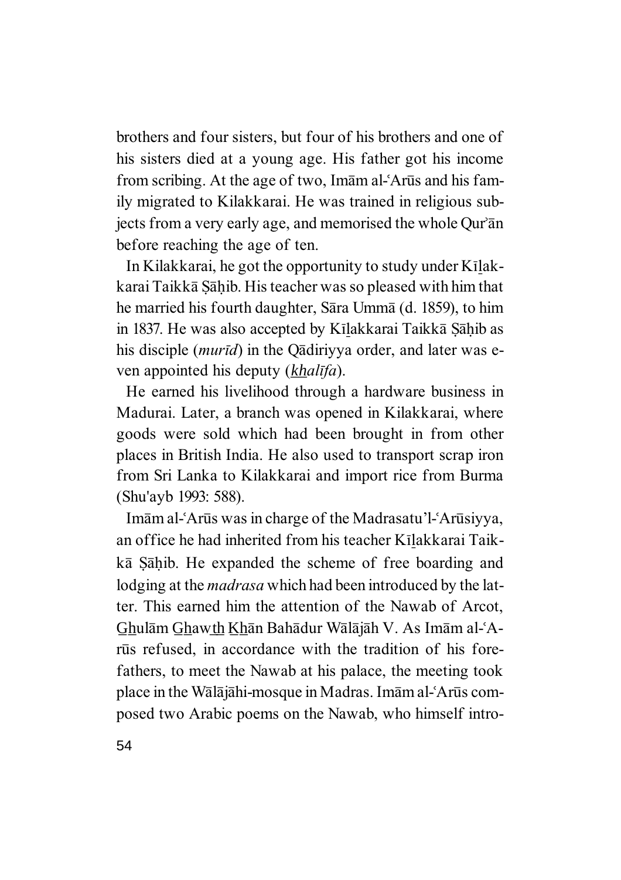brothers and four sisters, but four of his brothers and one of his sisters died at a young age. His father got his income from scribing. At the age of two, Imām al-ʿArūs and his family migrated to Kilakkarai. He was trained in religious subjects from a very early age, and memorised the whole Qurʾān before reaching the age of ten.

In Kilakkarai, he got the opportunity to study under Kīḻakkarai Taikkā Ṣāḥib. His teacher was so pleased with him that he married his fourth daughter, Sāra Ummā (d. 1859), to him in 1837. He was also accepted by Kīḻakkarai Taikkā Ṣāḥib as his disciple (*murīd*) in the Qādiriyya order, and later was even appointed his deputy (*k͟halīfa*).

He earned his livelihood through a hardware business in Madurai. Later, a branch was opened in Kilakkarai, where goods were sold which had been brought in from other places in British India. He also used to transport scrap iron from Sri Lanka to Kilakkarai and import rice from Burma (Shu'ayb 1993: 588).

Imām al-ʿArūs was in charge of the Madrasatu'l-ʿArūsiyya, an office he had inherited from his teacher Kīḻakkarai Taikkā Ṣāḥib. He expanded the scheme of free boarding and lodging at the *madrasa* which had been introduced by the latter. This earned him the attention of the Nawab of Arcot, G͟hulām G͟hawt͟h K͟hān Bahādur Wālājāh V. As Imām al-ʿArūs refused, in accordance with the tradition of his forefathers, to meet the Nawab at his palace, the meeting took place in the Wālājāhi-mosque in Madras. Imām al-ʿArūs composed two Arabic poems on the Nawab, who himself intro-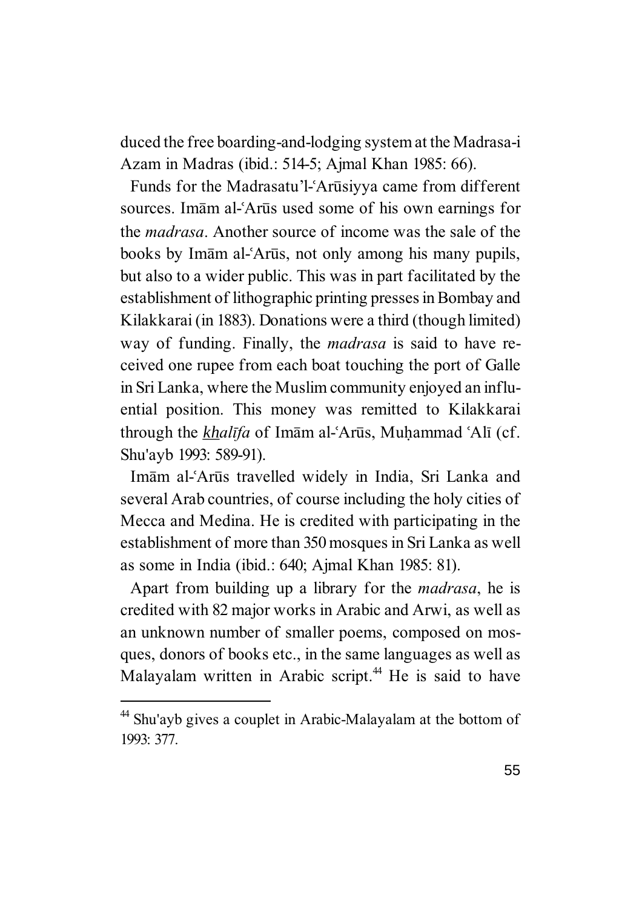duced the free boarding-and-lodging system at the Madrasa-i Azam in Madras (ibid.: 514-5; Ajmal Khan 1985: 66).

Funds for the Madrasatu'l-ʿArūsiyya came from different sources. Imām al-ʿArūs used some of his own earnings for the *madrasa*. Another source of income was the sale of the books by Imām al-ʿArūs, not only among his many pupils, but also to a wider public. This was in part facilitated by the establishment of lithographic printing presses in Bombay and Kilakkarai (in 1883). Donations were a third (though limited) way of funding. Finally, the *madrasa* is said to have received one rupee from each boat touching the port of Galle in Sri Lanka, where the Muslim community enjoyed an influential position. This money was remitted to Kilakkarai through the *k͟halīfa* of Imām al-ʿArūs, Muḥammad ʿAlī (cf. Shu'ayb 1993: 589-91).

Imām al-ʿArūs travelled widely in India, Sri Lanka and several Arab countries, of course including the holy cities of Mecca and Medina. He is credited with participating in the establishment of more than 350 mosques in Sri Lanka as well as some in India (ibid.: 640; Ajmal Khan 1985: 81).

Apart from building up a library for the *madrasa*, he is credited with 82 major works in Arabic and Arwi, as well as an unknown number of smaller poems, composed on mosques, donors of books etc., in the same languages as well as Malayalam written in Arabic script.[44] He is said to have

[44] Shu'ayb gives a couplet in Arabic-Malayalam at the bottom of 1993: 377.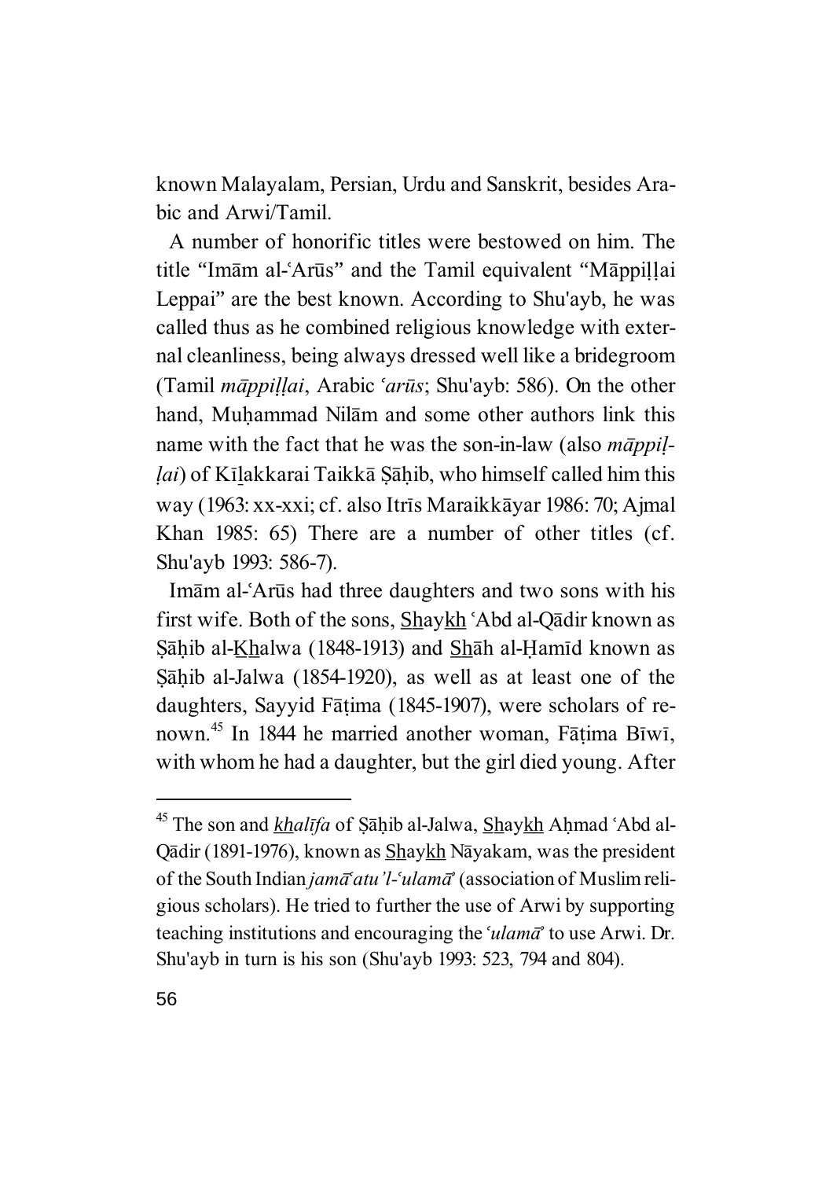known Malayalam, Persian, Urdu and Sanskrit, besides Arabic and Arwi/Tamil.

A number of honorific titles were bestowed on him. The title "Imām al-ʿArūs" and the Tamil equivalent "Māppiḷḷai Leppai" are the best known. According to Shu'ayb, he was called thus as he combined religious knowledge with external cleanliness, being always dressed well like a bridegroom (Tamil *māppiḷḷai*, Arabic *ʿarūs*; Shu'ayb: 586). On the other hand, Muḥammad Nilām and some other authors link this name with the fact that he was the son-in-law (also *māppiḷḷai*) of Kīḻakkarai Taikkā Ṣāḥib, who himself called him this way (1963: xx-xxi; cf. also Itrīs Maraikkāyar 1986: 70; Ajmal Khan 1985: 65) There are a number of other titles (cf. Shu'ayb 1993: 586-7).

Imām al-ʿArūs had three daughters and two sons with his first wife. Both of the sons, S͟hayk͟h ʿAbd al-Qādir known as Ṣāḥib al-K͟halwa (1848-1913) and S͟hāh al-Ḥamīd known as Ṣāḥib al-Jalwa (1854-1920), as well as at least one of the daughters, Sayyid Fāṭima (1845-1907), were scholars of renown.[45] In 1844 he married another woman, Fāṭima Bīwī, with whom he had a daughter, but the girl died young. After

---

[45] The son and *k͟halīfa* of Ṣāḥib al-Jalwa, S͟hayk͟h Aḥmad ʿAbd al-Qādir (1891-1976), known as S͟hayk͟h Nāyakam, was the president of the South Indian *jamāʿatu'l-ʿulamāʾ* (association of Muslim religious scholars). He tried to further the use of Arwi by supporting teaching institutions and encouraging the *ʿulamāʾ* to use Arwi. Dr. Shu'ayb in turn is his son (Shu'ayb 1993: 523, 794 and 804).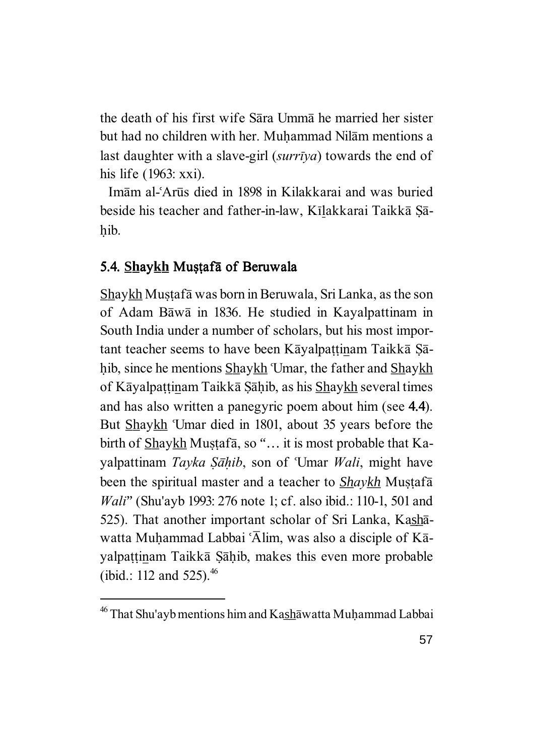the death of his first wife Sāra Ummā he married her sister but had no children with her. Muḥammad Nilām mentions a last daughter with a slave-girl (*surrīya*) towards the end of his life (1963: xxi).

Imām al-ʿArūs died in 1898 in Kilakkarai and was buried beside his teacher and father-in-law, Kīḻakkarai Taikkā Ṣāḥib.

### 5.4. Shaykh Muṣṭafā of Beruwala

Shaykh Muṣṭafā was born in Beruwala, Sri Lanka, as the son of Adam Bāwā in 1836. He studied in Kayalpattinam in South India under a number of scholars, but his most important teacher seems to have been Kāyalpaṭṭiṉam Taikkā Ṣāḥib, since he mentions Shaykh ʿUmar, the father and Shaykh of Kāyalpaṭṭiṉam Taikkā Ṣāḥib, as his Shaykh several times and has also written a panegyric poem about him (see **4.4**). But Shaykh ʿUmar died in 1801, about 35 years before the birth of Shaykh Muṣṭafā, so "… it is most probable that Kayalpattinam *Tayka Ṣāḥib*, son of ʿUmar *Wali*, might have been the spiritual master and a teacher to *Shaykh* Muṣṭafā *Wali*" (Shu'ayb 1993: 276 note 1; cf. also ibid.: 110-1, 501 and 525). That another important scholar of Sri Lanka, Kashāwatta Muḥammad Labbai ʿĀlim, was also a disciple of Kāyalpaṭṭiṉam Taikkā Ṣāḥib, makes this even more probable (ibid.: 112 and 525).[46]

---

[46] That Shu'ayb mentions him and Kashāwatta Muḥammad Labbai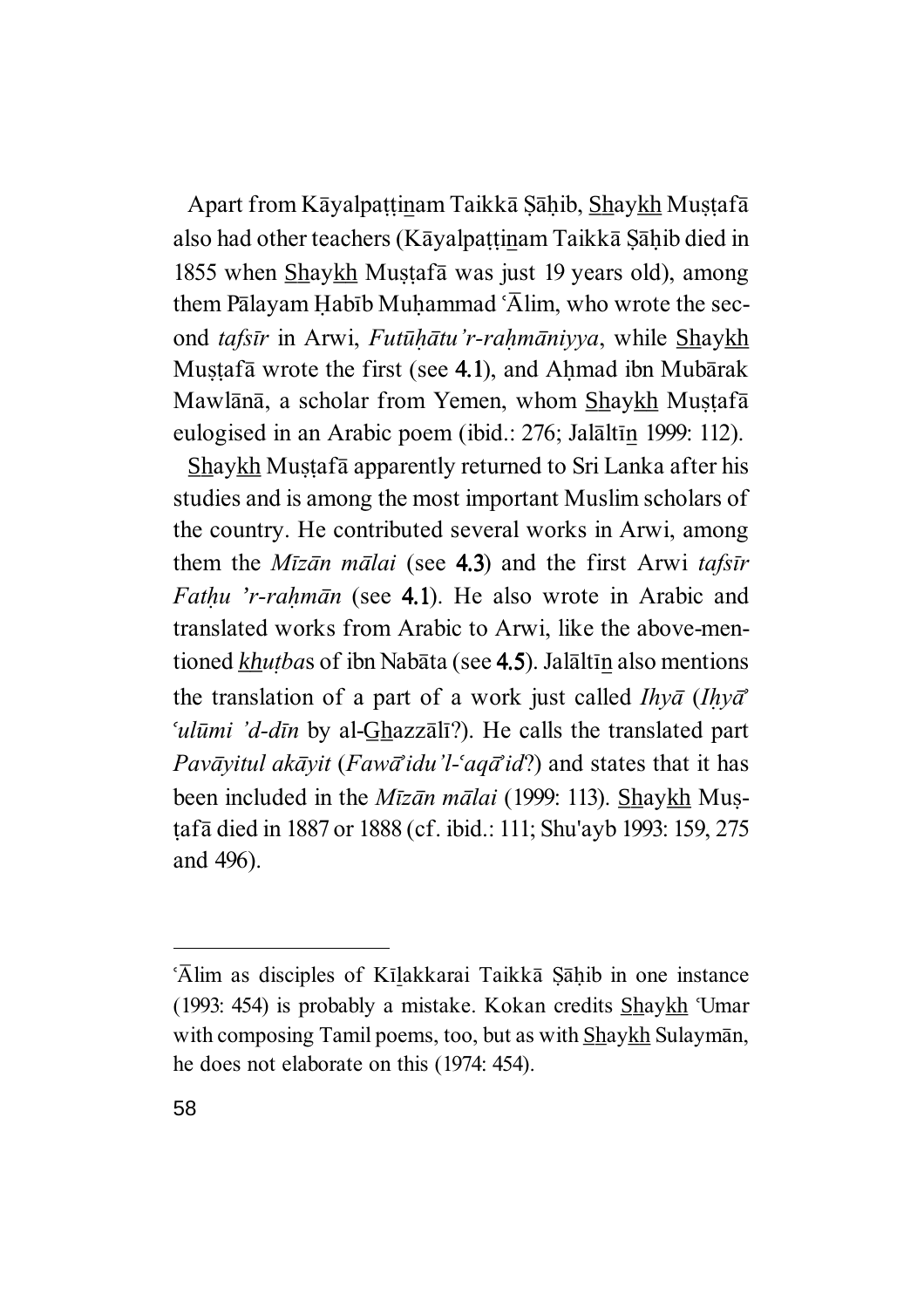Apart from Kāyalpaṭṭiṉam Taikkā Ṣāḥib, Shaykh Muṣṭafā also had other teachers (Kāyalpaṭṭiṉam Taikkā Ṣāḥib died in 1855 when Shaykh Muṣṭafā was just 19 years old), among them Pālayam Ḥabīb Muḥammad ʿĀlim, who wrote the second *tafsīr* in Arwi, *Futūḥātu'r-raḥmāniyya*, while Shaykh Muṣṭafā wrote the first (see **4.1**), and Aḥmad ibn Mubārak Mawlānā, a scholar from Yemen, whom Shaykh Muṣṭafā eulogised in an Arabic poem (ibid.: 276; Jalāltīṉ 1999: 112).

Shaykh Muṣṭafā apparently returned to Sri Lanka after his studies and is among the most important Muslim scholars of the country. He contributed several works in Arwi, among them the *Mīzān mālai* (see **4.3**) and the first Arwi *tafsīr Fatḥu 'r-raḥmān* (see **4.1**). He also wrote in Arabic and translated works from Arabic to Arwi, like the above-mentioned *khuṭba*s of ibn Nabāta (see **4.5**). Jalāltīṉ also mentions the translation of a part of a work just called *Ihyā* (*Iḥyāʾ ʿulūmi 'd-dīn* by al-Ghazzālī?). He calls the translated part *Pavāyitul akāyit* (*Fawāʾidu'l-ʿaqāʾid*?) and states that it has been included in the *Mīzān mālai* (1999: 113). Shaykh Muṣṭafā died in 1887 or 1888 (cf. ibid.: 111; Shu'ayb 1993: 159, 275 and 496).

---

ʿĀlim as disciples of Kīḻakkarai Taikkā Ṣāḥib in one instance (1993: 454) is probably a mistake. Kokan credits Shaykh ʿUmar with composing Tamil poems, too, but as with Shaykh Sulaymān, he does not elaborate on this (1974: 454).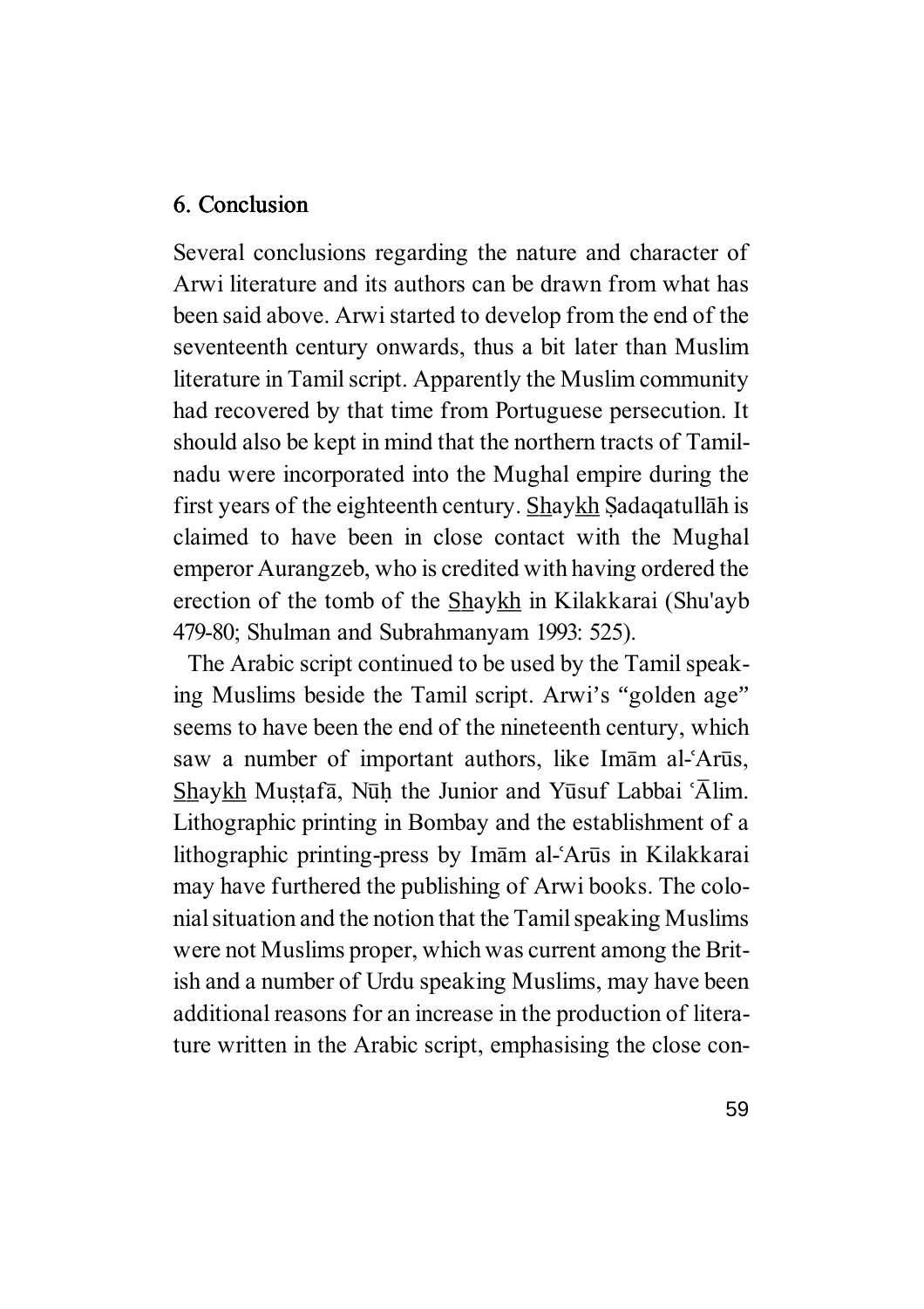## 6. Conclusion

Several conclusions regarding the nature and character of Arwi literature and its authors can be drawn from what has been said above. Arwi started to develop from the end of the seventeenth century onwards, thus a bit later than Muslim literature in Tamil script. Apparently the Muslim community had recovered by that time from Portuguese persecution. It should also be kept in mind that the northern tracts of Tamilnadu were incorporated into the Mughal empire during the first years of the eighteenth century. Shaykh Ṣadaqatullāh is claimed to have been in close contact with the Mughal emperor Aurangzeb, who is credited with having ordered the erection of the tomb of the Shaykh in Kilakkarai (Shu'ayb 479-80; Shulman and Subrahmanyam 1993: 525).

The Arabic script continued to be used by the Tamil speaking Muslims beside the Tamil script. Arwi's "golden age" seems to have been the end of the nineteenth century, which saw a number of important authors, like Imām al-ʿArūs, Shaykh Muṣṭafā, Nūḥ the Junior and Yūsuf Labbai ʿĀlim. Lithographic printing in Bombay and the establishment of a lithographic printing-press by Imām al-ʿArūs in Kilakkarai may have furthered the publishing of Arwi books. The colonial situation and the notion that the Tamil speaking Muslims were not Muslims proper, which was current among the British and a number of Urdu speaking Muslims, may have been additional reasons for an increase in the production of literature written in the Arabic script, emphasising the close con-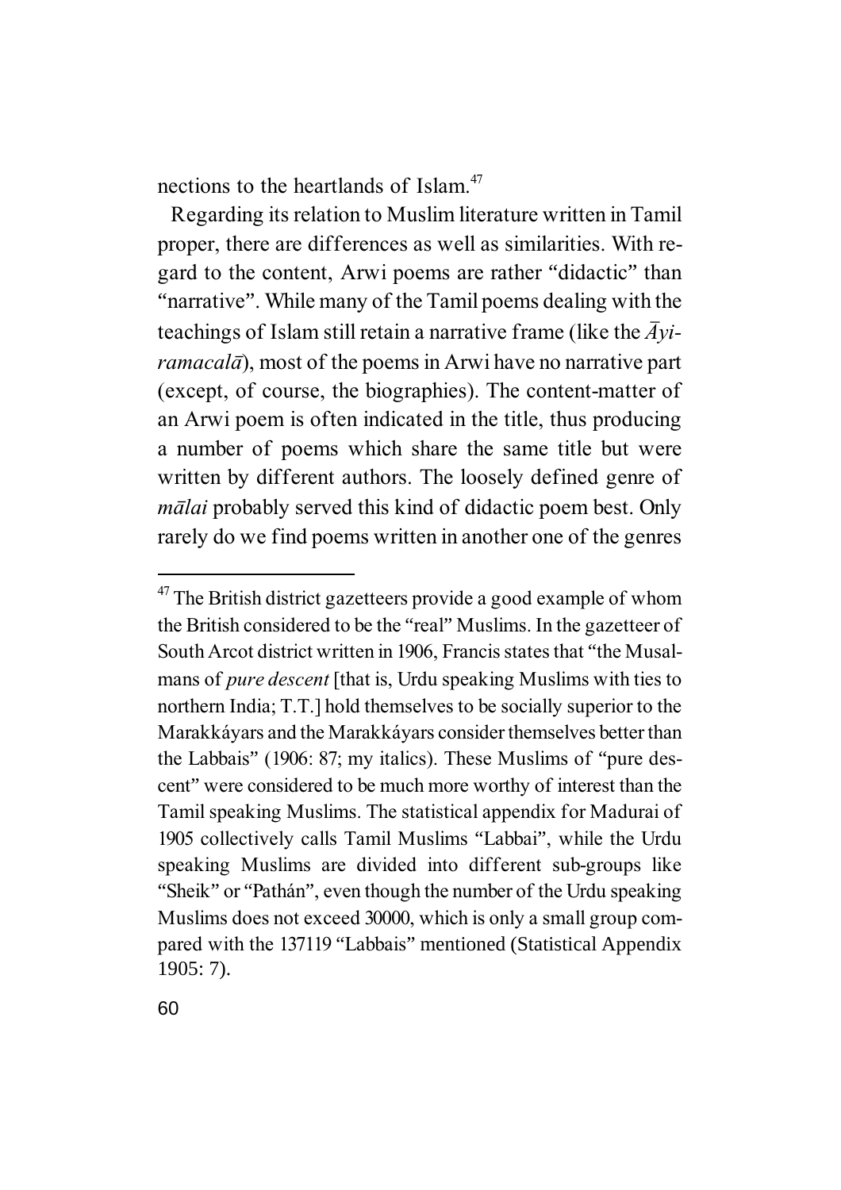nections to the heartlands of Islam.[47]

Regarding its relation to Muslim literature written in Tamil proper, there are differences as well as similarities. With regard to the content, Arwi poems are rather "didactic" than "narrative". While many of the Tamil poems dealing with the teachings of Islam still retain a narrative frame (like the *Āyiramacalā*), most of the poems in Arwi have no narrative part (except, of course, the biographies). The content-matter of an Arwi poem is often indicated in the title, thus producing a number of poems which share the same title but were written by different authors. The loosely defined genre of *mālai* probably served this kind of didactic poem best. Only rarely do we find poems written in another one of the genres

---

[47] The British district gazetteers provide a good example of whom the British considered to be the "real" Muslims. In the gazetteer of South Arcot district written in 1906, Francis states that "the Musalmans of *pure descent* [that is, Urdu speaking Muslims with ties to northern India; T.T.] hold themselves to be socially superior to the Marakkáyars and the Marakkáyars consider themselves better than the Labbais" (1906: 87; my italics). These Muslims of "pure descent" were considered to be much more worthy of interest than the Tamil speaking Muslims. The statistical appendix for Madurai of 1905 collectively calls Tamil Muslims "Labbai", while the Urdu speaking Muslims are divided into different sub-groups like "Sheik" or "Pathán", even though the number of the Urdu speaking Muslims does not exceed 30000, which is only a small group compared with the 137119 "Labbais" mentioned (Statistical Appendix 1905: 7).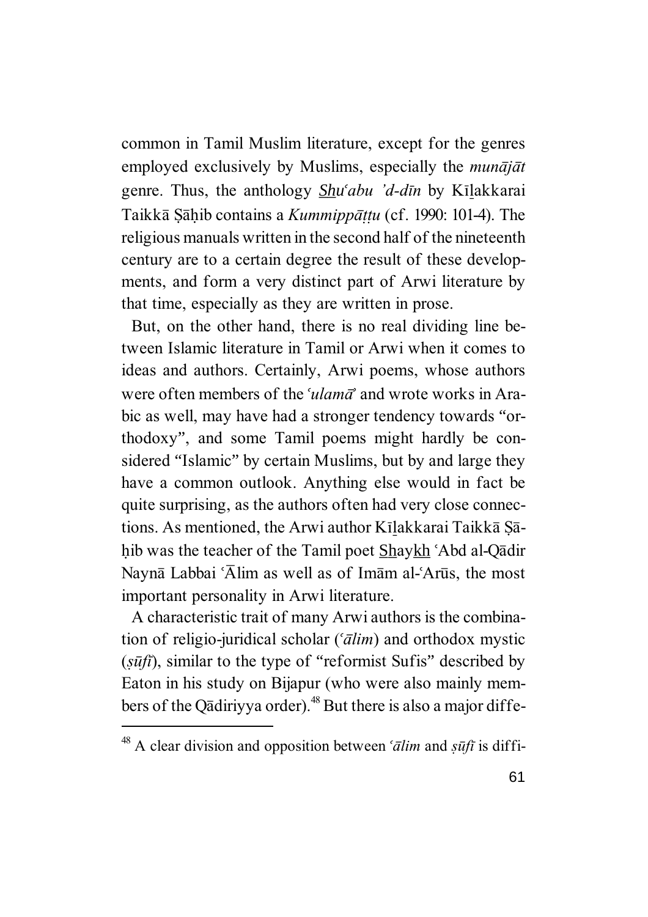common in Tamil Muslim literature, except for the genres employed exclusively by Muslims, especially the *munājāt* genre. Thus, the anthology *Shuʿabu 'd-dīn* by Kīḻakkarai Taikkā Ṣāḥib contains a *Kummippāṭṭu* (cf. 1990: 101-4). The religious manuals written in the second half of the nineteenth century are to a certain degree the result of these developments, and form a very distinct part of Arwi literature by that time, especially as they are written in prose.

But, on the other hand, there is no real dividing line between Islamic literature in Tamil or Arwi when it comes to ideas and authors. Certainly, Arwi poems, whose authors were often members of the *ʿulamāʾ* and wrote works in Arabic as well, may have had a stronger tendency towards "orthodoxy", and some Tamil poems might hardly be considered "Islamic" by certain Muslims, but by and large they have a common outlook. Anything else would in fact be quite surprising, as the authors often had very close connections. As mentioned, the Arwi author Kīḻakkarai Taikkā Ṣāḥib was the teacher of the Tamil poet Shaykh ʿAbd al-Qādir Naynā Labbai ʿĀlim as well as of Imām al-ʿArūs, the most important personality in Arwi literature.

A characteristic trait of many Arwi authors is the combination of religio-juridical scholar (*ʿālim*) and orthodox mystic (*ṣūfī*), similar to the type of "reformist Sufis" described by Eaton in his study on Bijapur (who were also mainly members of the Qādiriyya order).[48] But there is also a major diffe-

[48] A clear division and opposition between *ʿālim* and *ṣūfī* is diffi-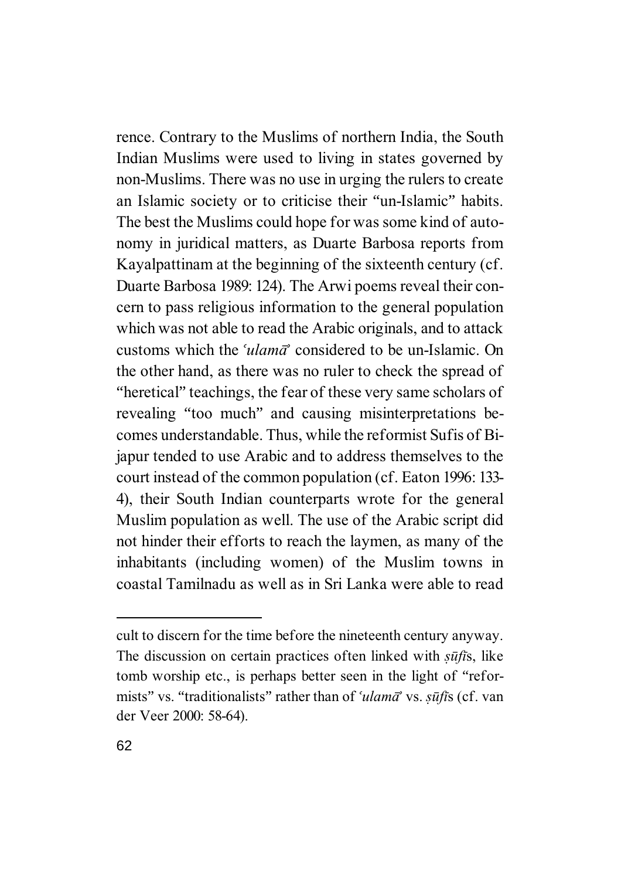rence. Contrary to the Muslims of northern India, the South Indian Muslims were used to living in states governed by non-Muslims. There was no use in urging the rulers to create an Islamic society or to criticise their "un-Islamic" habits. The best the Muslims could hope for was some kind of autonomy in juridical matters, as Duarte Barbosa reports from Kayalpattinam at the beginning of the sixteenth century (cf. Duarte Barbosa 1989: 124). The Arwi poems reveal their concern to pass religious information to the general population which was not able to read the Arabic originals, and to attack customs which the *ʿulamāʾ* considered to be un-Islamic. On the other hand, as there was no ruler to check the spread of "heretical" teachings, the fear of these very same scholars of revealing "too much" and causing misinterpretations becomes understandable. Thus, while the reformist Sufis of Bijapur tended to use Arabic and to address themselves to the court instead of the common population (cf. Eaton 1996: 133-4), their South Indian counterparts wrote for the general Muslim population as well. The use of the Arabic script did not hinder their efforts to reach the laymen, as many of the inhabitants (including women) of the Muslim towns in coastal Tamilnadu as well as in Sri Lanka were able to read

---

cult to discern for the time before the nineteenth century anyway. The discussion on certain practices often linked with *ṣūfī*s, like tomb worship etc., is perhaps better seen in the light of "reformists" vs. "traditionalists" rather than of *ʿulamāʾ* vs. *ṣūfī*s (cf. van der Veer 2000: 58-64).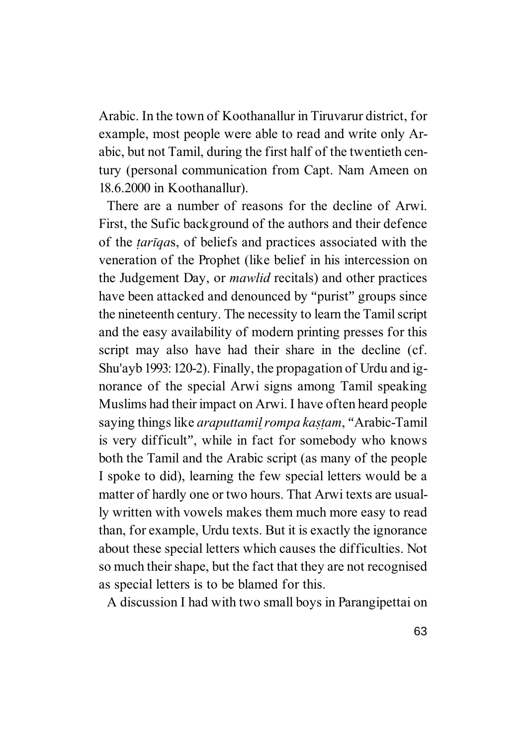Arabic. In the town of Koothanallur in Tiruvarur district, for example, most people were able to read and write only Arabic, but not Tamil, during the first half of the twentieth century (personal communication from Capt. Nam Ameen on 18.6.2000 in Koothanallur).

There are a number of reasons for the decline of Arwi. First, the Sufic background of the authors and their defence of the *ṭarīqa*s, of beliefs and practices associated with the veneration of the Prophet (like belief in his intercession on the Judgement Day, or *mawlid* recitals) and other practices have been attacked and denounced by "purist" groups since the nineteenth century. The necessity to learn the Tamil script and the easy availability of modern printing presses for this script may also have had their share in the decline (cf. Shu'ayb 1993: 120-2). Finally, the propagation of Urdu and ignorance of the special Arwi signs among Tamil speaking Muslims had their impact on Arwi. I have often heard people saying things like *araputtamiḻ rompa kaṣṭam*, "Arabic-Tamil is very difficult", while in fact for somebody who knows both the Tamil and the Arabic script (as many of the people I spoke to did), learning the few special letters would be a matter of hardly one or two hours. That Arwi texts are usually written with vowels makes them much more easy to read than, for example, Urdu texts. But it is exactly the ignorance about these special letters which causes the difficulties. Not so much their shape, but the fact that they are not recognised as special letters is to be blamed for this.

A discussion I had with two small boys in Parangipettai on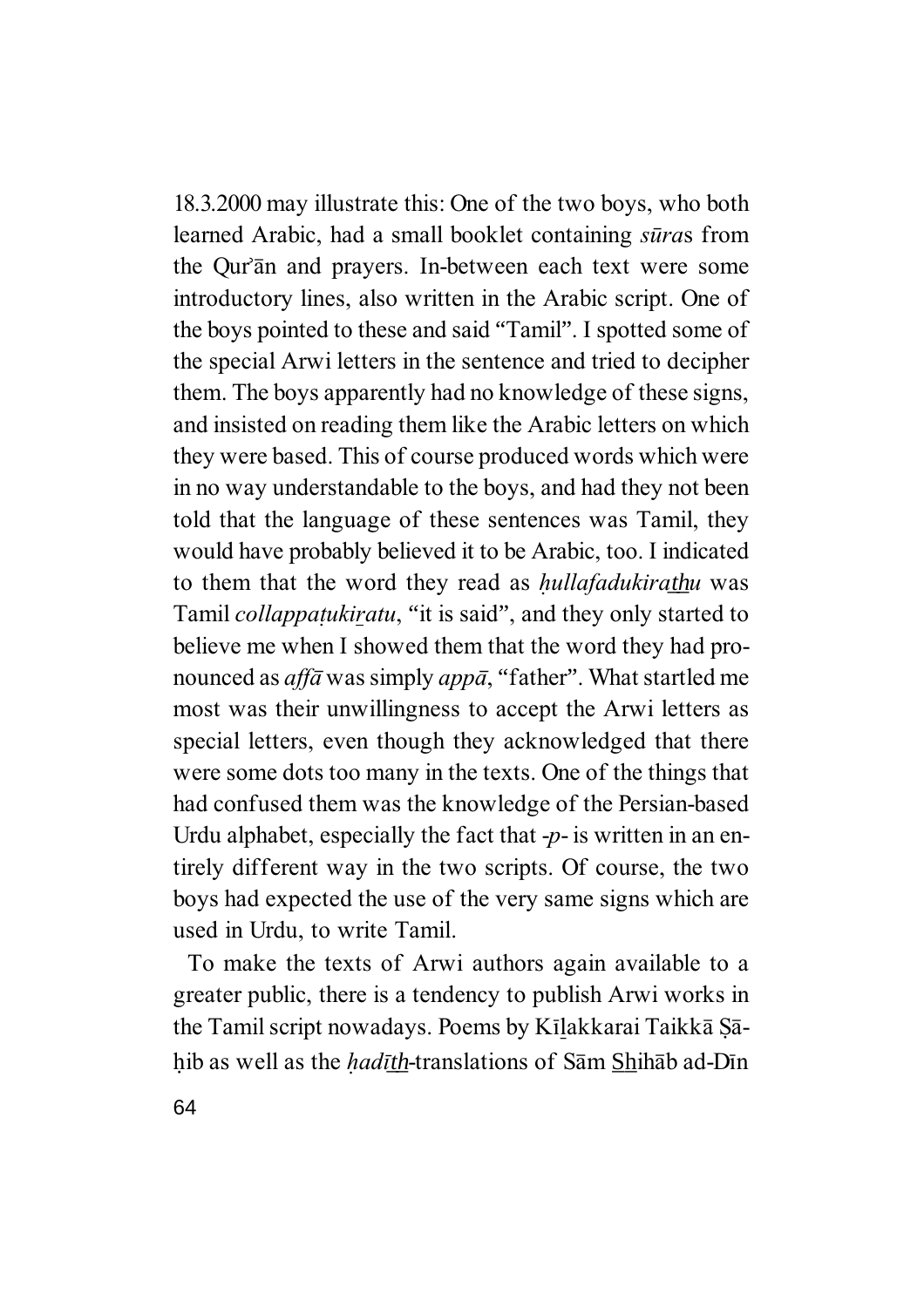18.3.2000 may illustrate this: One of the two boys, who both learned Arabic, had a small booklet containing *sūra*s from the Qurʾān and prayers. In-between each text were some introductory lines, also written in the Arabic script. One of the boys pointed to these and said "Tamil". I spotted some of the special Arwi letters in the sentence and tried to decipher them. The boys apparently had no knowledge of these signs, and insisted on reading them like the Arabic letters on which they were based. This of course produced words which were in no way understandable to the boys, and had they not been told that the language of these sentences was Tamil, they would have probably believed it to be Arabic, too. I indicated to them that the word they read as *ḥullafadukira<u>th</u>u* was Tamil *collappaṭukiṟatu*, "it is said", and they only started to believe me when I showed them that the word they had pronounced as *affā* was simply *appā*, "father". What startled me most was their unwillingness to accept the Arwi letters as special letters, even though they acknowledged that there were some dots too many in the texts. One of the things that had confused them was the knowledge of the Persian-based Urdu alphabet, especially the fact that *-p-* is written in an entirely different way in the two scripts. Of course, the two boys had expected the use of the very same signs which are used in Urdu, to write Tamil.

To make the texts of Arwi authors again available to a greater public, there is a tendency to publish Arwi works in the Tamil script nowadays. Poems by Kīḻakkarai Taikkā Ṣāḥib as well as the *ḥadī<u>th</u>*-translations of Sām <u>Sh</u>ihāb ad-Dīn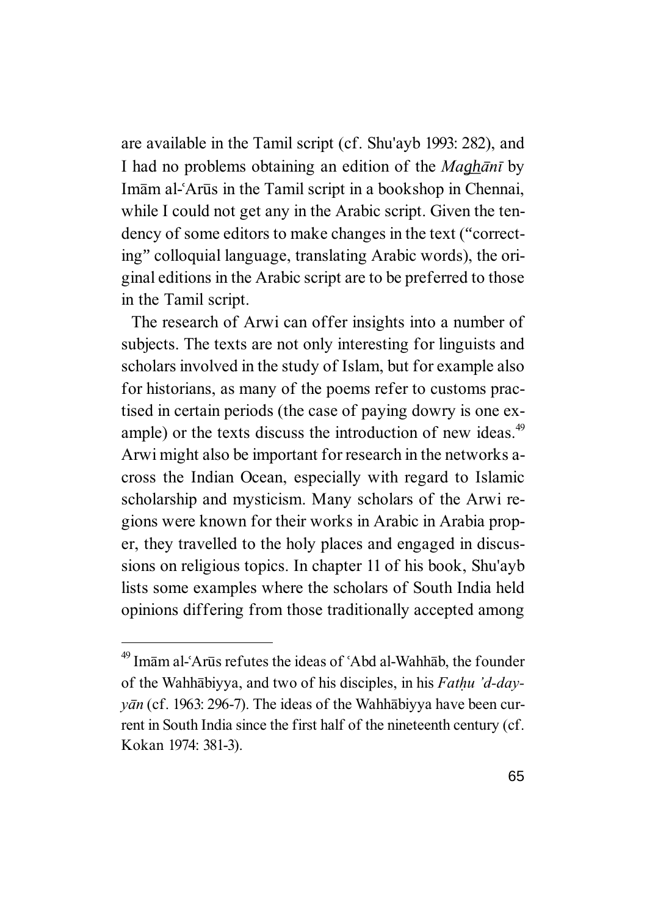are available in the Tamil script (cf. Shu'ayb 1993: 282), and I had no problems obtaining an edition of the *Maghānī* by Imām al-ʿArūs in the Tamil script in a bookshop in Chennai, while I could not get any in the Arabic script. Given the tendency of some editors to make changes in the text ("correcting" colloquial language, translating Arabic words), the original editions in the Arabic script are to be preferred to those in the Tamil script.

The research of Arwi can offer insights into a number of subjects. The texts are not only interesting for linguists and scholars involved in the study of Islam, but for example also for historians, as many of the poems refer to customs practised in certain periods (the case of paying dowry is one example) or the texts discuss the introduction of new ideas.[49] Arwi might also be important for research in the networks across the Indian Ocean, especially with regard to Islamic scholarship and mysticism. Many scholars of the Arwi regions were known for their works in Arabic in Arabia proper, they travelled to the holy places and engaged in discussions on religious topics. In chapter 11 of his book, Shu'ayb lists some examples where the scholars of South India held opinions differing from those traditionally accepted among

---

[49] Imām al-ʿArūs refutes the ideas of ʿAbd al-Wahhāb, the founder of the Wahhābiyya, and two of his disciples, in his *Fatḥu 'd-dayyān* (cf. 1963: 296-7). The ideas of the Wahhābiyya have been current in South India since the first half of the nineteenth century (cf. Kokan 1974: 381-3).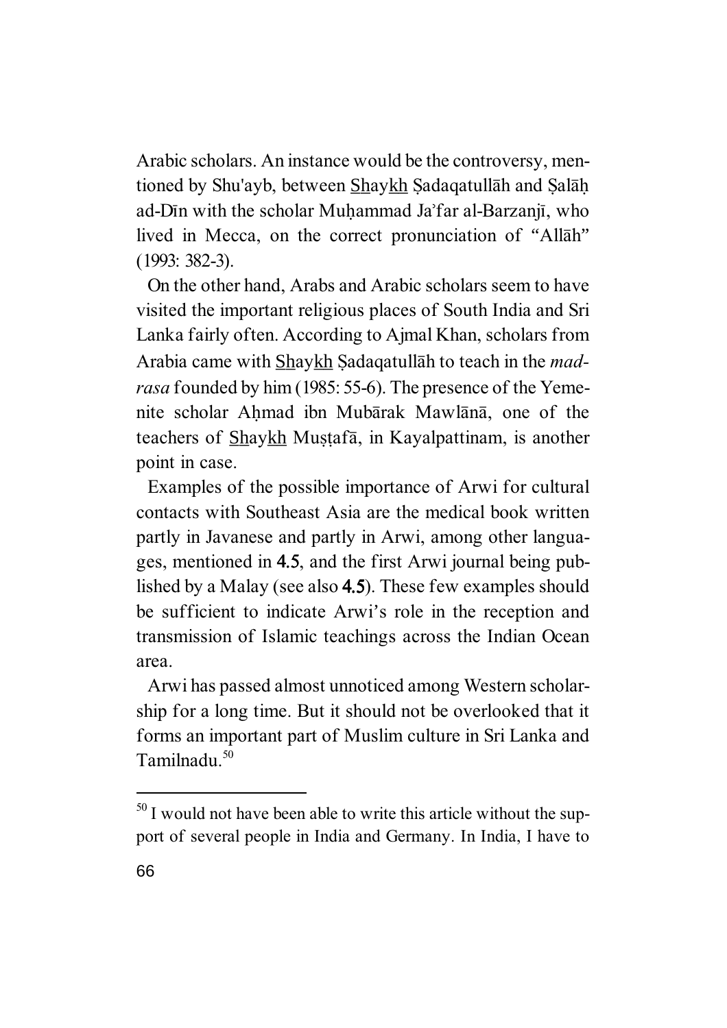Arabic scholars. An instance would be the controversy, mentioned by Shu'ayb, between Shaykh Ṣadaqatullāh and Ṣalāḥ ad-Dīn with the scholar Muḥammad Ja'far al-Barzanjī, who lived in Mecca, on the correct pronunciation of "Allāh" (1993: 382-3).

On the other hand, Arabs and Arabic scholars seem to have visited the important religious places of South India and Sri Lanka fairly often. According to Ajmal Khan, scholars from Arabia came with Shaykh Ṣadaqatullāh to teach in the *madrasa* founded by him (1985: 55-6). The presence of the Yemenite scholar Aḥmad ibn Mubārak Mawlānā, one of the teachers of Shaykh Muṣṭafā, in Kayalpattinam, is another point in case.

Examples of the possible importance of Arwi for cultural contacts with Southeast Asia are the medical book written partly in Javanese and partly in Arwi, among other languages, mentioned in **4.5**, and the first Arwi journal being published by a Malay (see also **4.5**). These few examples should be sufficient to indicate Arwi's role in the reception and transmission of Islamic teachings across the Indian Ocean area.

Arwi has passed almost unnoticed among Western scholarship for a long time. But it should not be overlooked that it forms an important part of Muslim culture in Sri Lanka and Tamilnadu.[50]

---

[50] I would not have been able to write this article without the support of several people in India and Germany. In India, I have to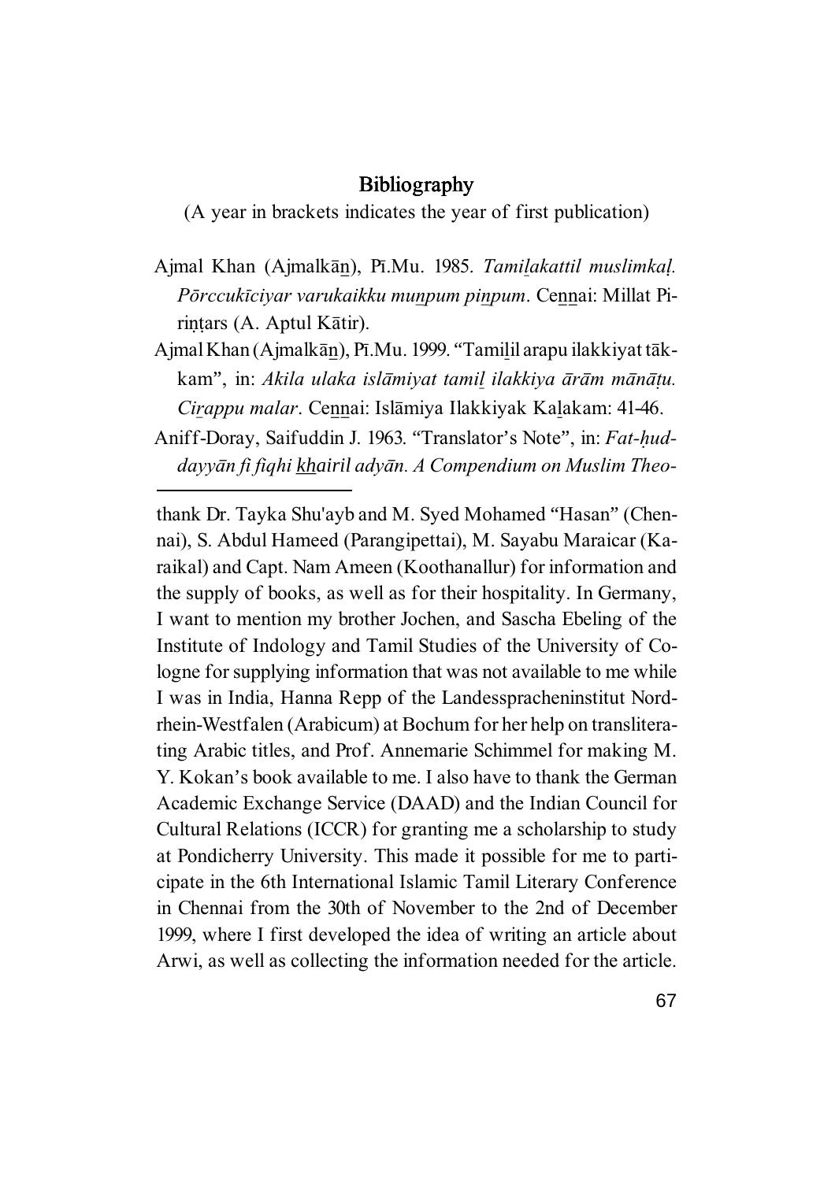## Bibliography

(A year in brackets indicates the year of first publication)

Ajmal Khan (Ajmalkā<u>n</u>), Pī.Mu. 1985. *Tami<u>l</u>akattil muslimkaḷ. Pōrccukīciyar varukaikku mu<u>n</u>pum pi<u>n</u>pum*. Ce<u>nn</u>ai: Millat Piriṇṭars (A. Aptul Kātir).

Ajmal Khan (Ajmalkā<u>n</u>), Pī.Mu. 1999. "Tami<u>l</u>il arapu ilakkiyat tākkam", in: *Akila ulaka islāmiyat tami<u>l</u> ilakkiya ārām mānāṭu. Ci<u>r</u>appu malar*. Ce<u>nn</u>ai: Islāmiya Ilakkiyak Ka<u>l</u>akam: 41-46.

Aniff-Doray, Saifuddin J. 1963. "Translator's Note", in: *Fat-ḥuddayyān fi fiqhi <u>kh</u>airil adyān. A Compendium on Muslim Theo-*

---

thank Dr. Tayka Shu'ayb and M. Syed Mohamed "Hasan" (Chennai), S. Abdul Hameed (Parangipettai), M. Sayabu Maraicar (Karaikal) and Capt. Nam Ameen (Koothanallur) for information and the supply of books, as well as for their hospitality. In Germany, I want to mention my brother Jochen, and Sascha Ebeling of the Institute of Indology and Tamil Studies of the University of Cologne for supplying information that was not available to me while I was in India, Hanna Repp of the Landesspracheninstitut Nordrhein-Westfalen (Arabicum) at Bochum for her help on transliterating Arabic titles, and Prof. Annemarie Schimmel for making M. Y. Kokan's book available to me. I also have to thank the German Academic Exchange Service (DAAD) and the Indian Council for Cultural Relations (ICCR) for granting me a scholarship to study at Pondicherry University. This made it possible for me to participate in the 6th International Islamic Tamil Literary Conference in Chennai from the 30th of November to the 2nd of December 1999, where I first developed the idea of writing an article about Arwi, as well as collecting the information needed for the article.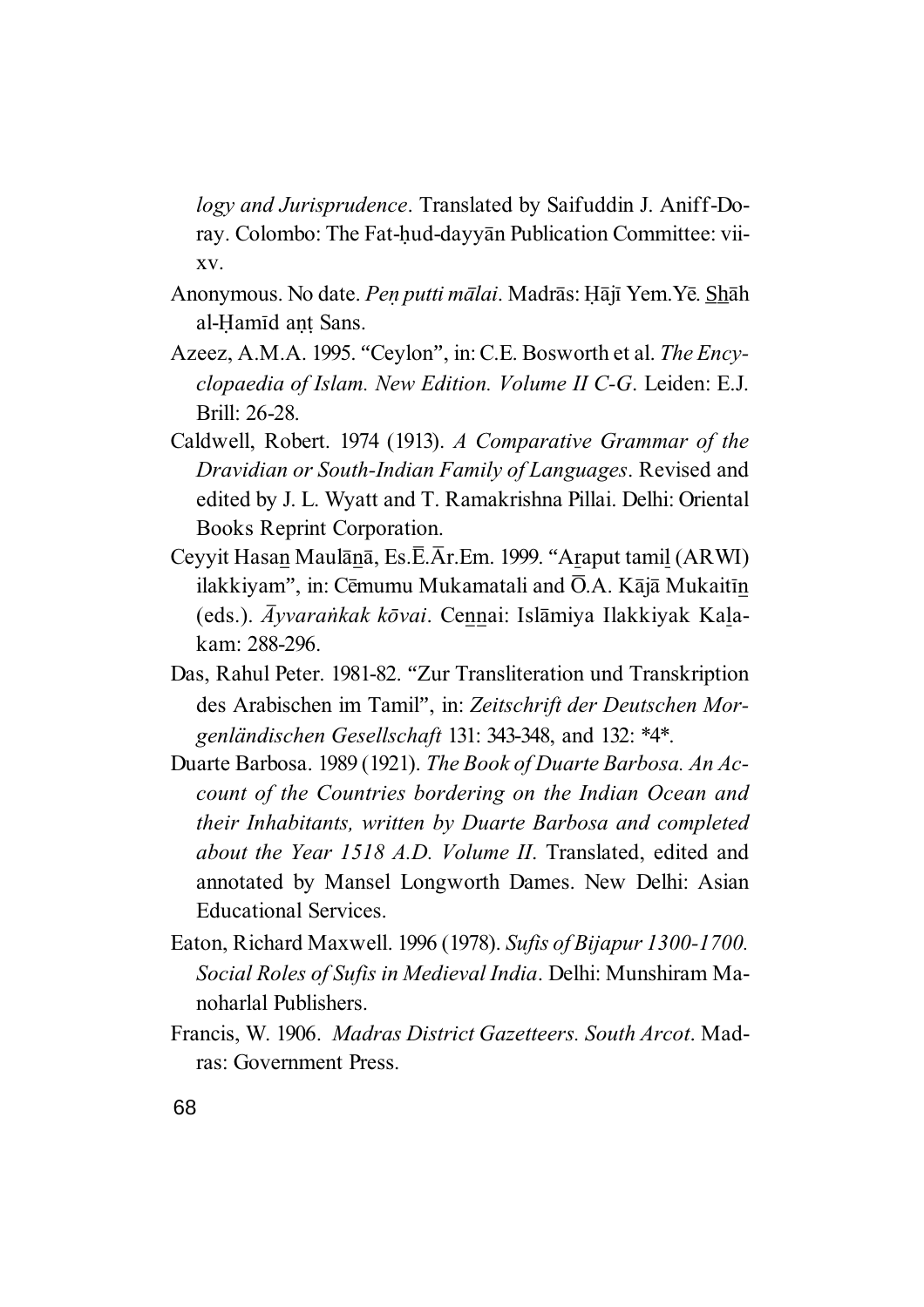*logy and Jurisprudence*. Translated by Saifuddin J. Aniff-Doray. Colombo: The Fat-ḥud-dayyān Publication Committee: vii-xv.

Anonymous. No date. *Peṇ putti mālai*. Madrās: Ḥājī Yem.Yē. S̲h̲āh al-Ḥamīd aṇṭ Sans.

Azeez, A.M.A. 1995. "Ceylon", in: C.E. Bosworth et al. *The Encyclopaedia of Islam. New Edition. Volume II C-G*. Leiden: E.J. Brill: 26-28.

Caldwell, Robert. 1974 (1913). *A Comparative Grammar of the Dravidian or South-Indian Family of Languages*. Revised and edited by J. L. Wyatt and T. Ramakrishna Pillai. Delhi: Oriental Books Reprint Corporation.

Ceyyit Hasan̲ Maulān̲ā, Es.Ē.Ār.Em. 1999. "Ar̲aput tamil̲ (ARWI) ilakkiyam", in: Cēmumu Mukamatali and Ō.A. Kājā Mukaitīn̲ (eds.). *Āyvaraṅkak kōvai*. Cen̲n̲ai: Islāmiya Ilakkiyak Kal̲akam: 288-296.

Das, Rahul Peter. 1981-82. "Zur Transliteration und Transkription des Arabischen im Tamil", in: *Zeitschrift der Deutschen Morgenländischen Gesellschaft* 131: 343-348, and 132: *4*.

Duarte Barbosa. 1989 (1921). *The Book of Duarte Barbosa. An Account of the Countries bordering on the Indian Ocean and their Inhabitants, written by Duarte Barbosa and completed about the Year 1518 A.D. Volume II*. Translated, edited and annotated by Mansel Longworth Dames. New Delhi: Asian Educational Services.

Eaton, Richard Maxwell. 1996 (1978). *Sufis of Bijapur 1300-1700. Social Roles of Sufis in Medieval India*. Delhi: Munshiram Manoharlal Publishers.

Francis, W. 1906. *Madras District Gazetteers. South Arcot*. Madras: Government Press.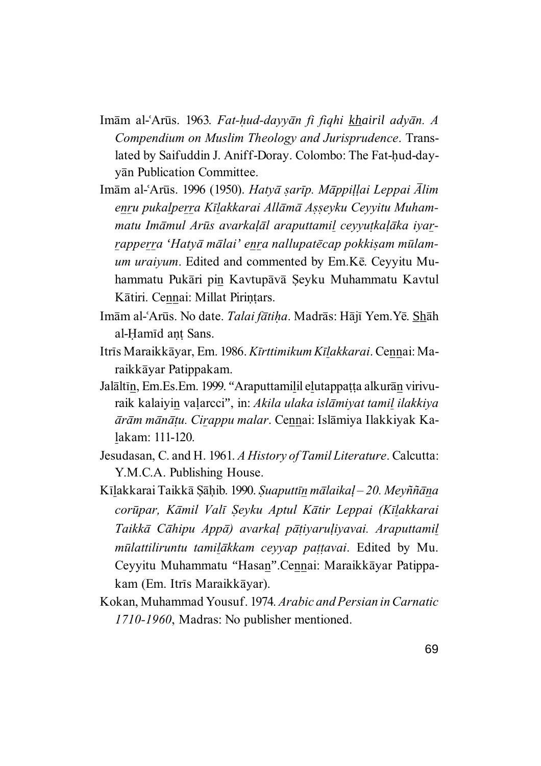Imām al-ʿArūs. 1963. *Fat-ḥud-dayyān fi fiqhi khairil adyān. A Compendium on Muslim Theology and Jurisprudence*. Translated by Saifuddin J. Aniff-Doray. Colombo: The Fat-ḥud-dayyān Publication Committee.

Imām al-ʿArūs. 1996 (1950). *Hatyā ṣarīp. Māppiḷḷai Leppai Ālim eṉṟu pukalpeṟṟa Kīḻakkarai Allāmā Aṣṣeyku Ceyyitu Muhammatu Imāmul Arūs avarkaḷāl araputtamiḻ ceyyuṭkaḷāka iyaṟṟapperra 'Hatyā mālai' eṉṟa nallupatēcap pokkiṣam mūlamum uraiyum*. Edited and commented by Em.Kē. Ceyyitu Muhammatu Pukāri piṉ Kavtupāvā Ṣeyku Muhammatu Kavtul Kātiri. Ceṉṉai: Millat Piriṇṭars.

Imām al-ʿArūs. No date. *Talai fātiḥa*. Madrās: Hājī Yem.Yē. Shāh al-Ḥamīd aṇṭ Sans.

Itrīs Maraikkāyar, Em. 1986. *Kīrttimikum Kīḻakkarai*. Ceṉṉai: Maraikkāyar Patippakam.

Jalāltīṉ, Em.Es.Em. 1999. "Araputtamiḻil eḻutappaṭṭa alkurāṉ virivuraik kalaiyiṉ vaḷarcci", in: *Akila ulaka islāmiyat tamiḻ ilakkiya ārām mānāṭu. Ciṟappu malar*. Ceṉṉai: Islāmiya Ilakkiyak Kaḻakam: 111-120.

Jesudasan, C. and H. 1961. *A History of Tamil Literature*. Calcutta: Y.M.C.A. Publishing House.

Kīḻakkarai Taikkā Ṣāḥib. 1990. *Ṣuaputtīṉ mālaikaḷ – 20. Meyññāṉa corūpar, Kāmil Valī Ṣeyku Aptul Kātir Leppai (Kīḻakkarai Taikkā Cāhipu Appā) avarkaḷ pāṭiyaruḷiyavai. Araputtamiḻ mūlattiliruntu tamiḻākkam ceyyap paṭṭavai*. Edited by Mu. Ceyyitu Muhammatu "Hasaṉ".Ceṉṉai: Maraikkāyar Patippakam (Em. Itrīs Maraikkāyar).

Kokan, Muhammad Yousuf. 1974. *Arabic and Persian in Carnatic 1710-1960*, Madras: No publisher mentioned.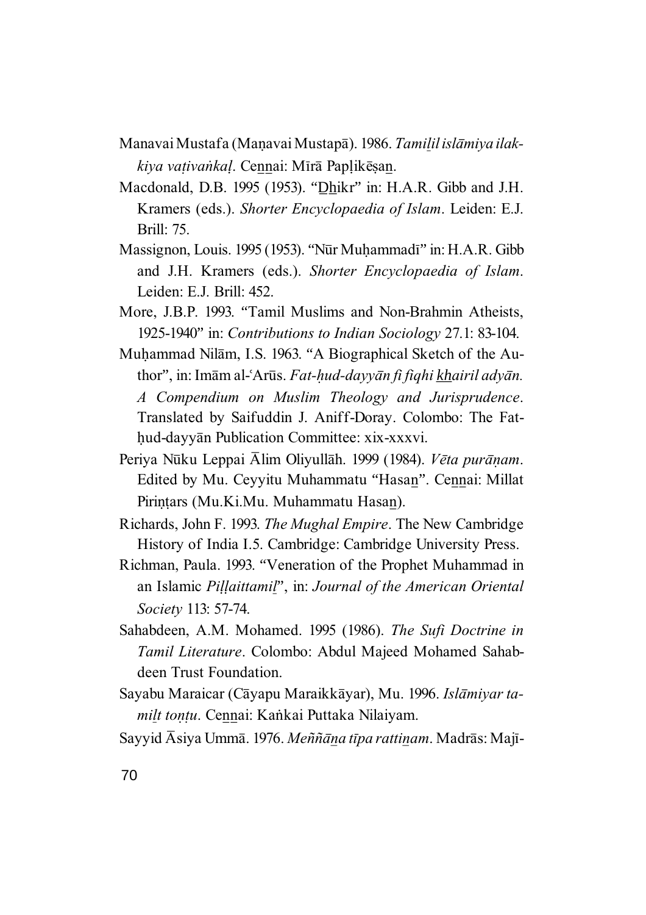Manavai Mustafa (Maṇavai Mustapā). 1986. *Tamiḻil islāmiya ilakkiya vaṭivaṅkaḷ*. Ceṉṉai: Mīrā Papḷikēṣaṉ.

Macdonald, D.B. 1995 (1953). "D̲h̲ikr" in: H.A.R. Gibb and J.H. Kramers (eds.). *Shorter Encyclopaedia of Islam*. Leiden: E.J. Brill: 75.

Massignon, Louis. 1995 (1953). "Nūr Muḥammadī" in: H.A.R. Gibb and J.H. Kramers (eds.). *Shorter Encyclopaedia of Islam*. Leiden: E.J. Brill: 452.

More, J.B.P. 1993. "Tamil Muslims and Non-Brahmin Atheists, 1925-1940" in: *Contributions to Indian Sociology* 27.1: 83-104.

Muḥammad Nilām, I.S. 1963. "A Biographical Sketch of the Author", in: Imām al-ʿArūs. *Fat-ḥud-dayyān fi fiqhi k̲h̲airil adyān. A Compendium on Muslim Theology and Jurisprudence*. Translated by Saifuddin J. Aniff-Doray. Colombo: The Fatḥud-dayyān Publication Committee: xix-xxxvi.

Periya Nūku Leppai Ālim Oliyullāh. 1999 (1984). *Vēta purāṇam*. Edited by Mu. Ceyyitu Muhammatu "Hasaṉ". Ceṉṉai: Millat Piriṇṭars (Mu.Ki.Mu. Muhammatu Hasaṉ).

Richards, John F. 1993. *The Mughal Empire*. The New Cambridge History of India I.5. Cambridge: Cambridge University Press.

Richman, Paula. 1993. "Veneration of the Prophet Muhammad in an Islamic *Piḷḷaittamiḻ*", in: *Journal of the American Oriental Society* 113: 57-74.

Sahabdeen, A.M. Mohamed. 1995 (1986). *The Sufi Doctrine in Tamil Literature*. Colombo: Abdul Majeed Mohamed Sahabdeen Trust Foundation.

Sayabu Maraicar (Cāyapu Maraikkāyar), Mu. 1996. *Islāmiyar tamiḻt toṇṭu*. Ceṉṉai: Kaṅkai Puttaka Nilaiyam.

Sayyid Āsiya Ummā. 1976. *Meññāṉa tīpa rattiṉam*. Madrās: Majī-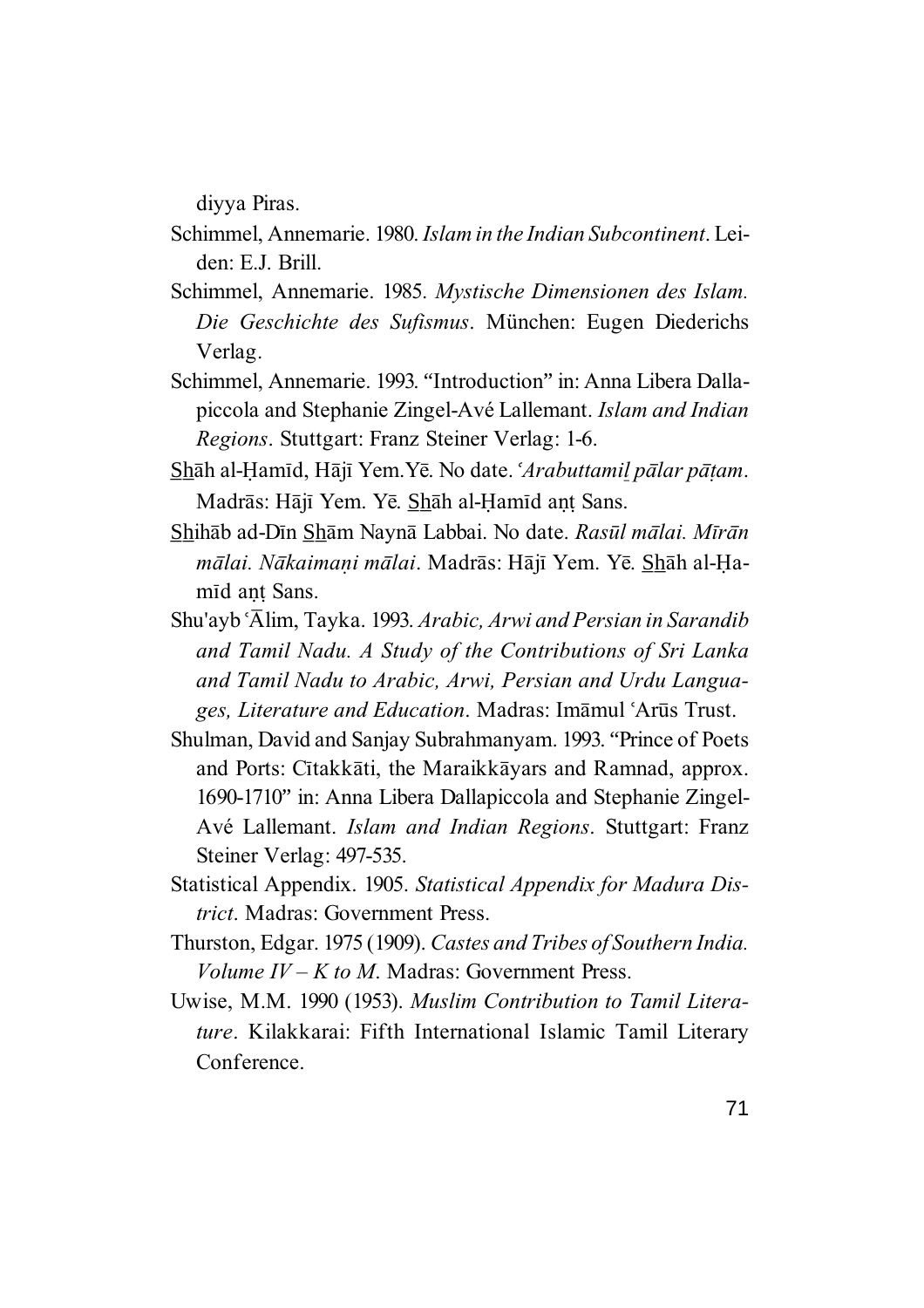diyya Piras.

Schimmel, Annemarie. 1980. *Islam in the Indian Subcontinent*. Leiden: E.J. Brill.

Schimmel, Annemarie. 1985. *Mystische Dimensionen des Islam. Die Geschichte des Sufismus*. München: Eugen Diederichs Verlag.

Schimmel, Annemarie. 1993. "Introduction" in: Anna Libera Dallapiccola and Stephanie Zingel-Avé Lallemant. *Islam and Indian Regions*. Stuttgart: Franz Steiner Verlag: 1-6.

S̲hāh al-Ḥamīd, Hājī Yem.Yē. No date. *ʿArabuttamil̲ pālar pāṭam*. Madrās: Hājī Yem. Yē. S̲hāh al-Ḥamīd anṭ Sans.

S̲hihāb ad-Dīn S̲hām Naynā Labbai. No date. *Rasūl mālai. Mīrān mālai. Nākaimaṇi mālai*. Madrās: Hājī Yem. Yē. S̲hāh al-Ḥamīd anṭ Sans.

Shu'ayb ʿĀlim, Tayka. 1993. *Arabic, Arwi and Persian in Sarandib and Tamil Nadu. A Study of the Contributions of Sri Lanka and Tamil Nadu to Arabic, Arwi, Persian and Urdu Languages, Literature and Education*. Madras: Imāmul ʿArūs Trust.

Shulman, David and Sanjay Subrahmanyam. 1993. "Prince of Poets and Ports: Cītakkāti, the Maraikkāyars and Ramnad, approx. 1690-1710" in: Anna Libera Dallapiccola and Stephanie Zingel-Avé Lallemant. *Islam and Indian Regions*. Stuttgart: Franz Steiner Verlag: 497-535.

Statistical Appendix. 1905. *Statistical Appendix for Madura District*. Madras: Government Press.

Thurston, Edgar. 1975 (1909). *Castes and Tribes of Southern India. Volume IV – K to M*. Madras: Government Press.

Uwise, M.M. 1990 (1953). *Muslim Contribution to Tamil Literature*. Kilakkarai: Fifth International Islamic Tamil Literary Conference.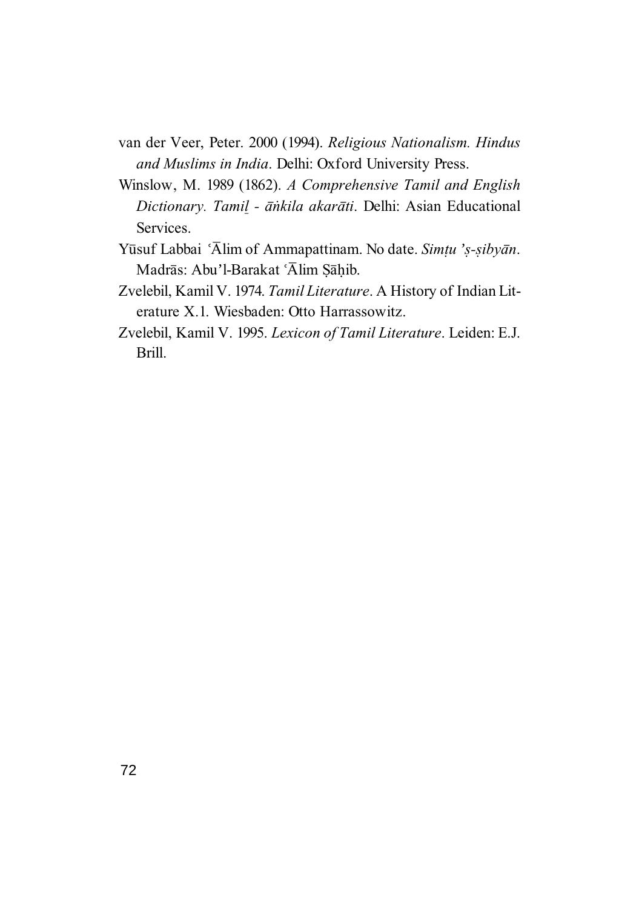van der Veer, Peter. 2000 (1994). *Religious Nationalism. Hindus and Muslims in India*. Delhi: Oxford University Press.

Winslow, M. 1989 (1862). *A Comprehensive Tamil and English Dictionary. Tamiḻ - āṅkila akarāti*. Delhi: Asian Educational Services.

Yūsuf Labbai ʿĀlim of Ammapattinam. No date. *Simṭu ʾṣ-ṣibyān*. Madrās: Abuʾl-Barakat ʿĀlim Ṣāḥib.

Zvelebil, Kamil V. 1974. *Tamil Literature*. A History of Indian Literature X.1. Wiesbaden: Otto Harrassowitz.

Zvelebil, Kamil V. 1995. *Lexicon of Tamil Literature*. Leiden: E.J. Brill.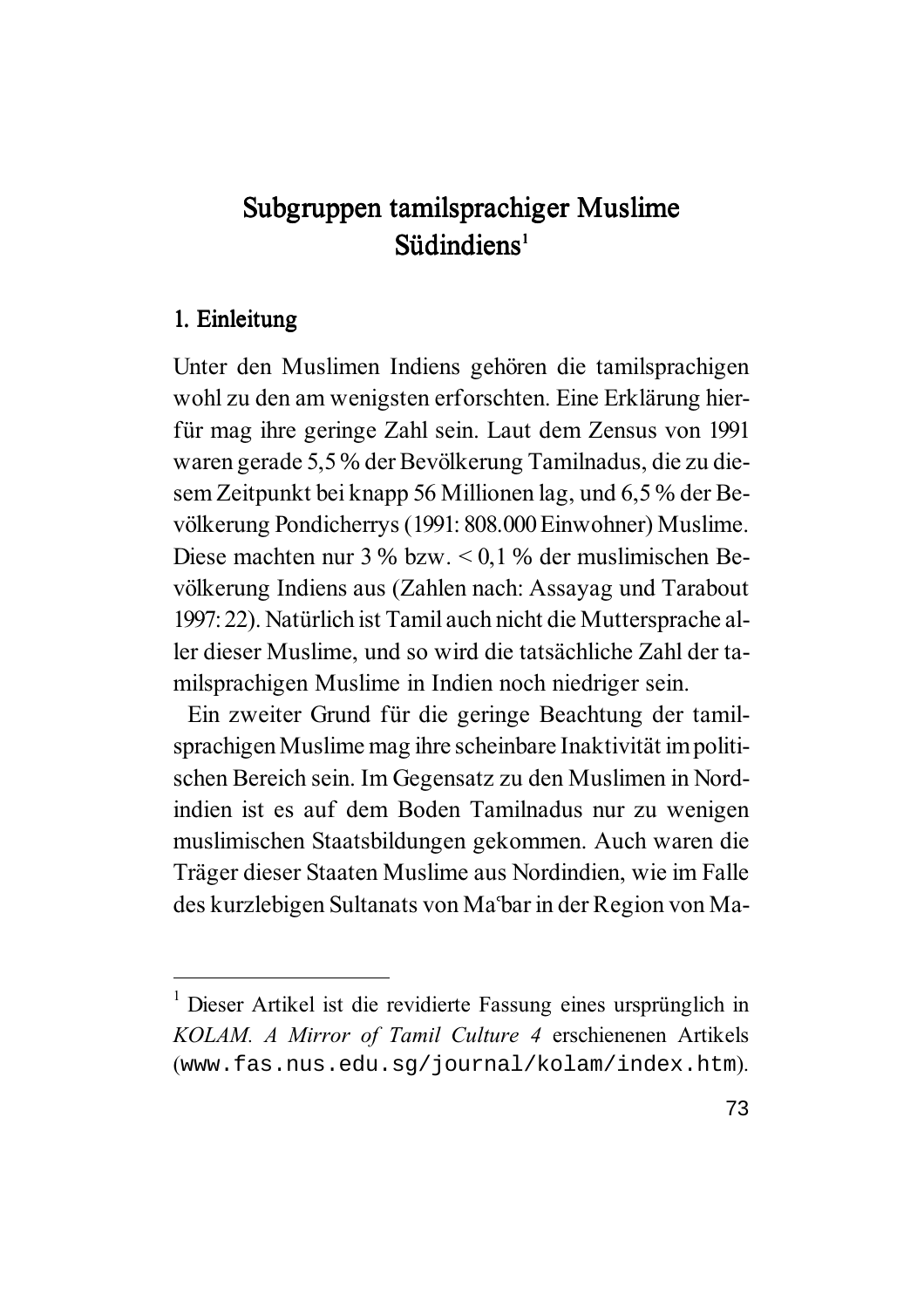# Subgruppen tamilsprachiger Muslime Südindiens[1]

## 1. Einleitung

Unter den Muslimen Indiens gehören die tamilsprachigen wohl zu den am wenigsten erforschten. Eine Erklärung hierfür mag ihre geringe Zahl sein. Laut dem Zensus von 1991 waren gerade 5,5 % der Bevölkerung Tamilnadus, die zu diesem Zeitpunkt bei knapp 56 Millionen lag, und 6,5 % der Bevölkerung Pondicherrys (1991: 808.000 Einwohner) Muslime. Diese machten nur 3 % bzw. < 0,1 % der muslimischen Bevölkerung Indiens aus (Zahlen nach: Assayag und Tarabout 1997: 22). Natürlich ist Tamil auch nicht die Muttersprache aller dieser Muslime, und so wird die tatsächliche Zahl der tamilsprachigen Muslime in Indien noch niedriger sein.

Ein zweiter Grund für die geringe Beachtung der tamilsprachigen Muslime mag ihre scheinbare Inaktivität im politischen Bereich sein. Im Gegensatz zu den Muslimen in Nordindien ist es auf dem Boden Tamilnadus nur zu wenigen muslimischen Staatsbildungen gekommen. Auch waren die Träger dieser Staaten Muslime aus Nordindien, wie im Falle des kurzlebigen Sultanats von Maʿbar in der Region von Ma-

---

[1] Dieser Artikel ist die revidierte Fassung eines ursprünglich in *KOLAM. A Mirror of Tamil Culture 4* erschienenen Artikels (www.fas.nus.edu.sg/journal/kolam/index.htm).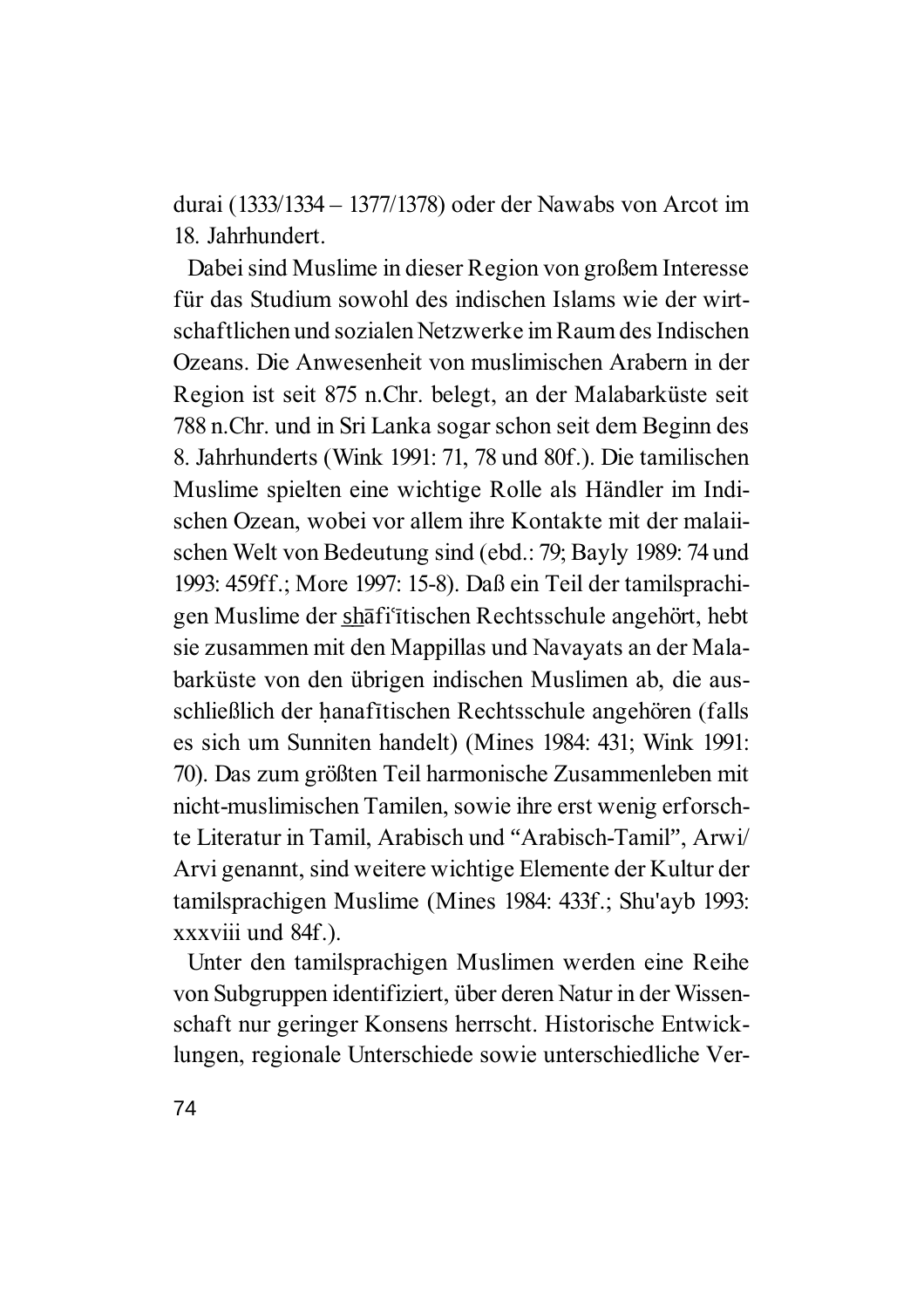durai (1333/1334 – 1377/1378) oder der Nawabs von Arcot im 18. Jahrhundert.

Dabei sind Muslime in dieser Region von großem Interesse für das Studium sowohl des indischen Islams wie der wirtschaftlichen und sozialen Netzwerke im Raum des Indischen Ozeans. Die Anwesenheit von muslimischen Arabern in der Region ist seit 875 n.Chr. belegt, an der Malabarküste seit 788 n.Chr. und in Sri Lanka sogar schon seit dem Beginn des 8. Jahrhunderts (Wink 1991: 71, 78 und 80f.). Die tamilischen Muslime spielten eine wichtige Rolle als Händler im Indischen Ozean, wobei vor allem ihre Kontakte mit der malaiischen Welt von Bedeutung sind (ebd.: 79; Bayly 1989: 74 und 1993: 459ff.; More 1997: 15-8). Daß ein Teil der tamilsprachigen Muslime der shāfiʿītischen Rechtsschule angehört, hebt sie zusammen mit den Mappillas und Navayats an der Malabarküste von den übrigen indischen Muslimen ab, die ausschließlich der ḥanafītischen Rechtsschule angehören (falls es sich um Sunniten handelt) (Mines 1984: 431; Wink 1991: 70). Das zum größten Teil harmonische Zusammenleben mit nicht-muslimischen Tamilen, sowie ihre erst wenig erforschte Literatur in Tamil, Arabisch und "Arabisch-Tamil", Arwi/Arvi genannt, sind weitere wichtige Elemente der Kultur der tamilsprachigen Muslime (Mines 1984: 433f.; Shu'ayb 1993: xxxviii und 84f.).

Unter den tamilsprachigen Muslimen werden eine Reihe von Subgruppen identifiziert, über deren Natur in der Wissenschaft nur geringer Konsens herrscht. Historische Entwicklungen, regionale Unterschiede sowie unterschiedliche Ver-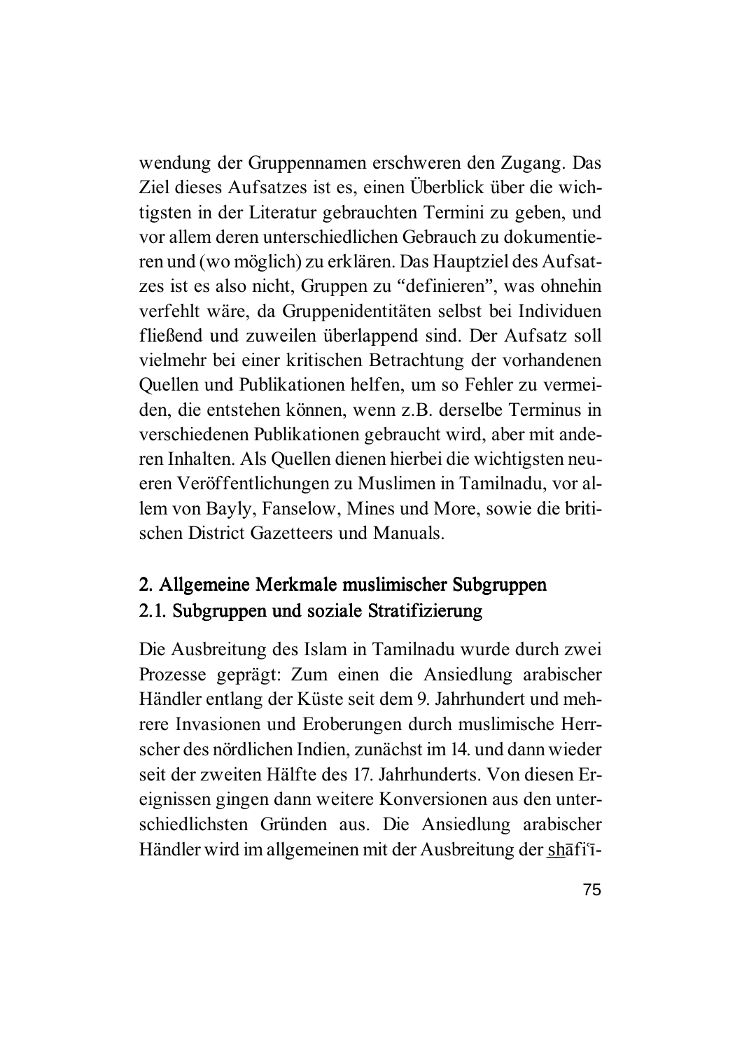wendung der Gruppennamen erschweren den Zugang. Das Ziel dieses Aufsatzes ist es, einen Überblick über die wichtigsten in der Literatur gebrauchten Termini zu geben, und vor allem deren unterschiedlichen Gebrauch zu dokumentieren und (wo möglich) zu erklären. Das Hauptziel des Aufsatzes ist es also nicht, Gruppen zu "definieren", was ohnehin verfehlt wäre, da Gruppenidentitäten selbst bei Individuen fließend und zuweilen überlappend sind. Der Aufsatz soll vielmehr bei einer kritischen Betrachtung der vorhandenen Quellen und Publikationen helfen, um so Fehler zu vermeiden, die entstehen können, wenn z.B. derselbe Terminus in verschiedenen Publikationen gebraucht wird, aber mit anderen Inhalten. Als Quellen dienen hierbei die wichtigsten neueren Veröffentlichungen zu Muslimen in Tamilnadu, vor allem von Bayly, Fanselow, Mines und More, sowie die britischen District Gazetteers und Manuals.

## 2. Allgemeine Merkmale muslimischer Subgruppen

### 2.1. Subgruppen und soziale Stratifizierung

Die Ausbreitung des Islam in Tamilnadu wurde durch zwei Prozesse geprägt: Zum einen die Ansiedlung arabischer Händler entlang der Küste seit dem 9. Jahrhundert und mehrere Invasionen und Eroberungen durch muslimische Herrscher des nördlichen Indien, zunächst im 14. und dann wieder seit der zweiten Hälfte des 17. Jahrhunderts. Von diesen Ereignissen gingen dann weitere Konversionen aus den unterschiedlichsten Gründen aus. Die Ansiedlung arabischer Händler wird im allgemeinen mit der Ausbreitung der shāfiʿī-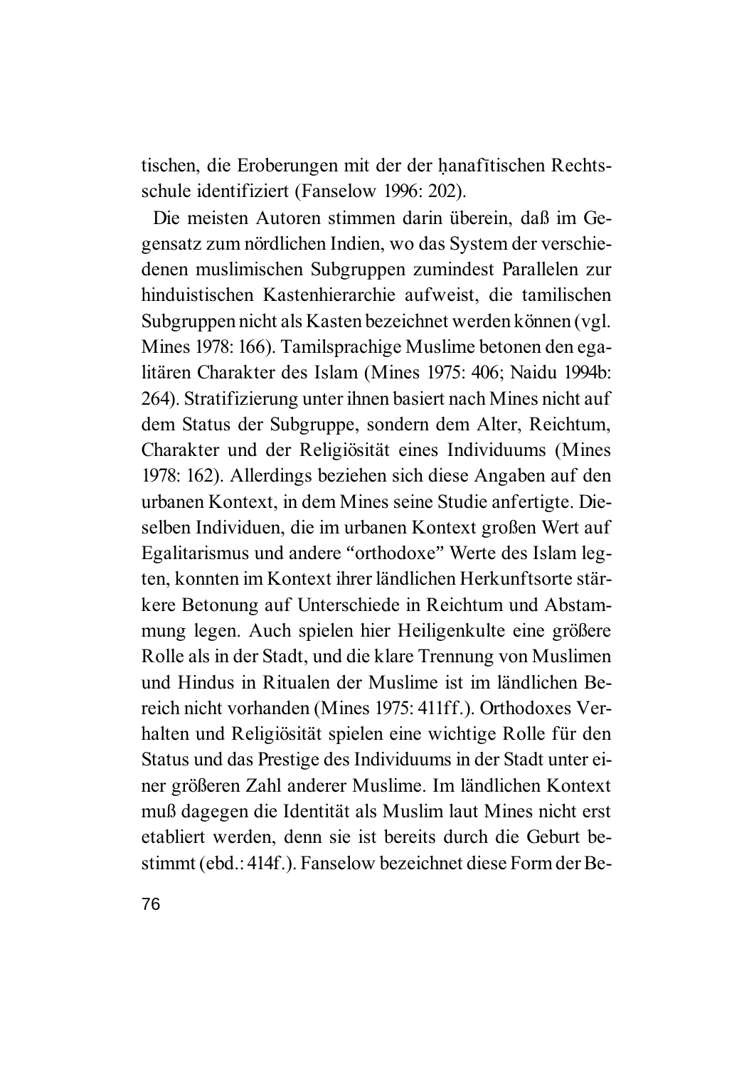tischen, die Eroberungen mit der der ḥanafītischen Rechtsschule identifiziert (Fanselow 1996: 202).

Die meisten Autoren stimmen darin überein, daß im Gegensatz zum nördlichen Indien, wo das System der verschiedenen muslimischen Subgruppen zumindest Parallelen zur hinduistischen Kastenhierarchie aufweist, die tamilischen Subgruppen nicht als Kasten bezeichnet werden können (vgl. Mines 1978: 166). Tamilsprachige Muslime betonen den egalitären Charakter des Islam (Mines 1975: 406; Naidu 1994b: 264). Stratifizierung unter ihnen basiert nach Mines nicht auf dem Status der Subgruppe, sondern dem Alter, Reichtum, Charakter und der Religiösität eines Individuums (Mines 1978: 162). Allerdings beziehen sich diese Angaben auf den urbanen Kontext, in dem Mines seine Studie anfertigte. Dieselben Individuen, die im urbanen Kontext großen Wert auf Egalitarismus und andere "orthodoxe" Werte des Islam legten, konnten im Kontext ihrer ländlichen Herkunftsorte stärkere Betonung auf Unterschiede in Reichtum und Abstammung legen. Auch spielen hier Heiligenkulte eine größere Rolle als in der Stadt, und die klare Trennung von Muslimen und Hindus in Ritualen der Muslime ist im ländlichen Bereich nicht vorhanden (Mines 1975: 411ff.). Orthodoxes Verhalten und Religiösität spielen eine wichtige Rolle für den Status und das Prestige des Individuums in der Stadt unter einer größeren Zahl anderer Muslime. Im ländlichen Kontext muß dagegen die Identität als Muslim laut Mines nicht erst etabliert werden, denn sie ist bereits durch die Geburt bestimmt (ebd.: 414f.). Fanselow bezeichnet diese Form der Be-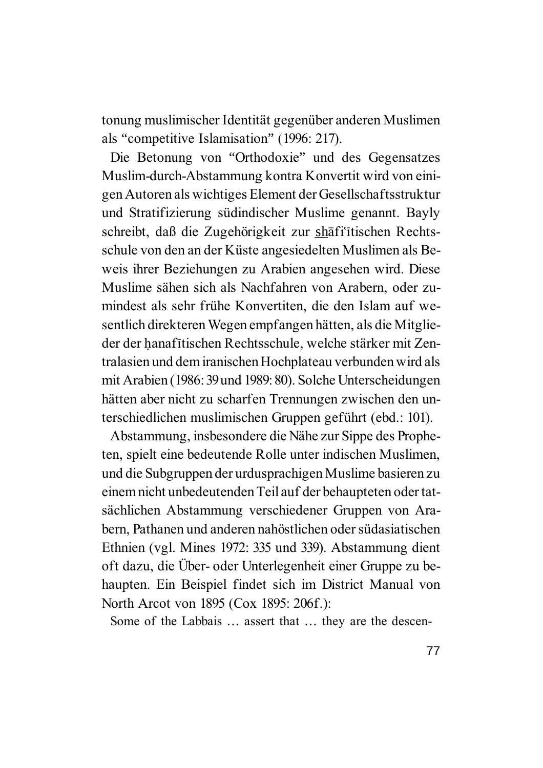tonung muslimischer Identität gegenüber anderen Muslimen als "competitive Islamisation" (1996: 217).

Die Betonung von "Orthodoxie" und des Gegensatzes Muslim-durch-Abstammung kontra Konvertit wird von einigen Autoren als wichtiges Element der Gesellschaftsstruktur und Stratifizierung südindischer Muslime genannt. Bayly schreibt, daß die Zugehörigkeit zur shāfiʿītischen Rechtsschule von den an der Küste angesiedelten Muslimen als Beweis ihrer Beziehungen zu Arabien angesehen wird. Diese Muslime sähen sich als Nachfahren von Arabern, oder zumindest als sehr frühe Konvertiten, die den Islam auf wesentlich direkteren Wegen empfangen hätten, als die Mitglieder der ḥanafītischen Rechtsschule, welche stärker mit Zentralasien und dem iranischen Hochplateau verbunden wird als mit Arabien (1986: 39 und 1989: 80). Solche Unterscheidungen hätten aber nicht zu scharfen Trennungen zwischen den unterschiedlichen muslimischen Gruppen geführt (ebd.: 101).

Abstammung, insbesondere die Nähe zur Sippe des Propheten, spielt eine bedeutende Rolle unter indischen Muslimen, und die Subgruppen der urdusprachigen Muslime basieren zu einem nicht unbedeutenden Teil auf der behaupteten oder tatsächlichen Abstammung verschiedener Gruppen von Arabern, Pathanen und anderen nahöstlichen oder südasiatischen Ethnien (vgl. Mines 1972: 335 und 339). Abstammung dient oft dazu, die Über- oder Unterlegenheit einer Gruppe zu behaupten. Ein Beispiel findet sich im District Manual von North Arcot von 1895 (Cox 1895: 206f.):

Some of the Labbais … assert that … they are the descen-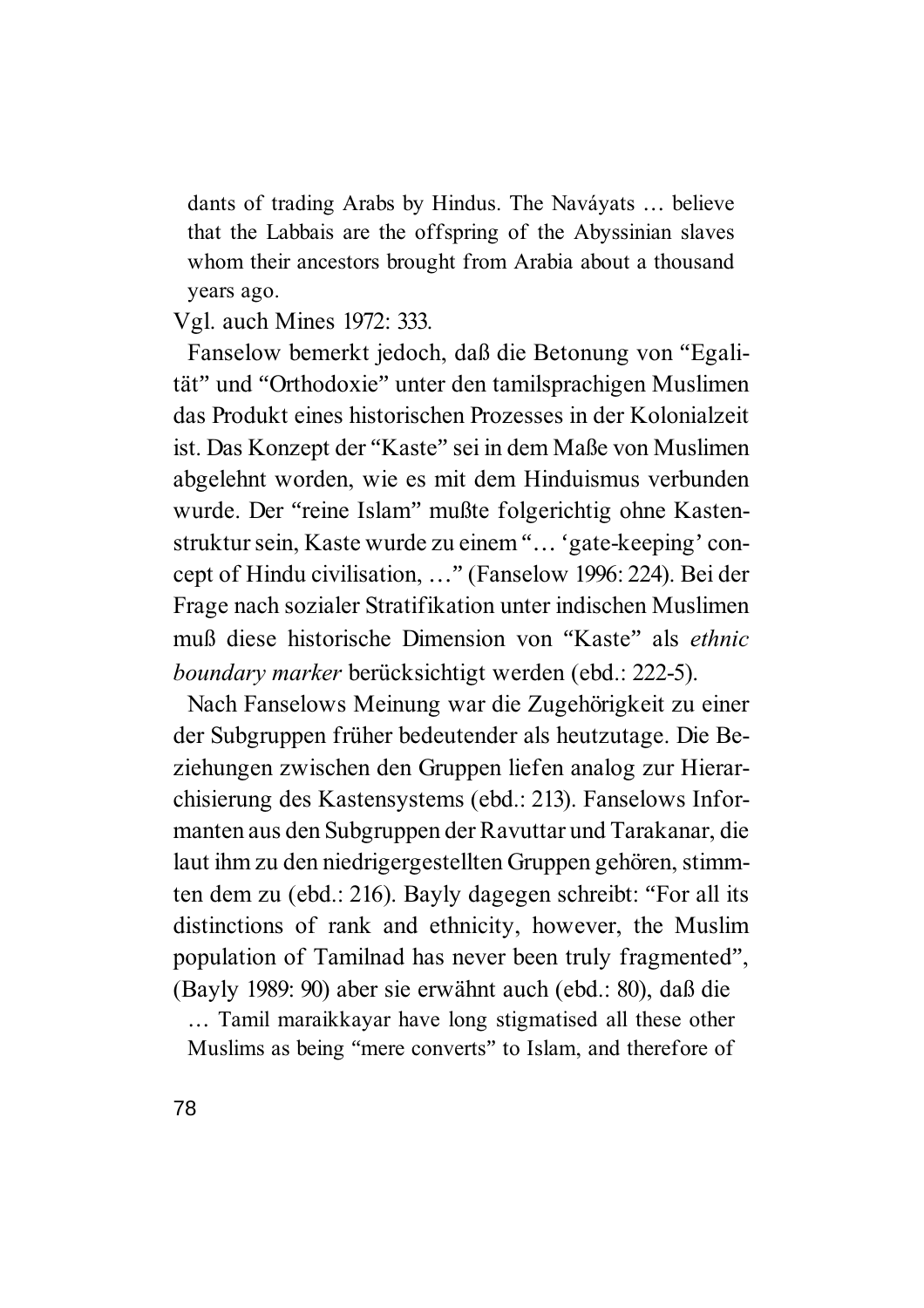> dants of trading Arabs by Hindus. The Naváyats … believe that the Labbais are the offspring of the Abyssinian slaves whom their ancestors brought from Arabia about a thousand years ago.

Vgl. auch Mines 1972: 333.

Fanselow bemerkt jedoch, daß die Betonung von "Egalität" und "Orthodoxie" unter den tamilsprachigen Muslimen das Produkt eines historischen Prozesses in der Kolonialzeit ist. Das Konzept der "Kaste" sei in dem Maße von Muslimen abgelehnt worden, wie es mit dem Hinduismus verbunden wurde. Der "reine Islam" mußte folgerichtig ohne Kastenstruktur sein, Kaste wurde zu einem "… 'gate-keeping' concept of Hindu civilisation, …" (Fanselow 1996: 224). Bei der Frage nach sozialer Stratifikation unter indischen Muslimen muß diese historische Dimension von "Kaste" als *ethnic boundary marker* berücksichtigt werden (ebd.: 222-5).

Nach Fanselows Meinung war die Zugehörigkeit zu einer der Subgruppen früher bedeutender als heutzutage. Die Beziehungen zwischen den Gruppen liefen analog zur Hierarchisierung des Kastensystems (ebd.: 213). Fanselows Informanten aus den Subgruppen der Ravuttar und Tarakanar, die laut ihm zu den niedrigergestellten Gruppen gehören, stimmten dem zu (ebd.: 216). Bayly dagegen schreibt: "For all its distinctions of rank and ethnicity, however, the Muslim population of Tamilnad has never been truly fragmented", (Bayly 1989: 90) aber sie erwähnt auch (ebd.: 80), daß die

> … Tamil maraikkayar have long stigmatised all these other Muslims as being "mere converts" to Islam, and therefore of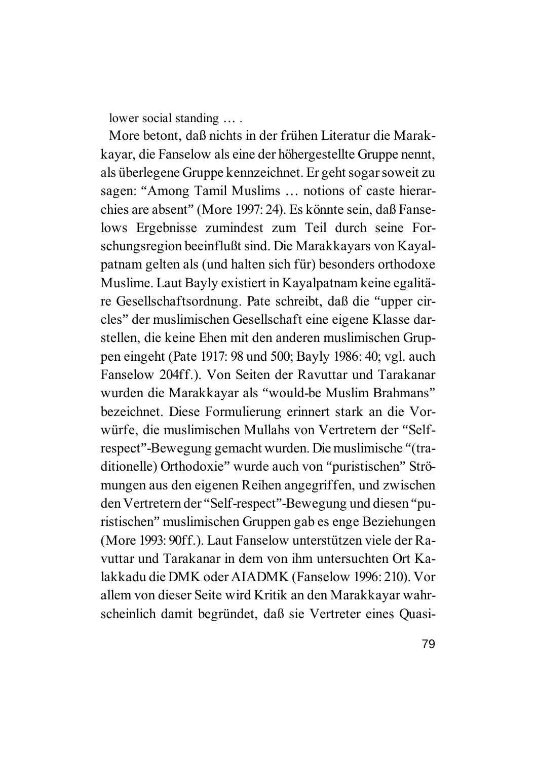lower social standing … .

More betont, daß nichts in der frühen Literatur die Marakkayar, die Fanselow als eine der höhergestellte Gruppe nennt, als überlegene Gruppe kennzeichnet. Er geht sogar soweit zu sagen: "Among Tamil Muslims … notions of caste hierarchies are absent" (More 1997: 24). Es könnte sein, daß Fanselows Ergebnisse zumindest zum Teil durch seine Forschungsregion beeinflußt sind. Die Marakkayars von Kayalpatnam gelten als (und halten sich für) besonders orthodoxe Muslime. Laut Bayly existiert in Kayalpatnam keine egalitäre Gesellschaftsordnung. Pate schreibt, daß die "upper circles" der muslimischen Gesellschaft eine eigene Klasse darstellen, die keine Ehen mit den anderen muslimischen Gruppen eingeht (Pate 1917: 98 und 500; Bayly 1986: 40; vgl. auch Fanselow 204ff.). Von Seiten der Ravuttar und Tarakanar wurden die Marakkayar als "would-be Muslim Brahmans" bezeichnet. Diese Formulierung erinnert stark an die Vorwürfe, die muslimischen Mullahs von Vertretern der "Self-respect"-Bewegung gemacht wurden. Die muslimische "(traditionelle) Orthodoxie" wurde auch von "puristischen" Strömungen aus den eigenen Reihen angegriffen, und zwischen den Vertretern der "Self-respect"-Bewegung und diesen "puristischen" muslimischen Gruppen gab es enge Beziehungen (More 1993: 90ff.). Laut Fanselow unterstützen viele der Ravuttar und Tarakanar in dem von ihm untersuchten Ort Kalakkadu die DMK oder AIADMK (Fanselow 1996: 210). Vor allem von dieser Seite wird Kritik an den Marakkayar wahrscheinlich damit begründet, daß sie Vertreter eines Quasi-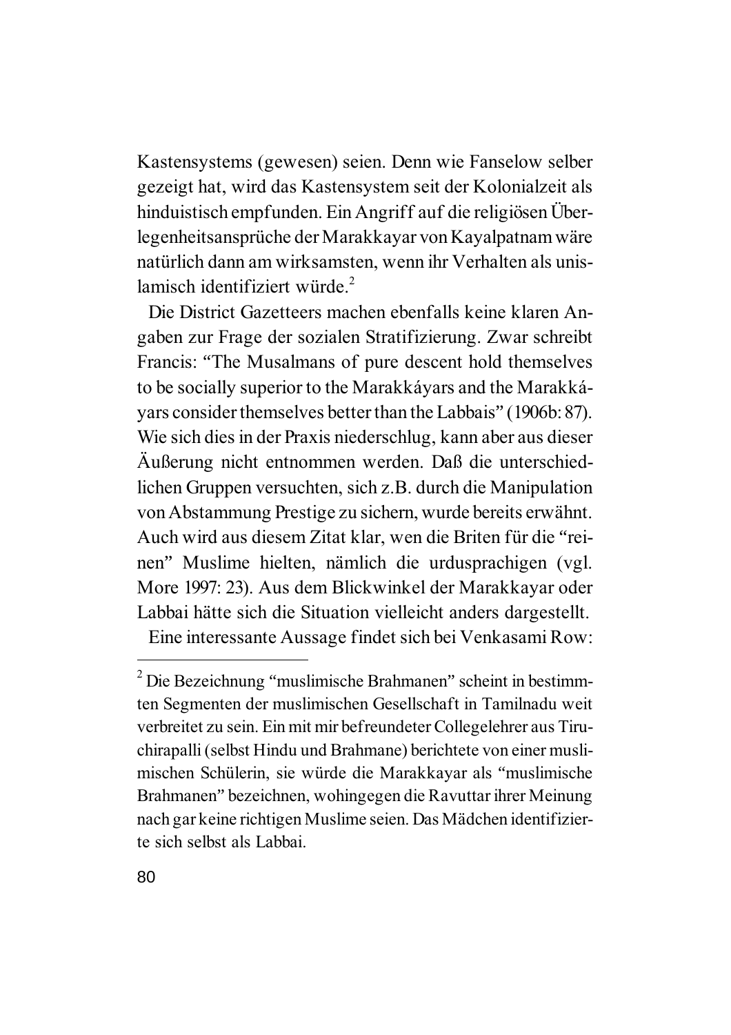Kastensystems (gewesen) seien. Denn wie Fanselow selber gezeigt hat, wird das Kastensystem seit der Kolonialzeit als hinduistisch empfunden. Ein Angriff auf die religiösen Überlegenheitsansprüche der Marakkayar von Kayalpatnam wäre natürlich dann am wirksamsten, wenn ihr Verhalten als unislamisch identifiziert würde.[2]

Die District Gazetteers machen ebenfalls keine klaren Angaben zur Frage der sozialen Stratifizierung. Zwar schreibt Francis: "The Musalmans of pure descent hold themselves to be socially superior to the Marakkáyars and the Marakkáyars consider themselves better than the Labbais" (1906b: 87). Wie sich dies in der Praxis niederschlug, kann aber aus dieser Äußerung nicht entnommen werden. Daß die unterschiedlichen Gruppen versuchten, sich z.B. durch die Manipulation von Abstammung Prestige zu sichern, wurde bereits erwähnt. Auch wird aus diesem Zitat klar, wen die Briten für die "reinen" Muslime hielten, nämlich die urdusprachigen (vgl. More 1997: 23). Aus dem Blickwinkel der Marakkayar oder Labbai hätte sich die Situation vielleicht anders dargestellt.

Eine interessante Aussage findet sich bei Venkasami Row:

---

[2] Die Bezeichnung "muslimische Brahmanen" scheint in bestimmten Segmenten der muslimischen Gesellschaft in Tamilnadu weit verbreitet zu sein. Ein mit mir befreundeter Collegelehrer aus Tiruchirapalli (selbst Hindu und Brahmane) berichtete von einer muslimischen Schülerin, sie würde die Marakkayar als "muslimische Brahmanen" bezeichnen, wohingegen die Ravuttar ihrer Meinung nach gar keine richtigen Muslime seien. Das Mädchen identifizierte sich selbst als Labbai.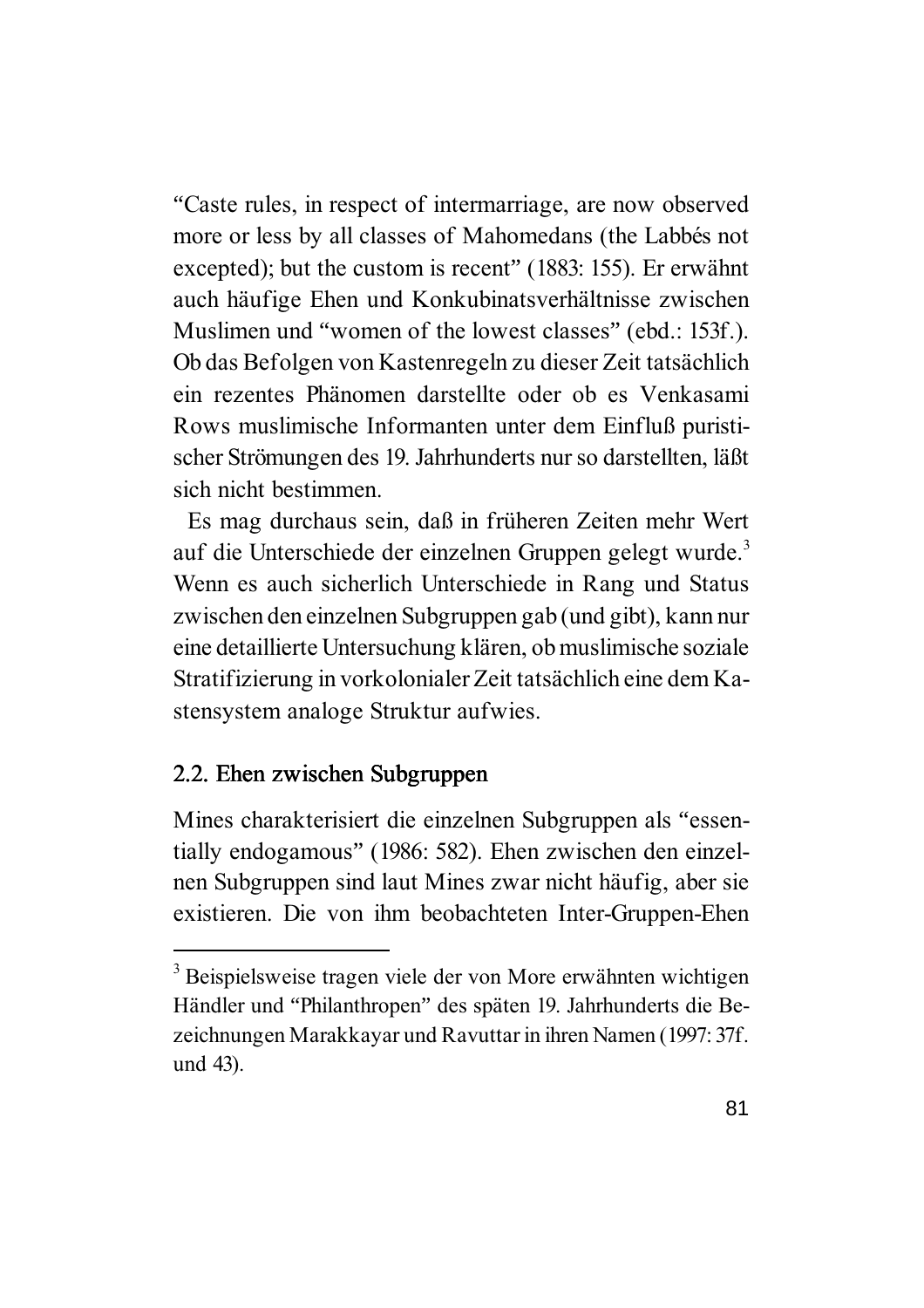"Caste rules, in respect of intermarriage, are now observed more or less by all classes of Mahomedans (the Labbés not excepted); but the custom is recent" (1883: 155). Er erwähnt auch häufige Ehen und Konkubinatsverhältnisse zwischen Muslimen und "women of the lowest classes" (ebd.: 153f.). Ob das Befolgen von Kastenregeln zu dieser Zeit tatsächlich ein rezentes Phänomen darstellte oder ob es Venkasami Rows muslimische Informanten unter dem Einfluß puristischer Strömungen des 19. Jahrhunderts nur so darstellten, läßt sich nicht bestimmen.

Es mag durchaus sein, daß in früheren Zeiten mehr Wert auf die Unterschiede der einzelnen Gruppen gelegt wurde.[3] Wenn es auch sicherlich Unterschiede in Rang und Status zwischen den einzelnen Subgruppen gab (und gibt), kann nur eine detaillierte Untersuchung klären, ob muslimische soziale Stratifizierung in vorkolonialer Zeit tatsächlich eine dem Kastensystem analoge Struktur aufwies.

## 2.2. Ehen zwischen Subgruppen

Mines charakterisiert die einzelnen Subgruppen als "essentially endogamous" (1986: 582). Ehen zwischen den einzelnen Subgruppen sind laut Mines zwar nicht häufig, aber sie existieren. Die von ihm beobachteten Inter-Gruppen-Ehen

---

[3] Beispielsweise tragen viele der von More erwähnten wichtigen Händler und "Philanthropen" des späten 19. Jahrhunderts die Bezeichnungen Marakkayar und Ravuttar in ihren Namen (1997: 37f. und 43).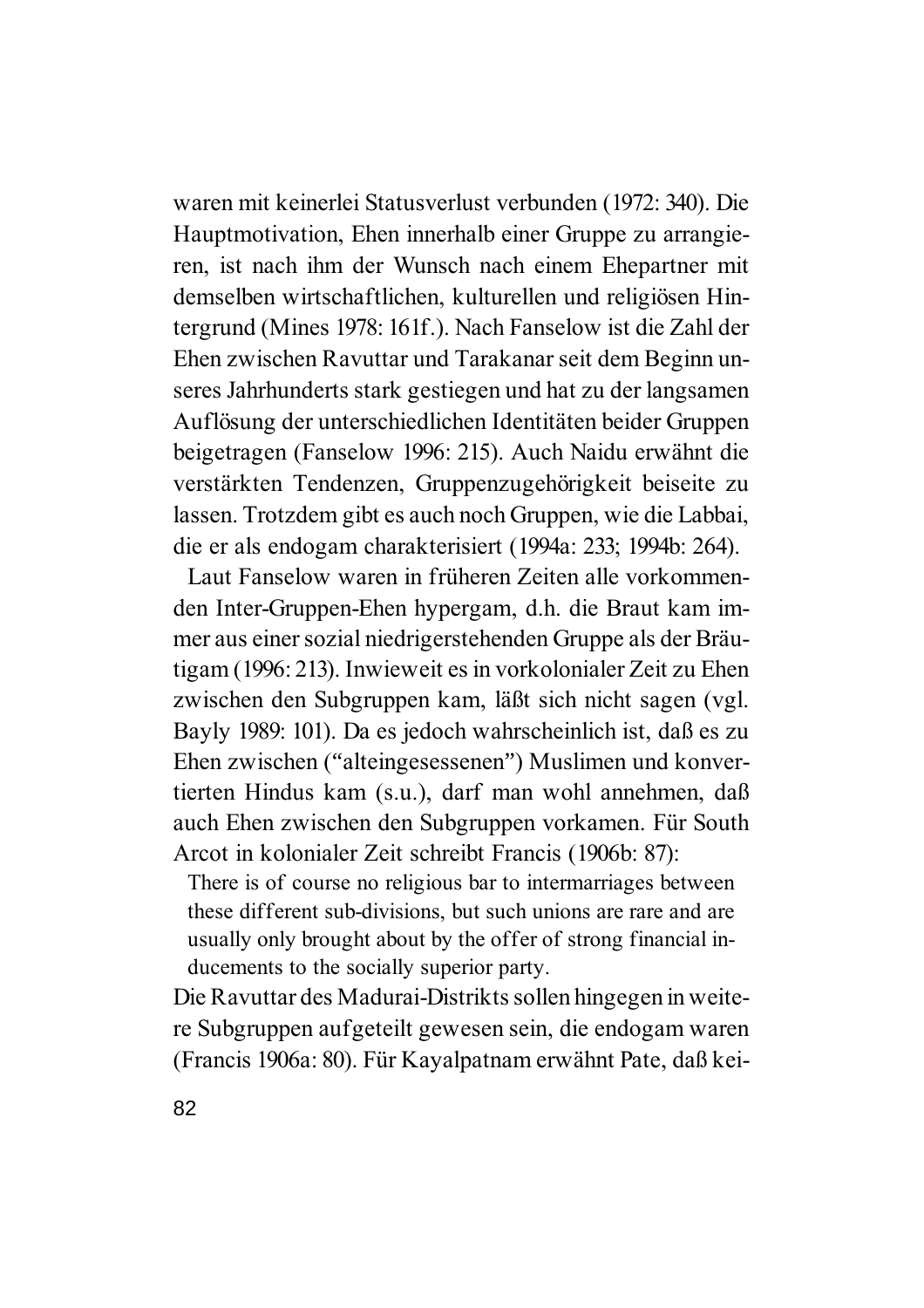waren mit keinerlei Statusverlust verbunden (1972: 340). Die Hauptmotivation, Ehen innerhalb einer Gruppe zu arrangieren, ist nach ihm der Wunsch nach einem Ehepartner mit demselben wirtschaftlichen, kulturellen und religiösen Hintergrund (Mines 1978: 161f.). Nach Fanselow ist die Zahl der Ehen zwischen Ravuttar und Tarakanar seit dem Beginn unseres Jahrhunderts stark gestiegen und hat zu der langsamen Auflösung der unterschiedlichen Identitäten beider Gruppen beigetragen (Fanselow 1996: 215). Auch Naidu erwähnt die verstärkten Tendenzen, Gruppenzugehörigkeit beiseite zu lassen. Trotzdem gibt es auch noch Gruppen, wie die Labbai, die er als endogam charakterisiert (1994a: 233; 1994b: 264).

Laut Fanselow waren in früheren Zeiten alle vorkommenden Inter-Gruppen-Ehen hypergam, d.h. die Braut kam immer aus einer sozial niedrigerstehenden Gruppe als der Bräutigam (1996: 213). Inwieweit es in vorkolonialer Zeit zu Ehen zwischen den Subgruppen kam, läßt sich nicht sagen (vgl. Bayly 1989: 101). Da es jedoch wahrscheinlich ist, daß es zu Ehen zwischen ("alteingesessenen") Muslimen und konvertierten Hindus kam (s.u.), darf man wohl annehmen, daß auch Ehen zwischen den Subgruppen vorkamen. Für South Arcot in kolonialer Zeit schreibt Francis (1906b: 87):

> There is of course no religious bar to intermarriages between these different sub-divisions, but such unions are rare and are usually only brought about by the offer of strong financial inducements to the socially superior party.

Die Ravuttar des Madurai-Distrikts sollen hingegen in weitere Subgruppen aufgeteilt gewesen sein, die endogam waren (Francis 1906a: 80). Für Kayalpatnam erwähnt Pate, daß kei-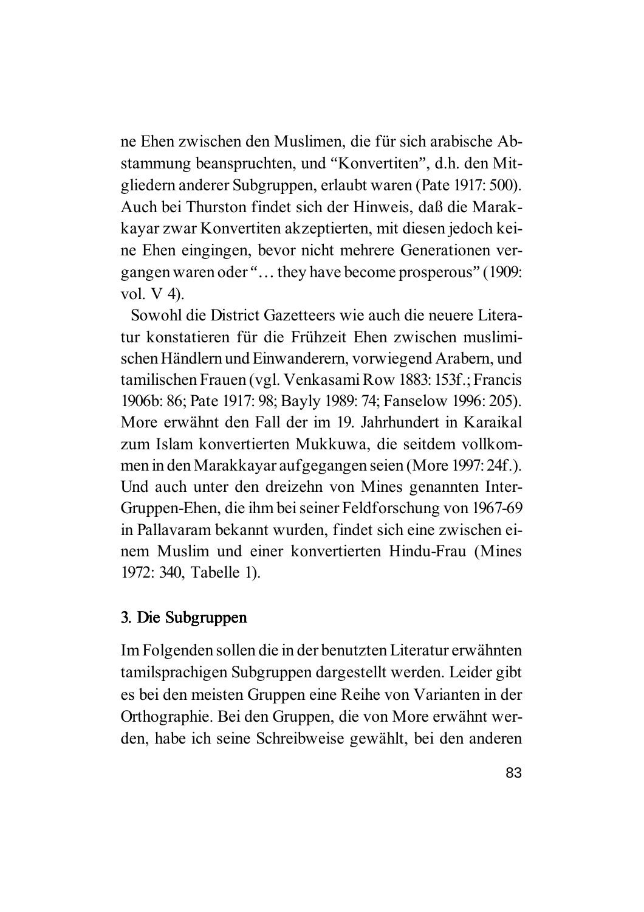ne Ehen zwischen den Muslimen, die für sich arabische Abstammung beanspruchten, und "Konvertiten", d.h. den Mitgliedern anderer Subgruppen, erlaubt waren (Pate 1917: 500). Auch bei Thurston findet sich der Hinweis, daß die Marakkayar zwar Konvertiten akzeptierten, mit diesen jedoch keine Ehen eingingen, bevor nicht mehrere Generationen vergangen waren oder "… they have become prosperous" (1909: vol. V 4).

Sowohl die District Gazetteers wie auch die neuere Literatur konstatieren für die Frühzeit Ehen zwischen muslimischen Händlern und Einwanderern, vorwiegend Arabern, und tamilischen Frauen (vgl. Venkasami Row 1883: 153f.; Francis 1906b: 86; Pate 1917: 98; Bayly 1989: 74; Fanselow 1996: 205). More erwähnt den Fall der im 19. Jahrhundert in Karaikal zum Islam konvertierten Mukkuwa, die seitdem vollkommen in den Marakkayar aufgegangen seien (More 1997: 24f.). Und auch unter den dreizehn von Mines genannten Inter-Gruppen-Ehen, die ihm bei seiner Feldforschung von 1967-69 in Pallavaram bekannt wurden, findet sich eine zwischen einem Muslim und einer konvertierten Hindu-Frau (Mines 1972: 340, Tabelle 1).

## 3. Die Subgruppen

Im Folgenden sollen die in der benutzten Literatur erwähnten tamilsprachigen Subgruppen dargestellt werden. Leider gibt es bei den meisten Gruppen eine Reihe von Varianten in der Orthographie. Bei den Gruppen, die von More erwähnt werden, habe ich seine Schreibweise gewählt, bei den anderen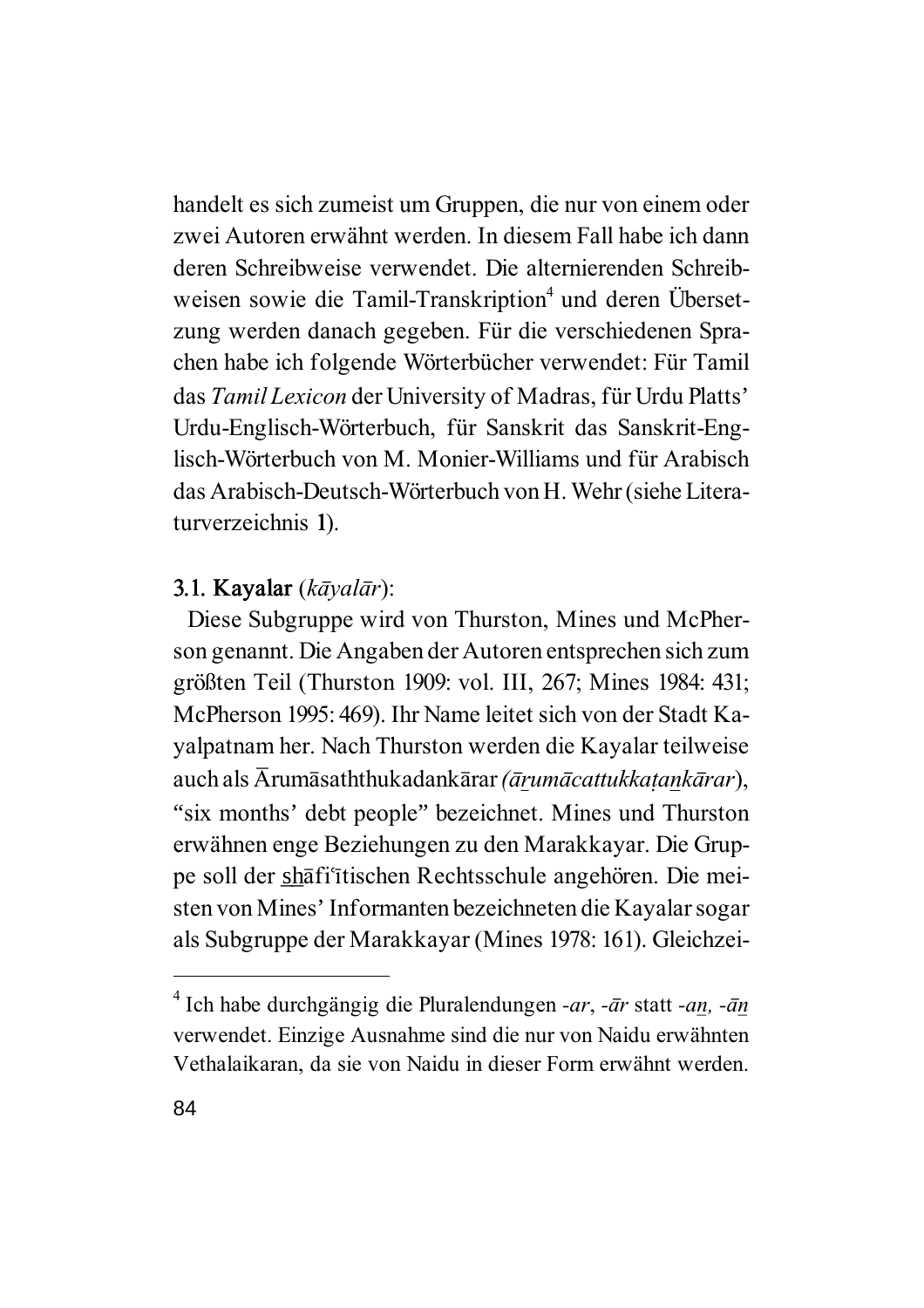handelt es sich zumeist um Gruppen, die nur von einem oder zwei Autoren erwähnt werden. In diesem Fall habe ich dann deren Schreibweise verwendet. Die alternierenden Schreibweisen sowie die Tamil-Transkription[4] und deren Übersetzung werden danach gegeben. Für die verschiedenen Sprachen habe ich folgende Wörterbücher verwendet: Für Tamil das *Tamil Lexicon* der University of Madras, für Urdu Platts' Urdu-Englisch-Wörterbuch, für Sanskrit das Sanskrit-Englisch-Wörterbuch von M. Monier-Williams und für Arabisch das Arabisch-Deutsch-Wörterbuch von H. Wehr (siehe Literaturverzeichnis **1**).

### 3.1. Kayalar (*kāyalār*):

Diese Subgruppe wird von Thurston, Mines und McPherson genannt. Die Angaben der Autoren entsprechen sich zum größten Teil (Thurston 1909: vol. III, 267; Mines 1984: 431; McPherson 1995: 469). Ihr Name leitet sich von der Stadt Kayalpatnam her. Nach Thurston werden die Kayalar teilweise auch als Ārumāsaththukadankārar *(āṟumācattukkaṭaṉkārar*), "six months' debt people" bezeichnet. Mines und Thurston erwähnen enge Beziehungen zu den Marakkayar. Die Gruppe soll der s̲h̲āfiʿītischen Rechtsschule angehören. Die meisten von Mines' Informanten bezeichneten die Kayalar sogar als Subgruppe der Marakkayar (Mines 1978: 161). Gleichzei-

---

[4] Ich habe durchgängig die Pluralendungen *-ar*, *-ār* statt *-aṉ, -āṉ* verwendet. Einzige Ausnahme sind die nur von Naidu erwähnten Vethalaikaran, da sie von Naidu in dieser Form erwähnt werden.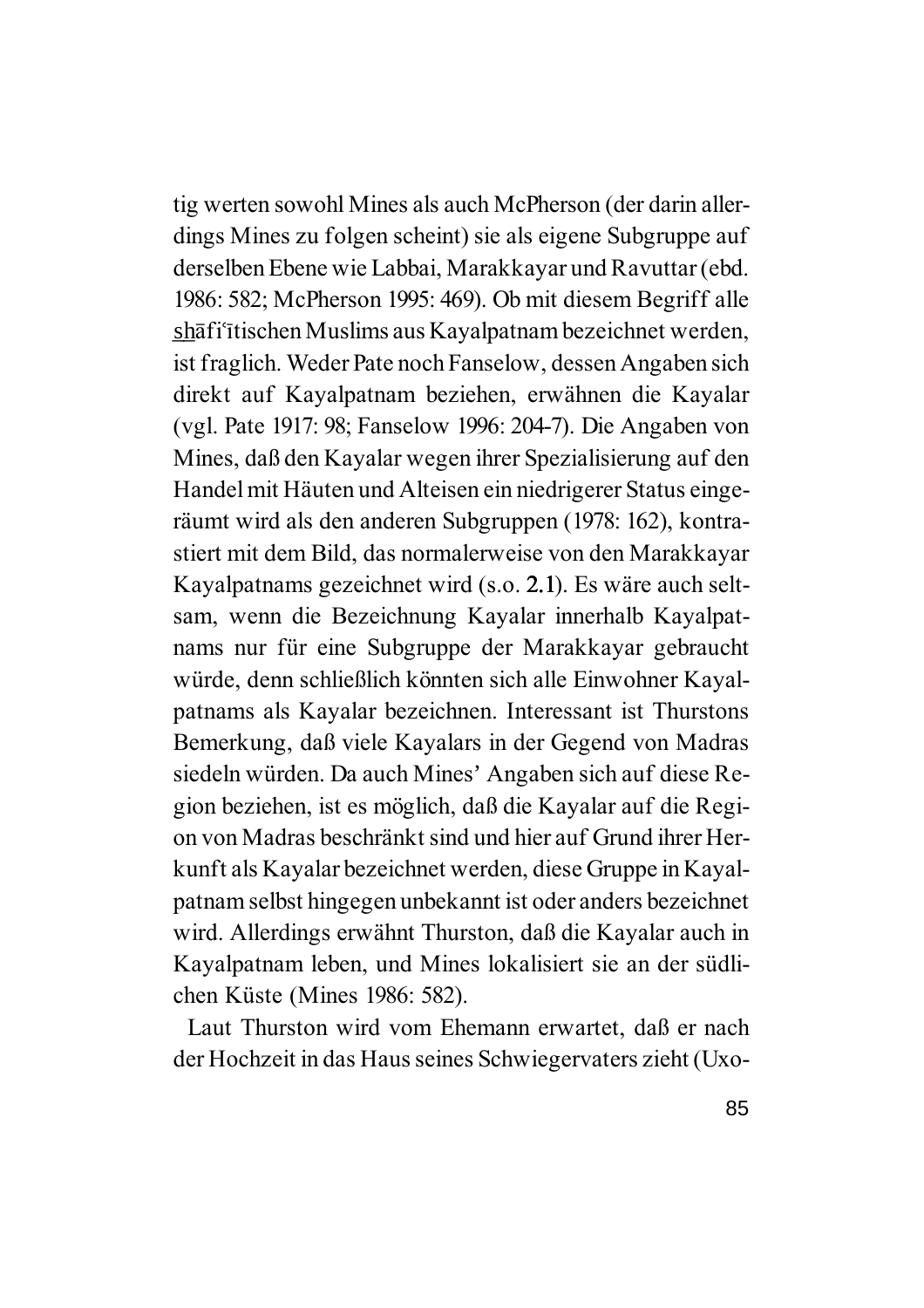tig werten sowohl Mines als auch McPherson (der darin allerdings Mines zu folgen scheint) sie als eigene Subgruppe auf derselben Ebene wie Labbai, Marakkayar und Ravuttar (ebd. 1986: 582; McPherson 1995: 469). Ob mit diesem Begriff alle <u>sh</u>āfiʿītischen Muslims aus Kayalpatnam bezeichnet werden, ist fraglich. Weder Pate noch Fanselow, dessen Angaben sich direkt auf Kayalpatnam beziehen, erwähnen die Kayalar (vgl. Pate 1917: 98; Fanselow 1996: 204-7). Die Angaben von Mines, daß den Kayalar wegen ihrer Spezialisierung auf den Handel mit Häuten und Alteisen ein niedrigerer Status eingeräumt wird als den anderen Subgruppen (1978: 162), kontrastiert mit dem Bild, das normalerweise von den Marakkayar Kayalpatnams gezeichnet wird (s.o. 2.1). Es wäre auch seltsam, wenn die Bezeichnung Kayalar innerhalb Kayalpatnams nur für eine Subgruppe der Marakkayar gebraucht würde, denn schließlich könnten sich alle Einwohner Kayalpatnams als Kayalar bezeichnen. Interessant ist Thurstons Bemerkung, daß viele Kayalars in der Gegend von Madras siedeln würden. Da auch Mines' Angaben sich auf diese Region beziehen, ist es möglich, daß die Kayalar auf die Region von Madras beschränkt sind und hier auf Grund ihrer Herkunft als Kayalar bezeichnet werden, diese Gruppe in Kayalpatnam selbst hingegen unbekannt ist oder anders bezeichnet wird. Allerdings erwähnt Thurston, daß die Kayalar auch in Kayalpatnam leben, und Mines lokalisiert sie an der südlichen Küste (Mines 1986: 582).

Laut Thurston wird vom Ehemann erwartet, daß er nach der Hochzeit in das Haus seines Schwiegervaters zieht (Uxo-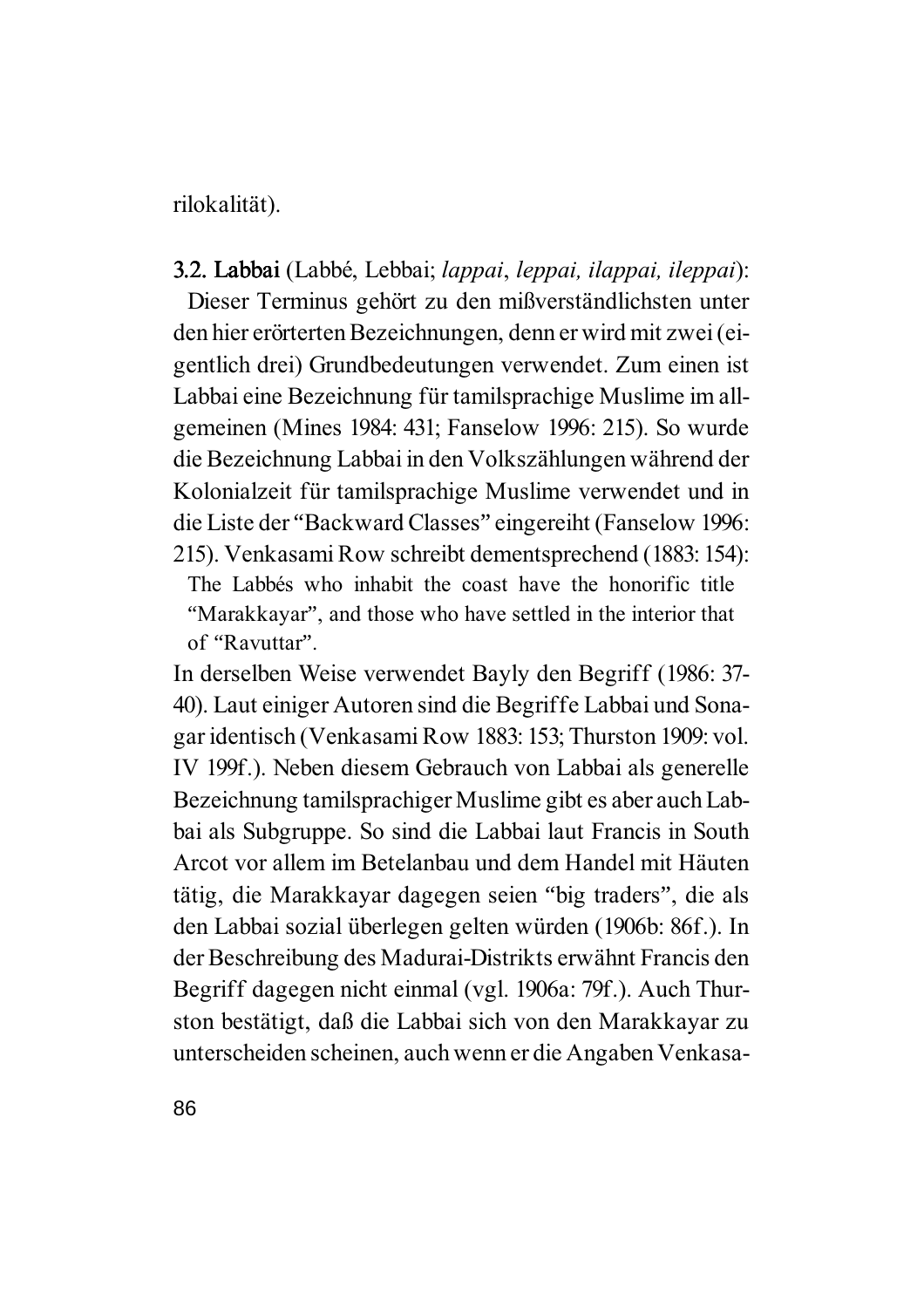rilokalität).

**3.2. Labbai** (Labbé, Lebbai; *lappai*, *leppai, ilappai, ileppai*): Dieser Terminus gehört zu den mißverständlichsten unter den hier erörterten Bezeichnungen, denn er wird mit zwei (eigentlich drei) Grundbedeutungen verwendet. Zum einen ist Labbai eine Bezeichnung für tamilsprachige Muslime im allgemeinen (Mines 1984: 431; Fanselow 1996: 215). So wurde die Bezeichnung Labbai in den Volkszählungen während der Kolonialzeit für tamilsprachige Muslime verwendet und in die Liste der "Backward Classes" eingereiht (Fanselow 1996: 215). Venkasami Row schreibt dementsprechend (1883: 154):

> The Labbés who inhabit the coast have the honorific title "Marakkayar", and those who have settled in the interior that of "Ravuttar".

In derselben Weise verwendet Bayly den Begriff (1986: 37-40). Laut einiger Autoren sind die Begriffe Labbai und Sonagar identisch (Venkasami Row 1883: 153; Thurston 1909: vol. IV 199f.). Neben diesem Gebrauch von Labbai als generelle Bezeichnung tamilsprachiger Muslime gibt es aber auch Labbai als Subgruppe. So sind die Labbai laut Francis in South Arcot vor allem im Betelanbau und dem Handel mit Häuten tätig, die Marakkayar dagegen seien "big traders", die als den Labbai sozial überlegen gelten würden (1906b: 86f.). In der Beschreibung des Madurai-Distrikts erwähnt Francis den Begriff dagegen nicht einmal (vgl. 1906a: 79f.). Auch Thurston bestätigt, daß die Labbai sich von den Marakkayar zu unterscheiden scheinen, auch wenn er die Angaben Venkasa-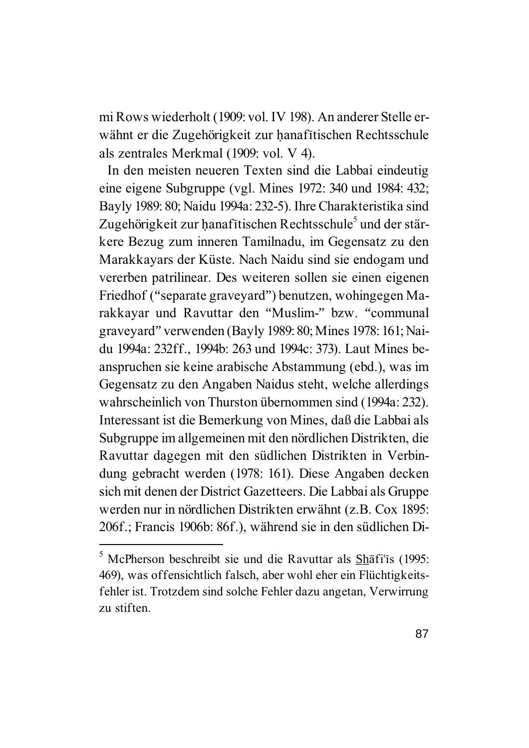mi Rows wiederholt (1909: vol. IV 198). An anderer Stelle erwähnt er die Zugehörigkeit zur ḥanafītischen Rechtsschule als zentrales Merkmal (1909: vol. V 4).

In den meisten neueren Texten sind die Labbai eindeutig eine eigene Subgruppe (vgl. Mines 1972: 340 und 1984: 432; Bayly 1989: 80; Naidu 1994a: 232-5). Ihre Charakteristika sind Zugehörigkeit zur ḥanafītischen Rechtsschule[5] und der stärkere Bezug zum inneren Tamilnadu, im Gegensatz zu den Marakkayars der Küste. Nach Naidu sind sie endogam und vererben patrilinear. Des weiteren sollen sie einen eigenen Friedhof ("separate graveyard") benutzen, wohingegen Marakkayar und Ravuttar den "Muslim-" bzw. "communal graveyard" verwenden (Bayly 1989: 80; Mines 1978: 161; Naidu 1994a: 232ff., 1994b: 263 und 1994c: 373). Laut Mines beanspruchen sie keine arabische Abstammung (ebd.), was im Gegensatz zu den Angaben Naidus steht, welche allerdings wahrscheinlich von Thurston übernommen sind (1994a: 232). Interessant ist die Bemerkung von Mines, daß die Labbai als Subgruppe im allgemeinen mit den nördlichen Distrikten, die Ravuttar dagegen mit den südlichen Distrikten in Verbindung gebracht werden (1978: 161). Diese Angaben decken sich mit denen der District Gazetteers. Die Labbai als Gruppe werden nur in nördlichen Distrikten erwähnt (z.B. Cox 1895: 206f.; Francis 1906b: 86f.), während sie in den südlichen Di-

---

[5] McPherson beschreibt sie und die Ravuttar als Shāfiʿīs (1995: 469), was offensichtlich falsch, aber wohl eher ein Flüchtigkeitsfehler ist. Trotzdem sind solche Fehler dazu angetan, Verwirrung zu stiften.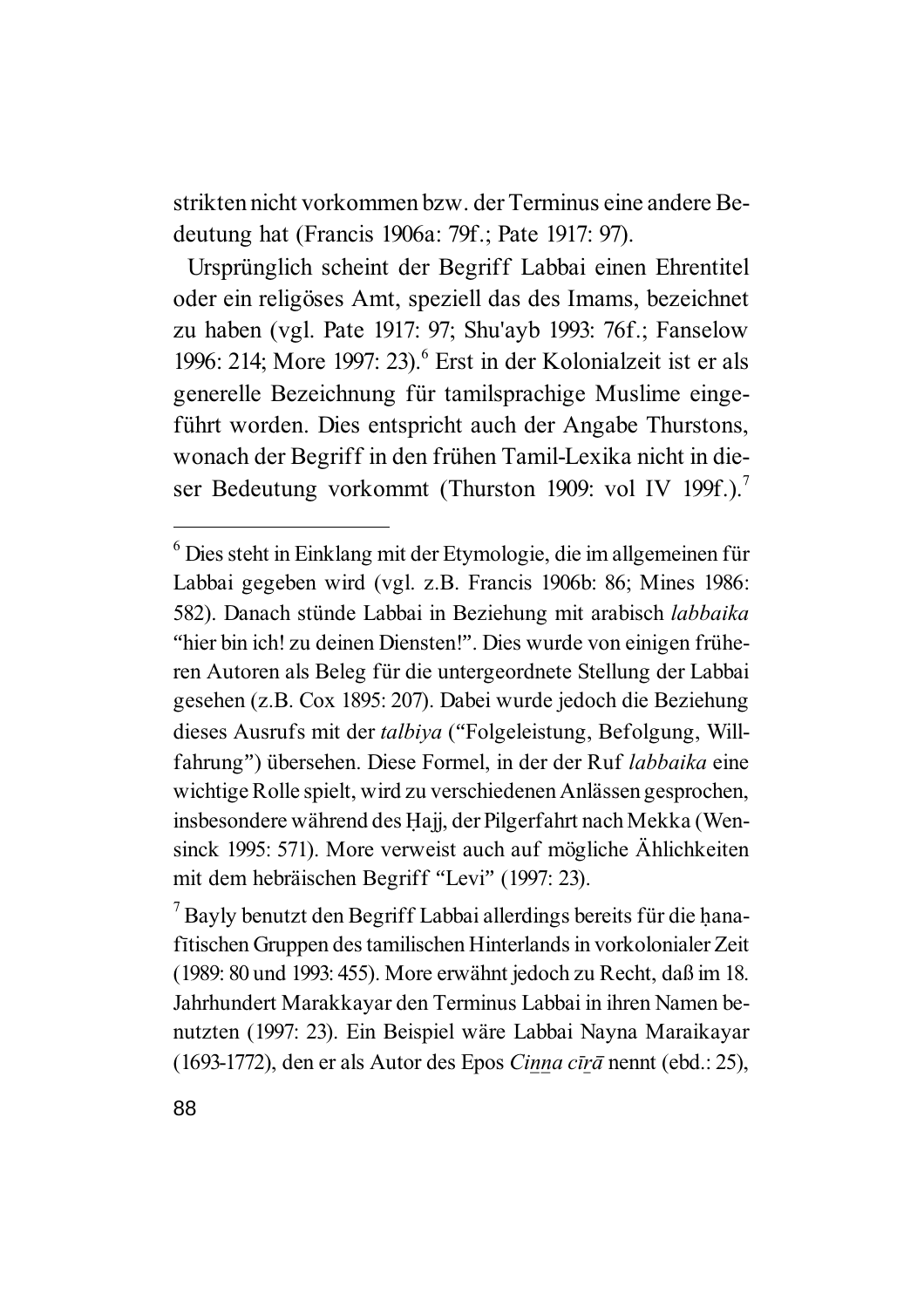strikten nicht vorkommen bzw. der Terminus eine andere Bedeutung hat (Francis 1906a: 79f.; Pate 1917: 97).

Ursprünglich scheint der Begriff Labbai einen Ehrentitel oder ein religöses Amt, speziell das des Imams, bezeichnet zu haben (vgl. Pate 1917: 97; Shu'ayb 1993: 76f.; Fanselow 1996: 214; More 1997: 23).[6] Erst in der Kolonialzeit ist er als generelle Bezeichnung für tamilsprachige Muslime eingeführt worden. Dies entspricht auch der Angabe Thurstons, wonach der Begriff in den frühen Tamil-Lexika nicht in dieser Bedeutung vorkommt (Thurston 1909: vol IV 199f.).[7]

---

[6] Dies steht in Einklang mit der Etymologie, die im allgemeinen für Labbai gegeben wird (vgl. z.B. Francis 1906b: 86; Mines 1986: 582). Danach stünde Labbai in Beziehung mit arabisch *labbaika* "hier bin ich! zu deinen Diensten!". Dies wurde von einigen früheren Autoren als Beleg für die untergeordnete Stellung der Labbai gesehen (z.B. Cox 1895: 207). Dabei wurde jedoch die Beziehung dieses Ausrufs mit der *talbiya* ("Folgeleistung, Befolgung, Willfahrung") übersehen. Diese Formel, in der der Ruf *labbaika* eine wichtige Rolle spielt, wird zu verschiedenen Anlässen gesprochen, insbesondere während des Ḥajj, der Pilgerfahrt nach Mekka (Wensinck 1995: 571). More verweist auch auf mögliche Ählichkeiten mit dem hebräischen Begriff "Levi" (1997: 23).

[7] Bayly benutzt den Begriff Labbai allerdings bereits für die ḥanafītischen Gruppen des tamilischen Hinterlands in vorkolonialer Zeit (1989: 80 und 1993: 455). More erwähnt jedoch zu Recht, daß im 18. Jahrhundert Marakkayar den Terminus Labbai in ihren Namen benutzten (1997: 23). Ein Beispiel wäre Labbai Nayna Maraikayar (1693-1772), den er als Autor des Epos *Ciṉṉa cīṟā* nennt (ebd.: 25),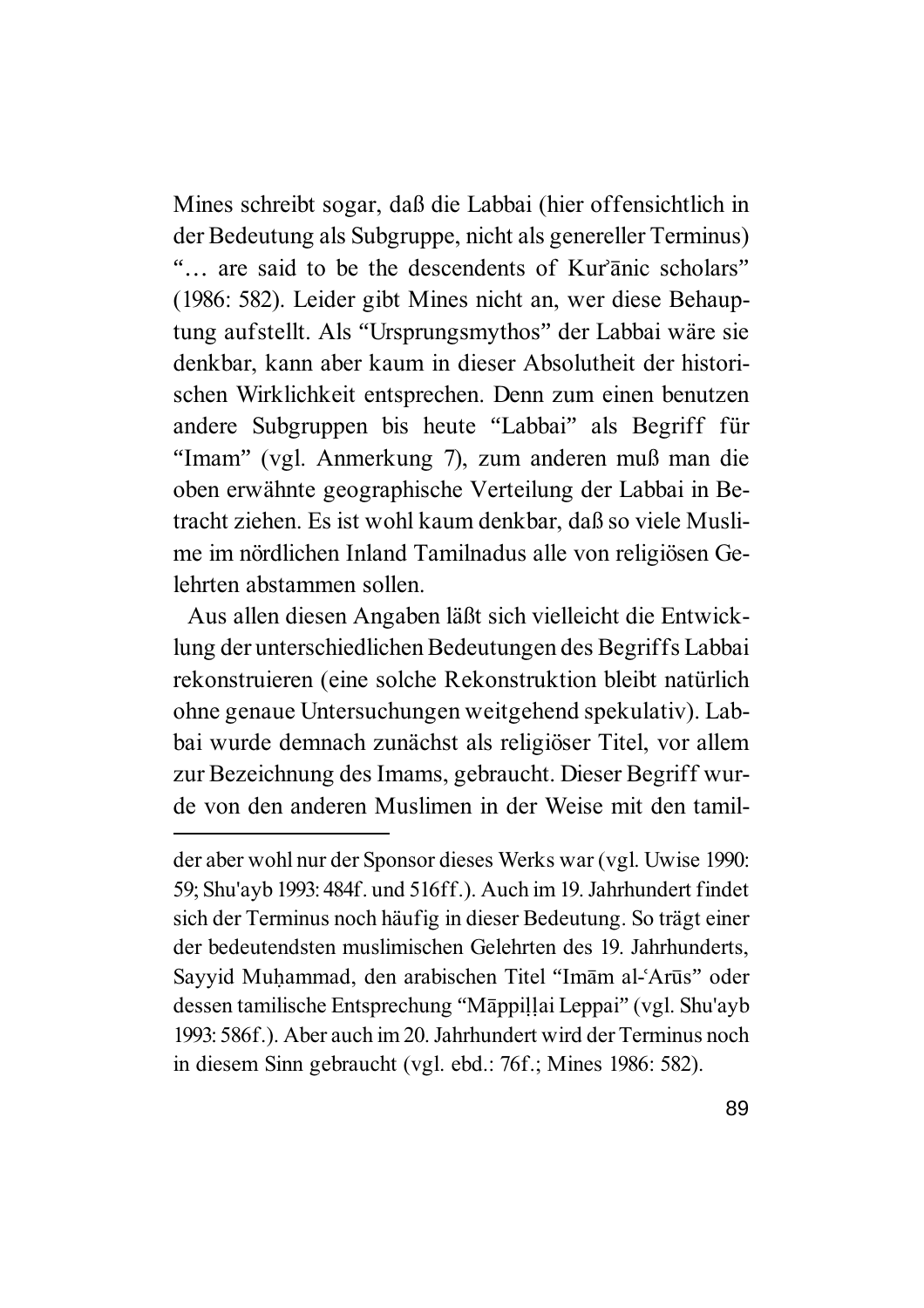Mines schreibt sogar, daß die Labbai (hier offensichtlich in der Bedeutung als Subgruppe, nicht als genereller Terminus) "… are said to be the descendents of Kurʾānic scholars" (1986: 582). Leider gibt Mines nicht an, wer diese Behauptung aufstellt. Als "Ursprungsmythos" der Labbai wäre sie denkbar, kann aber kaum in dieser Absolutheit der historischen Wirklichkeit entsprechen. Denn zum einen benutzen andere Subgruppen bis heute "Labbai" als Begriff für "Imam" (vgl. Anmerkung 7), zum anderen muß man die oben erwähnte geographische Verteilung der Labbai in Betracht ziehen. Es ist wohl kaum denkbar, daß so viele Muslime im nördlichen Inland Tamilnadus alle von religiösen Gelehrten abstammen sollen.

Aus allen diesen Angaben läßt sich vielleicht die Entwicklung der unterschiedlichen Bedeutungen des Begriffs Labbai rekonstruieren (eine solche Rekonstruktion bleibt natürlich ohne genaue Untersuchungen weitgehend spekulativ). Labbai wurde demnach zunächst als religiöser Titel, vor allem zur Bezeichnung des Imams, gebraucht. Dieser Begriff wurde von den anderen Muslimen in der Weise mit den tamil-

---

der aber wohl nur der Sponsor dieses Werks war (vgl. Uwise 1990: 59; Shu'ayb 1993: 484f. und 516ff.). Auch im 19. Jahrhundert findet sich der Terminus noch häufig in dieser Bedeutung. So trägt einer der bedeutendsten muslimischen Gelehrten des 19. Jahrhunderts, Sayyid Muḥammad, den arabischen Titel "Imām al-ʿArūs" oder dessen tamilische Entsprechung "Māppiḷḷai Leppai" (vgl. Shu'ayb 1993: 586f.). Aber auch im 20. Jahrhundert wird der Terminus noch in diesem Sinn gebraucht (vgl. ebd.: 76f.; Mines 1986: 582).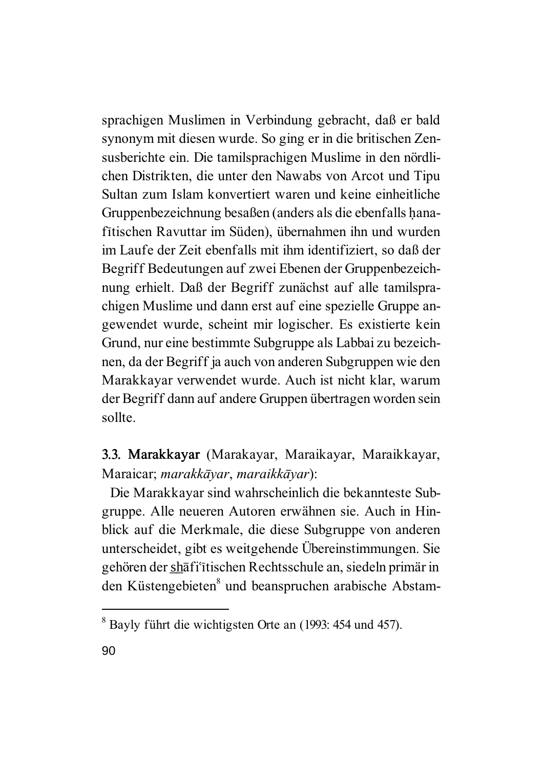sprachigen Muslimen in Verbindung gebracht, daß er bald synonym mit diesen wurde. So ging er in die britischen Zensusberichte ein. Die tamilsprachigen Muslime in den nördlichen Distrikten, die unter den Nawabs von Arcot und Tipu Sultan zum Islam konvertiert waren und keine einheitliche Gruppenbezeichnung besaßen (anders als die ebenfalls ḥanafītischen Ravuttar im Süden), übernahmen ihn und wurden im Laufe der Zeit ebenfalls mit ihm identifiziert, so daß der Begriff Bedeutungen auf zwei Ebenen der Gruppenbezeichnung erhielt. Daß der Begriff zunächst auf alle tamilsprachigen Muslime und dann erst auf eine spezielle Gruppe angewendet wurde, scheint mir logischer. Es existierte kein Grund, nur eine bestimmte Subgruppe als Labbai zu bezeichnen, da der Begriff ja auch von anderen Subgruppen wie den Marakkayar verwendet wurde. Auch ist nicht klar, warum der Begriff dann auf andere Gruppen übertragen worden sein sollte.

**3.3. Marakkayar** (Marakayar, Maraikayar, Maraikkayar, Maraicar; *marakkāyar*, *maraikkāyar*):

Die Marakkayar sind wahrscheinlich die bekannteste Subgruppe. Alle neueren Autoren erwähnen sie. Auch in Hinblick auf die Merkmale, die diese Subgruppe von anderen unterscheidet, gibt es weitgehende Übereinstimmungen. Sie gehören der s̲h̲āfiʿītischen Rechtsschule an, siedeln primär in den Küstengebieten[8] und beanspruchen arabische Abstam-

[8] Bayly führt die wichtigsten Orte an (1993: 454 und 457).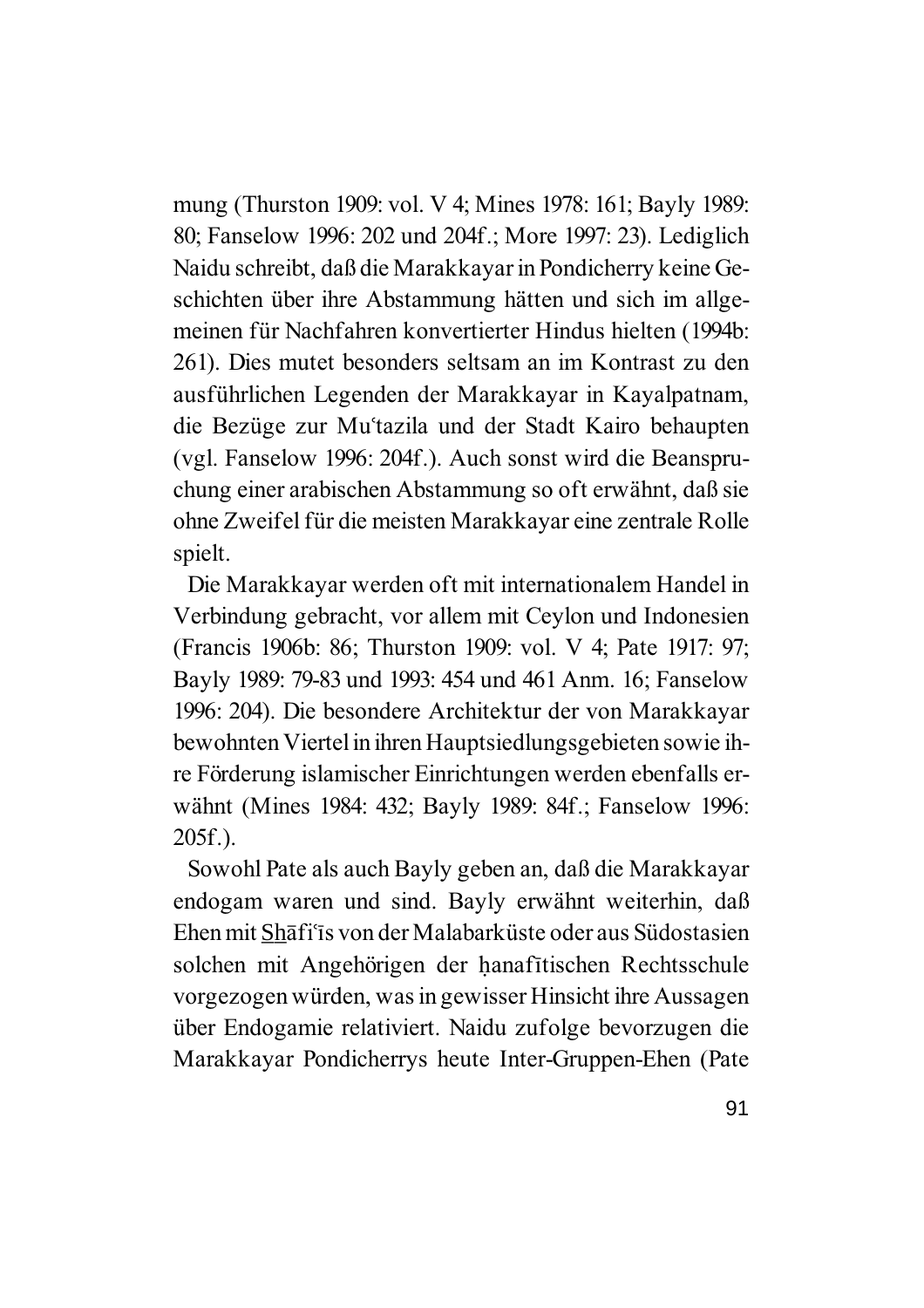mung (Thurston 1909: vol. V 4; Mines 1978: 161; Bayly 1989: 80; Fanselow 1996: 202 und 204f.; More 1997: 23). Lediglich Naidu schreibt, daß die Marakkayar in Pondicherry keine Geschichten über ihre Abstammung hätten und sich im allgemeinen für Nachfahren konvertierter Hindus hielten (1994b: 261). Dies mutet besonders seltsam an im Kontrast zu den ausführlichen Legenden der Marakkayar in Kayalpatnam, die Bezüge zur Muʿtazila und der Stadt Kairo behaupten (vgl. Fanselow 1996: 204f.). Auch sonst wird die Beanspruchung einer arabischen Abstammung so oft erwähnt, daß sie ohne Zweifel für die meisten Marakkayar eine zentrale Rolle spielt.

Die Marakkayar werden oft mit internationalem Handel in Verbindung gebracht, vor allem mit Ceylon und Indonesien (Francis 1906b: 86; Thurston 1909: vol. V 4; Pate 1917: 97; Bayly 1989: 79-83 und 1993: 454 und 461 Anm. 16; Fanselow 1996: 204). Die besondere Architektur der von Marakkayar bewohnten Viertel in ihren Hauptsiedlungsgebieten sowie ihre Förderung islamischer Einrichtungen werden ebenfalls erwähnt (Mines 1984: 432; Bayly 1989: 84f.; Fanselow 1996: 205f.).

Sowohl Pate als auch Bayly geben an, daß die Marakkayar endogam waren und sind. Bayly erwähnt weiterhin, daß Ehen mit Shāfiʿīs von der Malabarküste oder aus Südostasien solchen mit Angehörigen der ḥanafītischen Rechtsschule vorgezogen würden, was in gewisser Hinsicht ihre Aussagen über Endogamie relativiert. Naidu zufolge bevorzugen die Marakkayar Pondicherrys heute Inter-Gruppen-Ehen (Pate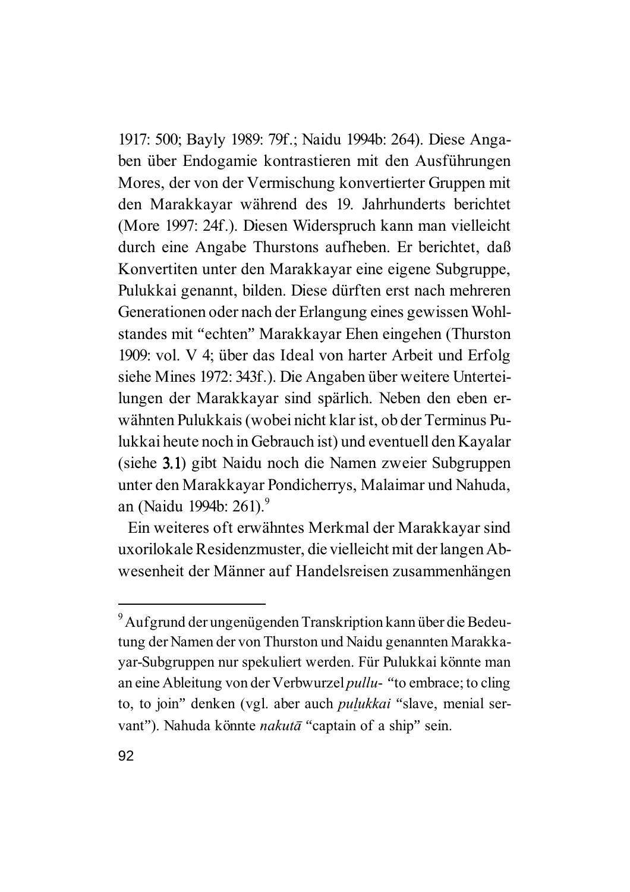1917: 500; Bayly 1989: 79f.; Naidu 1994b: 264). Diese Angaben über Endogamie kontrastieren mit den Ausführungen Mores, der von der Vermischung konvertierter Gruppen mit den Marakkayar während des 19. Jahrhunderts berichtet (More 1997: 24f.). Diesen Widerspruch kann man vielleicht durch eine Angabe Thurstons aufheben. Er berichtet, daß Konvertiten unter den Marakkayar eine eigene Subgruppe, Pulukkai genannt, bilden. Diese dürften erst nach mehreren Generationen oder nach der Erlangung eines gewissen Wohlstandes mit "echten" Marakkayar Ehen eingehen (Thurston 1909: vol. V 4; über das Ideal von harter Arbeit und Erfolg siehe Mines 1972: 343f.). Die Angaben über weitere Unterteilungen der Marakkayar sind spärlich. Neben den eben erwähnten Pulukkais (wobei nicht klar ist, ob der Terminus Pulukkai heute noch in Gebrauch ist) und eventuell den Kayalar (siehe **3.1**) gibt Naidu noch die Namen zweier Subgruppen unter den Marakkayar Pondicherrys, Malaimar und Nahuda, an (Naidu 1994b: 261).[9]

Ein weiteres oft erwähntes Merkmal der Marakkayar sind uxorilokale Residenzmuster, die vielleicht mit der langen Abwesenheit der Männer auf Handelsreisen zusammenhängen

---

[9] Aufgrund der ungenügenden Transkription kann über die Bedeutung der Namen der von Thurston und Naidu genannten Marakkayar-Subgruppen nur spekuliert werden. Für Pulukkai könnte man an eine Ableitung von der Verbwurzel *pullu-* "to embrace; to cling to, to join" denken (vgl. aber auch *puḻukkai* "slave, menial servant"). Nahuda könnte *nakutā* "captain of a ship" sein.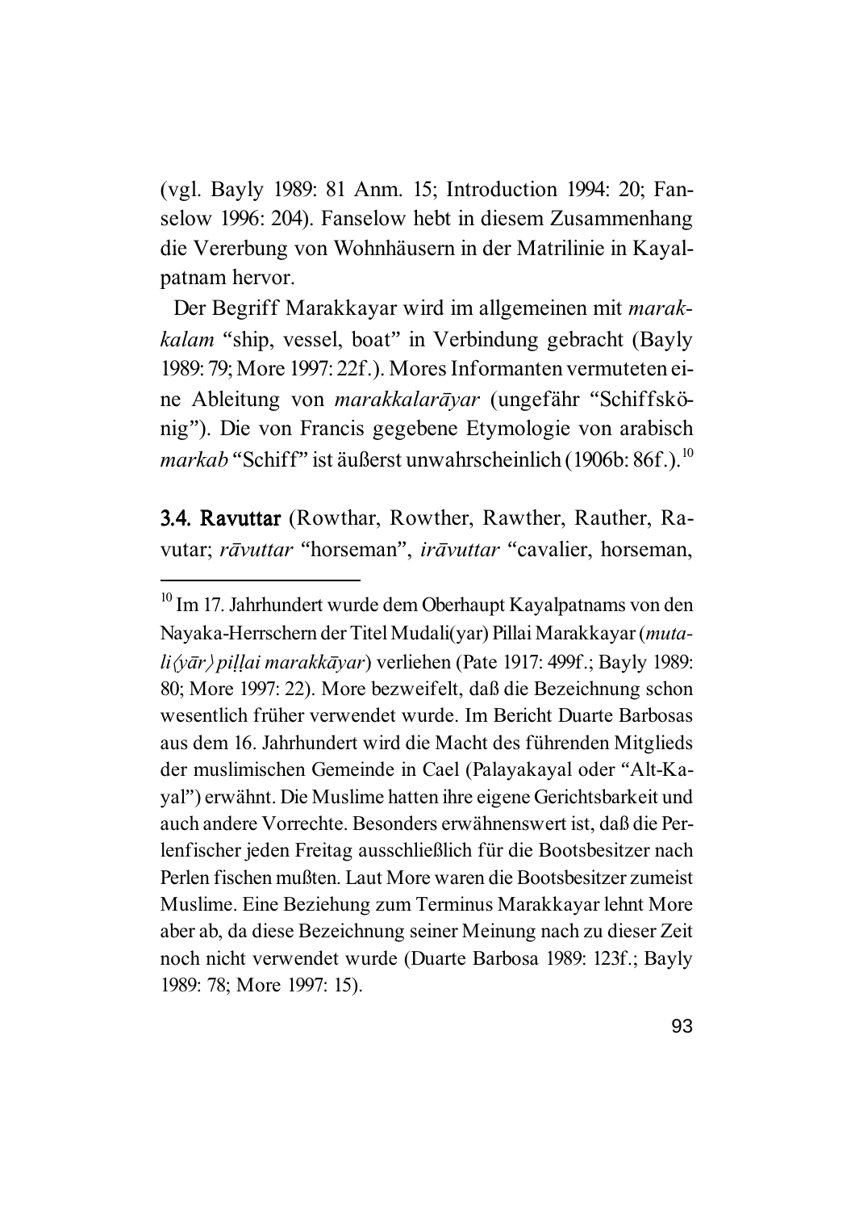(vgl. Bayly 1989: 81 Anm. 15; Introduction 1994: 20; Fanselow 1996: 204). Fanselow hebt in diesem Zusammenhang die Vererbung von Wohnhäusern in der Matrilinie in Kayalpatnam hervor.

Der Begriff Marakkayar wird im allgemeinen mit *marakkalam* "ship, vessel, boat" in Verbindung gebracht (Bayly 1989: 79; More 1997: 22f.). Mores Informanten vermuteten eine Ableitung von *marakkalarāyar* (ungefähr "Schiffskönig"). Die von Francis gegebene Etymologie von arabisch *markab* "Schiff" ist äußerst unwahrscheinlich (1906b: 86f.).[10]

**3.4. Ravuttar** (Rowthar, Rowther, Rawther, Rauther, Ravutar; *rāvuttar* "horseman", *irāvuttar* "cavalier, horseman,

---

[10] Im 17. Jahrhundert wurde dem Oberhaupt Kayalpatnams von den Nayaka-Herrschern der Titel Mudali(yar) Pillai Marakkayar (*mutali⟨yār⟩ piḷḷai marakkāyar*) verliehen (Pate 1917: 499f.; Bayly 1989: 80; More 1997: 22). More bezweifelt, daß die Bezeichnung schon wesentlich früher verwendet wurde. Im Bericht Duarte Barbosas aus dem 16. Jahrhundert wird die Macht des führenden Mitglieds der muslimischen Gemeinde in Cael (Palayakayal oder "Alt-Kayal") erwähnt. Die Muslime hatten ihre eigene Gerichtsbarkeit und auch andere Vorrechte. Besonders erwähnenswert ist, daß die Perlenfischer jeden Freitag ausschließlich für die Bootsbesitzer nach Perlen fischen mußten. Laut More waren die Bootsbesitzer zumeist Muslime. Eine Beziehung zum Terminus Marakkayar lehnt More aber ab, da diese Bezeichnung seiner Meinung nach zu dieser Zeit noch nicht verwendet wurde (Duarte Barbosa 1989: 123f.; Bayly 1989: 78; More 1997: 15).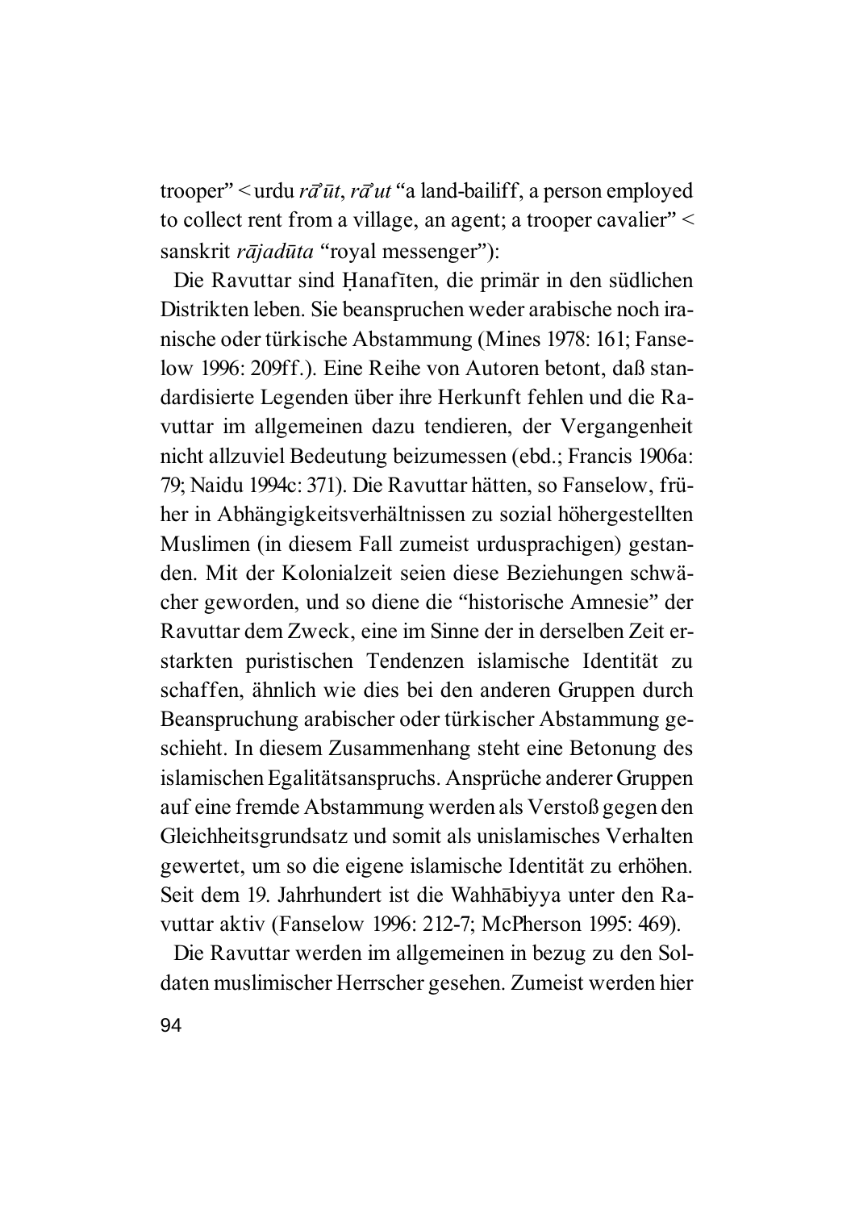trooper" < urdu *rāʾūt*, *rāʾut* "a land-bailiff, a person employed to collect rent from a village, an agent; a trooper cavalier" < sanskrit *rājadūta* "royal messenger"):

Die Ravuttar sind Ḥanafīten, die primär in den südlichen Distrikten leben. Sie beanspruchen weder arabische noch iranische oder türkische Abstammung (Mines 1978: 161; Fanselow 1996: 209ff.). Eine Reihe von Autoren betont, daß standardisierte Legenden über ihre Herkunft fehlen und die Ravuttar im allgemeinen dazu tendieren, der Vergangenheit nicht allzuviel Bedeutung beizumessen (ebd.; Francis 1906a: 79; Naidu 1994c: 371). Die Ravuttar hätten, so Fanselow, früher in Abhängigkeitsverhältnissen zu sozial höhergestellten Muslimen (in diesem Fall zumeist urdusprachigen) gestanden. Mit der Kolonialzeit seien diese Beziehungen schwächer geworden, und so diene die "historische Amnesie" der Ravuttar dem Zweck, eine im Sinne der in derselben Zeit erstarkten puristischen Tendenzen islamische Identität zu schaffen, ähnlich wie dies bei den anderen Gruppen durch Beanspruchung arabischer oder türkischer Abstammung geschieht. In diesem Zusammenhang steht eine Betonung des islamischen Egalitätsanspruchs. Ansprüche anderer Gruppen auf eine fremde Abstammung werden als Verstoß gegen den Gleichheitsgrundsatz und somit als unislamisches Verhalten gewertet, um so die eigene islamische Identität zu erhöhen. Seit dem 19. Jahrhundert ist die Wahhābiyya unter den Ravuttar aktiv (Fanselow 1996: 212-7; McPherson 1995: 469).

Die Ravuttar werden im allgemeinen in bezug zu den Soldaten muslimischer Herrscher gesehen. Zumeist werden hier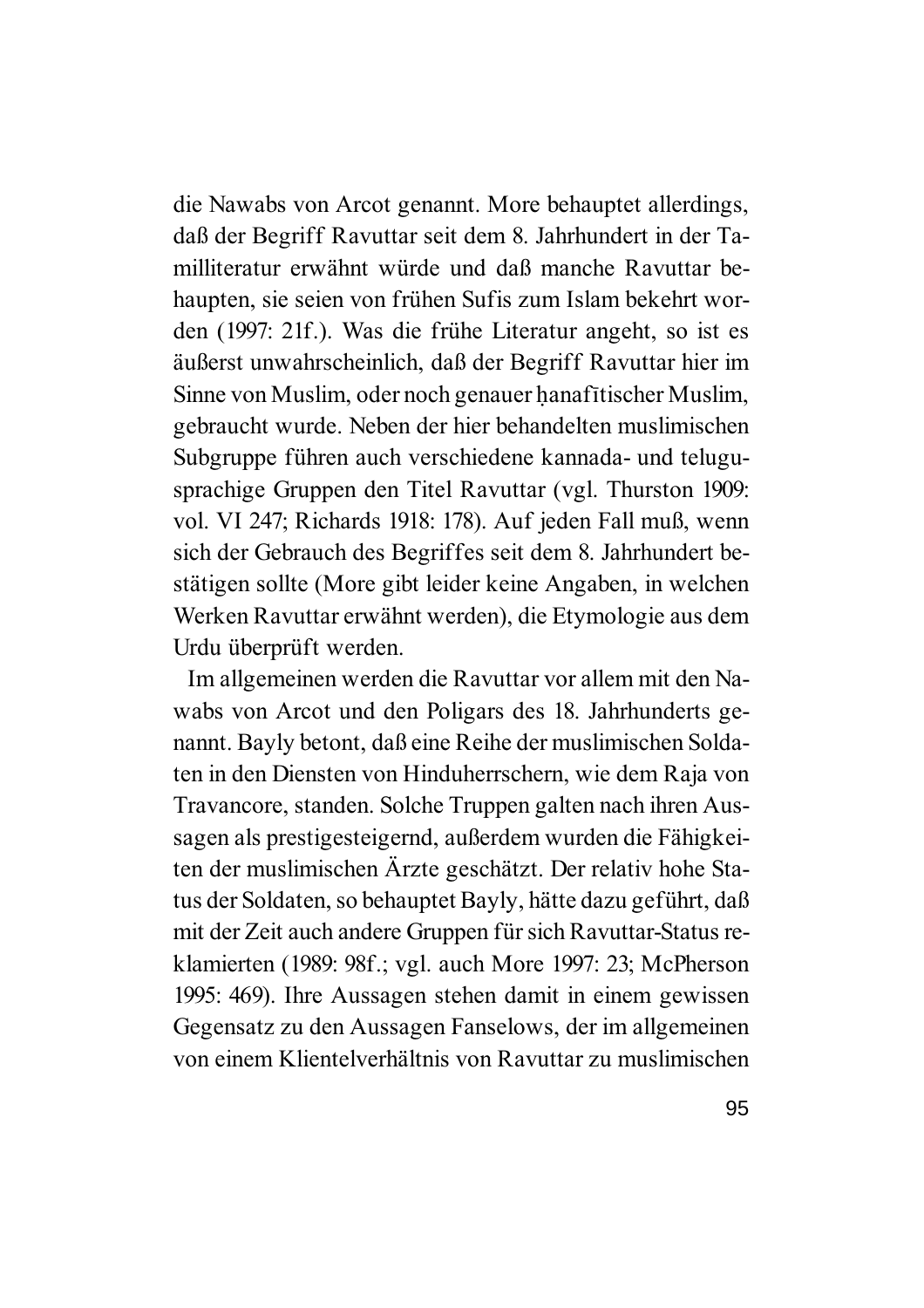die Nawabs von Arcot genannt. More behauptet allerdings, daß der Begriff Ravuttar seit dem 8. Jahrhundert in der Tamilliteratur erwähnt würde und daß manche Ravuttar behaupten, sie seien von frühen Sufis zum Islam bekehrt worden (1997: 21f.). Was die frühe Literatur angeht, so ist es äußerst unwahrscheinlich, daß der Begriff Ravuttar hier im Sinne von Muslim, oder noch genauer ḥanafītischer Muslim, gebraucht wurde. Neben der hier behandelten muslimischen Subgruppe führen auch verschiedene kannada- und teluguschprachige Gruppen den Titel Ravuttar (vgl. Thurston 1909: vol. VI 247; Richards 1918: 178). Auf jeden Fall muß, wenn sich der Gebrauch des Begriffes seit dem 8. Jahrhundert bestätigen sollte (More gibt leider keine Angaben, in welchen Werken Ravuttar erwähnt werden), die Etymologie aus dem Urdu überprüft werden.

Im allgemeinen werden die Ravuttar vor allem mit den Nawabs von Arcot und den Poligars des 18. Jahrhunderts genannt. Bayly betont, daß eine Reihe der muslimischen Soldaten in den Diensten von Hinduherrschern, wie dem Raja von Travancore, standen. Solche Truppen galten nach ihren Aussagen als prestigesteigernd, außerdem wurden die Fähigkeiten der muslimischen Ärzte geschätzt. Der relativ hohe Status der Soldaten, so behauptet Bayly, hätte dazu geführt, daß mit der Zeit auch andere Gruppen für sich Ravuttar-Status reklamierten (1989: 98f.; vgl. auch More 1997: 23; McPherson 1995: 469). Ihre Aussagen stehen damit in einem gewissen Gegensatz zu den Aussagen Fanselows, der im allgemeinen von einem Klientelverhältnis von Ravuttar zu muslimischen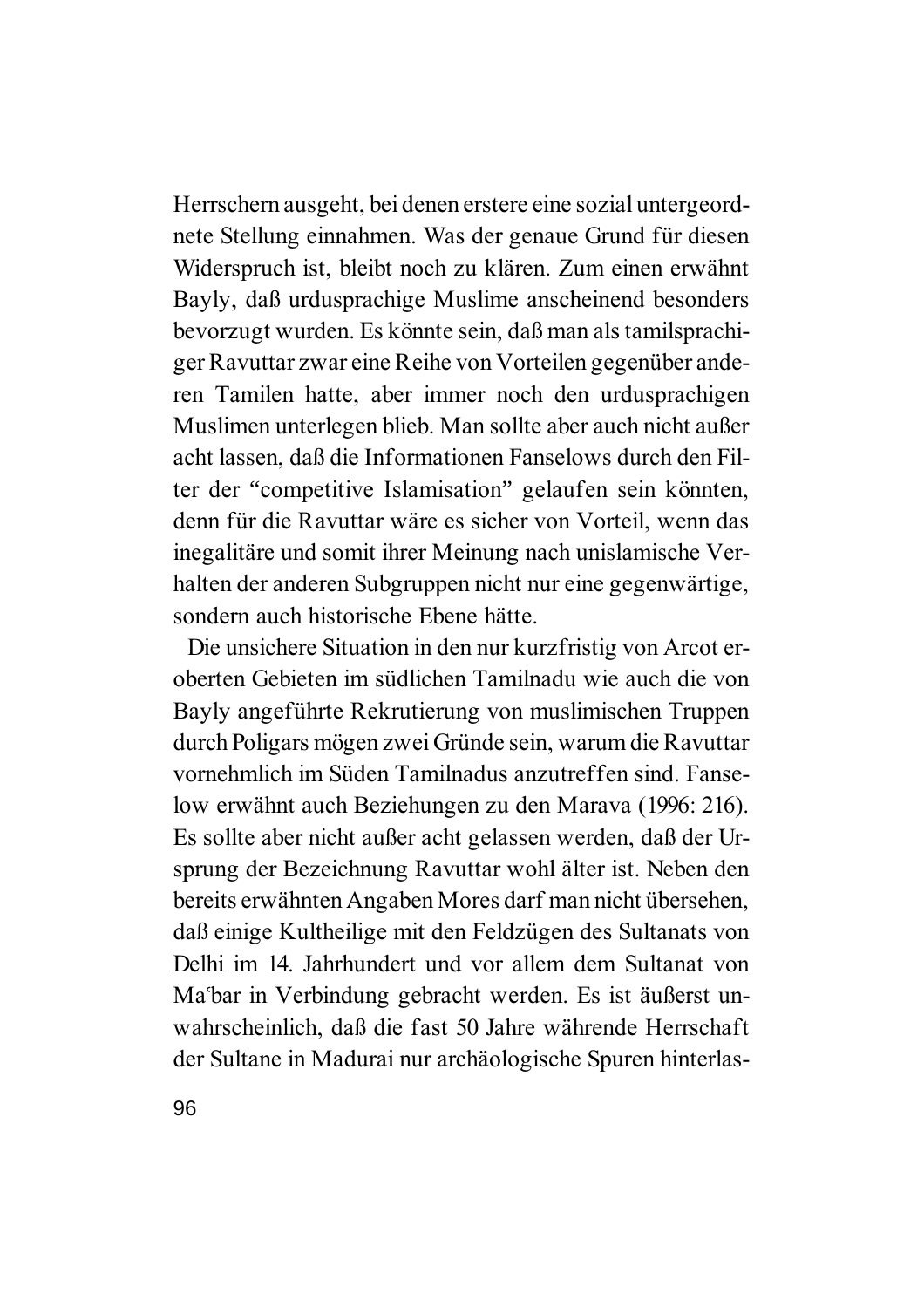Herrschern ausgeht, bei denen erstere eine sozial untergeordnete Stellung einnahmen. Was der genaue Grund für diesen Widerspruch ist, bleibt noch zu klären. Zum einen erwähnt Bayly, daß urdusprachige Muslime anscheinend besonders bevorzugt wurden. Es könnte sein, daß man als tamilsprachiger Ravuttar zwar eine Reihe von Vorteilen gegenüber anderen Tamilen hatte, aber immer noch den urdusprachigen Muslimen unterlegen blieb. Man sollte aber auch nicht außer acht lassen, daß die Informationen Fanselows durch den Filter der "competitive Islamisation" gelaufen sein könnten, denn für die Ravuttar wäre es sicher von Vorteil, wenn das inegalitäre und somit ihrer Meinung nach unislamische Verhalten der anderen Subgruppen nicht nur eine gegenwärtige, sondern auch historische Ebene hätte.

Die unsichere Situation in den nur kurzfristig von Arcot eroberten Gebieten im südlichen Tamilnadu wie auch die von Bayly angeführte Rekrutierung von muslimischen Truppen durch Poligars mögen zwei Gründe sein, warum die Ravuttar vornehmlich im Süden Tamilnadus anzutreffen sind. Fanselow erwähnt auch Beziehungen zu den Marava (1996: 216). Es sollte aber nicht außer acht gelassen werden, daß der Ursprung der Bezeichnung Ravuttar wohl älter ist. Neben den bereits erwähnten Angaben Mores darf man nicht übersehen, daß einige Kultheilige mit den Feldzügen des Sultanats von Delhi im 14. Jahrhundert und vor allem dem Sultanat von Maʿbar in Verbindung gebracht werden. Es ist äußerst unwahrscheinlich, daß die fast 50 Jahre währende Herrschaft der Sultane in Madurai nur archäologische Spuren hinterlas-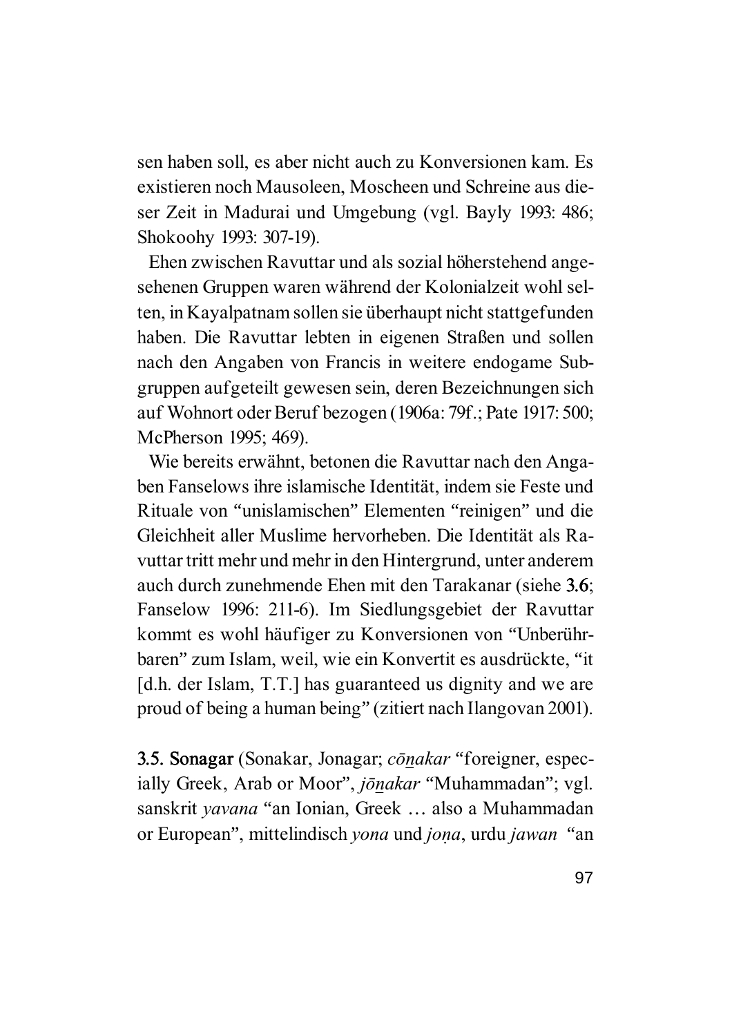sen haben soll, es aber nicht auch zu Konversionen kam. Es existieren noch Mausoleen, Moscheen und Schreine aus dieser Zeit in Madurai und Umgebung (vgl. Bayly 1993: 486; Shokoohy 1993: 307-19).

Ehen zwischen Ravuttar und als sozial höherstehend angesehenen Gruppen waren während der Kolonialzeit wohl selten, in Kayalpatnam sollen sie überhaupt nicht stattgefunden haben. Die Ravuttar lebten in eigenen Straßen und sollen nach den Angaben von Francis in weitere endogame Subgruppen aufgeteilt gewesen sein, deren Bezeichnungen sich auf Wohnort oder Beruf bezogen (1906a: 79f.; Pate 1917: 500; McPherson 1995; 469).

Wie bereits erwähnt, betonen die Ravuttar nach den Angaben Fanselows ihre islamische Identität, indem sie Feste und Rituale von "unislamischen" Elementen "reinigen" und die Gleichheit aller Muslime hervorheben. Die Identität als Ravuttar tritt mehr und mehr in den Hintergrund, unter anderem auch durch zunehmende Ehen mit den Tarakanar (siehe **3.6**; Fanselow 1996: 211-6). Im Siedlungsgebiet der Ravuttar kommt es wohl häufiger zu Konversionen von "Unberührbaren" zum Islam, weil, wie ein Konvertit es ausdrückte, "it [d.h. der Islam, T.T.] has guaranteed us dignity and we are proud of being a human being" (zitiert nach Ilangovan 2001).

**3.5. Sonagar** (Sonakar, Jonagar; *cōṉakar* "foreigner, especially Greek, Arab or Moor", *jōṉakar* "Muhammadan"; vgl. sanskrit *yavana* "an Ionian, Greek … also a Muhammadan or European", mittelindisch *yona* und *joṇa*, urdu *jawan* "an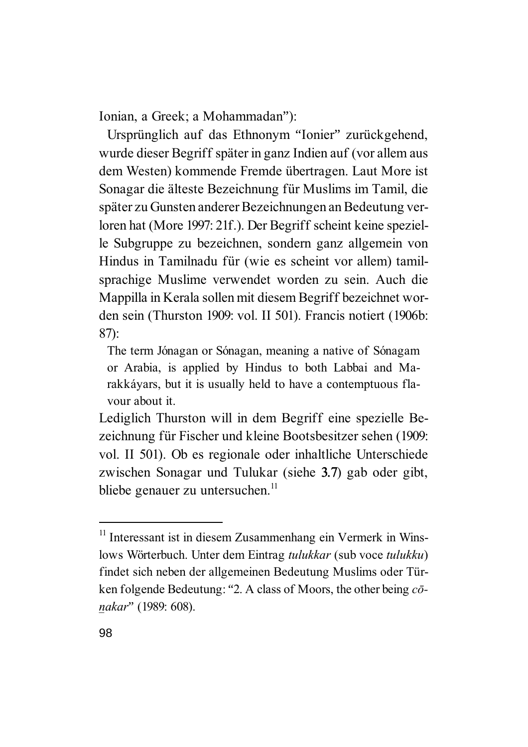Ionian, a Greek; a Mohammadan"):

Ursprünglich auf das Ethnonym "Ionier" zurückgehend, wurde dieser Begriff später in ganz Indien auf (vor allem aus dem Westen) kommende Fremde übertragen. Laut More ist Sonagar die älteste Bezeichnung für Muslims im Tamil, die später zu Gunsten anderer Bezeichnungen an Bedeutung verloren hat (More 1997: 21f.). Der Begriff scheint keine spezielle Subgruppe zu bezeichnen, sondern ganz allgemein von Hindus in Tamilnadu für (wie es scheint vor allem) tamilsprachige Muslime verwendet worden zu sein. Auch die Mappilla in Kerala sollen mit diesem Begriff bezeichnet worden sein (Thurston 1909: vol. II 501). Francis notiert (1906b: 87):

> The term Jónagan or Sónagan, meaning a native of Sónagam or Arabia, is applied by Hindus to both Labbai and Marakkáyars, but it is usually held to have a contemptuous flavour about it.

Lediglich Thurston will in dem Begriff eine spezielle Bezeichnung für Fischer und kleine Bootsbesitzer sehen (1909: vol. II 501). Ob es regionale oder inhaltliche Unterschiede zwischen Sonagar und Tulukar (siehe **3.7**) gab oder gibt, bliebe genauer zu untersuchen.[11]

---

[11] Interessant ist in diesem Zusammenhang ein Vermerk in Winslows Wörterbuch. Unter dem Eintrag *tulukkar* (sub voce *tulukku*) findet sich neben der allgemeinen Bedeutung Muslims oder Türken folgende Bedeutung: "2. A class of Moors, the other being *cōṉakar*" (1989: 608).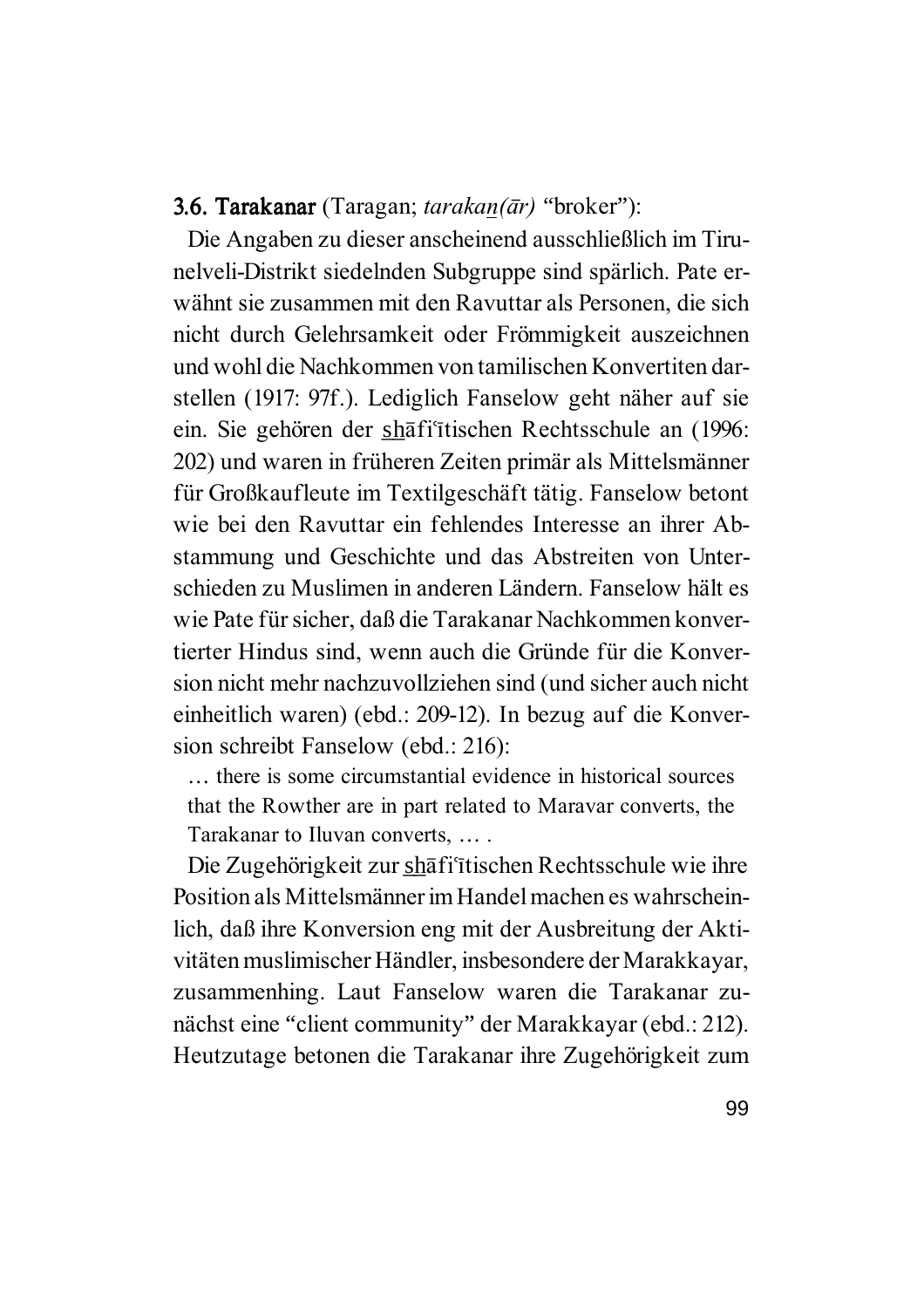### 3.6. Tarakanar (Taragan; *tarakan(ār)* "broker"):

Die Angaben zu dieser anscheinend ausschließlich im Tirunelveli-Distrikt siedelnden Subgruppe sind spärlich. Pate erwähnt sie zusammen mit den Ravuttar als Personen, die sich nicht durch Gelehrsamkeit oder Frömmigkeit auszeichnen und wohl die Nachkommen von tamilischen Konvertiten darstellen (1917: 97f.). Lediglich Fanselow geht näher auf sie ein. Sie gehören der shāfiʿītischen Rechtsschule an (1996: 202) und waren in früheren Zeiten primär als Mittelsmänner für Großkaufleute im Textilgeschäft tätig. Fanselow betont wie bei den Ravuttar ein fehlendes Interesse an ihrer Abstammung und Geschichte und das Abstreiten von Unterschieden zu Muslimen in anderen Ländern. Fanselow hält es wie Pate für sicher, daß die Tarakanar Nachkommen konvertierter Hindus sind, wenn auch die Gründe für die Konversion nicht mehr nachzuvollziehen sind (und sicher auch nicht einheitlich waren) (ebd.: 209-12). In bezug auf die Konversion schreibt Fanselow (ebd.: 216):

> … there is some circumstantial evidence in historical sources that the Rowther are in part related to Maravar converts, the Tarakanar to Iluvan converts, … .

Die Zugehörigkeit zur shāfiʿītischen Rechtsschule wie ihre Position als Mittelsmänner im Handel machen es wahrscheinlich, daß ihre Konversion eng mit der Ausbreitung der Aktivitäten muslimischer Händler, insbesondere der Marakkayar, zusammenhing. Laut Fanselow waren die Tarakanar zunächst eine "client community" der Marakkayar (ebd.: 212). Heutzutage betonen die Tarakanar ihre Zugehörigkeit zum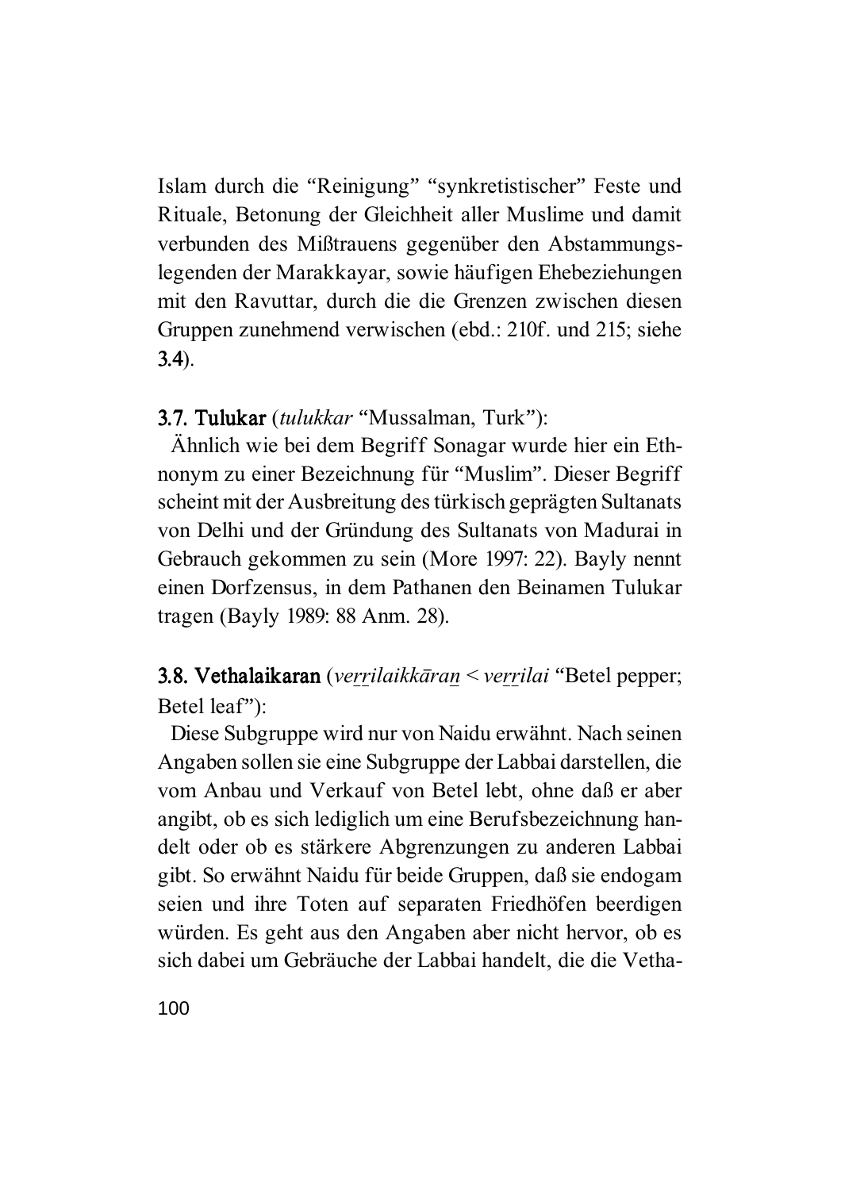Islam durch die “Reinigung” “synkretistischer” Feste und Rituale, Betonung der Gleichheit aller Muslime und damit verbunden des Mißtrauens gegenüber den Abstammungslegenden der Marakkayar, sowie häufigen Ehebeziehungen mit den Ravuttar, durch die die Grenzen zwischen diesen Gruppen zunehmend verwischen (ebd.: 210f. und 215; siehe **3.4**).

**3.7. Tulukar** (*tulukkar* “Mussalman, Turk”):

Ähnlich wie bei dem Begriff Sonagar wurde hier ein Ethnonym zu einer Bezeichnung für “Muslim”. Dieser Begriff scheint mit der Ausbreitung des türkisch geprägten Sultanats von Delhi und der Gründung des Sultanats von Madurai in Gebrauch gekommen zu sein (More 1997: 22). Bayly nennt einen Dorfzensus, in dem Pathanen den Beinamen Tulukar tragen (Bayly 1989: 88 Anm. 28).

**3.8. Vethalaikaran** (*veṟṟilaikkāraṉ* < *veṟṟilai* “Betel pepper; Betel leaf”):

Diese Subgruppe wird nur von Naidu erwähnt. Nach seinen Angaben sollen sie eine Subgruppe der Labbai darstellen, die vom Anbau und Verkauf von Betel lebt, ohne daß er aber angibt, ob es sich lediglich um eine Berufsbezeichnung handelt oder ob es stärkere Abgrenzungen zu anderen Labbai gibt. So erwähnt Naidu für beide Gruppen, daß sie endogam seien und ihre Toten auf separaten Friedhöfen beerdigen würden. Es geht aus den Angaben aber nicht hervor, ob es sich dabei um Gebräuche der Labbai handelt, die die Vetha-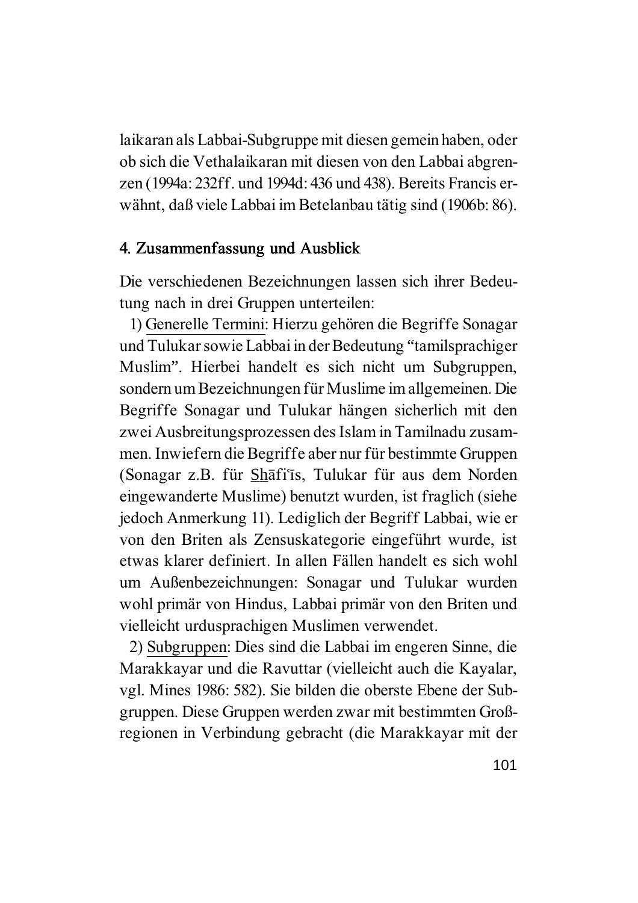laikaran als Labbai-Subgruppe mit diesen gemein haben, oder ob sich die Vethalaikaran mit diesen von den Labbai abgrenzen (1994a: 232ff. und 1994d: 436 und 438). Bereits Francis erwähnt, daß viele Labbai im Betelanbau tätig sind (1906b: 86).

## 4. Zusammenfassung und Ausblick

Die verschiedenen Bezeichnungen lassen sich ihrer Bedeutung nach in drei Gruppen unterteilen:

1) Generelle Termini: Hierzu gehören die Begriffe Sonagar und Tulukar sowie Labbai in der Bedeutung "tamilsprachiger Muslim". Hierbei handelt es sich nicht um Subgruppen, sondern um Bezeichnungen für Muslime im allgemeinen. Die Begriffe Sonagar und Tulukar hängen sicherlich mit den zwei Ausbreitungsprozessen des Islam in Tamilnadu zusammen. Inwiefern die Begriffe aber nur für bestimmte Gruppen (Sonagar z.B. für Shāfiʿīs, Tulukar für aus dem Norden eingewanderte Muslime) benutzt wurden, ist fraglich (siehe jedoch Anmerkung 11). Lediglich der Begriff Labbai, wie er von den Briten als Zensuskategorie eingeführt wurde, ist etwas klarer definiert. In allen Fällen handelt es sich wohl um Außenbezeichnungen: Sonagar und Tulukar wurden wohl primär von Hindus, Labbai primär von den Briten und vielleicht urdusprachigen Muslimen verwendet.

2) Subgruppen: Dies sind die Labbai im engeren Sinne, die Marakkayar und die Ravuttar (vielleicht auch die Kayalar, vgl. Mines 1986: 582). Sie bilden die oberste Ebene der Subgruppen. Diese Gruppen werden zwar mit bestimmten Großregionen in Verbindung gebracht (die Marakkayar mit der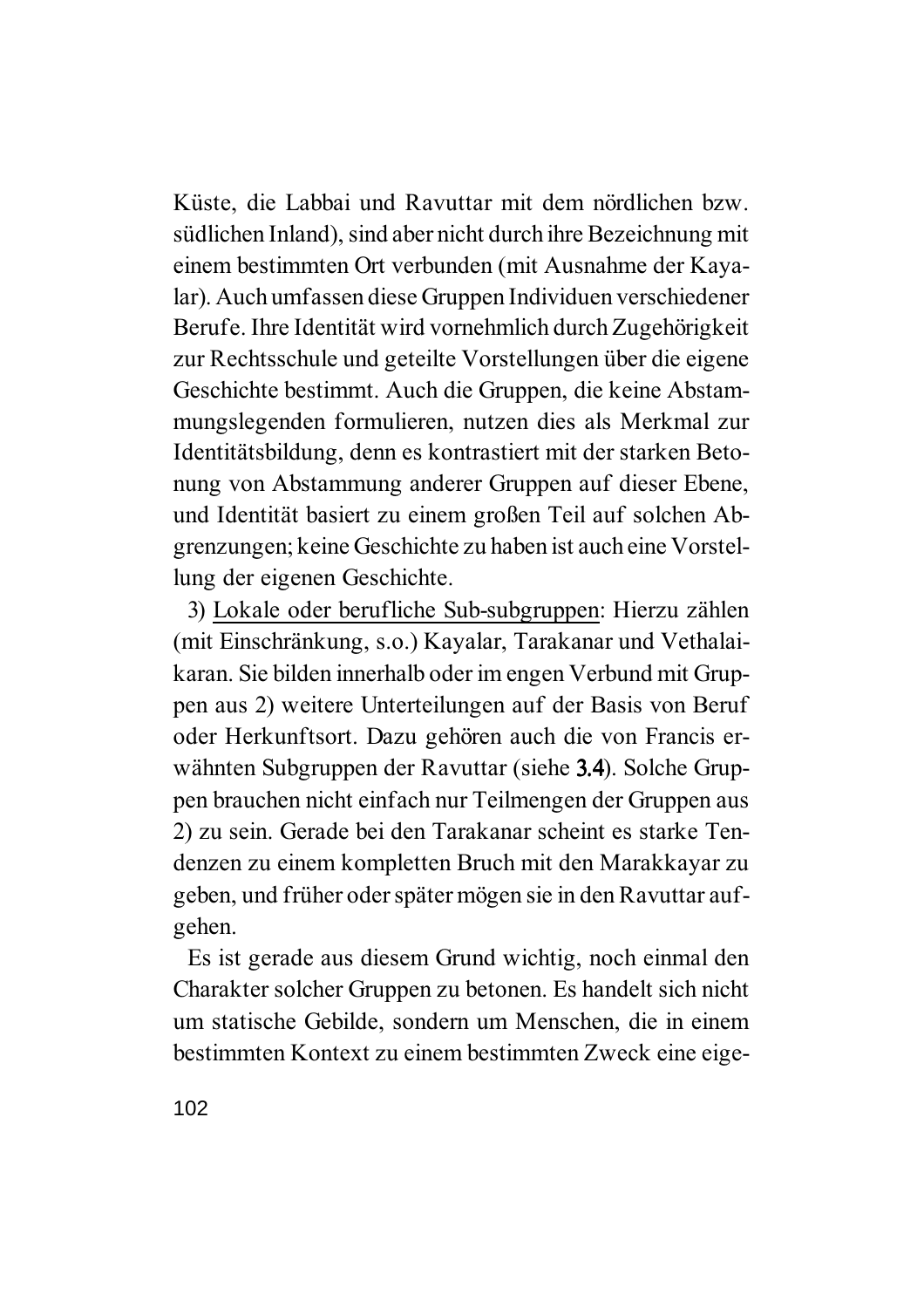Küste, die Labbai und Ravuttar mit dem nördlichen bzw. südlichen Inland), sind aber nicht durch ihre Bezeichnung mit einem bestimmten Ort verbunden (mit Ausnahme der Kayalar). Auch umfassen diese Gruppen Individuen verschiedener Berufe. Ihre Identität wird vornehmlich durch Zugehörigkeit zur Rechtsschule und geteilte Vorstellungen über die eigene Geschichte bestimmt. Auch die Gruppen, die keine Abstammungslegenden formulieren, nutzen dies als Merkmal zur Identitätsbildung, denn es kontrastiert mit der starken Betonung von Abstammung anderer Gruppen auf dieser Ebene, und Identität basiert zu einem großen Teil auf solchen Abgrenzungen; keine Geschichte zu haben ist auch eine Vorstellung der eigenen Geschichte.

3) Lokale oder berufliche Sub-subgruppen: Hierzu zählen (mit Einschränkung, s.o.) Kayalar, Tarakanar und Vethalaikaran. Sie bilden innerhalb oder im engen Verbund mit Gruppen aus 2) weitere Unterteilungen auf der Basis von Beruf oder Herkunftsort. Dazu gehören auch die von Francis erwähnten Subgruppen der Ravuttar (siehe **3.4**). Solche Gruppen brauchen nicht einfach nur Teilmengen der Gruppen aus 2) zu sein. Gerade bei den Tarakanar scheint es starke Tendenzen zu einem kompletten Bruch mit den Marakkayar zu geben, und früher oder später mögen sie in den Ravuttar aufgehen.

Es ist gerade aus diesem Grund wichtig, noch einmal den Charakter solcher Gruppen zu betonen. Es handelt sich nicht um statische Gebilde, sondern um Menschen, die in einem bestimmten Kontext zu einem bestimmten Zweck eine eige-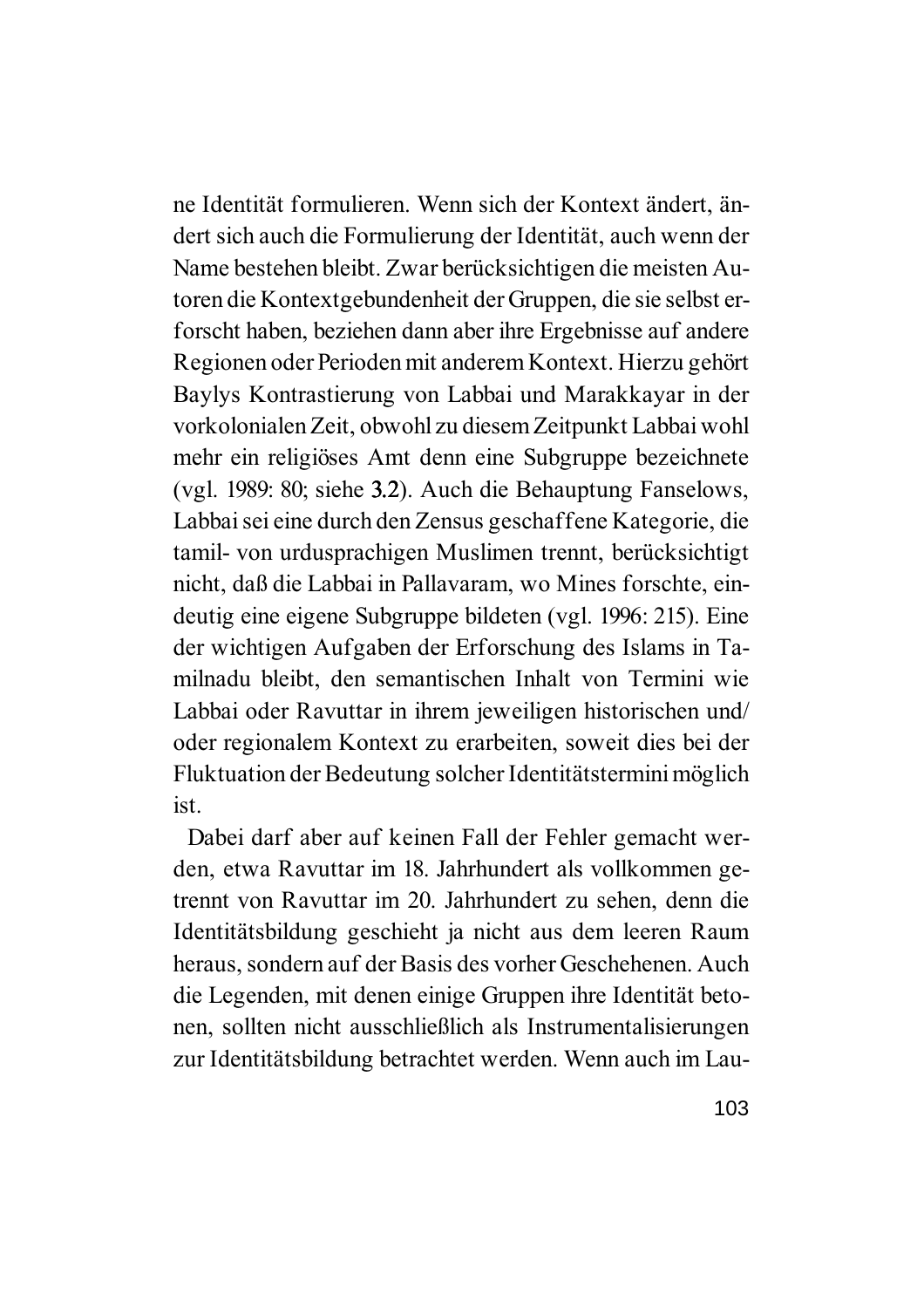ne Identität formulieren. Wenn sich der Kontext ändert, ändert sich auch die Formulierung der Identität, auch wenn der Name bestehen bleibt. Zwar berücksichtigen die meisten Autoren die Kontextgebundenheit der Gruppen, die sie selbst erforscht haben, beziehen dann aber ihre Ergebnisse auf andere Regionen oder Perioden mit anderem Kontext. Hierzu gehört Baylys Kontrastierung von Labbai und Marakkayar in der vorkolonialen Zeit, obwohl zu diesem Zeitpunkt Labbai wohl mehr ein religiöses Amt denn eine Subgruppe bezeichnete (vgl. 1989: 80; siehe 3.2). Auch die Behauptung Fanselows, Labbai sei eine durch den Zensus geschaffene Kategorie, die tamil- von urdusprachigen Muslimen trennt, berücksichtigt nicht, daß die Labbai in Pallavaram, wo Mines forschte, eindeutig eine eigene Subgruppe bildeten (vgl. 1996: 215). Eine der wichtigen Aufgaben der Erforschung des Islams in Tamilnadu bleibt, den semantischen Inhalt von Termini wie Labbai oder Ravuttar in ihrem jeweiligen historischen und/ oder regionalem Kontext zu erarbeiten, soweit dies bei der Fluktuation der Bedeutung solcher Identitätstermini möglich ist.

Dabei darf aber auf keinen Fall der Fehler gemacht werden, etwa Ravuttar im 18. Jahrhundert als vollkommen getrennt von Ravuttar im 20. Jahrhundert zu sehen, denn die Identitätsbildung geschieht ja nicht aus dem leeren Raum heraus, sondern auf der Basis des vorher Geschehenen. Auch die Legenden, mit denen einige Gruppen ihre Identität betonen, sollten nicht ausschließlich als Instrumentalisierungen zur Identitätsbildung betrachtet werden. Wenn auch im Lau-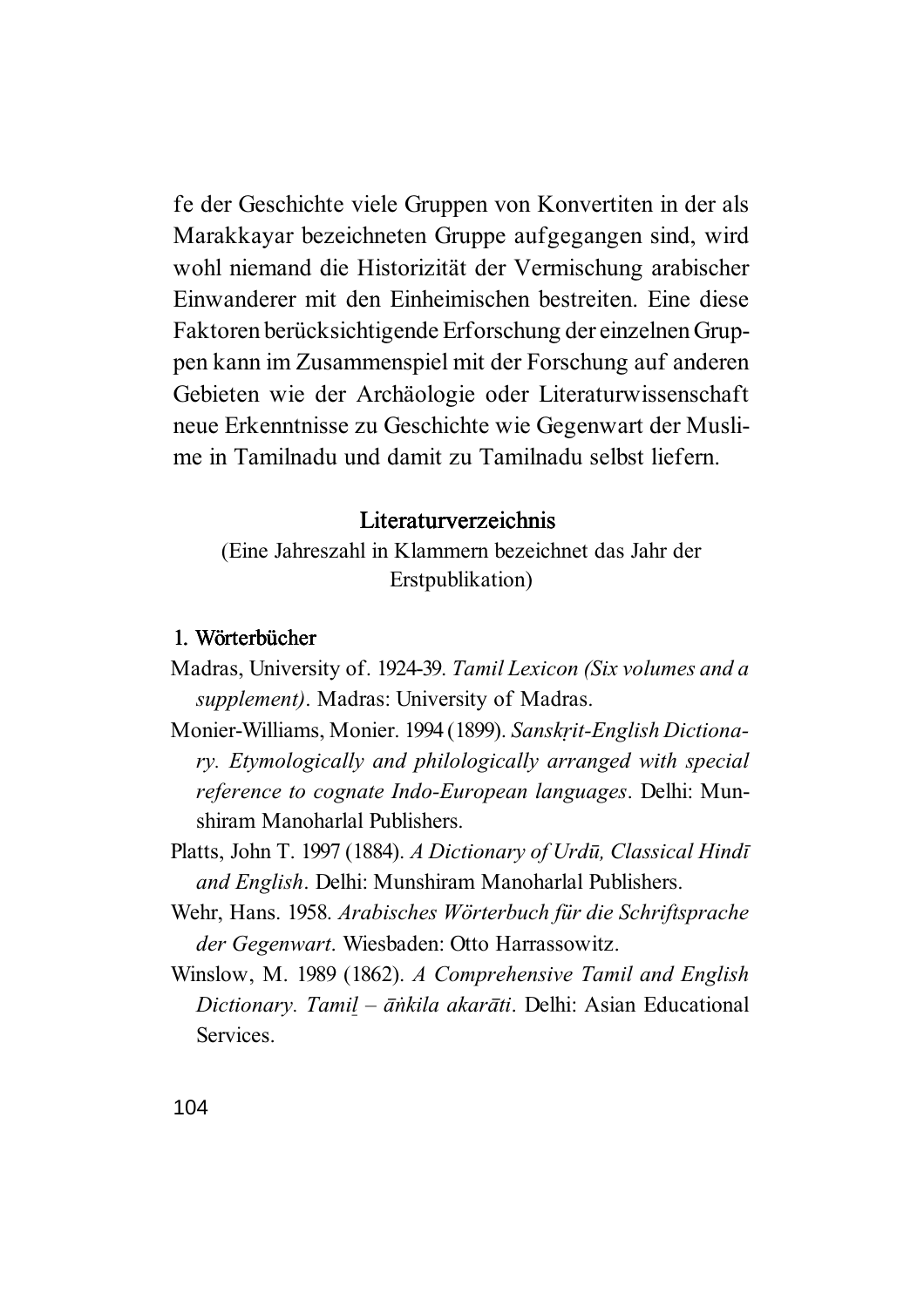fe der Geschichte viele Gruppen von Konvertiten in der als Marakkayar bezeichneten Gruppe aufgegangen sind, wird wohl niemand die Historizität der Vermischung arabischer Einwanderer mit den Einheimischen bestreiten. Eine diese Faktoren berücksichtigende Erforschung der einzelnen Gruppen kann im Zusammenspiel mit der Forschung auf anderen Gebieten wie der Archäologie oder Literaturwissenschaft neue Erkenntnisse zu Geschichte wie Gegenwart der Muslime in Tamilnadu und damit zu Tamilnadu selbst liefern.

## Literaturverzeichnis

(Eine Jahreszahl in Klammern bezeichnet das Jahr der Erstpublikation)

### 1. Wörterbücher

Madras, University of. 1924-39. *Tamil Lexicon (Six volumes and a supplement)*. Madras: University of Madras.

Monier-Williams, Monier. 1994 (1899). *Sanskṛit-English Dictionary. Etymologically and philologically arranged with special reference to cognate Indo-European languages*. Delhi: Munshiram Manoharlal Publishers.

Platts, John T. 1997 (1884). *A Dictionary of Urdū, Classical Hindī and English*. Delhi: Munshiram Manoharlal Publishers.

Wehr, Hans. 1958. *Arabisches Wörterbuch für die Schriftsprache der Gegenwart*. Wiesbaden: Otto Harrassowitz.

Winslow, M. 1989 (1862). *A Comprehensive Tamil and English Dictionary. Tamiḻ – āṅkila akarāti*. Delhi: Asian Educational Services.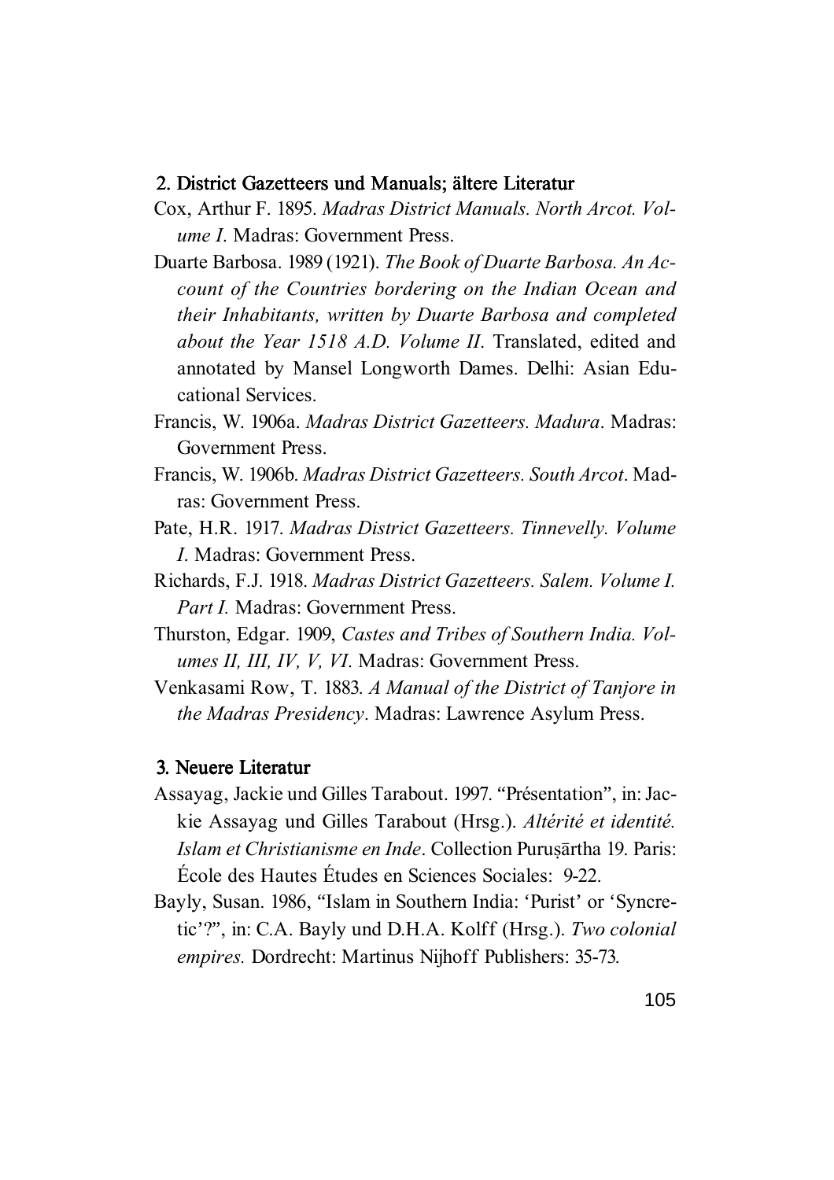### 2. District Gazetteers und Manuals; ältere Literatur

Cox, Arthur F. 1895. *Madras District Manuals. North Arcot. Volume I*. Madras: Government Press.

Duarte Barbosa. 1989 (1921). *The Book of Duarte Barbosa. An Account of the Countries bordering on the Indian Ocean and their Inhabitants, written by Duarte Barbosa and completed about the Year 1518 A.D. Volume II*. Translated, edited and annotated by Mansel Longworth Dames. Delhi: Asian Educational Services.

Francis, W. 1906a. *Madras District Gazetteers. Madura*. Madras: Government Press.

Francis, W. 1906b. *Madras District Gazetteers. South Arcot*. Madras: Government Press.

Pate, H.R. 1917. *Madras District Gazetteers. Tinnevelly. Volume I*. Madras: Government Press.

Richards, F.J. 1918. *Madras District Gazetteers. Salem. Volume I. Part I.* Madras: Government Press.

Thurston, Edgar. 1909, *Castes and Tribes of Southern India. Volumes II, III, IV, V, VI*. Madras: Government Press.

Venkasami Row, T. 1883. *A Manual of the District of Tanjore in the Madras Presidency*. Madras: Lawrence Asylum Press.

### 3. Neuere Literatur

Assayag, Jackie und Gilles Tarabout. 1997. "Présentation", in: Jackie Assayag und Gilles Tarabout (Hrsg.). *Altérité et identité. Islam et Christianisme en Inde*. Collection Puruṣārtha 19. Paris: École des Hautes Études en Sciences Sociales: 9-22.

Bayly, Susan. 1986, "Islam in Southern India: 'Purist' or 'Syncretic'?", in: C.A. Bayly und D.H.A. Kolff (Hrsg.). *Two colonial empires.* Dordrecht: Martinus Nijhoff Publishers: 35-73.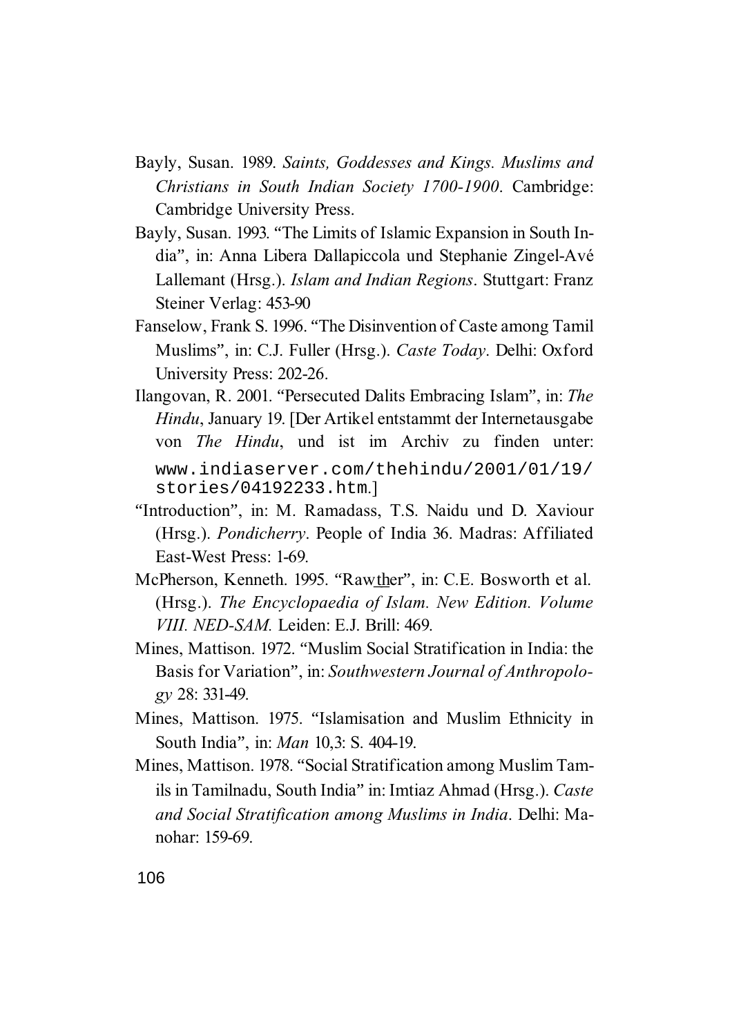Bayly, Susan. 1989. *Saints, Goddesses and Kings. Muslims and Christians in South Indian Society 1700-1900*. Cambridge: Cambridge University Press.

Bayly, Susan. 1993. "The Limits of Islamic Expansion in South India", in: Anna Libera Dallapiccola und Stephanie Zingel-Avé Lallemant (Hrsg.). *Islam and Indian Regions*. Stuttgart: Franz Steiner Verlag: 453-90

Fanselow, Frank S. 1996. "The Disinvention of Caste among Tamil Muslims", in: C.J. Fuller (Hrsg.). *Caste Today*. Delhi: Oxford University Press: 202-26.

Ilangovan, R. 2001. "Persecuted Dalits Embracing Islam", in: *The Hindu*, January 19. [Der Artikel entstammt der Internetausgabe von *The Hindu*, und ist im Archiv zu finden unter: `www.indiaserver.com/thehindu/2001/01/19/stories/04192233.htm`.]

"Introduction", in: M. Ramadass, T.S. Naidu und D. Xaviour (Hrsg.). *Pondicherry*. People of India 36. Madras: Affiliated East-West Press: 1-69.

McPherson, Kenneth. 1995. "Raw<u>th</u>er", in: C.E. Bosworth et al. (Hrsg.). *The Encyclopaedia of Islam. New Edition. Volume VIII. NED-SAM.* Leiden: E.J. Brill: 469.

Mines, Mattison. 1972. "Muslim Social Stratification in India: the Basis for Variation", in: *Southwestern Journal of Anthropology* 28: 331-49.

Mines, Mattison. 1975. "Islamisation and Muslim Ethnicity in South India", in: *Man* 10,3: S. 404-19.

Mines, Mattison. 1978. "Social Stratification among Muslim Tamils in Tamilnadu, South India" in: Imtiaz Ahmad (Hrsg.). *Caste and Social Stratification among Muslims in India*. Delhi: Manohar: 159-69.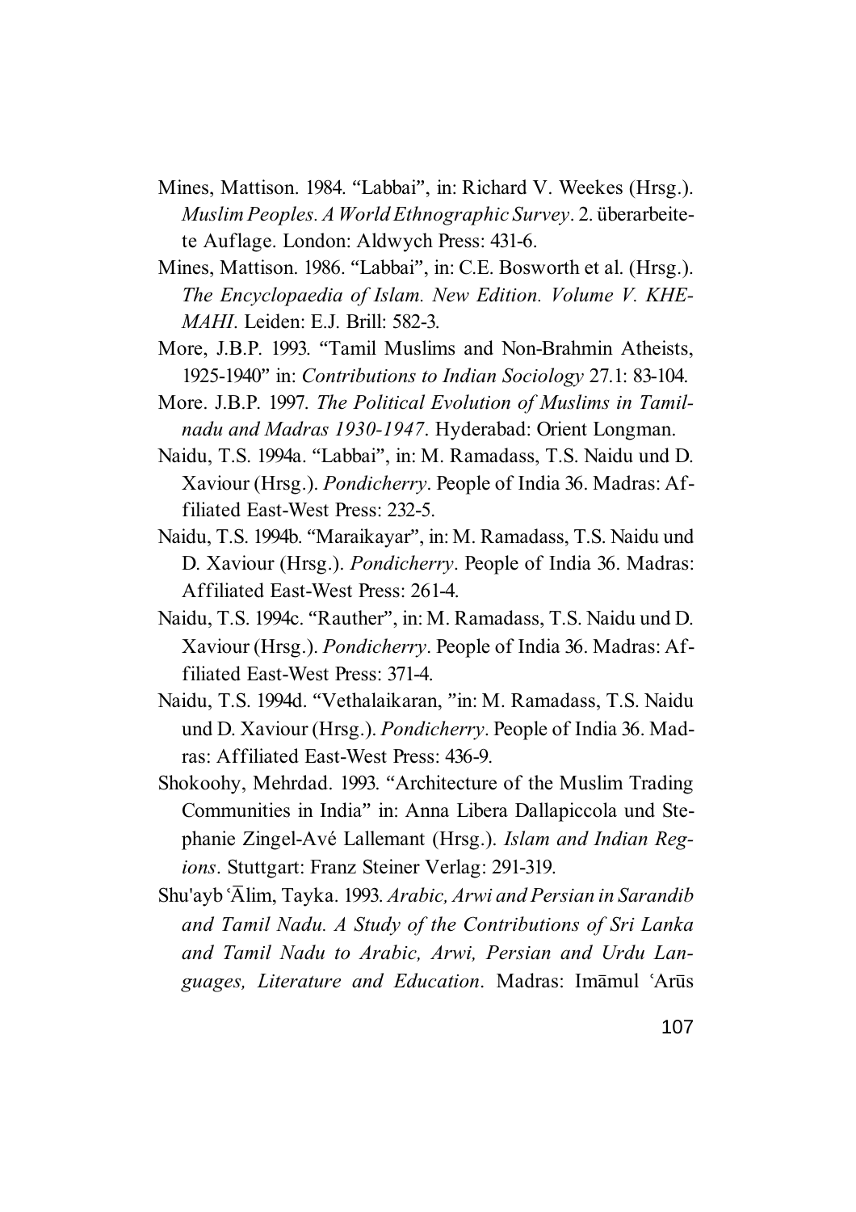Mines, Mattison. 1984. "Labbai", in: Richard V. Weekes (Hrsg.). *Muslim Peoples. A World Ethnographic Survey*. 2. überarbeitete Auflage. London: Aldwych Press: 431-6.

Mines, Mattison. 1986. "Labbai", in: C.E. Bosworth et al. (Hrsg.). *The Encyclopaedia of Islam. New Edition. Volume V. KHE-MAHI*. Leiden: E.J. Brill: 582-3.

More, J.B.P. 1993. "Tamil Muslims and Non-Brahmin Atheists, 1925-1940" in: *Contributions to Indian Sociology* 27.1: 83-104.

More. J.B.P. 1997. *The Political Evolution of Muslims in Tamilnadu and Madras 1930-1947*. Hyderabad: Orient Longman.

Naidu, T.S. 1994a. "Labbai", in: M. Ramadass, T.S. Naidu und D. Xaviour (Hrsg.). *Pondicherry*. People of India 36. Madras: Affiliated East-West Press: 232-5.

Naidu, T.S. 1994b. "Maraikayar", in: M. Ramadass, T.S. Naidu und D. Xaviour (Hrsg.). *Pondicherry*. People of India 36. Madras: Affiliated East-West Press: 261-4.

Naidu, T.S. 1994c. "Rauther", in: M. Ramadass, T.S. Naidu und D. Xaviour (Hrsg.). *Pondicherry*. People of India 36. Madras: Affiliated East-West Press: 371-4.

Naidu, T.S. 1994d. "Vethalaikaran, "in: M. Ramadass, T.S. Naidu und D. Xaviour (Hrsg.). *Pondicherry*. People of India 36. Madras: Affiliated East-West Press: 436-9.

Shokoohy, Mehrdad. 1993. "Architecture of the Muslim Trading Communities in India" in: Anna Libera Dallapiccola und Stephanie Zingel-Avé Lallemant (Hrsg.). *Islam and Indian Regions*. Stuttgart: Franz Steiner Verlag: 291-319.

Shu'ayb ʿĀlim, Tayka. 1993. *Arabic, Arwi and Persian in Sarandib and Tamil Nadu. A Study of the Contributions of Sri Lanka and Tamil Nadu to Arabic, Arwi, Persian and Urdu Languages, Literature and Education*. Madras: Imāmul ʿArūs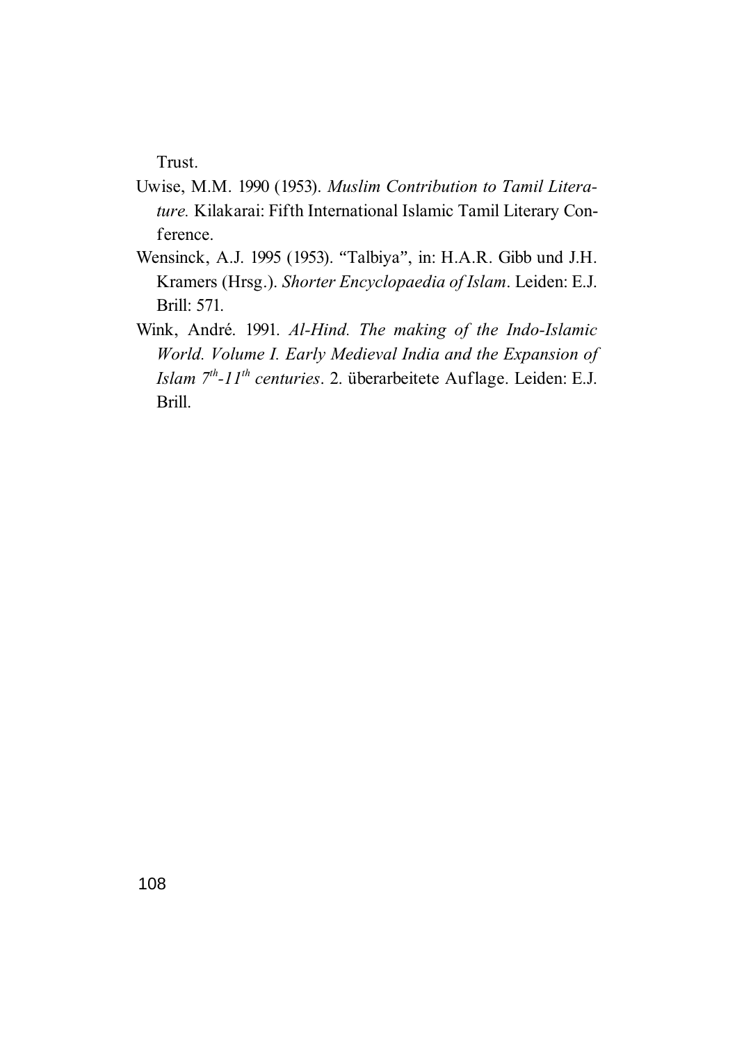Trust.

Uwise, M.M. 1990 (1953). *Muslim Contribution to Tamil Literature.* Kilakarai: Fifth International Islamic Tamil Literary Conference.

Wensinck, A.J. 1995 (1953). “Talbiya”, in: H.A.R. Gibb und J.H. Kramers (Hrsg.). *Shorter Encyclopaedia of Islam*. Leiden: E.J. Brill: 571.

Wink, André. 1991. *Al-Hind. The making of the Indo-Islamic World. Volume I. Early Medieval India and the Expansion of Islam 7th-11th centuries*. 2. überarbeitete Auflage. Leiden: E.J. Brill.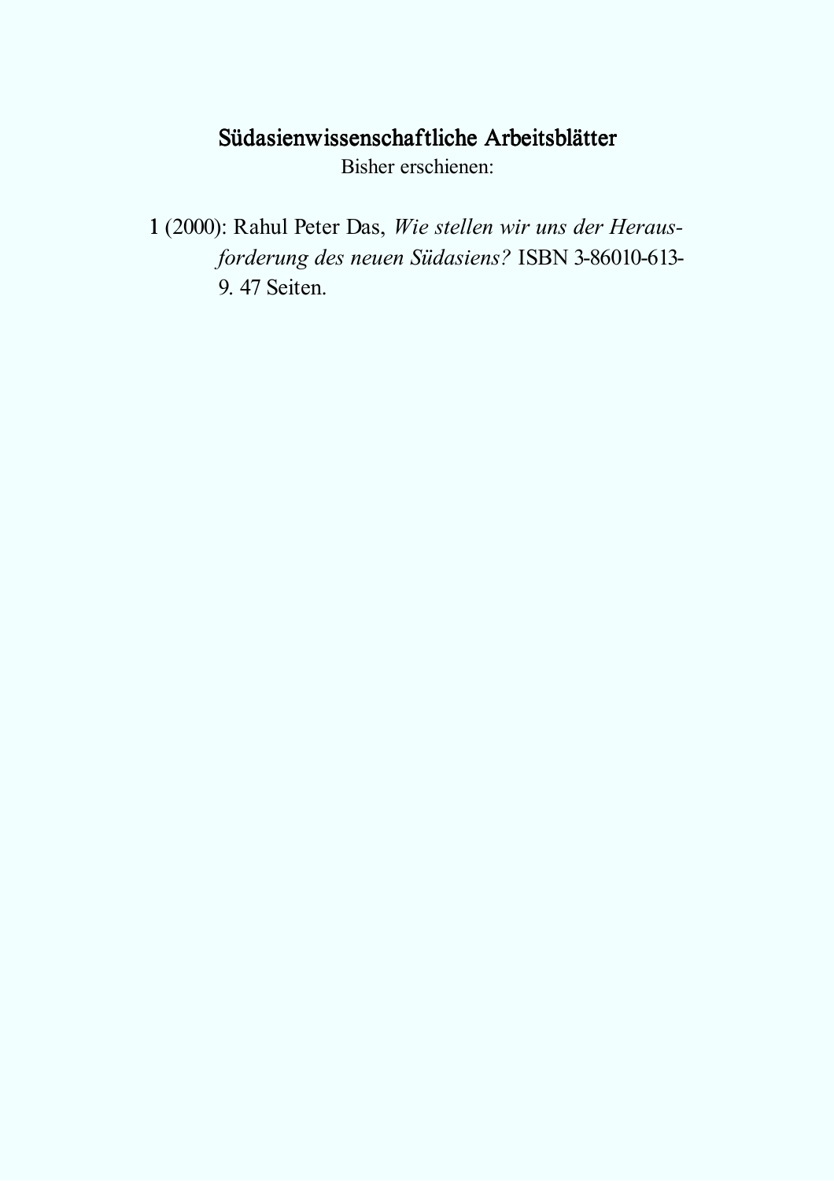## Südasienwissenschaftliche Arbeitsblätter

Bisher erschienen:

1 (2000): Rahul Peter Das, *Wie stellen wir uns der Herausforderung des neuen Südasiens?* ISBN 3-86010-613-9. 47 Seiten.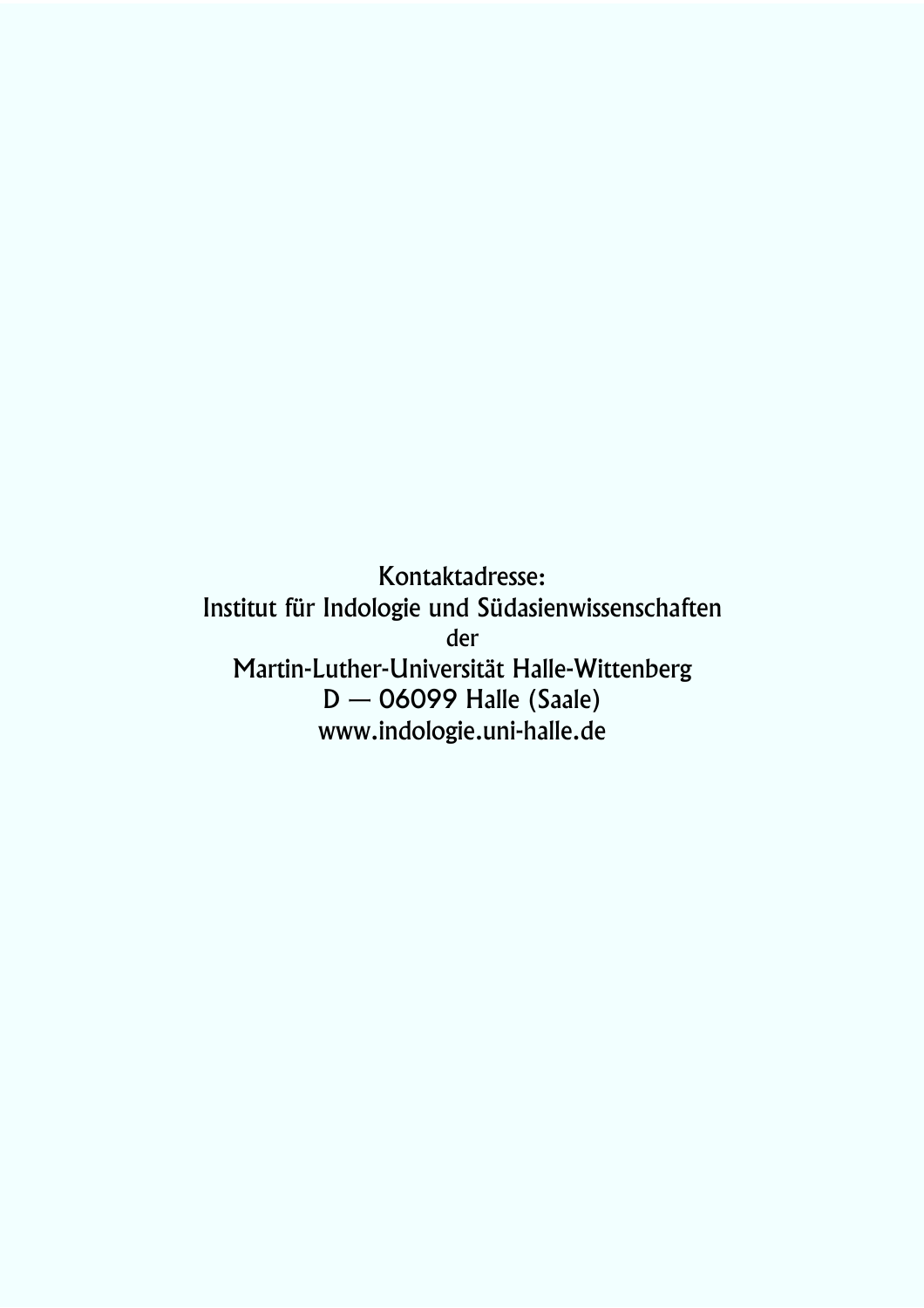Kontaktadresse:
Institut für Indologie und Südasienwissenschaften
der
Martin-Luther-Universität Halle-Wittenberg
D — 06099 Halle (Saale)
www.indologie.uni-halle.de